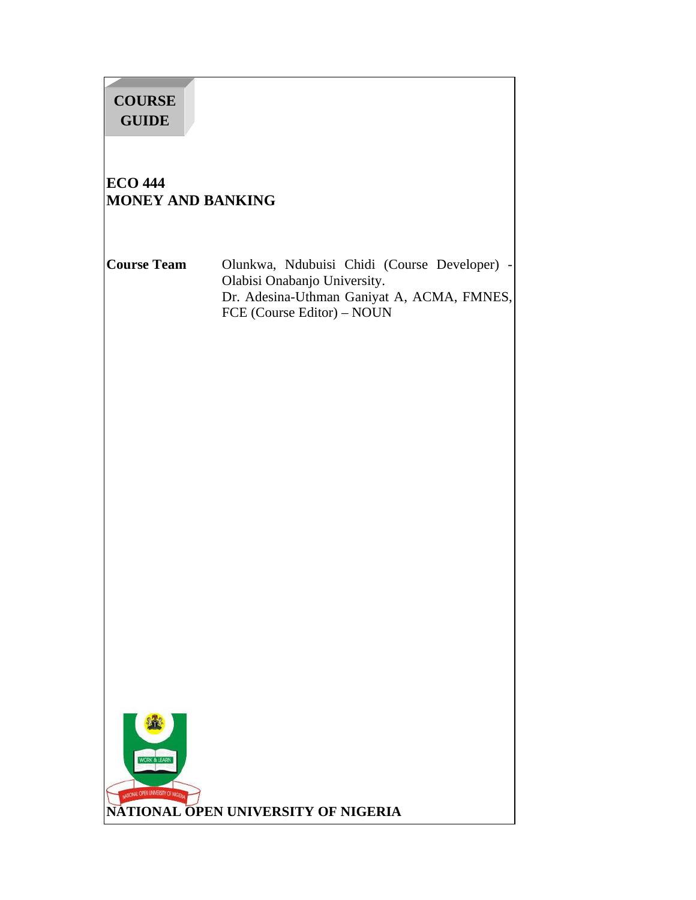**COURSE GUIDE**

# ECO 444
# MONEY AND BANKING

**Course Team** Olunkwa, Ndubuisi Chidi (Course Developer) - Olabisi Onabanjo University.
Dr. Adesina-Uthman Ganiyat A, ACMA, FMNES, FCE (Course Editor) – NOUN

**NATIONAL OPEN UNIVERSITY OF NIGERIA**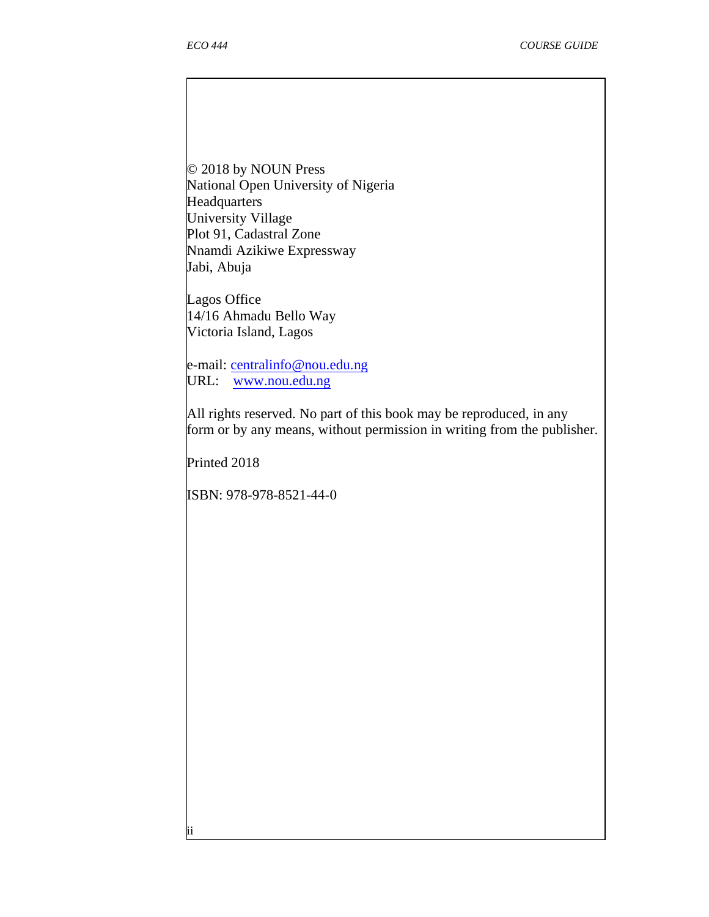© 2018 by NOUN Press
National Open University of Nigeria
Headquarters
University Village
Plot 91, Cadastral Zone
Nnamdi Azikiwe Expressway
Jabi, Abuja

Lagos Office
14/16 Ahmadu Bello Way
Victoria Island, Lagos

e-mail: centralinfo@nou.edu.ng
URL: www.nou.edu.ng

All rights reserved. No part of this book may be reproduced, in any form or by any means, without permission in writing from the publisher.

Printed 2018

ISBN: 978-978-8521-44-0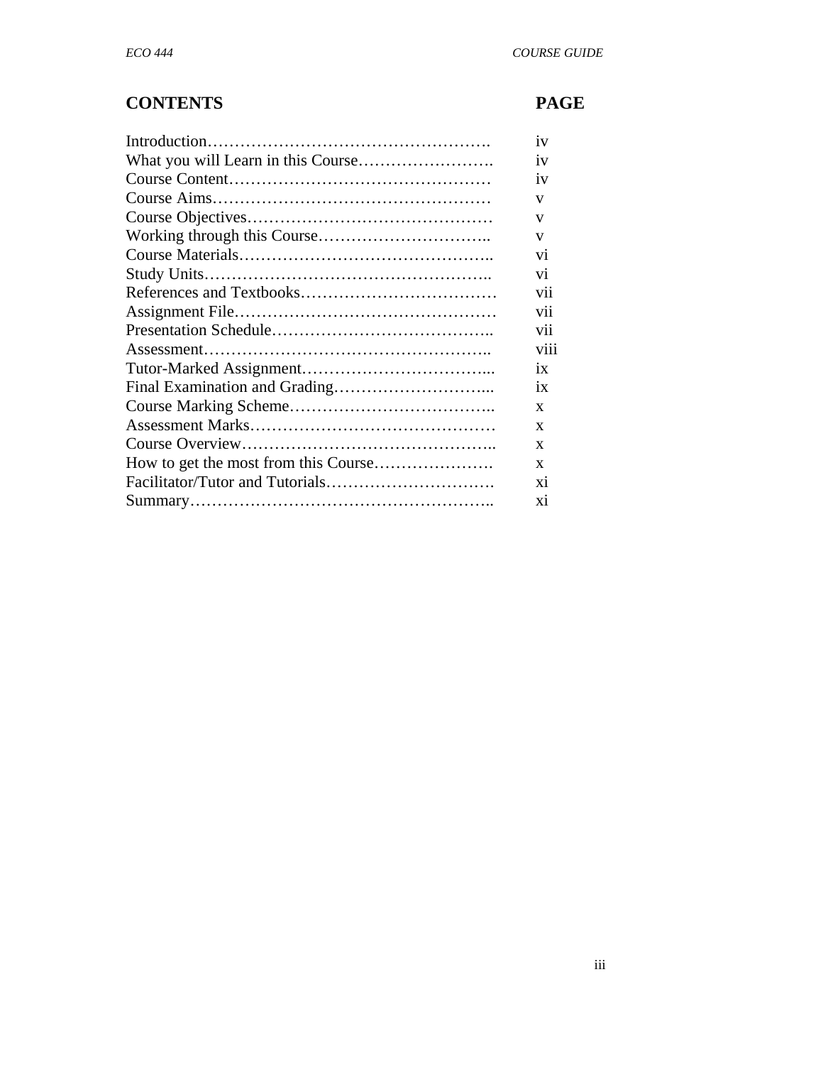# CONTENTS

| CONTENTS | PAGE |
|---|---|
| Introduction………………………………………………. | iv |
| What you will Learn in this Course……………………. | iv |
| Course Content………………………………………… | iv |
| Course Aims…………………………………………… | v |
| Course Objectives……………………………………… | v |
| Working through this Course………………………….. | v |
| Course Materials……………………………………….. | vi |
| Study Units…………………………………………….. | vi |
| References and Textbooks……………………………… | vii |
| Assignment File………………………………………… | vii |
| Presentation Schedule………………………………….. | vii |
| Assessment…………………………………………….. | viii |
| Tutor-Marked Assignment……………………………... | ix |
| Final Examination and Grading………………………... | ix |
| Course Marking Scheme……………………………….. | x |
| Assessment Marks……………………………………… | x |
| Course Overview……………………………………….. | x |
| How to get the most from this Course…………………. | x |
| Facilitator/Tutor and Tutorials…………………………. | xi |
| Summary……………………………………………….. | xi |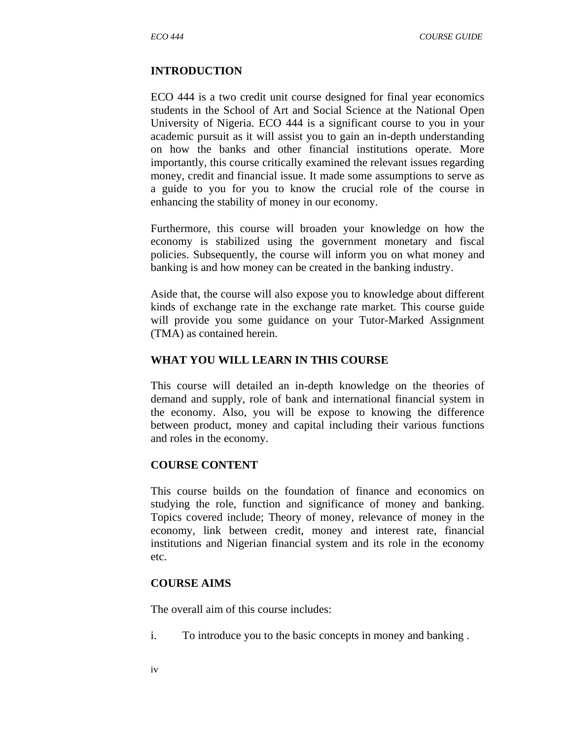## INTRODUCTION

ECO 444 is a two credit unit course designed for final year economics students in the School of Art and Social Science at the National Open University of Nigeria. ECO 444 is a significant course to you in your academic pursuit as it will assist you to gain an in-depth understanding on how the banks and other financial institutions operate. More importantly, this course critically examined the relevant issues regarding money, credit and financial issue. It made some assumptions to serve as a guide to you for you to know the crucial role of the course in enhancing the stability of money in our economy.

Furthermore, this course will broaden your knowledge on how the economy is stabilized using the government monetary and fiscal policies. Subsequently, the course will inform you on what money and banking is and how money can be created in the banking industry.

Aside that, the course will also expose you to knowledge about different kinds of exchange rate in the exchange rate market. This course guide will provide you some guidance on your Tutor-Marked Assignment (TMA) as contained herein.

## WHAT YOU WILL LEARN IN THIS COURSE

This course will detailed an in-depth knowledge on the theories of demand and supply, role of bank and international financial system in the economy. Also, you will be expose to knowing the difference between product, money and capital including their various functions and roles in the economy.

## COURSE CONTENT

This course builds on the foundation of finance and economics on studying the role, function and significance of money and banking. Topics covered include; Theory of money, relevance of money in the economy, link between credit, money and interest rate, financial institutions and Nigerian financial system and its role in the economy etc.

## COURSE AIMS

The overall aim of this course includes:

i. To introduce you to the basic concepts in money and banking .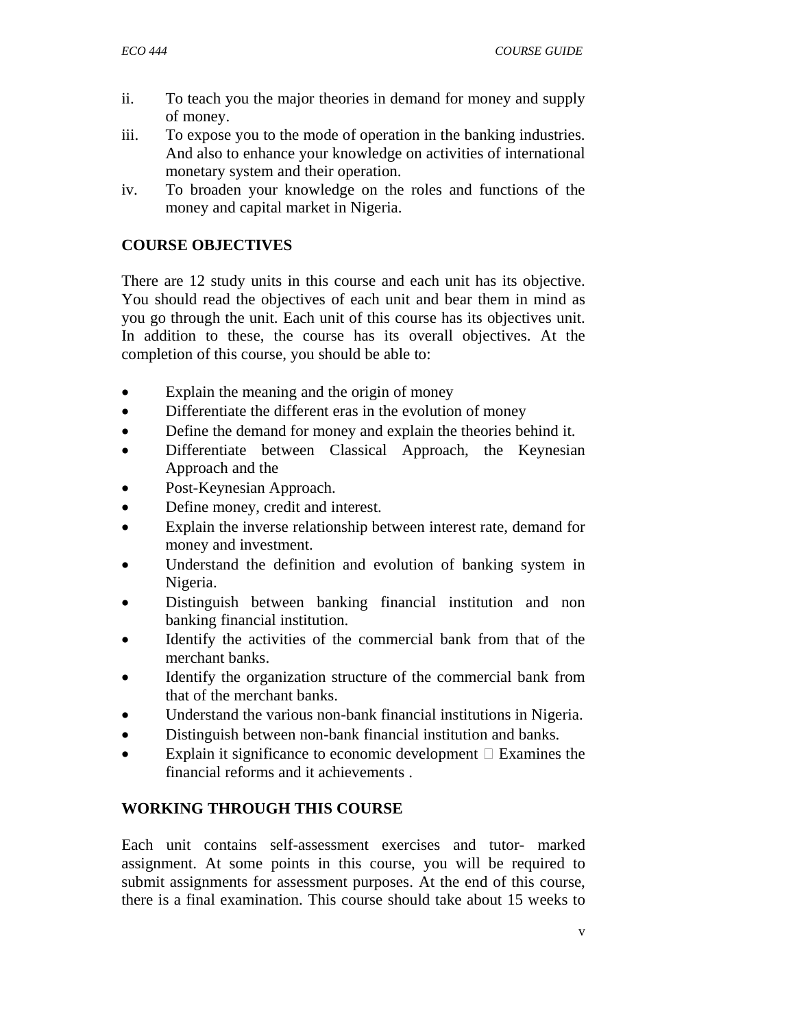ii. To teach you the major theories in demand for money and supply of money.
iii. To expose you to the mode of operation in the banking industries. And also to enhance your knowledge on activities of international monetary system and their operation.
iv. To broaden your knowledge on the roles and functions of the money and capital market in Nigeria.

## COURSE OBJECTIVES

There are 12 study units in this course and each unit has its objective. You should read the objectives of each unit and bear them in mind as you go through the unit. Each unit of this course has its objectives unit. In addition to these, the course has its overall objectives. At the completion of this course, you should be able to:

- Explain the meaning and the origin of money
- Differentiate the different eras in the evolution of money
- Define the demand for money and explain the theories behind it.
- Differentiate between Classical Approach, the Keynesian Approach and the
- Post-Keynesian Approach.
- Define money, credit and interest.
- Explain the inverse relationship between interest rate, demand for money and investment.
- Understand the definition and evolution of banking system in Nigeria.
- Distinguish between banking financial institution and non banking financial institution.
- Identify the activities of the commercial bank from that of the merchant banks.
- Identify the organization structure of the commercial bank from that of the merchant banks.
- Understand the various non-bank financial institutions in Nigeria.
- Distinguish between non-bank financial institution and banks.
- Explain it significance to economic development  Examines the financial reforms and it achievements .

## WORKING THROUGH THIS COURSE

Each unit contains self-assessment exercises and tutor- marked assignment. At some points in this course, you will be required to submit assignments for assessment purposes. At the end of this course, there is a final examination. This course should take about 15 weeks to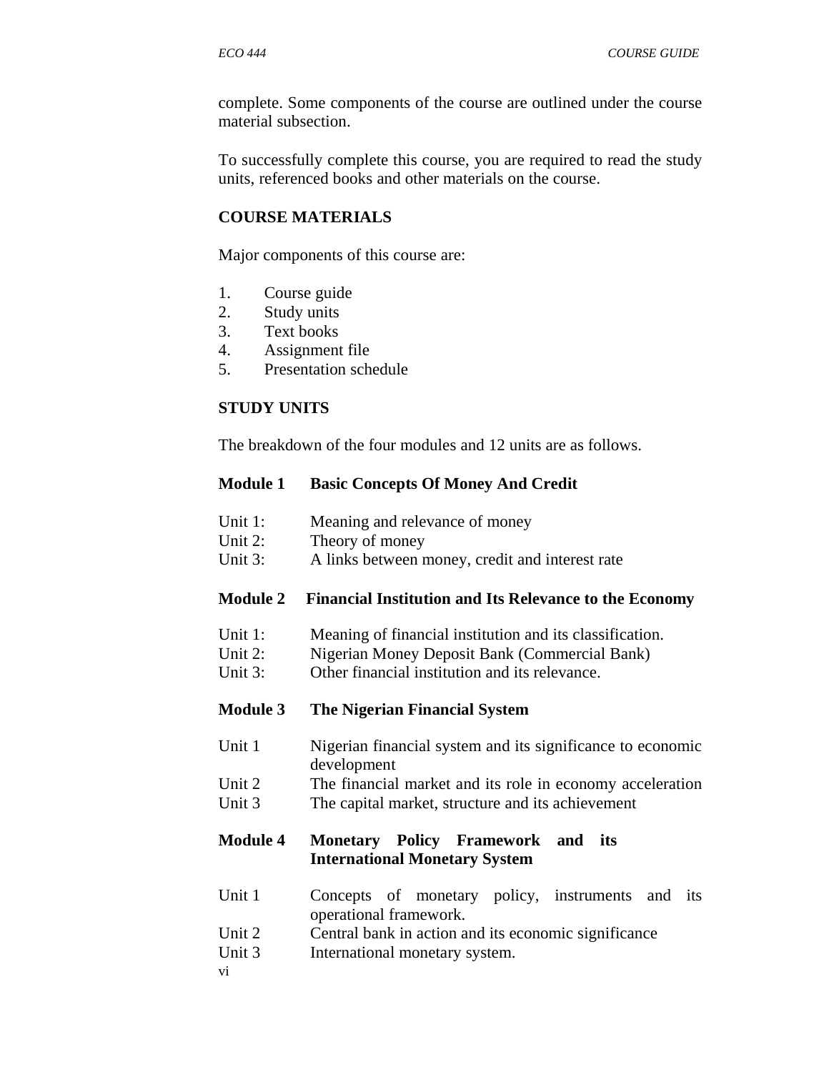complete. Some components of the course are outlined under the course material subsection.

To successfully complete this course, you are required to read the study units, referenced books and other materials on the course.

## COURSE MATERIALS

Major components of this course are:

1. Course guide
2. Study units
3. Text books
4. Assignment file
5. Presentation schedule

## STUDY UNITS

The breakdown of the four modules and 12 units are as follows.

**Module 1 Basic Concepts Of Money And Credit**

Unit 1: Meaning and relevance of money
Unit 2: Theory of money
Unit 3: A links between money, credit and interest rate

**Module 2 Financial Institution and Its Relevance to the Economy**

Unit 1: Meaning of financial institution and its classification.
Unit 2: Nigerian Money Deposit Bank (Commercial Bank)
Unit 3: Other financial institution and its relevance.

**Module 3 The Nigerian Financial System**

Unit 1 Nigerian financial system and its significance to economic development
Unit 2 The financial market and its role in economy acceleration
Unit 3 The capital market, structure and its achievement

**Module 4 Monetary Policy Framework and its International Monetary System**

Unit 1 Concepts of monetary policy, instruments and its operational framework.
Unit 2 Central bank in action and its economic significance
Unit 3 International monetary system.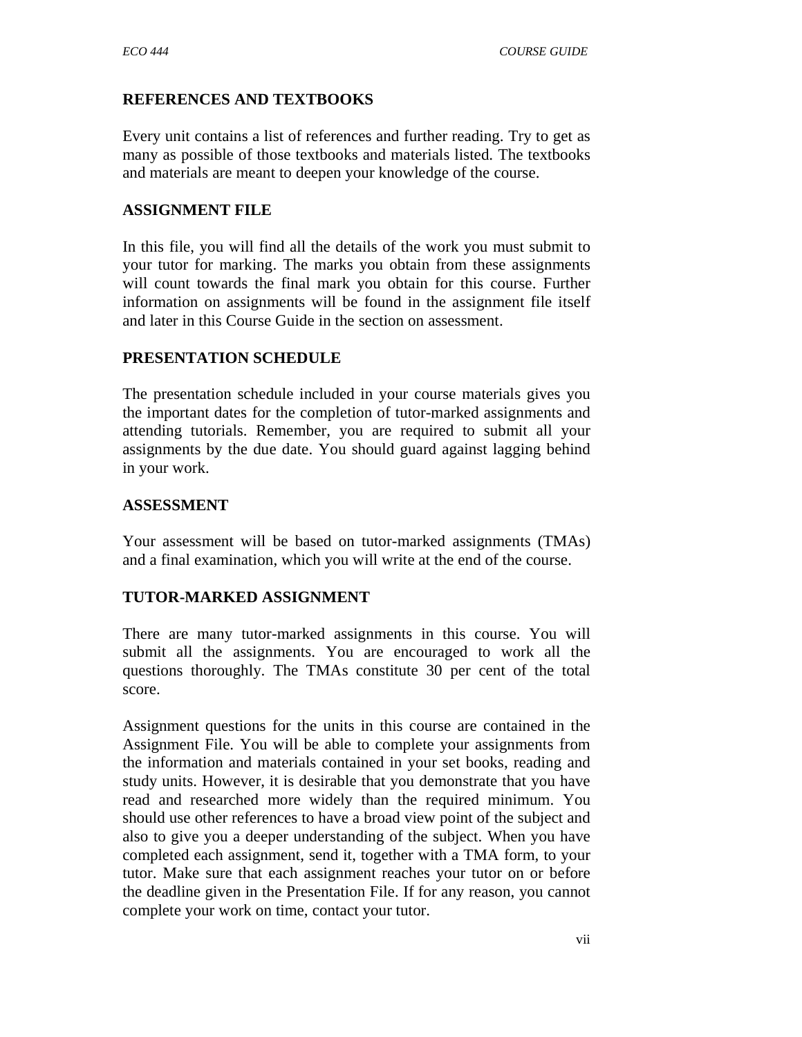## REFERENCES AND TEXTBOOKS

Every unit contains a list of references and further reading. Try to get as many as possible of those textbooks and materials listed. The textbooks and materials are meant to deepen your knowledge of the course.

## ASSIGNMENT FILE

In this file, you will find all the details of the work you must submit to your tutor for marking. The marks you obtain from these assignments will count towards the final mark you obtain for this course. Further information on assignments will be found in the assignment file itself and later in this Course Guide in the section on assessment.

## PRESENTATION SCHEDULE

The presentation schedule included in your course materials gives you the important dates for the completion of tutor-marked assignments and attending tutorials. Remember, you are required to submit all your assignments by the due date. You should guard against lagging behind in your work.

## ASSESSMENT

Your assessment will be based on tutor-marked assignments (TMAs) and a final examination, which you will write at the end of the course.

## TUTOR-MARKED ASSIGNMENT

There are many tutor-marked assignments in this course. You will submit all the assignments. You are encouraged to work all the questions thoroughly. The TMAs constitute 30 per cent of the total score.

Assignment questions for the units in this course are contained in the Assignment File. You will be able to complete your assignments from the information and materials contained in your set books, reading and study units. However, it is desirable that you demonstrate that you have read and researched more widely than the required minimum. You should use other references to have a broad view point of the subject and also to give you a deeper understanding of the subject. When you have completed each assignment, send it, together with a TMA form, to your tutor. Make sure that each assignment reaches your tutor on or before the deadline given in the Presentation File. If for any reason, you cannot complete your work on time, contact your tutor.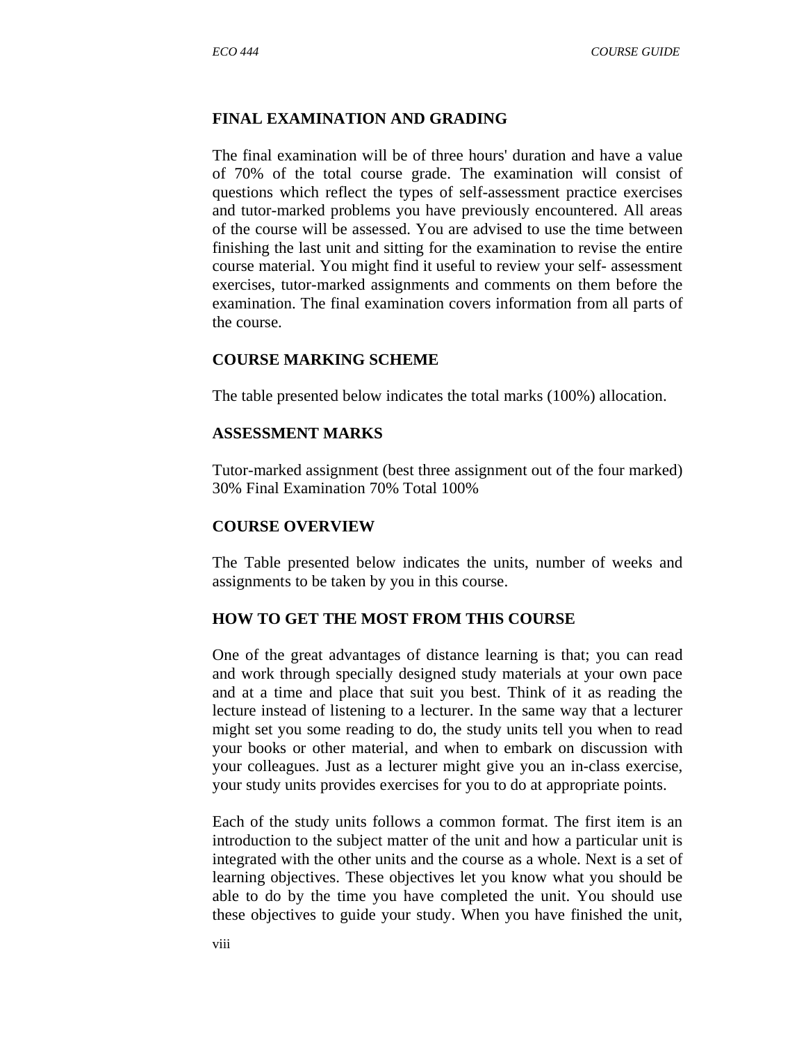## FINAL EXAMINATION AND GRADING

The final examination will be of three hours' duration and have a value of 70% of the total course grade. The examination will consist of questions which reflect the types of self-assessment practice exercises and tutor-marked problems you have previously encountered. All areas of the course will be assessed. You are advised to use the time between finishing the last unit and sitting for the examination to revise the entire course material. You might find it useful to review your self- assessment exercises, tutor-marked assignments and comments on them before the examination. The final examination covers information from all parts of the course.

## COURSE MARKING SCHEME

The table presented below indicates the total marks (100%) allocation.

## ASSESSMENT MARKS

Tutor-marked assignment (best three assignment out of the four marked) 30% Final Examination 70% Total 100%

## COURSE OVERVIEW

The Table presented below indicates the units, number of weeks and assignments to be taken by you in this course.

## HOW TO GET THE MOST FROM THIS COURSE

One of the great advantages of distance learning is that; you can read and work through specially designed study materials at your own pace and at a time and place that suit you best. Think of it as reading the lecture instead of listening to a lecturer. In the same way that a lecturer might set you some reading to do, the study units tell you when to read your books or other material, and when to embark on discussion with your colleagues. Just as a lecturer might give you an in-class exercise, your study units provides exercises for you to do at appropriate points.

Each of the study units follows a common format. The first item is an introduction to the subject matter of the unit and how a particular unit is integrated with the other units and the course as a whole. Next is a set of learning objectives. These objectives let you know what you should be able to do by the time you have completed the unit. You should use these objectives to guide your study. When you have finished the unit,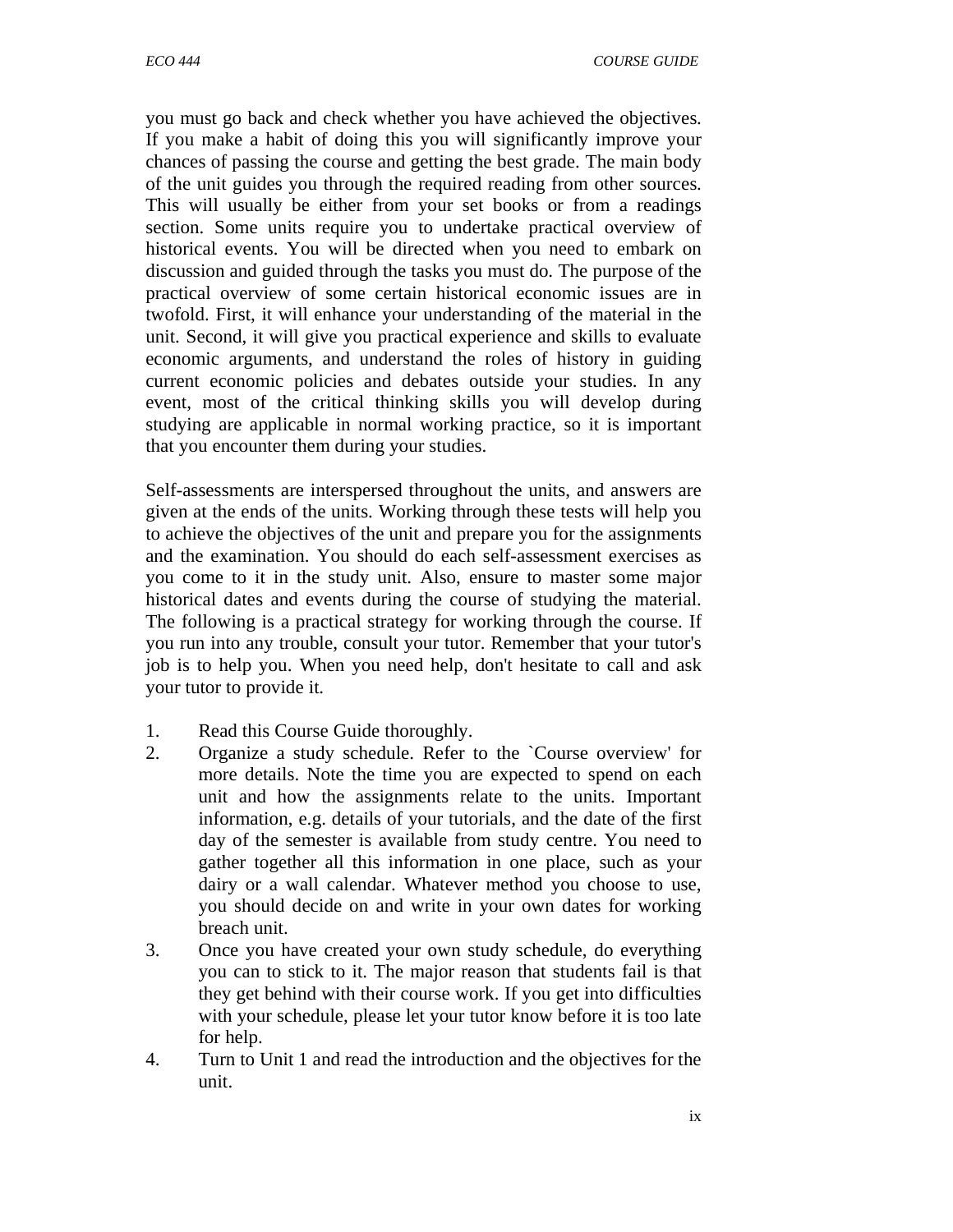you must go back and check whether you have achieved the objectives. If you make a habit of doing this you will significantly improve your chances of passing the course and getting the best grade. The main body of the unit guides you through the required reading from other sources. This will usually be either from your set books or from a readings section. Some units require you to undertake practical overview of historical events. You will be directed when you need to embark on discussion and guided through the tasks you must do. The purpose of the practical overview of some certain historical economic issues are in twofold. First, it will enhance your understanding of the material in the unit. Second, it will give you practical experience and skills to evaluate economic arguments, and understand the roles of history in guiding current economic policies and debates outside your studies. In any event, most of the critical thinking skills you will develop during studying are applicable in normal working practice, so it is important that you encounter them during your studies.

Self-assessments are interspersed throughout the units, and answers are given at the ends of the units. Working through these tests will help you to achieve the objectives of the unit and prepare you for the assignments and the examination. You should do each self-assessment exercises as you come to it in the study unit. Also, ensure to master some major historical dates and events during the course of studying the material. The following is a practical strategy for working through the course. If you run into any trouble, consult your tutor. Remember that your tutor's job is to help you. When you need help, don't hesitate to call and ask your tutor to provide it.

1. Read this Course Guide thoroughly.
2. Organize a study schedule. Refer to the `Course overview' for more details. Note the time you are expected to spend on each unit and how the assignments relate to the units. Important information, e.g. details of your tutorials, and the date of the first day of the semester is available from study centre. You need to gather together all this information in one place, such as your dairy or a wall calendar. Whatever method you choose to use, you should decide on and write in your own dates for working breach unit.
3. Once you have created your own study schedule, do everything you can to stick to it. The major reason that students fail is that they get behind with their course work. If you get into difficulties with your schedule, please let your tutor know before it is too late for help.
4. Turn to Unit 1 and read the introduction and the objectives for the unit.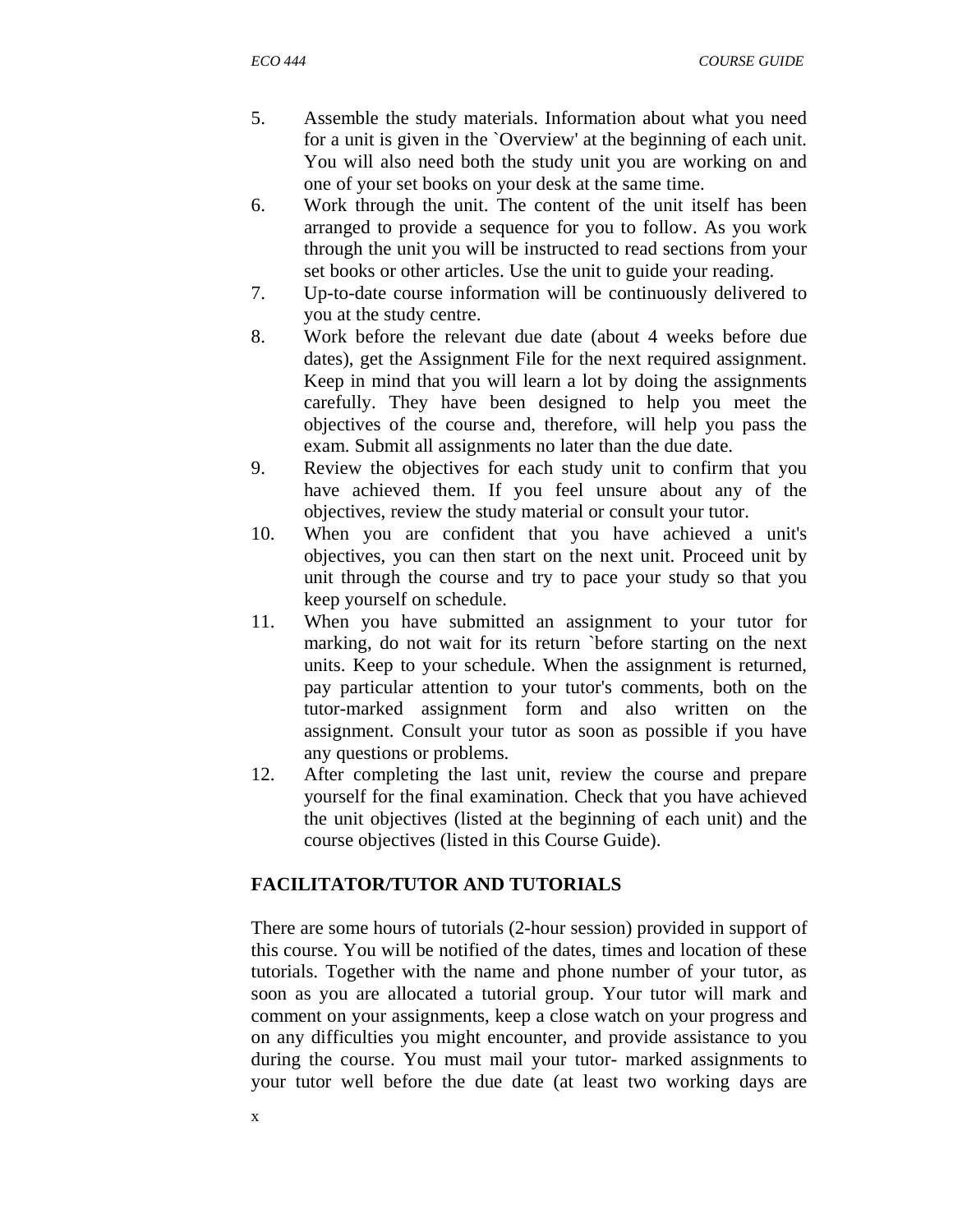5. Assemble the study materials. Information about what you need for a unit is given in the `Overview' at the beginning of each unit. You will also need both the study unit you are working on and one of your set books on your desk at the same time.
6. Work through the unit. The content of the unit itself has been arranged to provide a sequence for you to follow. As you work through the unit you will be instructed to read sections from your set books or other articles. Use the unit to guide your reading.
7. Up-to-date course information will be continuously delivered to you at the study centre.
8. Work before the relevant due date (about 4 weeks before due dates), get the Assignment File for the next required assignment. Keep in mind that you will learn a lot by doing the assignments carefully. They have been designed to help you meet the objectives of the course and, therefore, will help you pass the exam. Submit all assignments no later than the due date.
9. Review the objectives for each study unit to confirm that you have achieved them. If you feel unsure about any of the objectives, review the study material or consult your tutor.
10. When you are confident that you have achieved a unit's objectives, you can then start on the next unit. Proceed unit by unit through the course and try to pace your study so that you keep yourself on schedule.
11. When you have submitted an assignment to your tutor for marking, do not wait for its return `before starting on the next units. Keep to your schedule. When the assignment is returned, pay particular attention to your tutor's comments, both on the tutor-marked assignment form and also written on the assignment. Consult your tutor as soon as possible if you have any questions or problems.
12. After completing the last unit, review the course and prepare yourself for the final examination. Check that you have achieved the unit objectives (listed at the beginning of each unit) and the course objectives (listed in this Course Guide).

## FACILITATOR/TUTOR AND TUTORIALS

There are some hours of tutorials (2-hour session) provided in support of this course. You will be notified of the dates, times and location of these tutorials. Together with the name and phone number of your tutor, as soon as you are allocated a tutorial group. Your tutor will mark and comment on your assignments, keep a close watch on your progress and on any difficulties you might encounter, and provide assistance to you during the course. You must mail your tutor- marked assignments to your tutor well before the due date (at least two working days are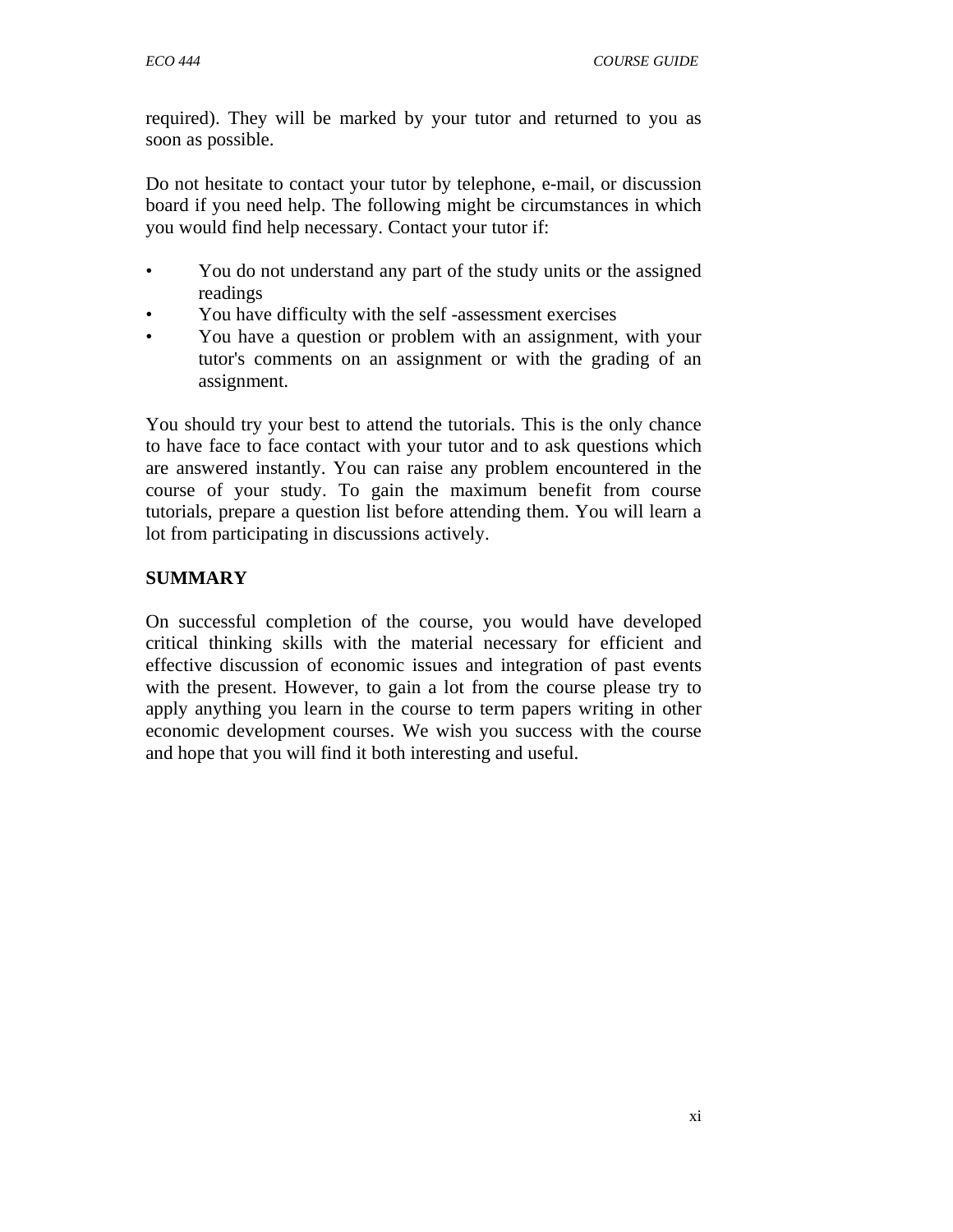required). They will be marked by your tutor and returned to you as soon as possible.

Do not hesitate to contact your tutor by telephone, e-mail, or discussion board if you need help. The following might be circumstances in which you would find help necessary. Contact your tutor if:

- You do not understand any part of the study units or the assigned readings
- You have difficulty with the self -assessment exercises
- You have a question or problem with an assignment, with your tutor's comments on an assignment or with the grading of an assignment.

You should try your best to attend the tutorials. This is the only chance to have face to face contact with your tutor and to ask questions which are answered instantly. You can raise any problem encountered in the course of your study. To gain the maximum benefit from course tutorials, prepare a question list before attending them. You will learn a lot from participating in discussions actively.

## SUMMARY

On successful completion of the course, you would have developed critical thinking skills with the material necessary for efficient and effective discussion of economic issues and integration of past events with the present. However, to gain a lot from the course please try to apply anything you learn in the course to term papers writing in other economic development courses. We wish you success with the course and hope that you will find it both interesting and useful.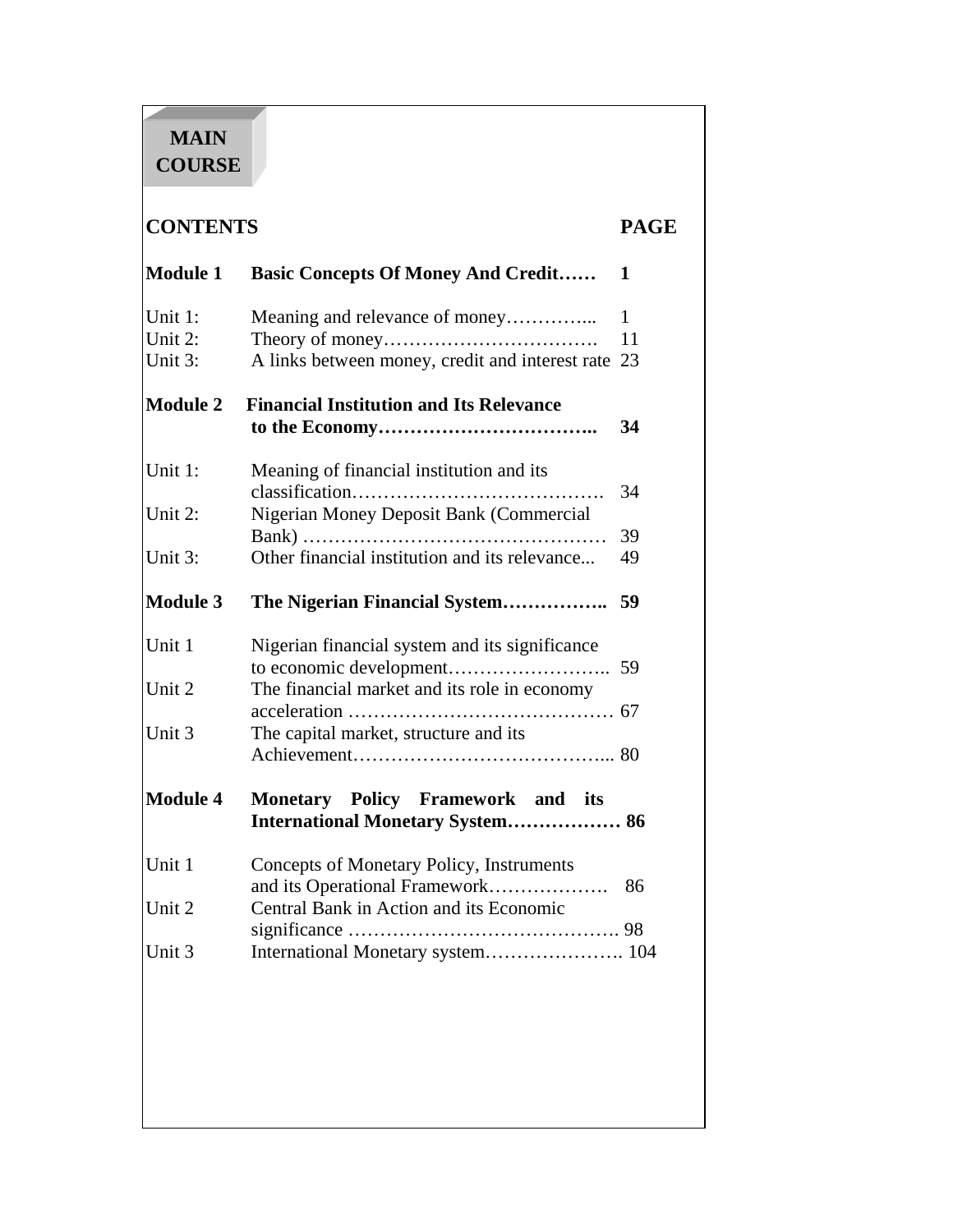# MAIN COURSE

| CONTENTS | | PAGE |
|---|---|---|
| **Module 1** | **Basic Concepts Of Money And Credit……** | **1** |
| Unit 1: | Meaning and relevance of money…………... | 1 |
| Unit 2: | Theory of money……………………………. | 11 |
| Unit 3: | A links between money, credit and interest rate | 23 |
| **Module 2** | **Financial Institution and Its Relevance to the Economy……………………………..** | **34** |
| Unit 1: | Meaning of financial institution and its classification…………………………………. | 34 |
| Unit 2: | Nigerian Money Deposit Bank (Commercial Bank) ………………………………………… | 39 |
| Unit 3: | Other financial institution and its relevance... | 49 |
| **Module 3** | **The Nigerian Financial System……………..** | **59** |
| Unit 1 | Nigerian financial system and its significance to economic development…………………….. | 59 |
| Unit 2 | The financial market and its role in economy acceleration …………………………………… | 67 |
| Unit 3 | The capital market, structure and its Achievement…………………………………... | 80 |
| **Module 4** | **Monetary Policy Framework and its International Monetary System………………** | **86** |
| Unit 1 | Concepts of Monetary Policy, Instruments and its Operational Framework………………. | 86 |
| Unit 2 | Central Bank in Action and its Economic significance ……………………………………. | 98 |
| Unit 3 | International Monetary system…………………. | 104 |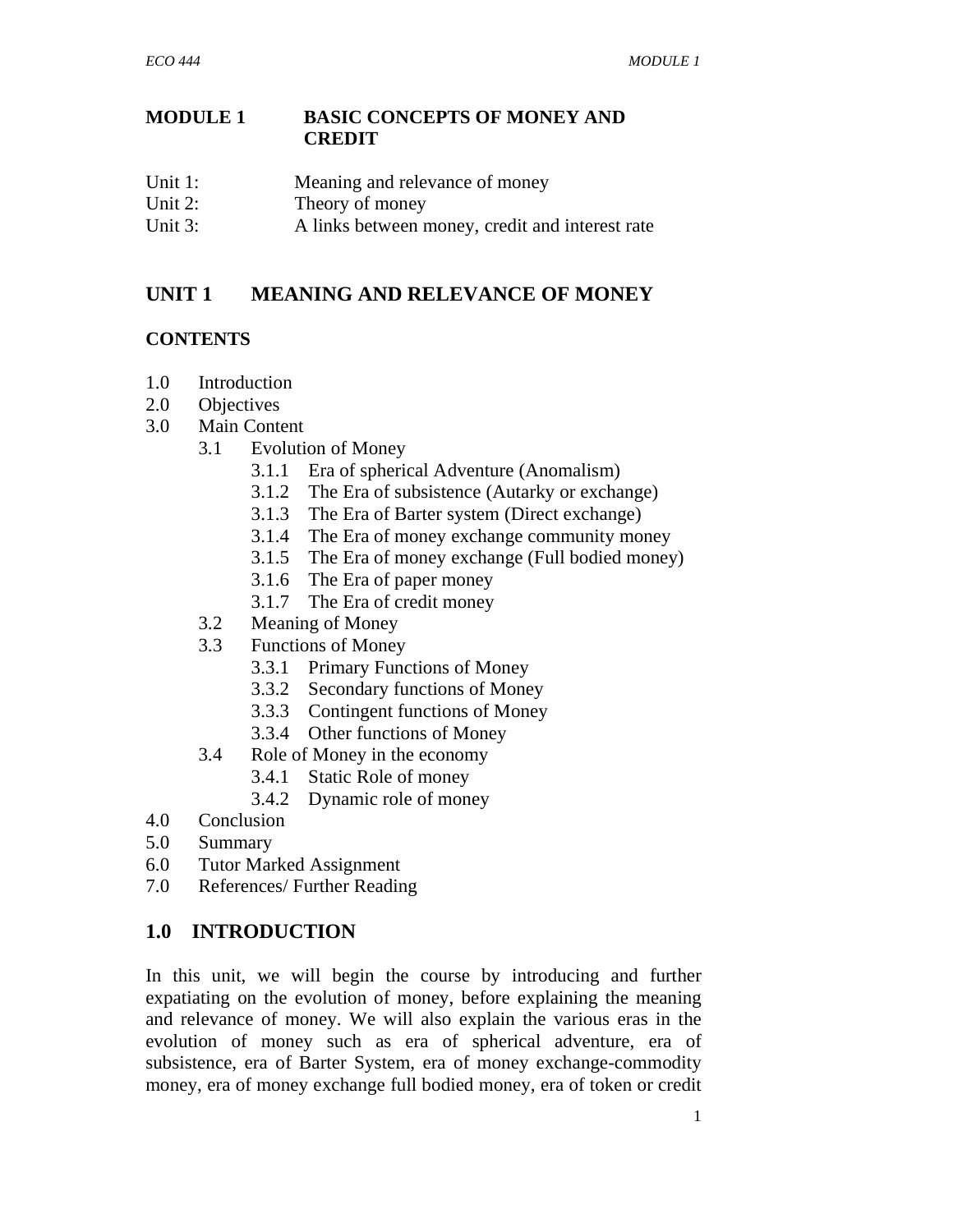# MODULE 1 BASIC CONCEPTS OF MONEY AND CREDIT

Unit 1: Meaning and relevance of money
Unit 2: Theory of money
Unit 3: A links between money, credit and interest rate

## UNIT 1 MEANING AND RELEVANCE OF MONEY

**CONTENTS**

- 1.0 Introduction
- 2.0 Objectives
- 3.0 Main Content
  - 3.1 Evolution of Money
    - 3.1.1 Era of spherical Adventure (Anomalism)
    - 3.1.2 The Era of subsistence (Autarky or exchange)
    - 3.1.3 The Era of Barter system (Direct exchange)
    - 3.1.4 The Era of money exchange community money
    - 3.1.5 The Era of money exchange (Full bodied money)
    - 3.1.6 The Era of paper money
    - 3.1.7 The Era of credit money
  - 3.2 Meaning of Money
  - 3.3 Functions of Money
    - 3.3.1 Primary Functions of Money
    - 3.3.2 Secondary functions of Money
    - 3.3.3 Contingent functions of Money
    - 3.3.4 Other functions of Money
  - 3.4 Role of Money in the economy
    - 3.4.1 Static Role of money
    - 3.4.2 Dynamic role of money
- 4.0 Conclusion
- 5.0 Summary
- 6.0 Tutor Marked Assignment
- 7.0 References/ Further Reading

## 1.0 INTRODUCTION

In this unit, we will begin the course by introducing and further expatiating on the evolution of money, before explaining the meaning and relevance of money. We will also explain the various eras in the evolution of money such as era of spherical adventure, era of subsistence, era of Barter System, era of money exchange-commodity money, era of money exchange full bodied money, era of token or credit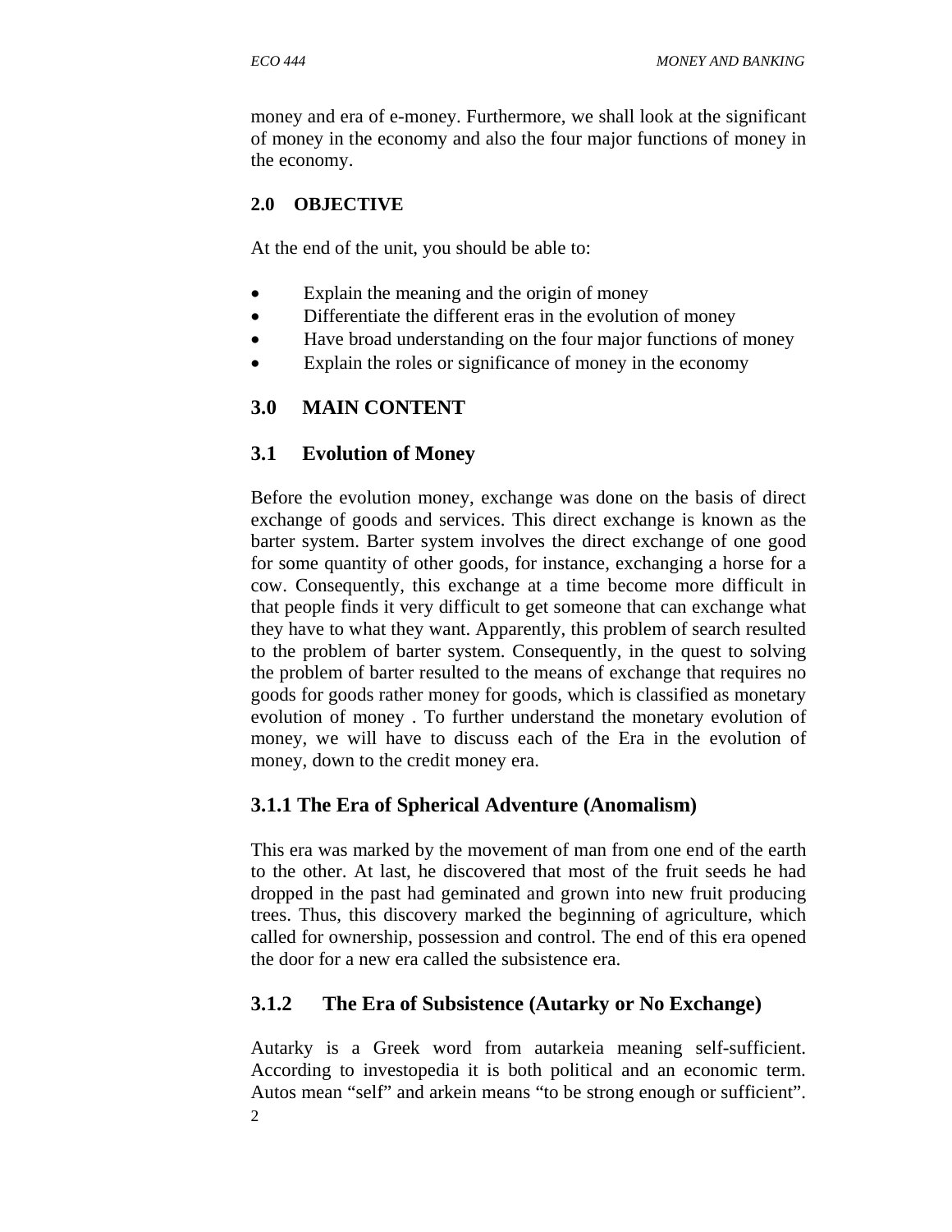money and era of e-money. Furthermore, we shall look at the significant of money in the economy and also the four major functions of money in the economy.

## 2.0 OBJECTIVE

At the end of the unit, you should be able to:

- Explain the meaning and the origin of money
- Differentiate the different eras in the evolution of money
- Have broad understanding on the four major functions of money
- Explain the roles or significance of money in the economy

## 3.0 MAIN CONTENT

### 3.1 Evolution of Money

Before the evolution money, exchange was done on the basis of direct exchange of goods and services. This direct exchange is known as the barter system. Barter system involves the direct exchange of one good for some quantity of other goods, for instance, exchanging a horse for a cow. Consequently, this exchange at a time become more difficult in that people finds it very difficult to get someone that can exchange what they have to what they want. Apparently, this problem of search resulted to the problem of barter system. Consequently, in the quest to solving the problem of barter resulted to the means of exchange that requires no goods for goods rather money for goods, which is classified as monetary evolution of money . To further understand the monetary evolution of money, we will have to discuss each of the Era in the evolution of money, down to the credit money era.

#### 3.1.1 The Era of Spherical Adventure (Anomalism)

This era was marked by the movement of man from one end of the earth to the other. At last, he discovered that most of the fruit seeds he had dropped in the past had geminated and grown into new fruit producing trees. Thus, this discovery marked the beginning of agriculture, which called for ownership, possession and control. The end of this era opened the door for a new era called the subsistence era.

#### 3.1.2 The Era of Subsistence (Autarky or No Exchange)

Autarky is a Greek word from autarkeia meaning self-sufficient. According to investopedia it is both political and an economic term. Autos mean "self" and arkein means "to be strong enough or sufficient".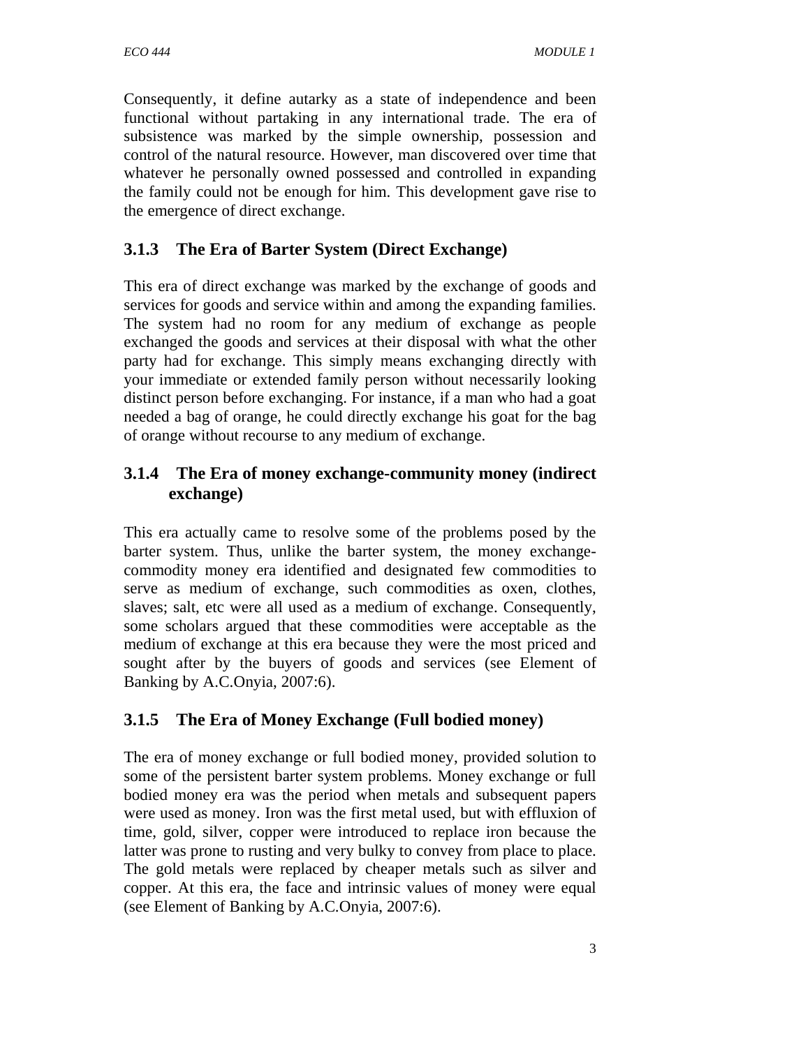Consequently, it define autarky as a state of independence and been functional without partaking in any international trade. The era of subsistence was marked by the simple ownership, possession and control of the natural resource. However, man discovered over time that whatever he personally owned possessed and controlled in expanding the family could not be enough for him. This development gave rise to the emergence of direct exchange.

### 3.1.3 The Era of Barter System (Direct Exchange)

This era of direct exchange was marked by the exchange of goods and services for goods and service within and among the expanding families. The system had no room for any medium of exchange as people exchanged the goods and services at their disposal with what the other party had for exchange. This simply means exchanging directly with your immediate or extended family person without necessarily looking distinct person before exchanging. For instance, if a man who had a goat needed a bag of orange, he could directly exchange his goat for the bag of orange without recourse to any medium of exchange.

### 3.1.4 The Era of money exchange-community money (indirect exchange)

This era actually came to resolve some of the problems posed by the barter system. Thus, unlike the barter system, the money exchange-commodity money era identified and designated few commodities to serve as medium of exchange, such commodities as oxen, clothes, slaves; salt, etc were all used as a medium of exchange. Consequently, some scholars argued that these commodities were acceptable as the medium of exchange at this era because they were the most priced and sought after by the buyers of goods and services (see Element of Banking by A.C.Onyia, 2007:6).

### 3.1.5 The Era of Money Exchange (Full bodied money)

The era of money exchange or full bodied money, provided solution to some of the persistent barter system problems. Money exchange or full bodied money era was the period when metals and subsequent papers were used as money. Iron was the first metal used, but with effluxion of time, gold, silver, copper were introduced to replace iron because the latter was prone to rusting and very bulky to convey from place to place. The gold metals were replaced by cheaper metals such as silver and copper. At this era, the face and intrinsic values of money were equal (see Element of Banking by A.C.Onyia, 2007:6).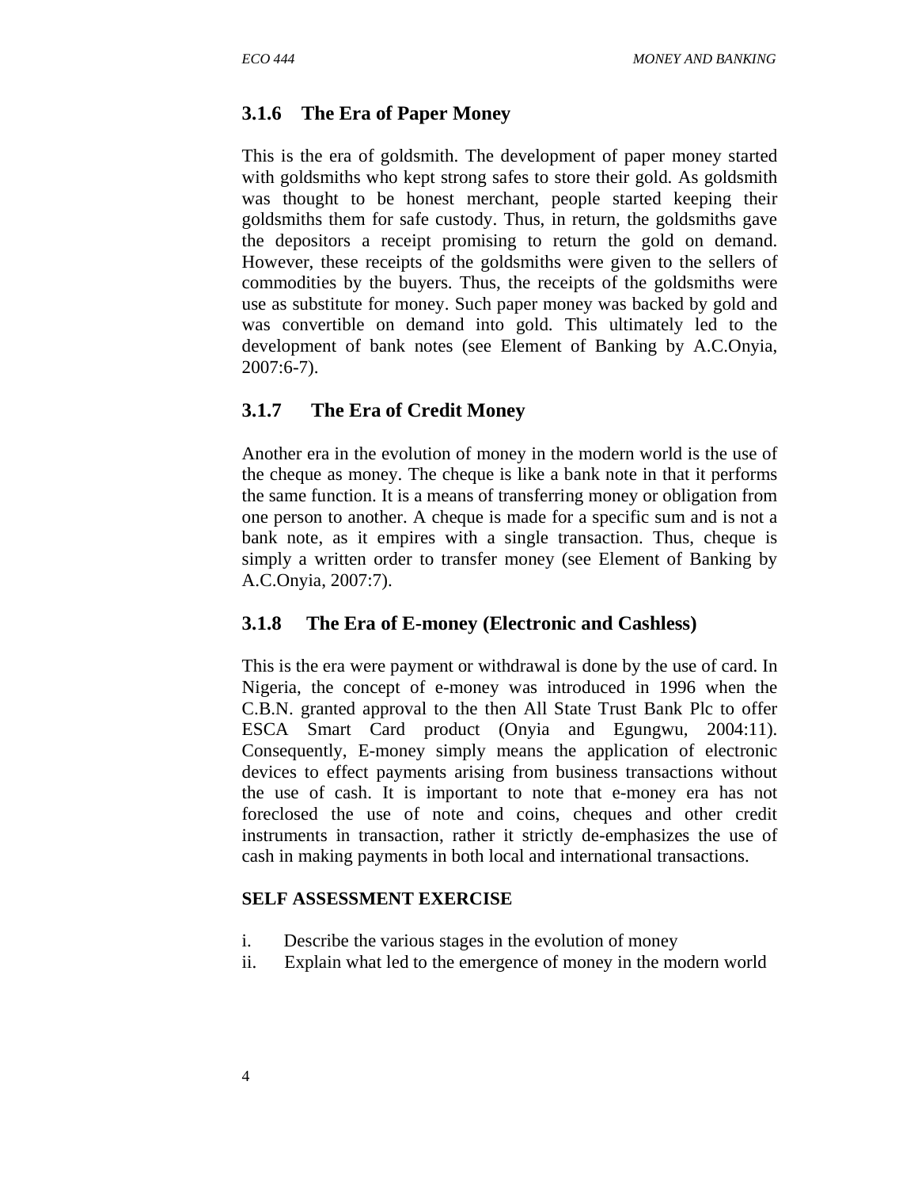### 3.1.6 The Era of Paper Money

This is the era of goldsmith. The development of paper money started with goldsmiths who kept strong safes to store their gold. As goldsmith was thought to be honest merchant, people started keeping their goldsmiths them for safe custody. Thus, in return, the goldsmiths gave the depositors a receipt promising to return the gold on demand. However, these receipts of the goldsmiths were given to the sellers of commodities by the buyers. Thus, the receipts of the goldsmiths were use as substitute for money. Such paper money was backed by gold and was convertible on demand into gold. This ultimately led to the development of bank notes (see Element of Banking by A.C.Onyia, 2007:6-7).

### 3.1.7 The Era of Credit Money

Another era in the evolution of money in the modern world is the use of the cheque as money. The cheque is like a bank note in that it performs the same function. It is a means of transferring money or obligation from one person to another. A cheque is made for a specific sum and is not a bank note, as it empires with a single transaction. Thus, cheque is simply a written order to transfer money (see Element of Banking by A.C.Onyia, 2007:7).

### 3.1.8 The Era of E-money (Electronic and Cashless)

This is the era were payment or withdrawal is done by the use of card. In Nigeria, the concept of e-money was introduced in 1996 when the C.B.N. granted approval to the then All State Trust Bank Plc to offer ESCA Smart Card product (Onyia and Egungwu, 2004:11). Consequently, E-money simply means the application of electronic devices to effect payments arising from business transactions without the use of cash. It is important to note that e-money era has not foreclosed the use of note and coins, cheques and other credit instruments in transaction, rather it strictly de-emphasizes the use of cash in making payments in both local and international transactions.

**SELF ASSESSMENT EXERCISE**

i. Describe the various stages in the evolution of money
ii. Explain what led to the emergence of money in the modern world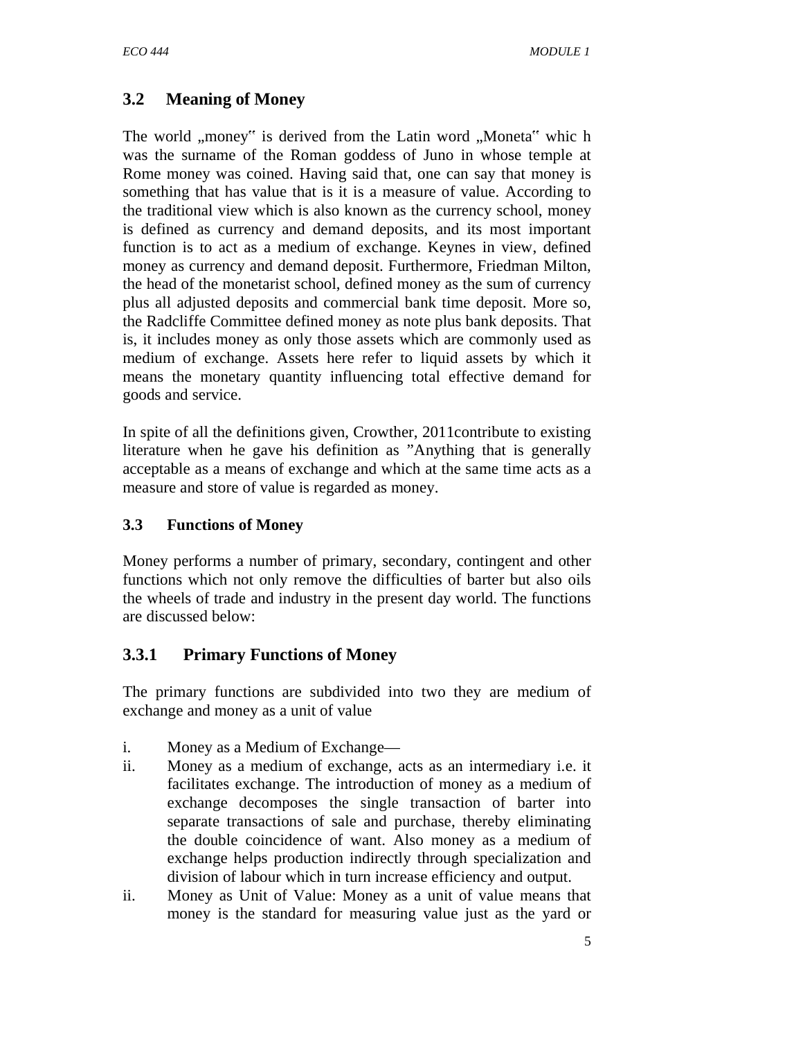## 3.2 Meaning of Money

The world „money" is derived from the Latin word „Moneta" whic h was the surname of the Roman goddess of Juno in whose temple at Rome money was coined. Having said that, one can say that money is something that has value that is it is a measure of value. According to the traditional view which is also known as the currency school, money is defined as currency and demand deposits, and its most important function is to act as a medium of exchange. Keynes in view, defined money as currency and demand deposit. Furthermore, Friedman Milton, the head of the monetarist school, defined money as the sum of currency plus all adjusted deposits and commercial bank time deposit. More so, the Radcliffe Committee defined money as note plus bank deposits. That is, it includes money as only those assets which are commonly used as medium of exchange. Assets here refer to liquid assets by which it means the monetary quantity influencing total effective demand for goods and service.

In spite of all the definitions given, Crowther, 2011contribute to existing literature when he gave his definition as "Anything that is generally acceptable as a means of exchange and which at the same time acts as a measure and store of value is regarded as money.

### 3.3 Functions of Money

Money performs a number of primary, secondary, contingent and other functions which not only remove the difficulties of barter but also oils the wheels of trade and industry in the present day world. The functions are discussed below:

### 3.3.1 Primary Functions of Money

The primary functions are subdivided into two they are medium of exchange and money as a unit of value

i. Money as a Medium of Exchange—
ii. Money as a medium of exchange, acts as an intermediary i.e. it facilitates exchange. The introduction of money as a medium of exchange decomposes the single transaction of barter into separate transactions of sale and purchase, thereby eliminating the double coincidence of want. Also money as a medium of exchange helps production indirectly through specialization and division of labour which in turn increase efficiency and output.
ii. Money as Unit of Value: Money as a unit of value means that money is the standard for measuring value just as the yard or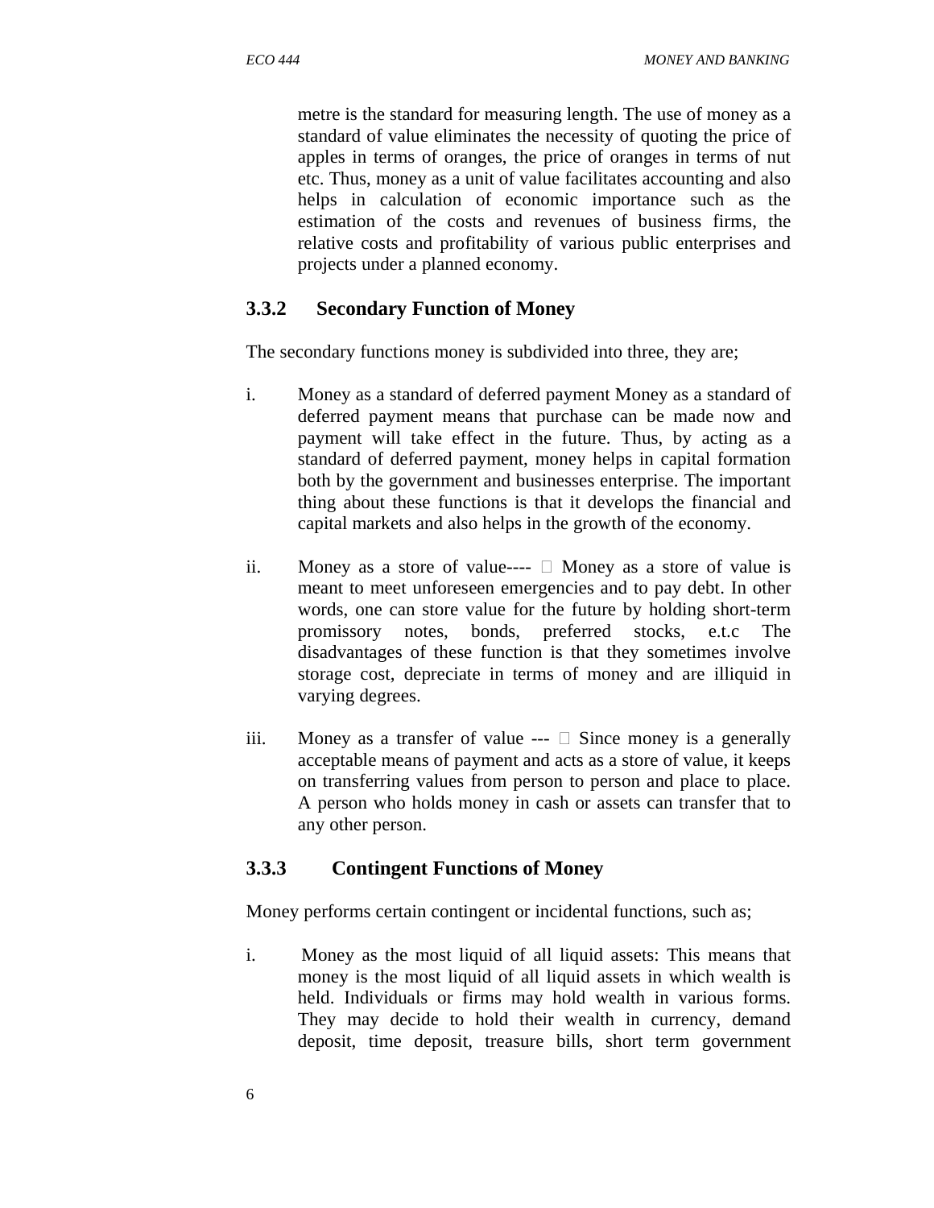metre is the standard for measuring length. The use of money as a standard of value eliminates the necessity of quoting the price of apples in terms of oranges, the price of oranges in terms of nut etc. Thus, money as a unit of value facilitates accounting and also helps in calculation of economic importance such as the estimation of the costs and revenues of business firms, the relative costs and profitability of various public enterprises and projects under a planned economy.

### 3.3.2 Secondary Function of Money

The secondary functions money is subdivided into three, they are;

i. Money as a standard of deferred payment Money as a standard of deferred payment means that purchase can be made now and payment will take effect in the future. Thus, by acting as a standard of deferred payment, money helps in capital formation both by the government and businesses enterprise. The important thing about these functions is that it develops the financial and capital markets and also helps in the growth of the economy.

ii. Money as a store of value---- Money as a store of value is meant to meet unforeseen emergencies and to pay debt. In other words, one can store value for the future by holding short-term promissory notes, bonds, preferred stocks, e.t.c The disadvantages of these function is that they sometimes involve storage cost, depreciate in terms of money and are illiquid in varying degrees.

iii. Money as a transfer of value --- Since money is a generally acceptable means of payment and acts as a store of value, it keeps on transferring values from person to person and place to place. A person who holds money in cash or assets can transfer that to any other person.

### 3.3.3 Contingent Functions of Money

Money performs certain contingent or incidental functions, such as;

i. Money as the most liquid of all liquid assets: This means that money is the most liquid of all liquid assets in which wealth is held. Individuals or firms may hold wealth in various forms. They may decide to hold their wealth in currency, demand deposit, time deposit, treasure bills, short term government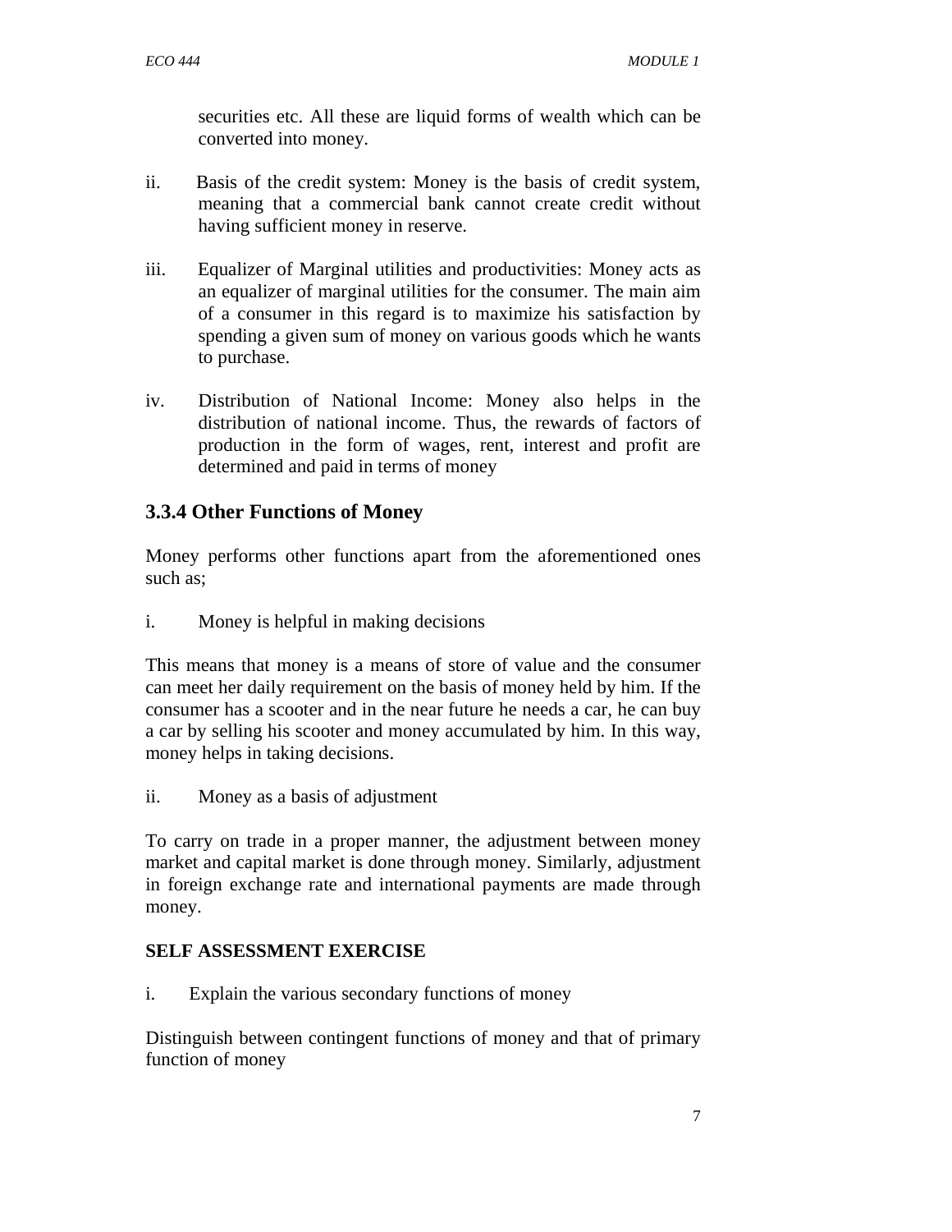securities etc. All these are liquid forms of wealth which can be converted into money.

ii. Basis of the credit system: Money is the basis of credit system, meaning that a commercial bank cannot create credit without having sufficient money in reserve.

iii. Equalizer of Marginal utilities and productivities: Money acts as an equalizer of marginal utilities for the consumer. The main aim of a consumer in this regard is to maximize his satisfaction by spending a given sum of money on various goods which he wants to purchase.

iv. Distribution of National Income: Money also helps in the distribution of national income. Thus, the rewards of factors of production in the form of wages, rent, interest and profit are determined and paid in terms of money

### 3.3.4 Other Functions of Money

Money performs other functions apart from the aforementioned ones such as;

i. Money is helpful in making decisions

This means that money is a means of store of value and the consumer can meet her daily requirement on the basis of money held by him. If the consumer has a scooter and in the near future he needs a car, he can buy a car by selling his scooter and money accumulated by him. In this way, money helps in taking decisions.

ii. Money as a basis of adjustment

To carry on trade in a proper manner, the adjustment between money market and capital market is done through money. Similarly, adjustment in foreign exchange rate and international payments are made through money.

**SELF ASSESSMENT EXERCISE**

i. Explain the various secondary functions of money

Distinguish between contingent functions of money and that of primary function of money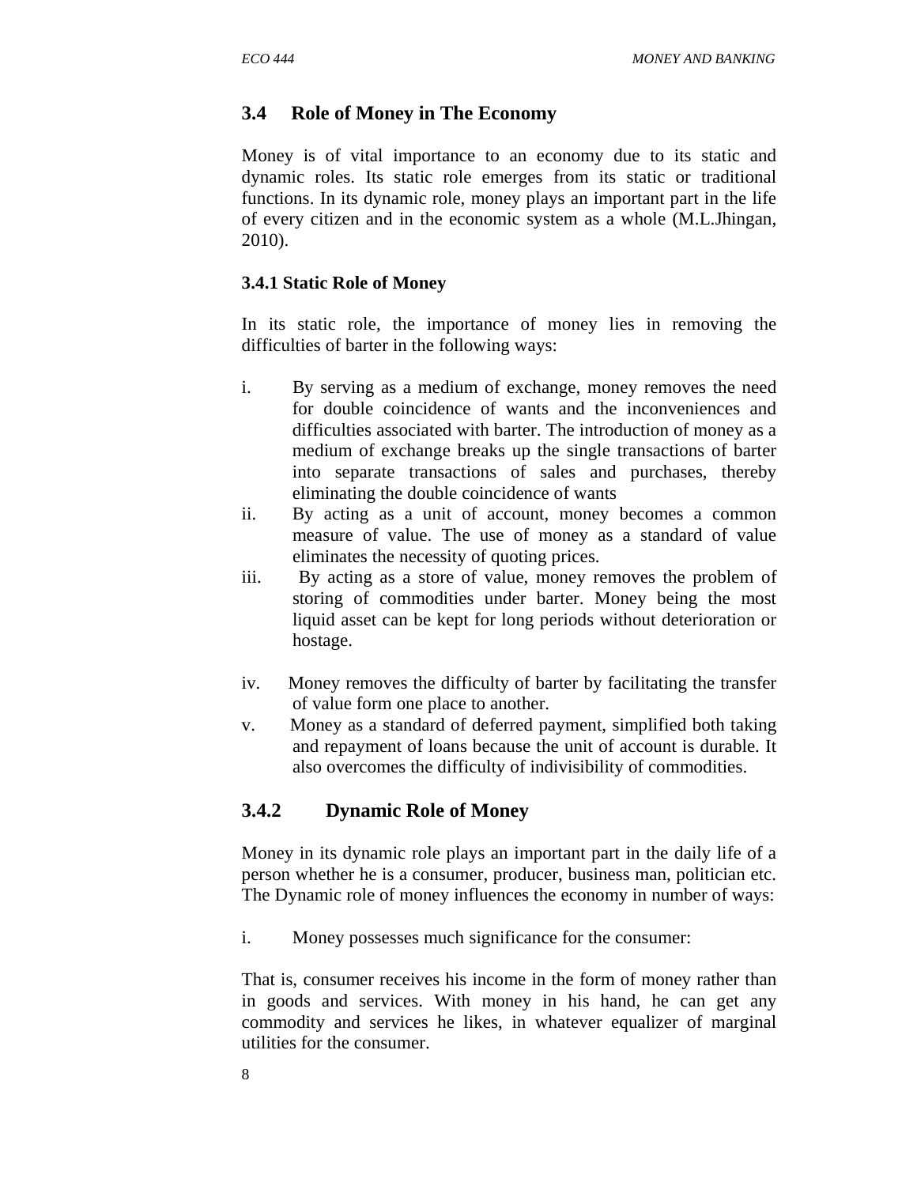## 3.4 Role of Money in The Economy

Money is of vital importance to an economy due to its static and dynamic roles. Its static role emerges from its static or traditional functions. In its dynamic role, money plays an important part in the life of every citizen and in the economic system as a whole (M.L.Jhingan, 2010).

### 3.4.1 Static Role of Money

In its static role, the importance of money lies in removing the difficulties of barter in the following ways:

i. By serving as a medium of exchange, money removes the need for double coincidence of wants and the inconveniences and difficulties associated with barter. The introduction of money as a medium of exchange breaks up the single transactions of barter into separate transactions of sales and purchases, thereby eliminating the double coincidence of wants
ii. By acting as a unit of account, money becomes a common measure of value. The use of money as a standard of value eliminates the necessity of quoting prices.
iii. By acting as a store of value, money removes the problem of storing of commodities under barter. Money being the most liquid asset can be kept for long periods without deterioration or hostage.

iv. Money removes the difficulty of barter by facilitating the transfer of value form one place to another.
v. Money as a standard of deferred payment, simplified both taking and repayment of loans because the unit of account is durable. It also overcomes the difficulty of indivisibility of commodities.

## 3.4.2 Dynamic Role of Money

Money in its dynamic role plays an important part in the daily life of a person whether he is a consumer, producer, business man, politician etc. The Dynamic role of money influences the economy in number of ways:

i. Money possesses much significance for the consumer:

That is, consumer receives his income in the form of money rather than in goods and services. With money in his hand, he can get any commodity and services he likes, in whatever equalizer of marginal utilities for the consumer.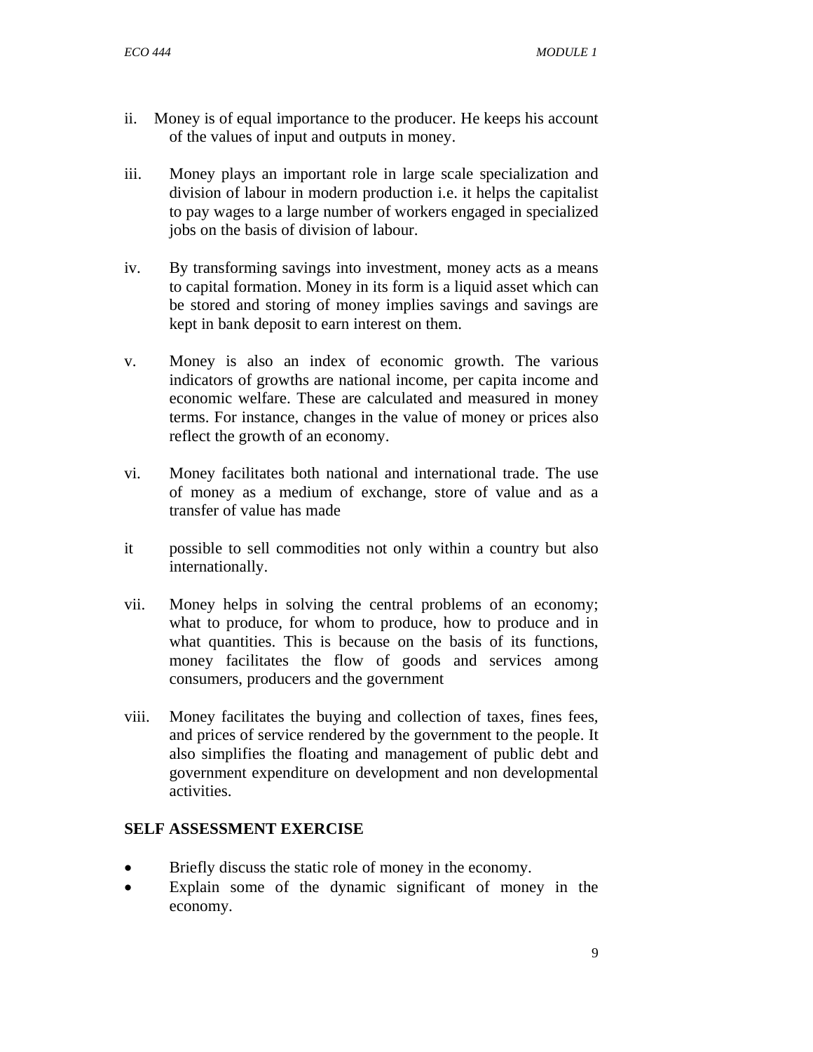ii. Money is of equal importance to the producer. He keeps his account of the values of input and outputs in money.

iii. Money plays an important role in large scale specialization and division of labour in modern production i.e. it helps the capitalist to pay wages to a large number of workers engaged in specialized jobs on the basis of division of labour.

iv. By transforming savings into investment, money acts as a means to capital formation. Money in its form is a liquid asset which can be stored and storing of money implies savings and savings are kept in bank deposit to earn interest on them.

v. Money is also an index of economic growth. The various indicators of growths are national income, per capita income and economic welfare. These are calculated and measured in money terms. For instance, changes in the value of money or prices also reflect the growth of an economy.

vi. Money facilitates both national and international trade. The use of money as a medium of exchange, store of value and as a transfer of value has made

it possible to sell commodities not only within a country but also internationally.

vii. Money helps in solving the central problems of an economy; what to produce, for whom to produce, how to produce and in what quantities. This is because on the basis of its functions, money facilitates the flow of goods and services among consumers, producers and the government

viii. Money facilitates the buying and collection of taxes, fines fees, and prices of service rendered by the government to the people. It also simplifies the floating and management of public debt and government expenditure on development and non developmental activities.

**SELF ASSESSMENT EXERCISE**

- Briefly discuss the static role of money in the economy.
- Explain some of the dynamic significant of money in the economy.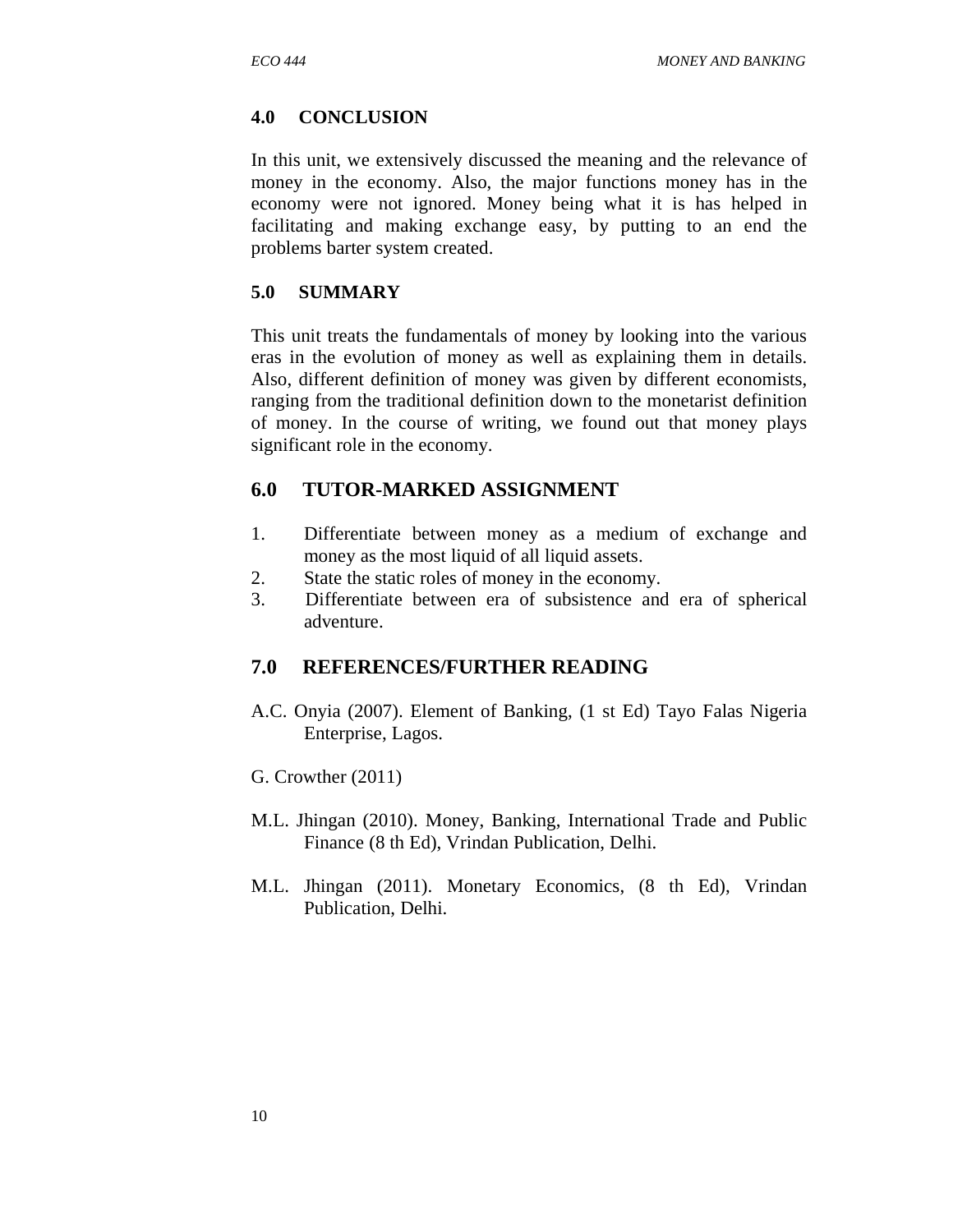## 4.0 CONCLUSION

In this unit, we extensively discussed the meaning and the relevance of money in the economy. Also, the major functions money has in the economy were not ignored. Money being what it is has helped in facilitating and making exchange easy, by putting to an end the problems barter system created.

## 5.0 SUMMARY

This unit treats the fundamentals of money by looking into the various eras in the evolution of money as well as explaining them in details. Also, different definition of money was given by different economists, ranging from the traditional definition down to the monetarist definition of money. In the course of writing, we found out that money plays significant role in the economy.

## 6.0 TUTOR-MARKED ASSIGNMENT

1. Differentiate between money as a medium of exchange and money as the most liquid of all liquid assets.
2. State the static roles of money in the economy.
3. Differentiate between era of subsistence and era of spherical adventure.

## 7.0 REFERENCES/FURTHER READING

A.C. Onyia (2007). Element of Banking, (1 st Ed) Tayo Falas Nigeria Enterprise, Lagos.

G. Crowther (2011)

M.L. Jhingan (2010). Money, Banking, International Trade and Public Finance (8 th Ed), Vrindan Publication, Delhi.

M.L. Jhingan (2011). Monetary Economics, (8 th Ed), Vrindan Publication, Delhi.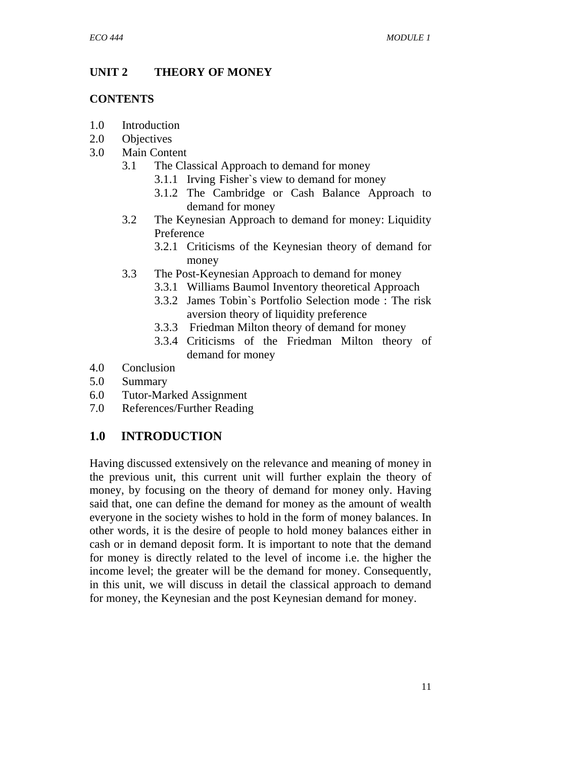## UNIT 2 THEORY OF MONEY

### CONTENTS

1.0 Introduction
2.0 Objectives
3.0 Main Content
    3.1 The Classical Approach to demand for money
        3.1.1 Irving Fisher`s view to demand for money
        3.1.2 The Cambridge or Cash Balance Approach to demand for money
    3.2 The Keynesian Approach to demand for money: Liquidity Preference
        3.2.1 Criticisms of the Keynesian theory of demand for money
    3.3 The Post-Keynesian Approach to demand for money
        3.3.1 Williams Baumol Inventory theoretical Approach
        3.3.2 James Tobin`s Portfolio Selection mode : The risk aversion theory of liquidity preference
        3.3.3 Friedman Milton theory of demand for money
        3.3.4 Criticisms of the Friedman Milton theory of demand for money
4.0 Conclusion
5.0 Summary
6.0 Tutor-Marked Assignment
7.0 References/Further Reading

## 1.0 INTRODUCTION

Having discussed extensively on the relevance and meaning of money in the previous unit, this current unit will further explain the theory of money, by focusing on the theory of demand for money only. Having said that, one can define the demand for money as the amount of wealth everyone in the society wishes to hold in the form of money balances. In other words, it is the desire of people to hold money balances either in cash or in demand deposit form. It is important to note that the demand for money is directly related to the level of income i.e. the higher the income level; the greater will be the demand for money. Consequently, in this unit, we will discuss in detail the classical approach to demand for money, the Keynesian and the post Keynesian demand for money.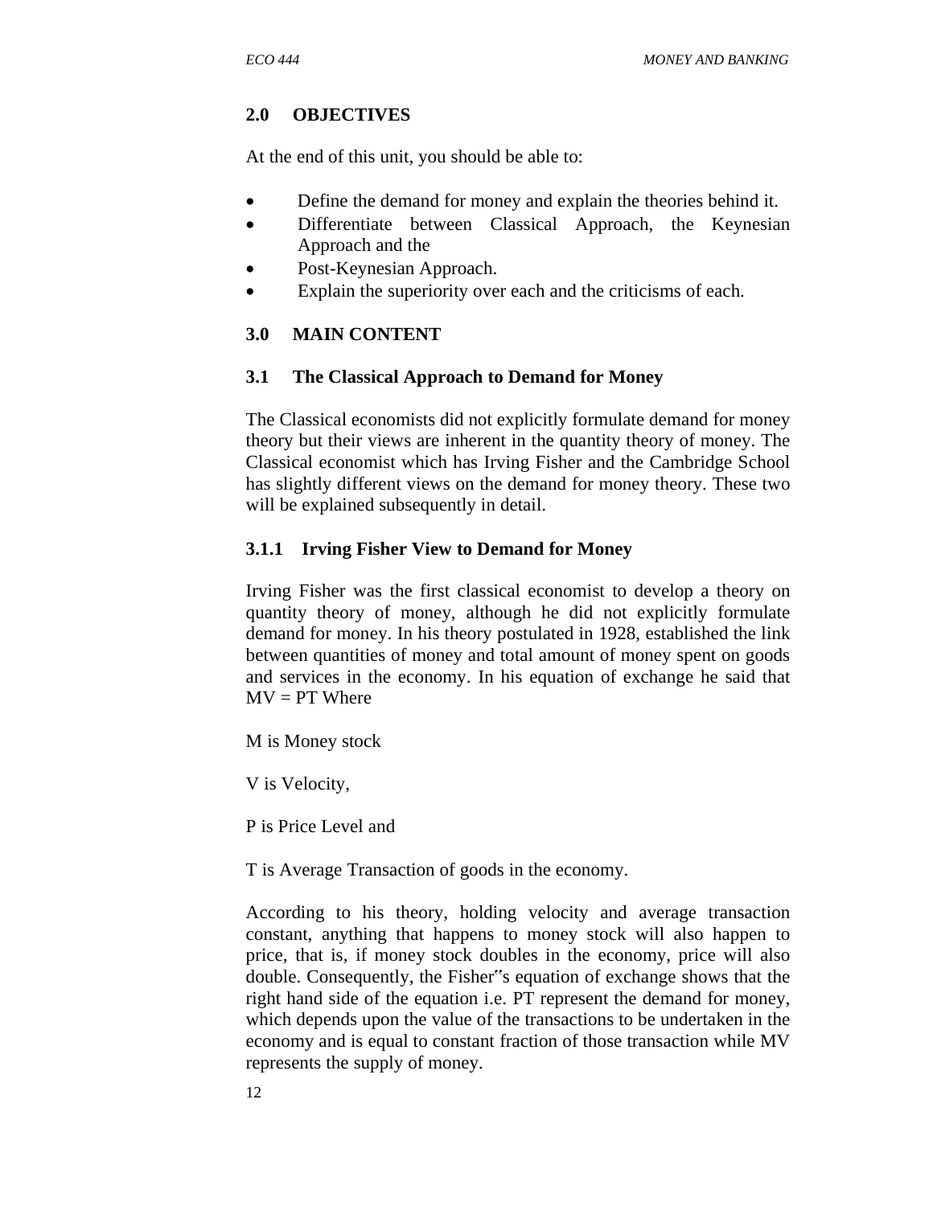## 2.0 OBJECTIVES

At the end of this unit, you should be able to:

- Define the demand for money and explain the theories behind it.
- Differentiate between Classical Approach, the Keynesian Approach and the
- Post-Keynesian Approach.
- Explain the superiority over each and the criticisms of each.

## 3.0 MAIN CONTENT

### 3.1 The Classical Approach to Demand for Money

The Classical economists did not explicitly formulate demand for money theory but their views are inherent in the quantity theory of money. The Classical economist which has Irving Fisher and the Cambridge School has slightly different views on the demand for money theory. These two will be explained subsequently in detail.

#### 3.1.1 Irving Fisher View to Demand for Money

Irving Fisher was the first classical economist to develop a theory on quantity theory of money, although he did not explicitly formulate demand for money. In his theory postulated in 1928, established the link between quantities of money and total amount of money spent on goods and services in the economy. In his equation of exchange he said that $MV = PT$ Where

M is Money stock

V is Velocity,

P is Price Level and

T is Average Transaction of goods in the economy.

According to his theory, holding velocity and average transaction constant, anything that happens to money stock will also happen to price, that is, if money stock doubles in the economy, price will also double. Consequently, the Fisher"s equation of exchange shows that the right hand side of the equation i.e. PT represent the demand for money, which depends upon the value of the transactions to be undertaken in the economy and is equal to constant fraction of those transaction while MV represents the supply of money.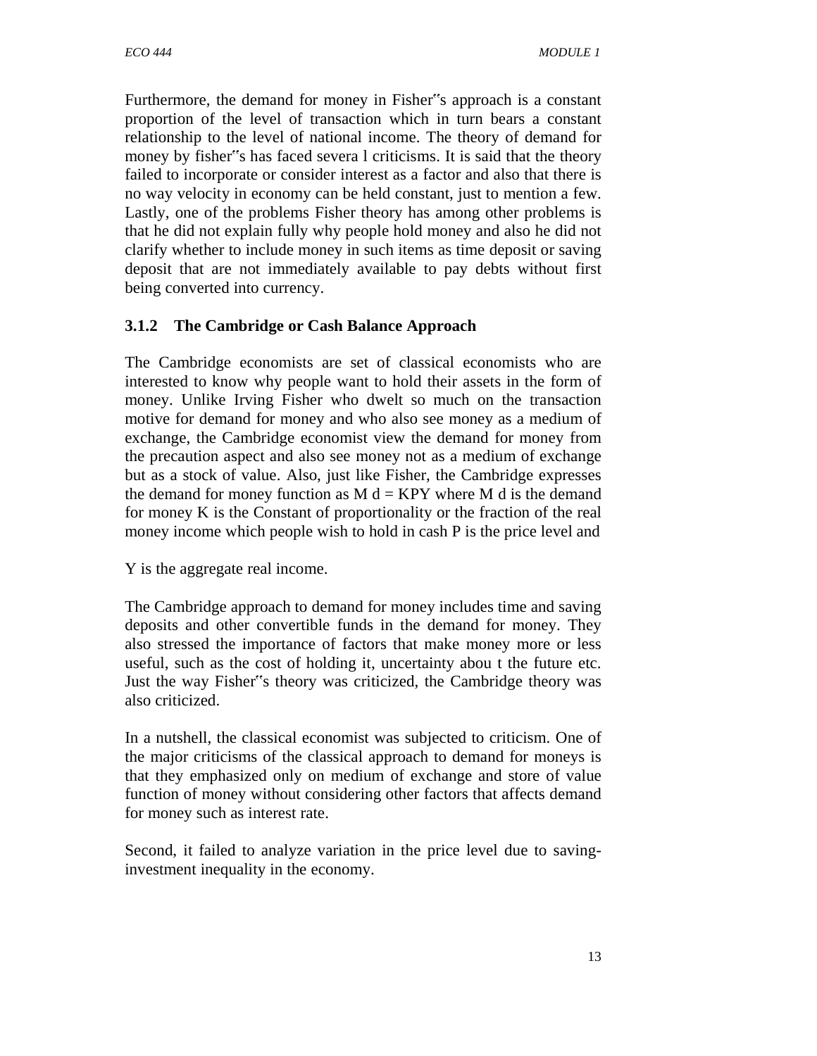Furthermore, the demand for money in Fisher‟s approach is a constant proportion of the level of transaction which in turn bears a constant relationship to the level of national income. The theory of demand for money by fisher‟s has faced severa l criticisms. It is said that the theory failed to incorporate or consider interest as a factor and also that there is no way velocity in economy can be held constant, just to mention a few. Lastly, one of the problems Fisher theory has among other problems is that he did not explain fully why people hold money and also he did not clarify whether to include money in such items as time deposit or saving deposit that are not immediately available to pay debts without first being converted into currency.

### 3.1.2 The Cambridge or Cash Balance Approach

The Cambridge economists are set of classical economists who are interested to know why people want to hold their assets in the form of money. Unlike Irving Fisher who dwelt so much on the transaction motive for demand for money and who also see money as a medium of exchange, the Cambridge economist view the demand for money from the precaution aspect and also see money not as a medium of exchange but as a stock of value. Also, just like Fisher, the Cambridge expresses the demand for money function as $M_d = KPY$ where $M_d$ is the demand for money K is the Constant of proportionality or the fraction of the real money income which people wish to hold in cash P is the price level and

Y is the aggregate real income.

The Cambridge approach to demand for money includes time and saving deposits and other convertible funds in the demand for money. They also stressed the importance of factors that make money more or less useful, such as the cost of holding it, uncertainty abou t the future etc. Just the way Fisher‟s theory was criticized, the Cambridge theory was also criticized.

In a nutshell, the classical economist was subjected to criticism. One of the major criticisms of the classical approach to demand for moneys is that they emphasized only on medium of exchange and store of value function of money without considering other factors that affects demand for money such as interest rate.

Second, it failed to analyze variation in the price level due to saving-investment inequality in the economy.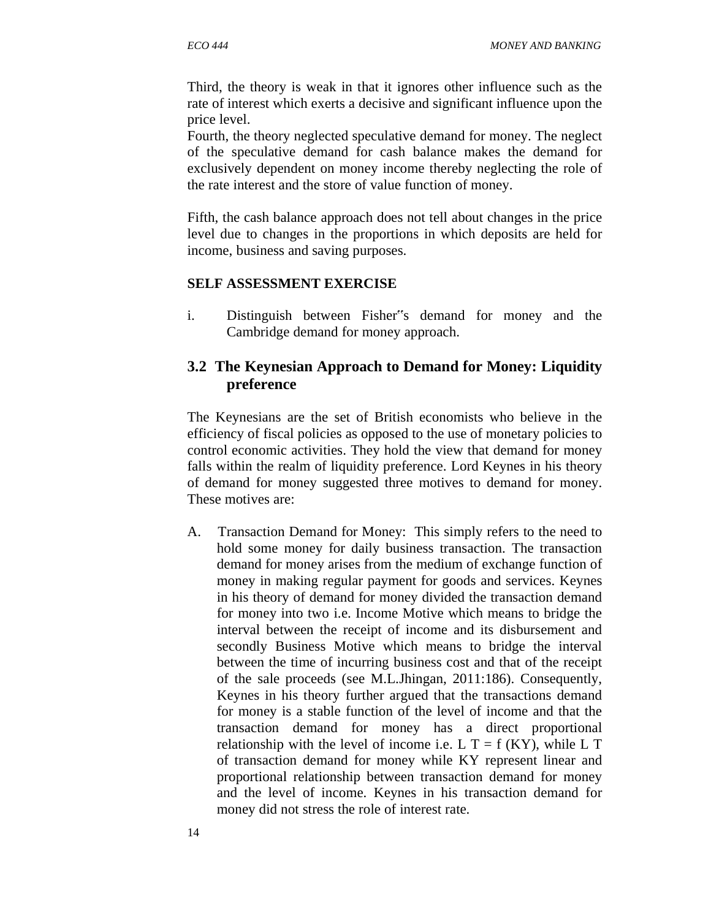Third, the theory is weak in that it ignores other influence such as the rate of interest which exerts a decisive and significant influence upon the price level.

Fourth, the theory neglected speculative demand for money. The neglect of the speculative demand for cash balance makes the demand for exclusively dependent on money income thereby neglecting the role of the rate interest and the store of value function of money.

Fifth, the cash balance approach does not tell about changes in the price level due to changes in the proportions in which deposits are held for income, business and saving purposes.

**SELF ASSESSMENT EXERCISE**

i. Distinguish between Fisher‟s demand for money and the Cambridge demand for money approach.

## 3.2 The Keynesian Approach to Demand for Money: Liquidity preference

The Keynesians are the set of British economists who believe in the efficiency of fiscal policies as opposed to the use of monetary policies to control economic activities. They hold the view that demand for money falls within the realm of liquidity preference. Lord Keynes in his theory of demand for money suggested three motives to demand for money. These motives are:

A. Transaction Demand for Money: This simply refers to the need to hold some money for daily business transaction. The transaction demand for money arises from the medium of exchange function of money in making regular payment for goods and services. Keynes in his theory of demand for money divided the transaction demand for money into two i.e. Income Motive which means to bridge the interval between the receipt of income and its disbursement and secondly Business Motive which means to bridge the interval between the time of incurring business cost and that of the receipt of the sale proceeds (see M.L.Jhingan, 2011:186). Consequently, Keynes in his theory further argued that the transactions demand for money is a stable function of the level of income and that the transaction demand for money has a direct proportional relationship with the level of income i.e. $L\ T = f\ (KY)$, while L T of transaction demand for money while KY represent linear and proportional relationship between transaction demand for money and the level of income. Keynes in his transaction demand for money did not stress the role of interest rate.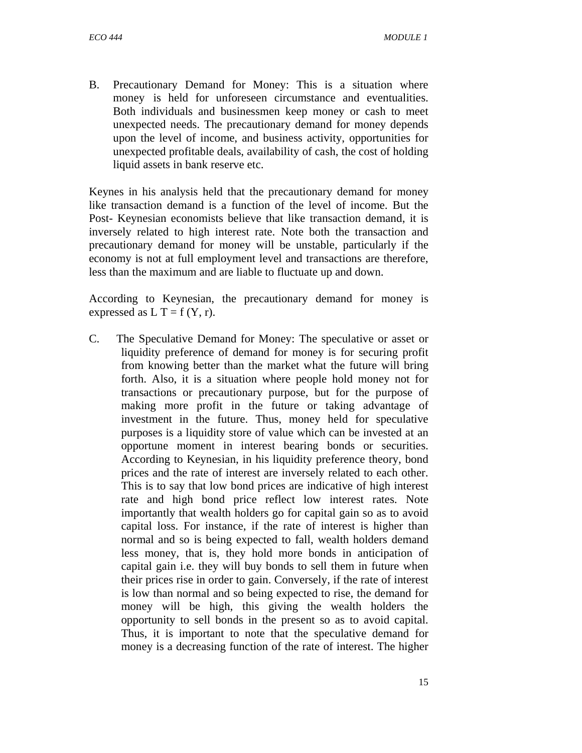B. Precautionary Demand for Money: This is a situation where money is held for unforeseen circumstance and eventualities. Both individuals and businessmen keep money or cash to meet unexpected needs. The precautionary demand for money depends upon the level of income, and business activity, opportunities for unexpected profitable deals, availability of cash, the cost of holding liquid assets in bank reserve etc.

Keynes in his analysis held that the precautionary demand for money like transaction demand is a function of the level of income. But the Post- Keynesian economists believe that like transaction demand, it is inversely related to high interest rate. Note both the transaction and precautionary demand for money will be unstable, particularly if the economy is not at full employment level and transactions are therefore, less than the maximum and are liable to fluctuate up and down.

According to Keynesian, the precautionary demand for money is expressed as $L\ T = f\ (Y, r)$.

C. The Speculative Demand for Money: The speculative or asset or liquidity preference of demand for money is for securing profit from knowing better than the market what the future will bring forth. Also, it is a situation where people hold money not for transactions or precautionary purpose, but for the purpose of making more profit in the future or taking advantage of investment in the future. Thus, money held for speculative purposes is a liquidity store of value which can be invested at an opportune moment in interest bearing bonds or securities. According to Keynesian, in his liquidity preference theory, bond prices and the rate of interest are inversely related to each other. This is to say that low bond prices are indicative of high interest rate and high bond price reflect low interest rates. Note importantly that wealth holders go for capital gain so as to avoid capital loss. For instance, if the rate of interest is higher than normal and so is being expected to fall, wealth holders demand less money, that is, they hold more bonds in anticipation of capital gain i.e. they will buy bonds to sell them in future when their prices rise in order to gain. Conversely, if the rate of interest is low than normal and so being expected to rise, the demand for money will be high, this giving the wealth holders the opportunity to sell bonds in the present so as to avoid capital. Thus, it is important to note that the speculative demand for money is a decreasing function of the rate of interest. The higher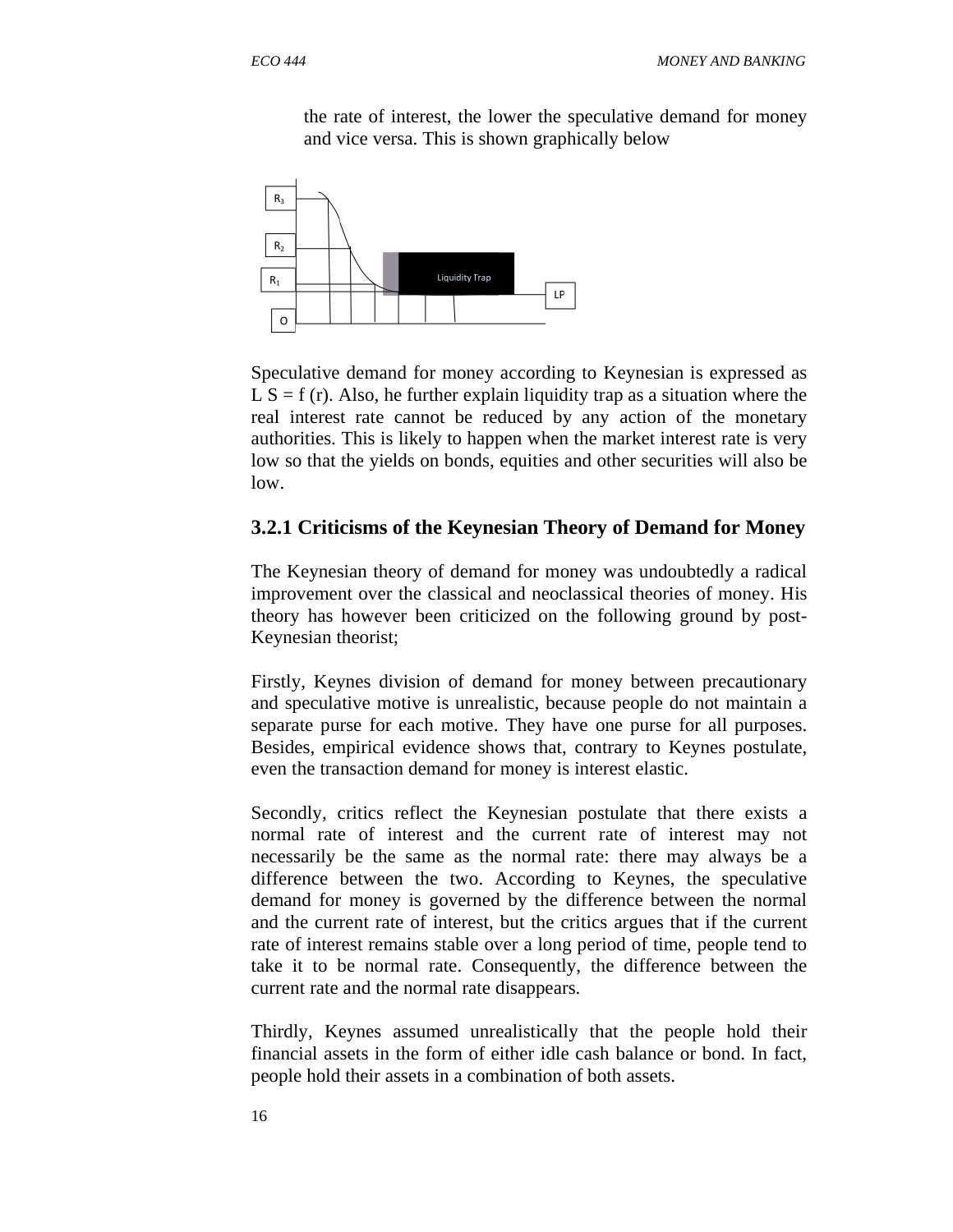the rate of interest, the lower the speculative demand for money and vice versa. This is shown graphically below

Speculative demand for money according to Keynesian is expressed as L S = f (r). Also, he further explain liquidity trap as a situation where the real interest rate cannot be reduced by any action of the monetary authorities. This is likely to happen when the market interest rate is very low so that the yields on bonds, equities and other securities will also be low.

### 3.2.1 Criticisms of the Keynesian Theory of Demand for Money

The Keynesian theory of demand for money was undoubtedly a radical improvement over the classical and neoclassical theories of money. His theory has however been criticized on the following ground by post-Keynesian theorist;

Firstly, Keynes division of demand for money between precautionary and speculative motive is unrealistic, because people do not maintain a separate purse for each motive. They have one purse for all purposes. Besides, empirical evidence shows that, contrary to Keynes postulate, even the transaction demand for money is interest elastic.

Secondly, critics reflect the Keynesian postulate that there exists a normal rate of interest and the current rate of interest may not necessarily be the same as the normal rate: there may always be a difference between the two. According to Keynes, the speculative demand for money is governed by the difference between the normal and the current rate of interest, but the critics argues that if the current rate of interest remains stable over a long period of time, people tend to take it to be normal rate. Consequently, the difference between the current rate and the normal rate disappears.

Thirdly, Keynes assumed unrealistically that the people hold their financial assets in the form of either idle cash balance or bond. In fact, people hold their assets in a combination of both assets.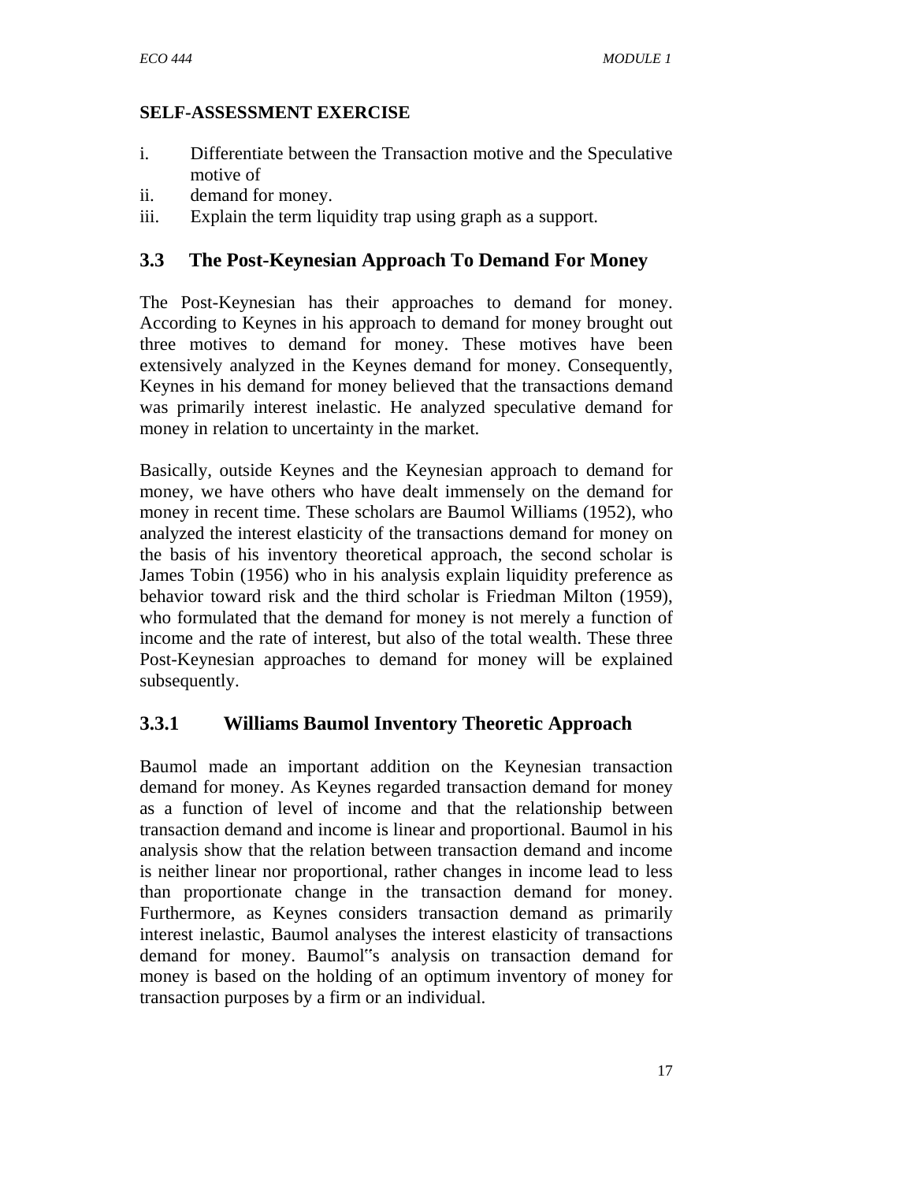**SELF-ASSESSMENT EXERCISE**

i. Differentiate between the Transaction motive and the Speculative motive of
ii. demand for money.
iii. Explain the term liquidity trap using graph as a support.

## 3.3 The Post-Keynesian Approach To Demand For Money

The Post-Keynesian has their approaches to demand for money. According to Keynes in his approach to demand for money brought out three motives to demand for money. These motives have been extensively analyzed in the Keynes demand for money. Consequently, Keynes in his demand for money believed that the transactions demand was primarily interest inelastic. He analyzed speculative demand for money in relation to uncertainty in the market.

Basically, outside Keynes and the Keynesian approach to demand for money, we have others who have dealt immensely on the demand for money in recent time. These scholars are Baumol Williams (1952), who analyzed the interest elasticity of the transactions demand for money on the basis of his inventory theoretical approach, the second scholar is James Tobin (1956) who in his analysis explain liquidity preference as behavior toward risk and the third scholar is Friedman Milton (1959), who formulated that the demand for money is not merely a function of income and the rate of interest, but also of the total wealth. These three Post-Keynesian approaches to demand for money will be explained subsequently.

### 3.3.1 Williams Baumol Inventory Theoretic Approach

Baumol made an important addition on the Keynesian transaction demand for money. As Keynes regarded transaction demand for money as a function of level of income and that the relationship between transaction demand and income is linear and proportional. Baumol in his analysis show that the relation between transaction demand and income is neither linear nor proportional, rather changes in income lead to less than proportionate change in the transaction demand for money. Furthermore, as Keynes considers transaction demand as primarily interest inelastic, Baumol analyses the interest elasticity of transactions demand for money. Baumol‟s analysis on transaction demand for money is based on the holding of an optimum inventory of money for transaction purposes by a firm or an individual.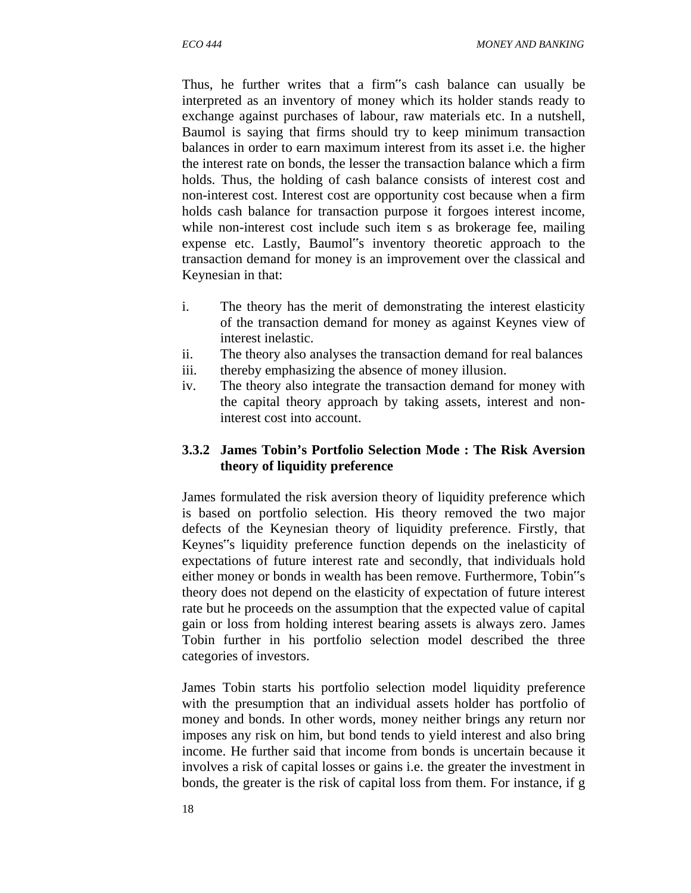Thus, he further writes that a firm‟s cash balance can usually be interpreted as an inventory of money which its holder stands ready to exchange against purchases of labour, raw materials etc. In a nutshell, Baumol is saying that firms should try to keep minimum transaction balances in order to earn maximum interest from its asset i.e. the higher the interest rate on bonds, the lesser the transaction balance which a firm holds. Thus, the holding of cash balance consists of interest cost and non-interest cost. Interest cost are opportunity cost because when a firm holds cash balance for transaction purpose it forgoes interest income, while non-interest cost include such item s as brokerage fee, mailing expense etc. Lastly, Baumol‟s inventory theoretic approach to the transaction demand for money is an improvement over the classical and Keynesian in that:

i. The theory has the merit of demonstrating the interest elasticity of the transaction demand for money as against Keynes view of interest inelastic.
ii. The theory also analyses the transaction demand for real balances
iii. thereby emphasizing the absence of money illusion.
iv. The theory also integrate the transaction demand for money with the capital theory approach by taking assets, interest and non-interest cost into account.

### 3.3.2 James Tobin's Portfolio Selection Mode : The Risk Aversion theory of liquidity preference

James formulated the risk aversion theory of liquidity preference which is based on portfolio selection. His theory removed the two major defects of the Keynesian theory of liquidity preference. Firstly, that Keynes‟s liquidity preference function depends on the inelasticity of expectations of future interest rate and secondly, that individuals hold either money or bonds in wealth has been remove. Furthermore, Tobin‟s theory does not depend on the elasticity of expectation of future interest rate but he proceeds on the assumption that the expected value of capital gain or loss from holding interest bearing assets is always zero. James Tobin further in his portfolio selection model described the three categories of investors.

James Tobin starts his portfolio selection model liquidity preference with the presumption that an individual assets holder has portfolio of money and bonds. In other words, money neither brings any return nor imposes any risk on him, but bond tends to yield interest and also bring income. He further said that income from bonds is uncertain because it involves a risk of capital losses or gains i.e. the greater the investment in bonds, the greater is the risk of capital loss from them. For instance, if g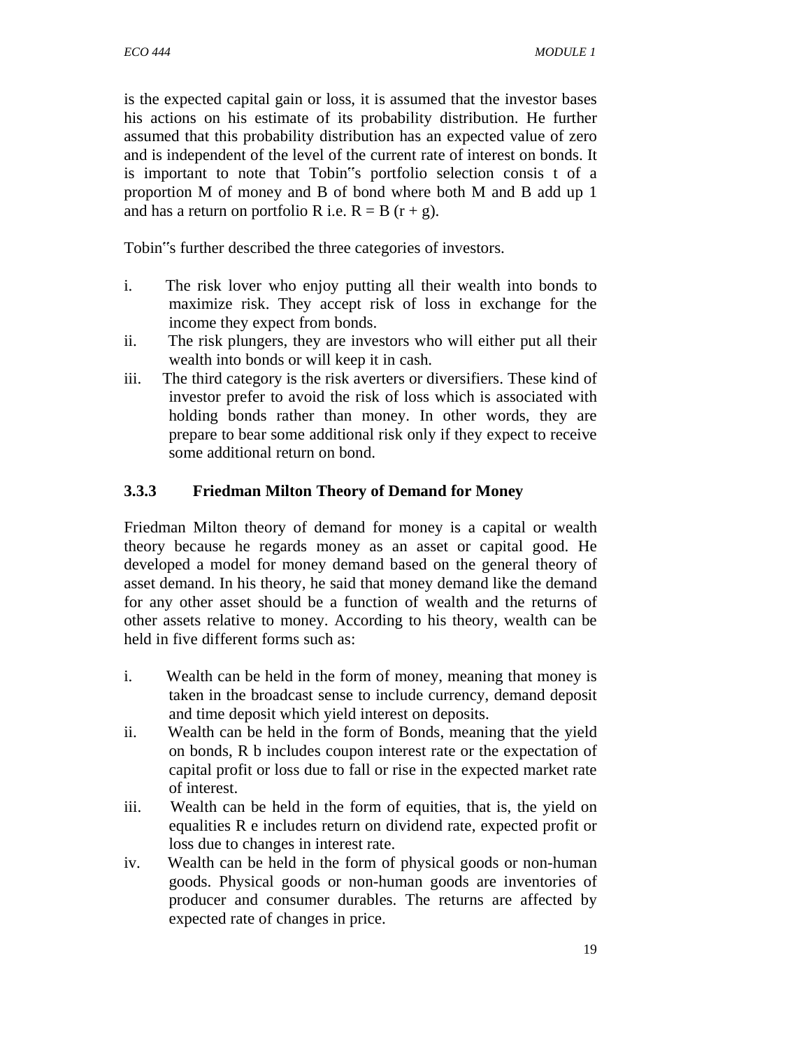is the expected capital gain or loss, it is assumed that the investor bases his actions on his estimate of its probability distribution. He further assumed that this probability distribution has an expected value of zero and is independent of the level of the current rate of interest on bonds. It is important to note that Tobin‟s portfolio selection consis t of a proportion M of money and B of bond where both M and B add up 1 and has a return on portfolio R i.e. $R = B (r + g)$.

Tobin‟s further described the three categories of investors.

i. The risk lover who enjoy putting all their wealth into bonds to maximize risk. They accept risk of loss in exchange for the income they expect from bonds.
ii. The risk plungers, they are investors who will either put all their wealth into bonds or will keep it in cash.
iii. The third category is the risk averters or diversifiers. These kind of investor prefer to avoid the risk of loss which is associated with holding bonds rather than money. In other words, they are prepare to bear some additional risk only if they expect to receive some additional return on bond.

### 3.3.3 Friedman Milton Theory of Demand for Money

Friedman Milton theory of demand for money is a capital or wealth theory because he regards money as an asset or capital good. He developed a model for money demand based on the general theory of asset demand. In his theory, he said that money demand like the demand for any other asset should be a function of wealth and the returns of other assets relative to money. According to his theory, wealth can be held in five different forms such as:

i. Wealth can be held in the form of money, meaning that money is taken in the broadcast sense to include currency, demand deposit and time deposit which yield interest on deposits.
ii. Wealth can be held in the form of Bonds, meaning that the yield on bonds, $R_b$ includes coupon interest rate or the expectation of capital profit or loss due to fall or rise in the expected market rate of interest.
iii. Wealth can be held in the form of equities, that is, the yield on equalities $R_e$ includes return on dividend rate, expected profit or loss due to changes in interest rate.
iv. Wealth can be held in the form of physical goods or non-human goods. Physical goods or non-human goods are inventories of producer and consumer durables. The returns are affected by expected rate of changes in price.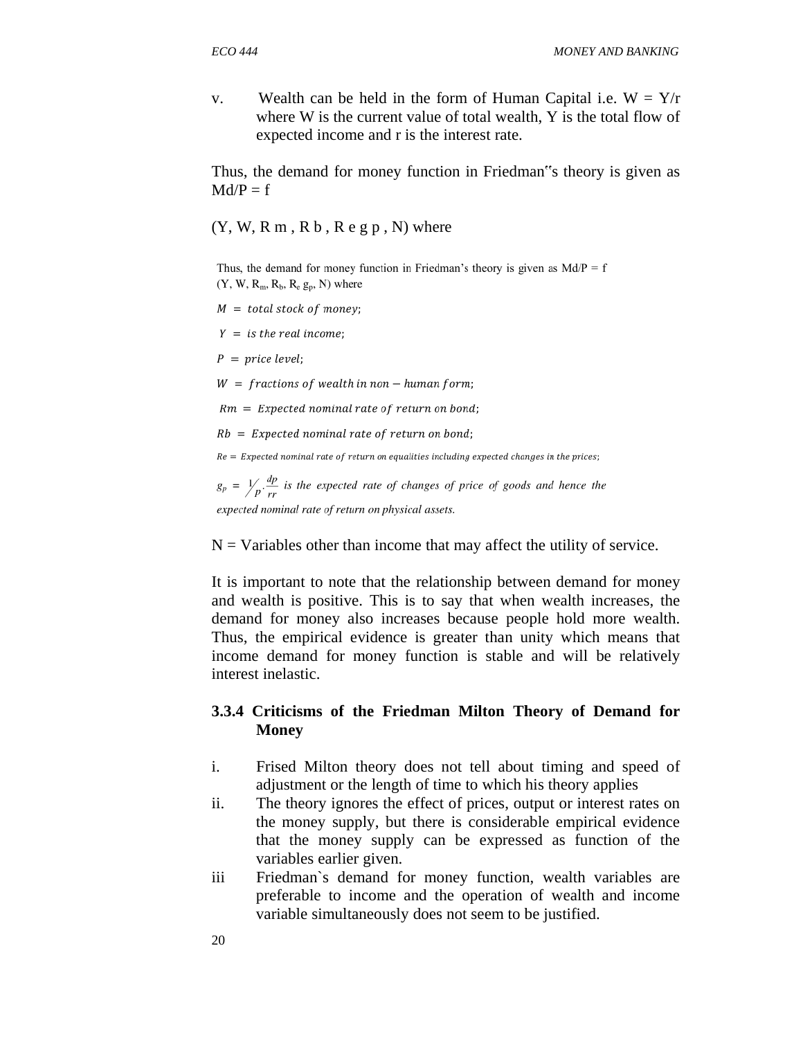v. Wealth can be held in the form of Human Capital i.e. $W = Y/r$ where W is the current value of total wealth, Y is the total flow of expected income and r is the interest rate.

Thus, the demand for money function in Friedman‟s theory is given as Md/P = f

(Y, W, R m , R b , R e g p , N) where

Thus, the demand for money function in Friedman's theory is given as $Md/P = f(Y, W, R_m, R_b, R_e\, g_p, N)$ where

$M$ = *total stock of money*;

$Y$ = *is the real income*;

$P$ = *price level*;

$W$ = *fractions of wealth in non − human form*;

$Rm$ = *Expected nominal rate of return on bond*;

$Rb$ = *Expected nominal rate of return on bond*;

$Re$ = *Expected nominal rate of return on equalities including expected changes in the prices*;

$g_p = \frac{1}{P} \cdot \frac{dp}{rr}$ *is the expected rate of changes of price of goods and hence the expected nominal rate of return on physical assets.*

N = Variables other than income that may affect the utility of service.

It is important to note that the relationship between demand for money and wealth is positive. This is to say that when wealth increases, the demand for money also increases because people hold more wealth. Thus, the empirical evidence is greater than unity which means that income demand for money function is stable and will be relatively interest inelastic.

### 3.3.4 Criticisms of the Friedman Milton Theory of Demand for Money

i. Frised Milton theory does not tell about timing and speed of adjustment or the length of time to which his theory applies
ii. The theory ignores the effect of prices, output or interest rates on the money supply, but there is considerable empirical evidence that the money supply can be expressed as function of the variables earlier given.
iii Friedman`s demand for money function, wealth variables are preferable to income and the operation of wealth and income variable simultaneously does not seem to be justified.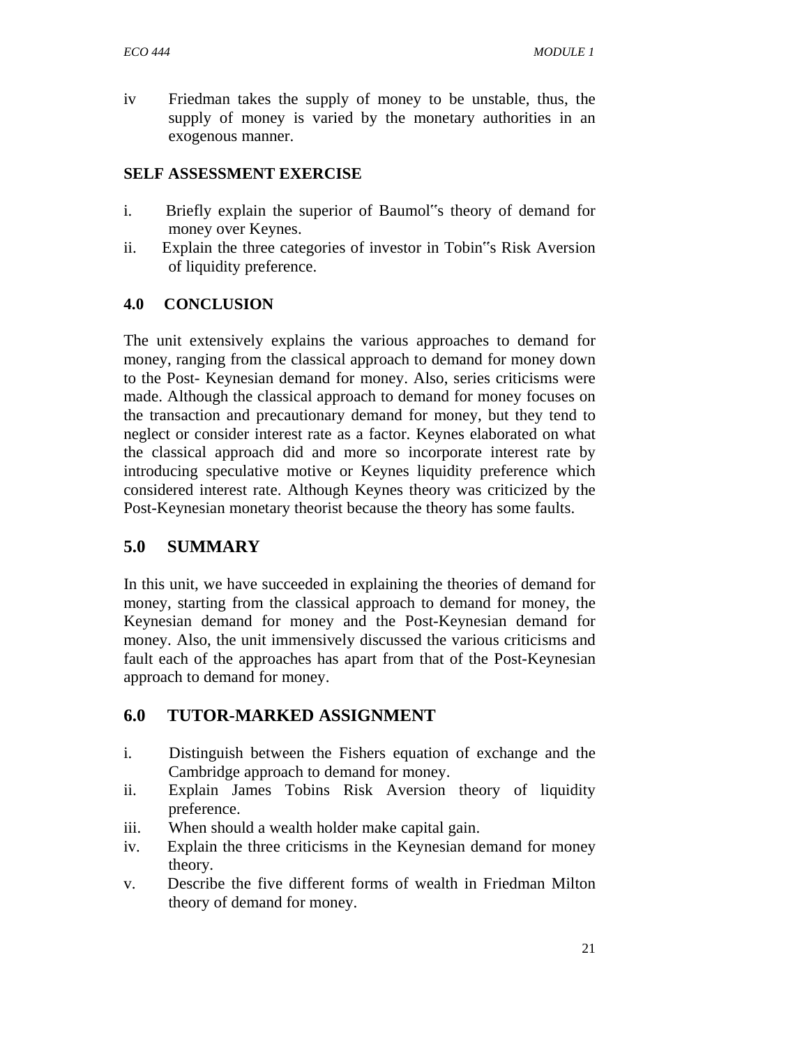iv Friedman takes the supply of money to be unstable, thus, the supply of money is varied by the monetary authorities in an exogenous manner.

**SELF ASSESSMENT EXERCISE**

i. Briefly explain the superior of Baumol‟s theory of demand for money over Keynes.
ii. Explain the three categories of investor in Tobin‟s Risk Aversion of liquidity preference.

## 4.0 CONCLUSION

The unit extensively explains the various approaches to demand for money, ranging from the classical approach to demand for money down to the Post- Keynesian demand for money. Also, series criticisms were made. Although the classical approach to demand for money focuses on the transaction and precautionary demand for money, but they tend to neglect or consider interest rate as a factor. Keynes elaborated on what the classical approach did and more so incorporate interest rate by introducing speculative motive or Keynes liquidity preference which considered interest rate. Although Keynes theory was criticized by the Post-Keynesian monetary theorist because the theory has some faults.

## 5.0 SUMMARY

In this unit, we have succeeded in explaining the theories of demand for money, starting from the classical approach to demand for money, the Keynesian demand for money and the Post-Keynesian demand for money. Also, the unit immensively discussed the various criticisms and fault each of the approaches has apart from that of the Post-Keynesian approach to demand for money.

## 6.0 TUTOR-MARKED ASSIGNMENT

i. Distinguish between the Fishers equation of exchange and the Cambridge approach to demand for money.
ii. Explain James Tobins Risk Aversion theory of liquidity preference.
iii. When should a wealth holder make capital gain.
iv. Explain the three criticisms in the Keynesian demand for money theory.
v. Describe the five different forms of wealth in Friedman Milton theory of demand for money.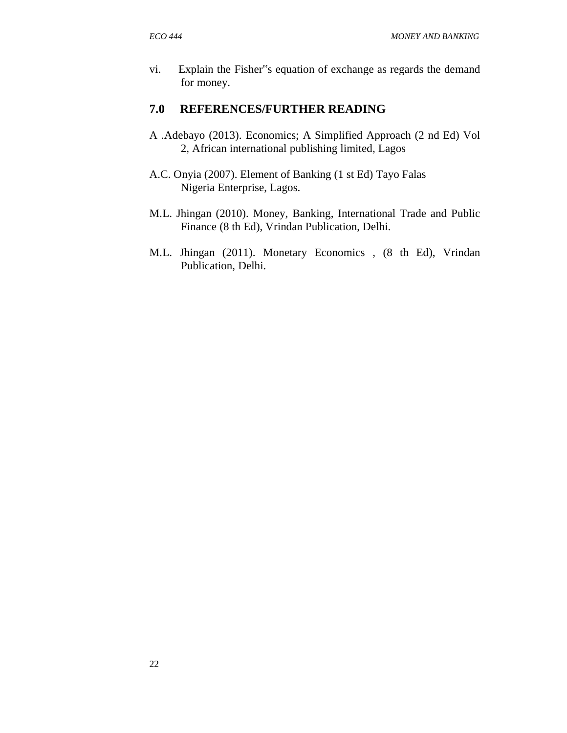vi. Explain the Fisher"s equation of exchange as regards the demand for money.

## 7.0 REFERENCES/FURTHER READING

A .Adebayo (2013). Economics; A Simplified Approach (2 nd Ed) Vol 2, African international publishing limited, Lagos

A.C. Onyia (2007). Element of Banking (1 st Ed) Tayo Falas Nigeria Enterprise, Lagos.

M.L. Jhingan (2010). Money, Banking, International Trade and Public Finance (8 th Ed), Vrindan Publication, Delhi.

M.L. Jhingan (2011). Monetary Economics , (8 th Ed), Vrindan Publication, Delhi.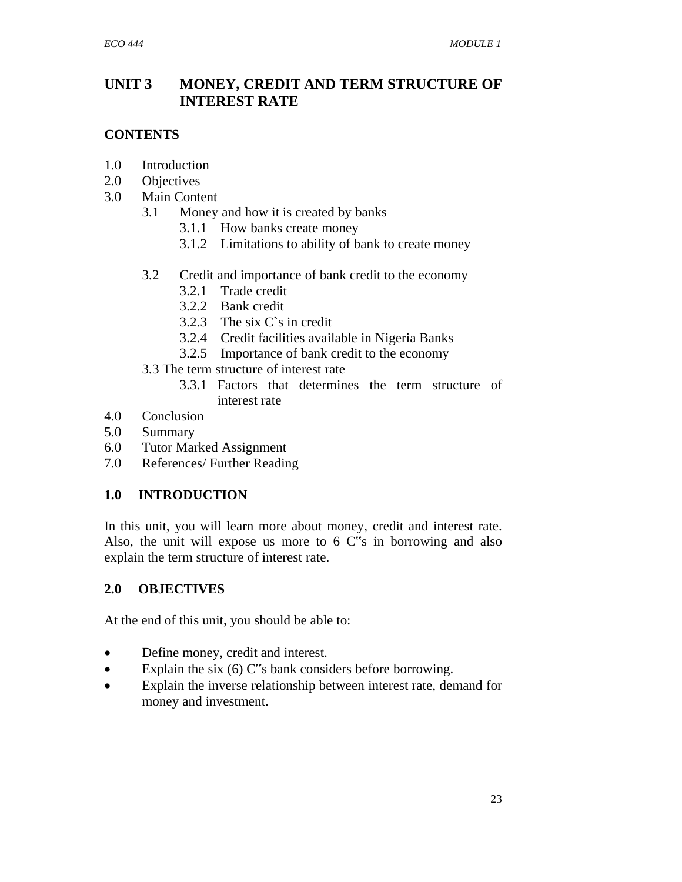# UNIT 3 MONEY, CREDIT AND TERM STRUCTURE OF INTEREST RATE

## CONTENTS

1.0 Introduction
2.0 Objectives
3.0 Main Content
  - 3.1 Money and how it is created by banks
    - 3.1.1 How banks create money
    - 3.1.2 Limitations to ability of bank to create money
  - 3.2 Credit and importance of bank credit to the economy
    - 3.2.1 Trade credit
    - 3.2.2 Bank credit
    - 3.2.3 The six C`s in credit
    - 3.2.4 Credit facilities available in Nigeria Banks
    - 3.2.5 Importance of bank credit to the economy
  - 3.3 The term structure of interest rate
    - 3.3.1 Factors that determines the term structure of interest rate

4.0 Conclusion
5.0 Summary
6.0 Tutor Marked Assignment
7.0 References/ Further Reading

## 1.0 INTRODUCTION

In this unit, you will learn more about money, credit and interest rate. Also, the unit will expose us more to 6 C‟s in borrowing and also explain the term structure of interest rate.

## 2.0 OBJECTIVES

At the end of this unit, you should be able to:

- Define money, credit and interest.
- Explain the six (6) C‟s bank considers before borrowing.
- Explain the inverse relationship between interest rate, demand for money and investment.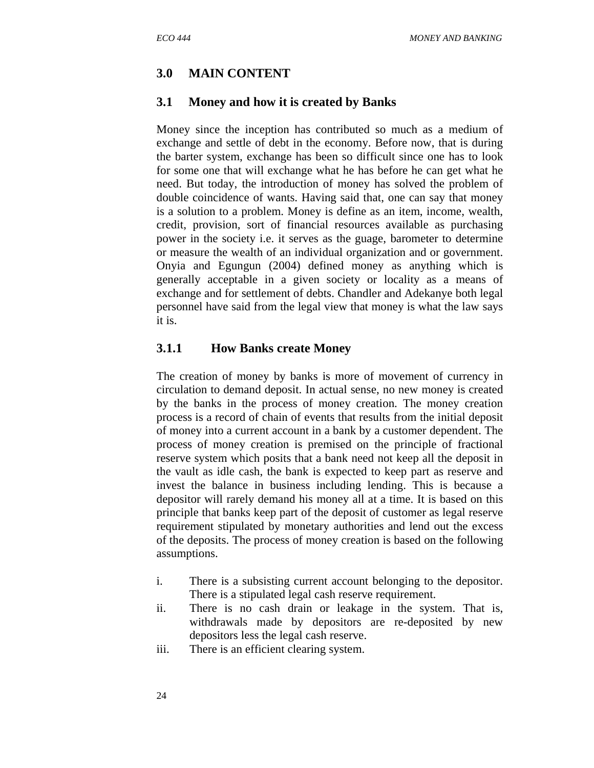## 3.0 MAIN CONTENT

### 3.1 Money and how it is created by Banks

Money since the inception has contributed so much as a medium of exchange and settle of debt in the economy. Before now, that is during the barter system, exchange has been so difficult since one has to look for some one that will exchange what he has before he can get what he need. But today, the introduction of money has solved the problem of double coincidence of wants. Having said that, one can say that money is a solution to a problem. Money is define as an item, income, wealth, credit, provision, sort of financial resources available as purchasing power in the society i.e. it serves as the guage, barometer to determine or measure the wealth of an individual organization and or government. Onyia and Egungun (2004) defined money as anything which is generally acceptable in a given society or locality as a means of exchange and for settlement of debts. Chandler and Adekanye both legal personnel have said from the legal view that money is what the law says it is.

#### 3.1.1 How Banks create Money

The creation of money by banks is more of movement of currency in circulation to demand deposit. In actual sense, no new money is created by the banks in the process of money creation. The money creation process is a record of chain of events that results from the initial deposit of money into a current account in a bank by a customer dependent. The process of money creation is premised on the principle of fractional reserve system which posits that a bank need not keep all the deposit in the vault as idle cash, the bank is expected to keep part as reserve and invest the balance in business including lending. This is because a depositor will rarely demand his money all at a time. It is based on this principle that banks keep part of the deposit of customer as legal reserve requirement stipulated by monetary authorities and lend out the excess of the deposits. The process of money creation is based on the following assumptions.

i. There is a subsisting current account belonging to the depositor. There is a stipulated legal cash reserve requirement.
ii. There is no cash drain or leakage in the system. That is, withdrawals made by depositors are re-deposited by new depositors less the legal cash reserve.
iii. There is an efficient clearing system.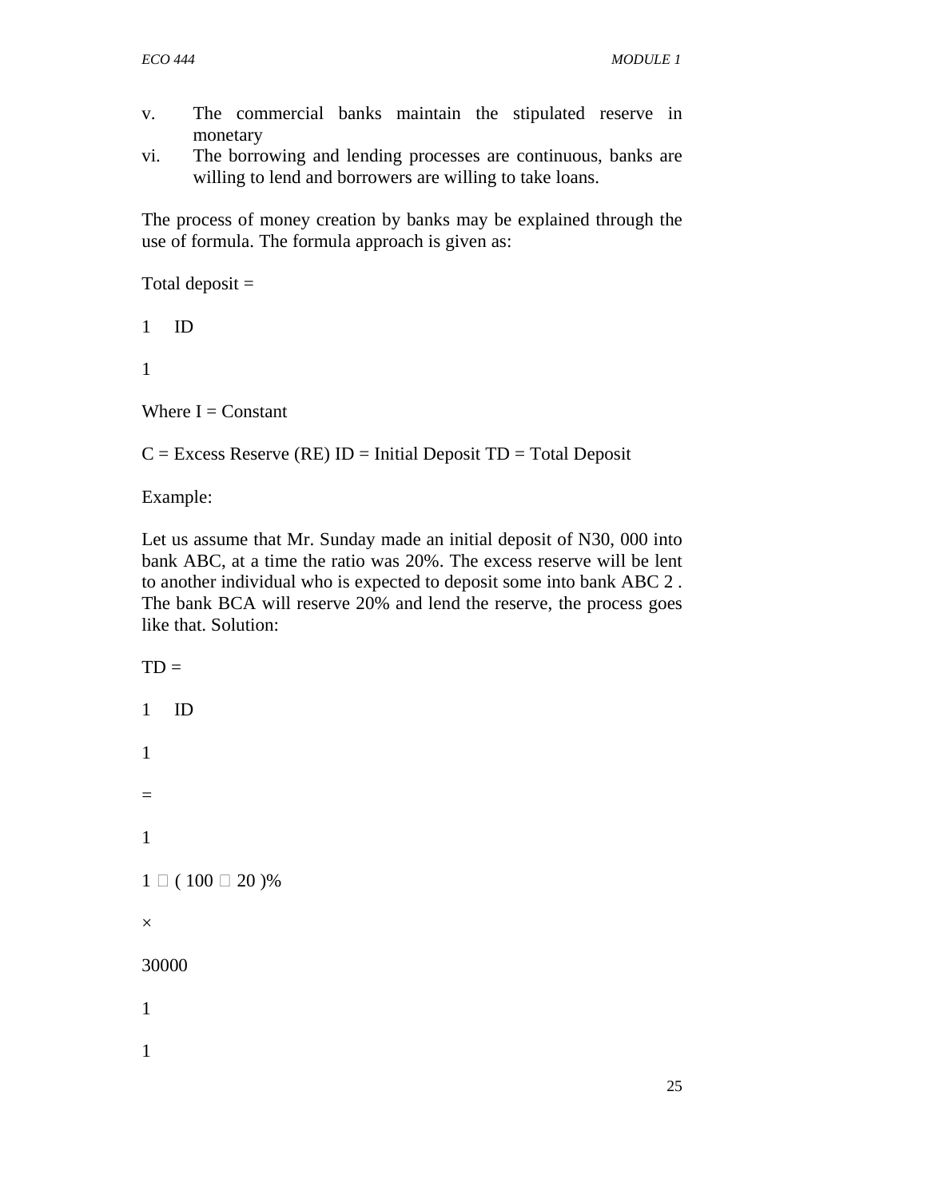v. The commercial banks maintain the stipulated reserve in monetary

vi. The borrowing and lending processes are continuous, banks are willing to lend and borrowers are willing to take loans.

The process of money creation by banks may be explained through the use of formula. The formula approach is given as:

Total deposit =

1 ID

1

Where I = Constant

C = Excess Reserve (RE) ID = Initial Deposit TD = Total Deposit

Example:

Let us assume that Mr. Sunday made an initial deposit of N30, 000 into bank ABC, at a time the ratio was 20%. The excess reserve will be lent to another individual who is expected to deposit some into bank ABC 2 . The bank BCA will reserve 20% and lend the reserve, the process goes like that. Solution:

TD =

1 ID

1

=

1

1 □ ( 100 □ 20 )%

×

30000

1

1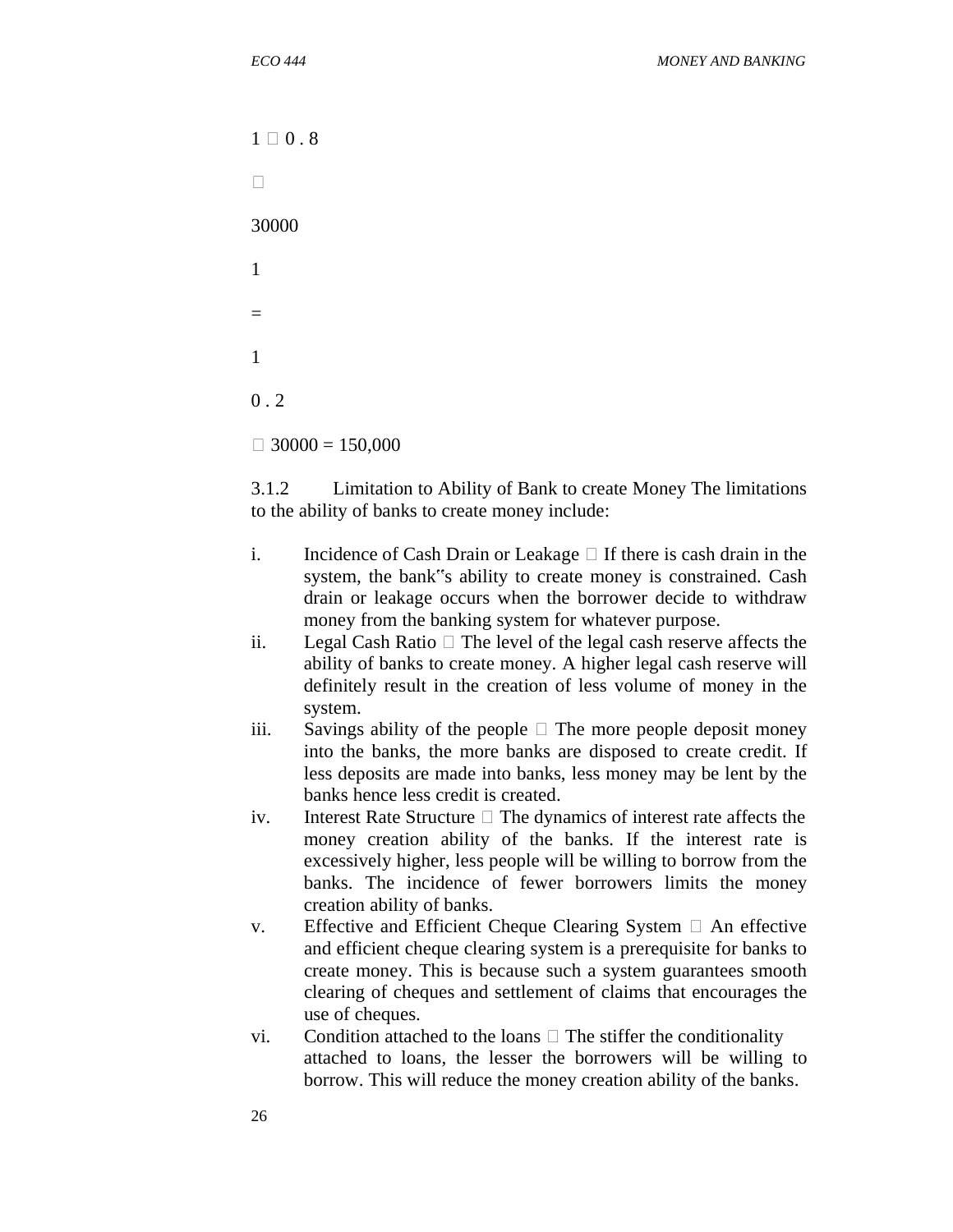$$\frac{1}{1 - 0.8} \times 30000 = \frac{1}{0.2} \times 30000 = 150,000$$

### 3.1.2 Limitation to Ability of Bank to create Money

The limitations to the ability of banks to create money include:

i. Incidence of Cash Drain or Leakage – If there is cash drain in the system, the bank‟s ability to create money is constrained. Cash drain or leakage occurs when the borrower decide to withdraw money from the banking system for whatever purpose.

ii. Legal Cash Ratio – The level of the legal cash reserve affects the ability of banks to create money. A higher legal cash reserve will definitely result in the creation of less volume of money in the system.

iii. Savings ability of the people – The more people deposit money into the banks, the more banks are disposed to create credit. If less deposits are made into banks, less money may be lent by the banks hence less credit is created.

iv. Interest Rate Structure – The dynamics of interest rate affects the money creation ability of the banks. If the interest rate is excessively higher, less people will be willing to borrow from the banks. The incidence of fewer borrowers limits the money creation ability of banks.

v. Effective and Efficient Cheque Clearing System – An effective and efficient cheque clearing system is a prerequisite for banks to create money. This is because such a system guarantees smooth clearing of cheques and settlement of claims that encourages the use of cheques.

vi. Condition attached to the loans – The stiffer the conditionality attached to loans, the lesser the borrowers will be willing to borrow. This will reduce the money creation ability of the banks.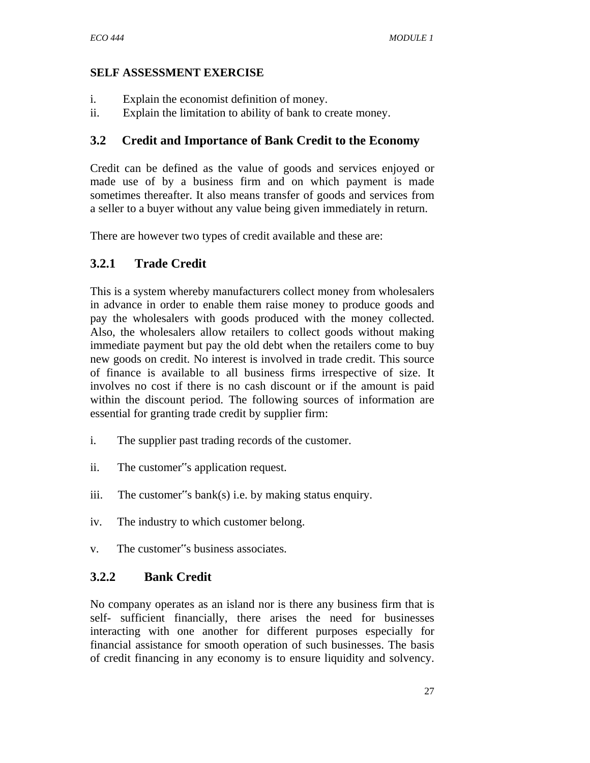**SELF ASSESSMENT EXERCISE**

i. Explain the economist definition of money.
ii. Explain the limitation to ability of bank to create money.

## 3.2 Credit and Importance of Bank Credit to the Economy

Credit can be defined as the value of goods and services enjoyed or made use of by a business firm and on which payment is made sometimes thereafter. It also means transfer of goods and services from a seller to a buyer without any value being given immediately in return.

There are however two types of credit available and these are:

### 3.2.1 Trade Credit

This is a system whereby manufacturers collect money from wholesalers in advance in order to enable them raise money to produce goods and pay the wholesalers with goods produced with the money collected. Also, the wholesalers allow retailers to collect goods without making immediate payment but pay the old debt when the retailers come to buy new goods on credit. No interest is involved in trade credit. This source of finance is available to all business firms irrespective of size. It involves no cost if there is no cash discount or if the amount is paid within the discount period. The following sources of information are essential for granting trade credit by supplier firm:

i. The supplier past trading records of the customer.

ii. The customer‟s application request.

iii. The customer‟s bank(s) i.e. by making status enquiry.

iv. The industry to which customer belong.

v. The customer‟s business associates.

### 3.2.2 Bank Credit

No company operates as an island nor is there any business firm that is self- sufficient financially, there arises the need for businesses interacting with one another for different purposes especially for financial assistance for smooth operation of such businesses. The basis of credit financing in any economy is to ensure liquidity and solvency.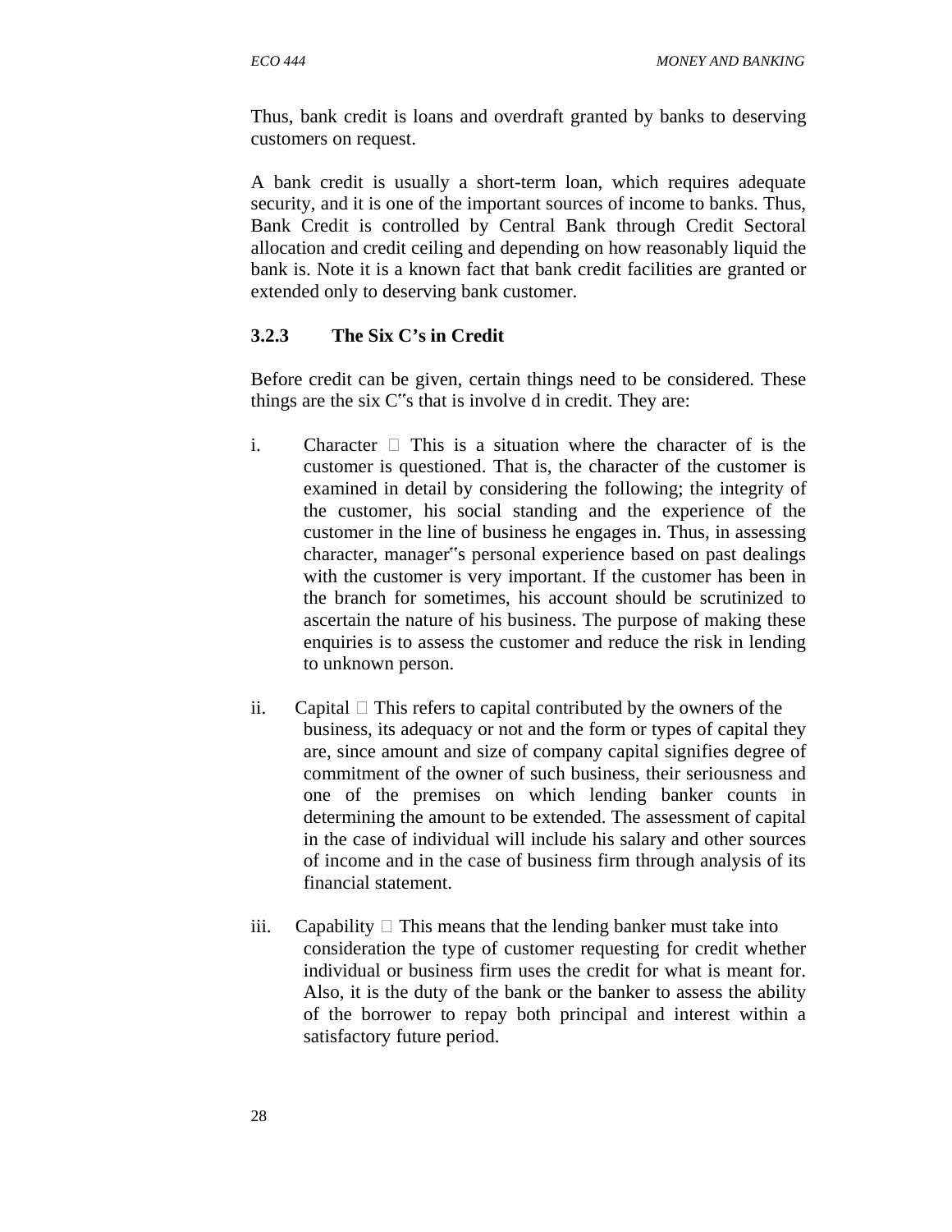Thus, bank credit is loans and overdraft granted by banks to deserving customers on request.

A bank credit is usually a short-term loan, which requires adequate security, and it is one of the important sources of income to banks. Thus, Bank Credit is controlled by Central Bank through Credit Sectoral allocation and credit ceiling and depending on how reasonably liquid the bank is. Note it is a known fact that bank credit facilities are granted or extended only to deserving bank customer.

### 3.2.3 The Six C's in Credit

Before credit can be given, certain things need to be considered. These things are the six C‟s that is involve d in credit. They are:

i. Character  This is a situation where the character of is the customer is questioned. That is, the character of the customer is examined in detail by considering the following; the integrity of the customer, his social standing and the experience of the customer in the line of business he engages in. Thus, in assessing character, manager‟s personal experience based on past dealings with the customer is very important. If the customer has been in the branch for sometimes, his account should be scrutinized to ascertain the nature of his business. The purpose of making these enquiries is to assess the customer and reduce the risk in lending to unknown person.

ii. Capital  This refers to capital contributed by the owners of the business, its adequacy or not and the form or types of capital they are, since amount and size of company capital signifies degree of commitment of the owner of such business, their seriousness and one of the premises on which lending banker counts in determining the amount to be extended. The assessment of capital in the case of individual will include his salary and other sources of income and in the case of business firm through analysis of its financial statement.

iii. Capability  This means that the lending banker must take into consideration the type of customer requesting for credit whether individual or business firm uses the credit for what is meant for. Also, it is the duty of the bank or the banker to assess the ability of the borrower to repay both principal and interest within a satisfactory future period.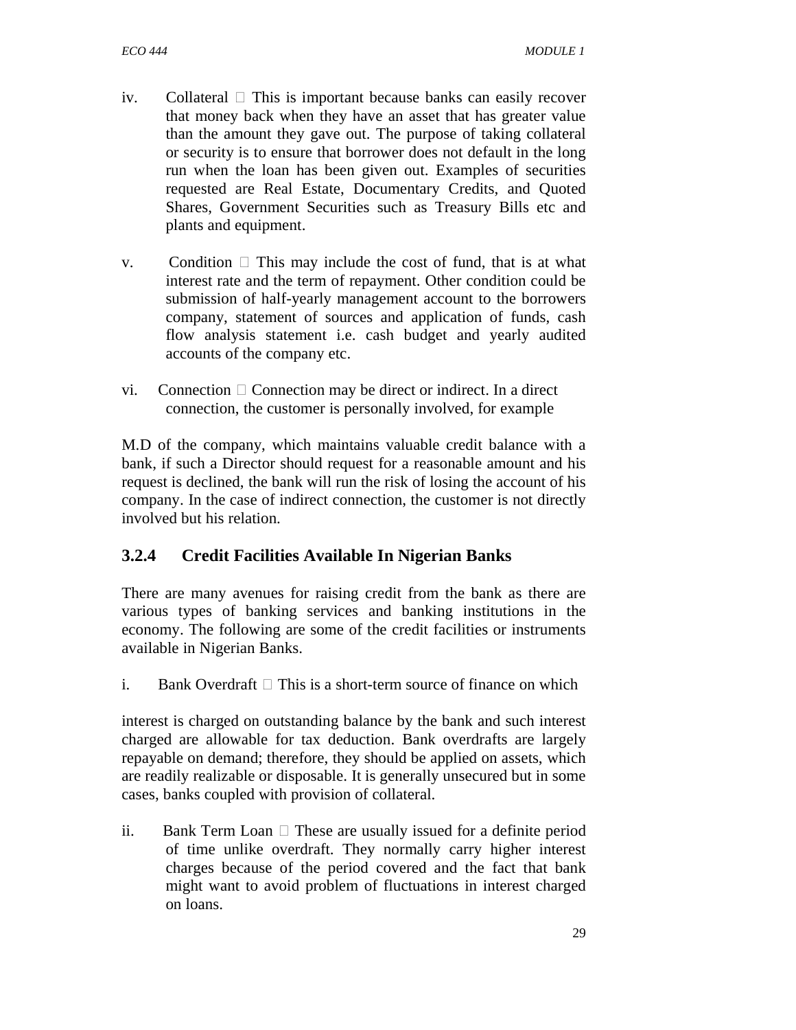iv. Collateral  This is important because banks can easily recover that money back when they have an asset that has greater value than the amount they gave out. The purpose of taking collateral or security is to ensure that borrower does not default in the long run when the loan has been given out. Examples of securities requested are Real Estate, Documentary Credits, and Quoted Shares, Government Securities such as Treasury Bills etc and plants and equipment.

v. Condition  This may include the cost of fund, that is at what interest rate and the term of repayment. Other condition could be submission of half-yearly management account to the borrowers company, statement of sources and application of funds, cash flow analysis statement i.e. cash budget and yearly audited accounts of the company etc.

vi. Connection  Connection may be direct or indirect. In a direct connection, the customer is personally involved, for example

M.D of the company, which maintains valuable credit balance with a bank, if such a Director should request for a reasonable amount and his request is declined, the bank will run the risk of losing the account of his company. In the case of indirect connection, the customer is not directly involved but his relation.

### 3.2.4 Credit Facilities Available In Nigerian Banks

There are many avenues for raising credit from the bank as there are various types of banking services and banking institutions in the economy. The following are some of the credit facilities or instruments available in Nigerian Banks.

i. Bank Overdraft  This is a short-term source of finance on which

interest is charged on outstanding balance by the bank and such interest charged are allowable for tax deduction. Bank overdrafts are largely repayable on demand; therefore, they should be applied on assets, which are readily realizable or disposable. It is generally unsecured but in some cases, banks coupled with provision of collateral.

ii. Bank Term Loan  These are usually issued for a definite period of time unlike overdraft. They normally carry higher interest charges because of the period covered and the fact that bank might want to avoid problem of fluctuations in interest charged on loans.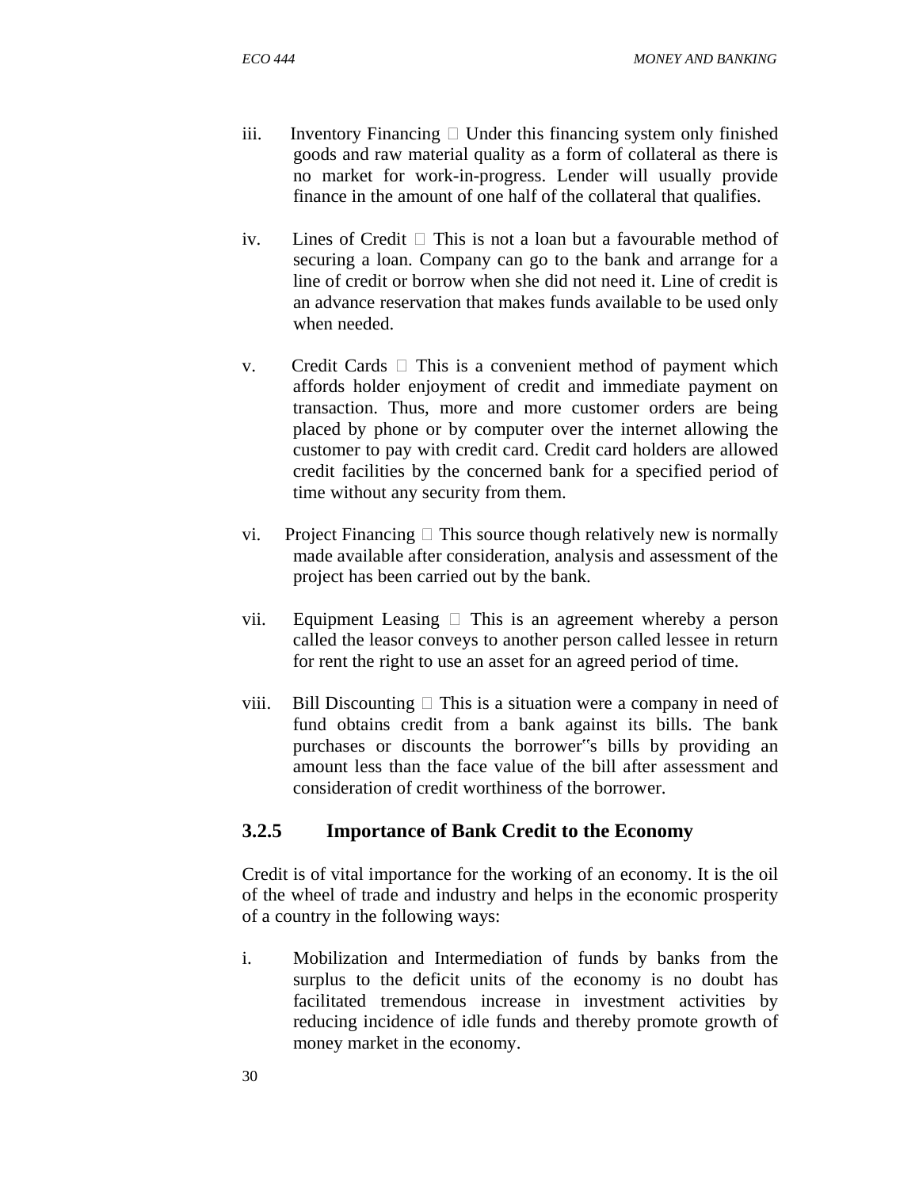iii. Inventory Financing  Under this financing system only finished goods and raw material quality as a form of collateral as there is no market for work-in-progress. Lender will usually provide finance in the amount of one half of the collateral that qualifies.

iv. Lines of Credit  This is not a loan but a favourable method of securing a loan. Company can go to the bank and arrange for a line of credit or borrow when she did not need it. Line of credit is an advance reservation that makes funds available to be used only when needed.

v. Credit Cards  This is a convenient method of payment which affords holder enjoyment of credit and immediate payment on transaction. Thus, more and more customer orders are being placed by phone or by computer over the internet allowing the customer to pay with credit card. Credit card holders are allowed credit facilities by the concerned bank for a specified period of time without any security from them.

vi. Project Financing  This source though relatively new is normally made available after consideration, analysis and assessment of the project has been carried out by the bank.

vii. Equipment Leasing  This is an agreement whereby a person called the leasor conveys to another person called lessee in return for rent the right to use an asset for an agreed period of time.

viii. Bill Discounting  This is a situation were a company in need of fund obtains credit from a bank against its bills. The bank purchases or discounts the borrower‟s bills by providing an amount less than the face value of the bill after assessment and consideration of credit worthiness of the borrower.

### 3.2.5 Importance of Bank Credit to the Economy

Credit is of vital importance for the working of an economy. It is the oil of the wheel of trade and industry and helps in the economic prosperity of a country in the following ways:

i. Mobilization and Intermediation of funds by banks from the surplus to the deficit units of the economy is no doubt has facilitated tremendous increase in investment activities by reducing incidence of idle funds and thereby promote growth of money market in the economy.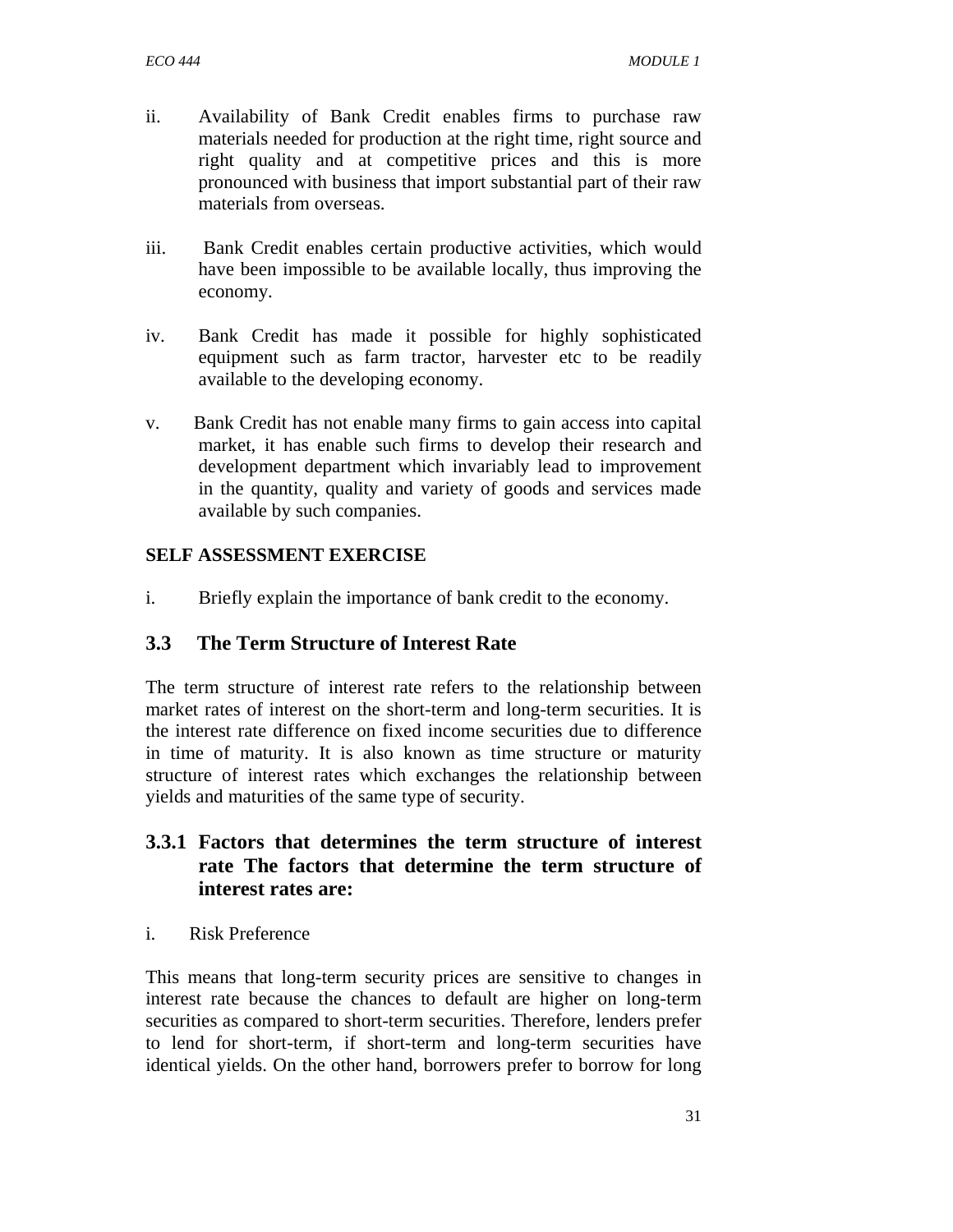ii. Availability of Bank Credit enables firms to purchase raw materials needed for production at the right time, right source and right quality and at competitive prices and this is more pronounced with business that import substantial part of their raw materials from overseas.

iii. Bank Credit enables certain productive activities, which would have been impossible to be available locally, thus improving the economy.

iv. Bank Credit has made it possible for highly sophisticated equipment such as farm tractor, harvester etc to be readily available to the developing economy.

v. Bank Credit has not enable many firms to gain access into capital market, it has enable such firms to develop their research and development department which invariably lead to improvement in the quantity, quality and variety of goods and services made available by such companies.

**SELF ASSESSMENT EXERCISE**

i. Briefly explain the importance of bank credit to the economy.

## 3.3 The Term Structure of Interest Rate

The term structure of interest rate refers to the relationship between market rates of interest on the short-term and long-term securities. It is the interest rate difference on fixed income securities due to difference in time of maturity. It is also known as time structure or maturity structure of interest rates which exchanges the relationship between yields and maturities of the same type of security.

### 3.3.1 Factors that determines the term structure of interest rate The factors that determine the term structure of interest rates are:

i. Risk Preference

This means that long-term security prices are sensitive to changes in interest rate because the chances to default are higher on long-term securities as compared to short-term securities. Therefore, lenders prefer to lend for short-term, if short-term and long-term securities have identical yields. On the other hand, borrowers prefer to borrow for long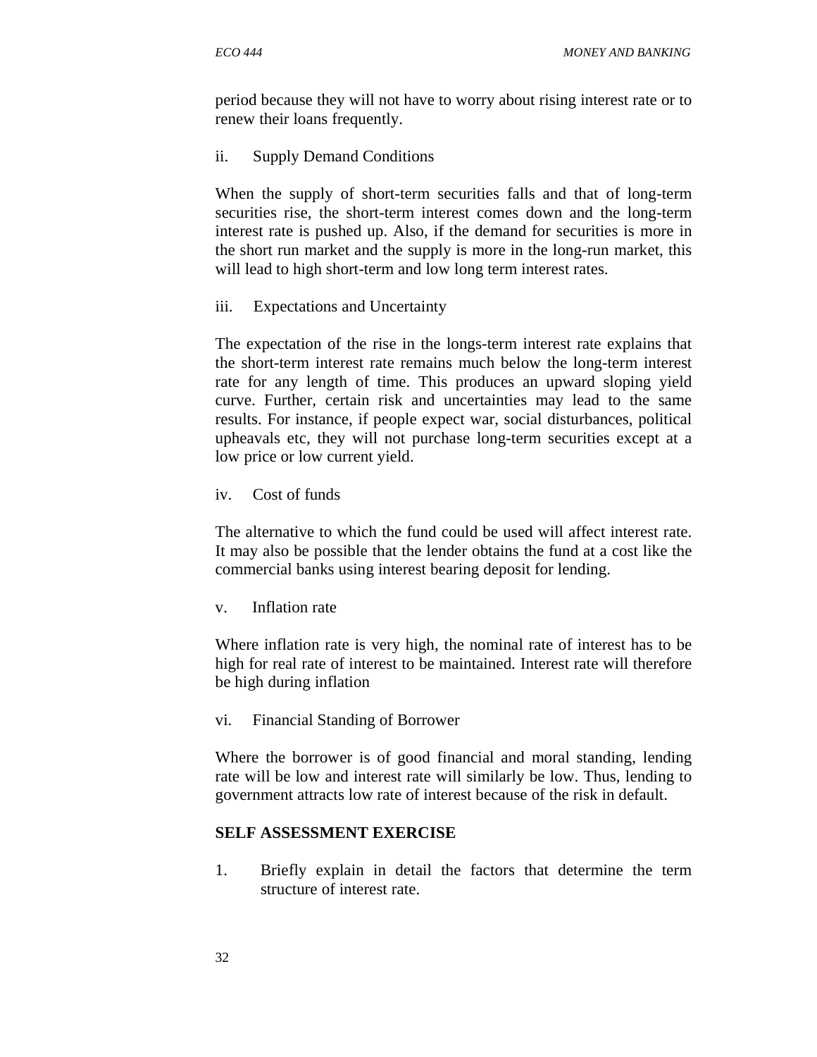period because they will not have to worry about rising interest rate or to renew their loans frequently.

ii. Supply Demand Conditions

When the supply of short-term securities falls and that of long-term securities rise, the short-term interest comes down and the long-term interest rate is pushed up. Also, if the demand for securities is more in the short run market and the supply is more in the long-run market, this will lead to high short-term and low long term interest rates.

iii. Expectations and Uncertainty

The expectation of the rise in the longs-term interest rate explains that the short-term interest rate remains much below the long-term interest rate for any length of time. This produces an upward sloping yield curve. Further, certain risk and uncertainties may lead to the same results. For instance, if people expect war, social disturbances, political upheavals etc, they will not purchase long-term securities except at a low price or low current yield.

iv. Cost of funds

The alternative to which the fund could be used will affect interest rate. It may also be possible that the lender obtains the fund at a cost like the commercial banks using interest bearing deposit for lending.

v. Inflation rate

Where inflation rate is very high, the nominal rate of interest has to be high for real rate of interest to be maintained. Interest rate will therefore be high during inflation

vi. Financial Standing of Borrower

Where the borrower is of good financial and moral standing, lending rate will be low and interest rate will similarly be low. Thus, lending to government attracts low rate of interest because of the risk in default.

**SELF ASSESSMENT EXERCISE**

1. Briefly explain in detail the factors that determine the term structure of interest rate.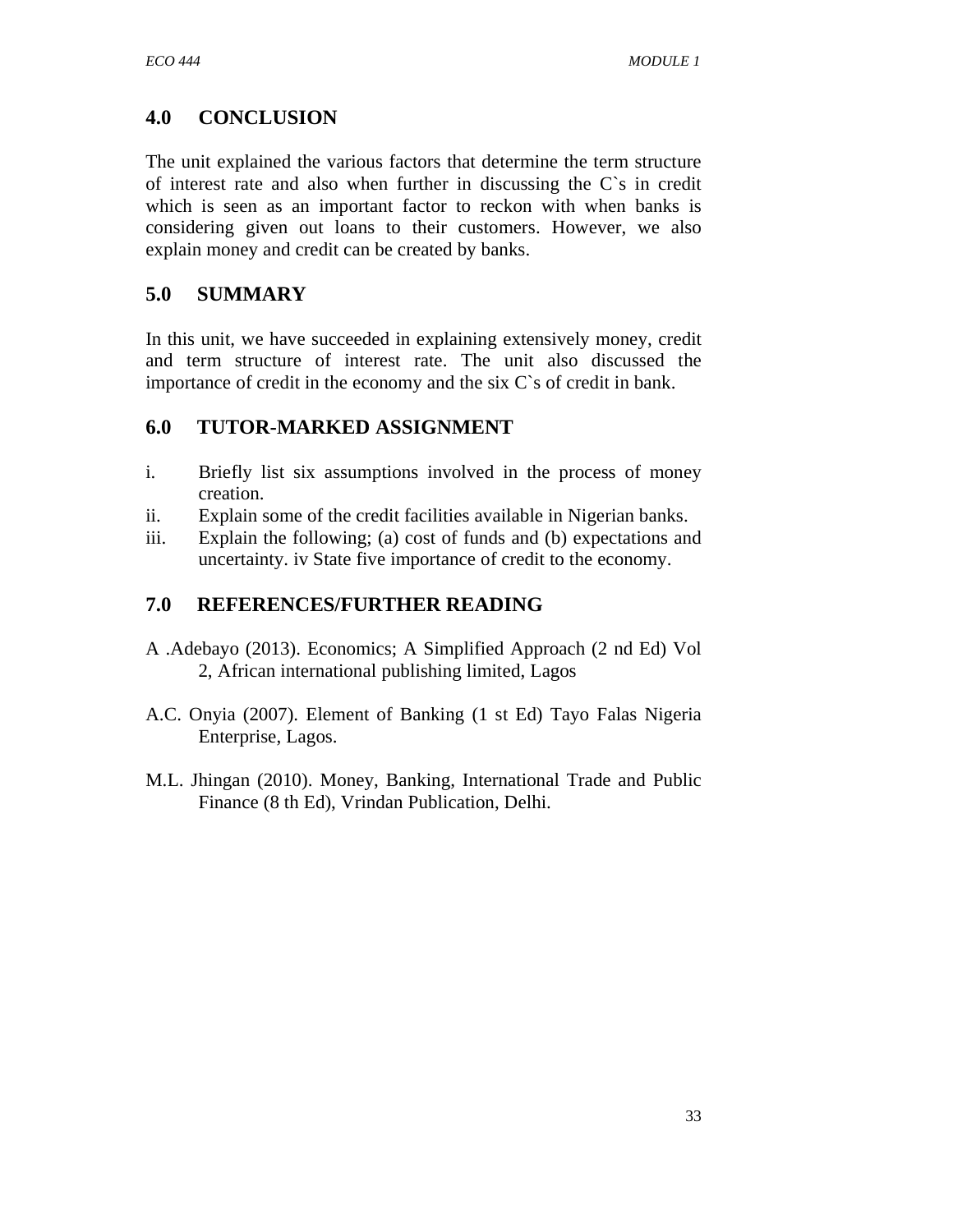## 4.0 CONCLUSION

The unit explained the various factors that determine the term structure of interest rate and also when further in discussing the C`s in credit which is seen as an important factor to reckon with when banks is considering given out loans to their customers. However, we also explain money and credit can be created by banks.

## 5.0 SUMMARY

In this unit, we have succeeded in explaining extensively money, credit and term structure of interest rate. The unit also discussed the importance of credit in the economy and the six C`s of credit in bank.

## 6.0 TUTOR-MARKED ASSIGNMENT

i. Briefly list six assumptions involved in the process of money creation.
ii. Explain some of the credit facilities available in Nigerian banks.
iii. Explain the following; (a) cost of funds and (b) expectations and uncertainty. iv State five importance of credit to the economy.

## 7.0 REFERENCES/FURTHER READING

A .Adebayo (2013). Economics; A Simplified Approach (2 nd Ed) Vol 2, African international publishing limited, Lagos

A.C. Onyia (2007). Element of Banking (1 st Ed) Tayo Falas Nigeria Enterprise, Lagos.

M.L. Jhingan (2010). Money, Banking, International Trade and Public Finance (8 th Ed), Vrindan Publication, Delhi.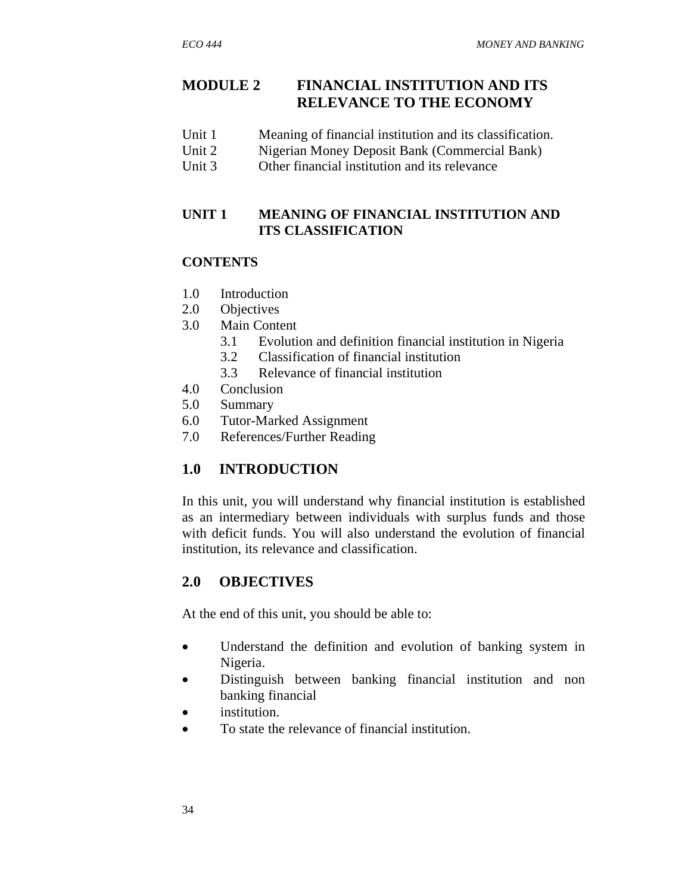# MODULE 2 FINANCIAL INSTITUTION AND ITS RELEVANCE TO THE ECONOMY

Unit 1 Meaning of financial institution and its classification.
Unit 2 Nigerian Money Deposit Bank (Commercial Bank)
Unit 3 Other financial institution and its relevance

## UNIT 1 MEANING OF FINANCIAL INSTITUTION AND ITS CLASSIFICATION

**CONTENTS**

1.0 Introduction
2.0 Objectives
3.0 Main Content
 3.1 Evolution and definition financial institution in Nigeria
 3.2 Classification of financial institution
 3.3 Relevance of financial institution
4.0 Conclusion
5.0 Summary
6.0 Tutor-Marked Assignment
7.0 References/Further Reading

## 1.0 INTRODUCTION

In this unit, you will understand why financial institution is established as an intermediary between individuals with surplus funds and those with deficit funds. You will also understand the evolution of financial institution, its relevance and classification.

## 2.0 OBJECTIVES

At the end of this unit, you should be able to:

- Understand the definition and evolution of banking system in Nigeria.
- Distinguish between banking financial institution and non banking financial
- institution.
- To state the relevance of financial institution.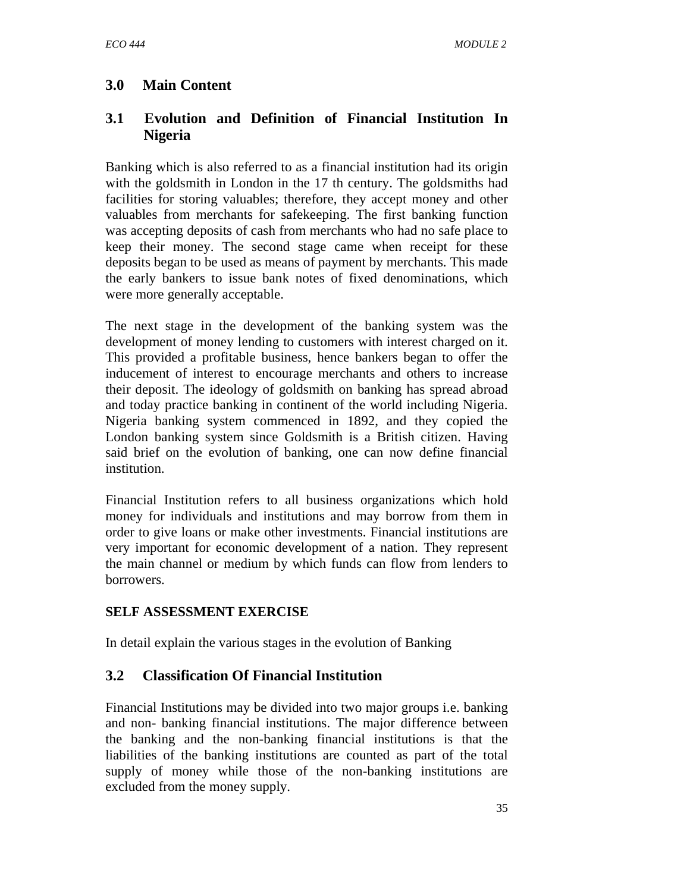## 3.0 Main Content

### 3.1 Evolution and Definition of Financial Institution In Nigeria

Banking which is also referred to as a financial institution had its origin with the goldsmith in London in the 17 th century. The goldsmiths had facilities for storing valuables; therefore, they accept money and other valuables from merchants for safekeeping. The first banking function was accepting deposits of cash from merchants who had no safe place to keep their money. The second stage came when receipt for these deposits began to be used as means of payment by merchants. This made the early bankers to issue bank notes of fixed denominations, which were more generally acceptable.

The next stage in the development of the banking system was the development of money lending to customers with interest charged on it. This provided a profitable business, hence bankers began to offer the inducement of interest to encourage merchants and others to increase their deposit. The ideology of goldsmith on banking has spread abroad and today practice banking in continent of the world including Nigeria. Nigeria banking system commenced in 1892, and they copied the London banking system since Goldsmith is a British citizen. Having said brief on the evolution of banking, one can now define financial institution.

Financial Institution refers to all business organizations which hold money for individuals and institutions and may borrow from them in order to give loans or make other investments. Financial institutions are very important for economic development of a nation. They represent the main channel or medium by which funds can flow from lenders to borrowers.

**SELF ASSESSMENT EXERCISE**

In detail explain the various stages in the evolution of Banking

### 3.2 Classification Of Financial Institution

Financial Institutions may be divided into two major groups i.e. banking and non- banking financial institutions. The major difference between the banking and the non-banking financial institutions is that the liabilities of the banking institutions are counted as part of the total supply of money while those of the non-banking institutions are excluded from the money supply.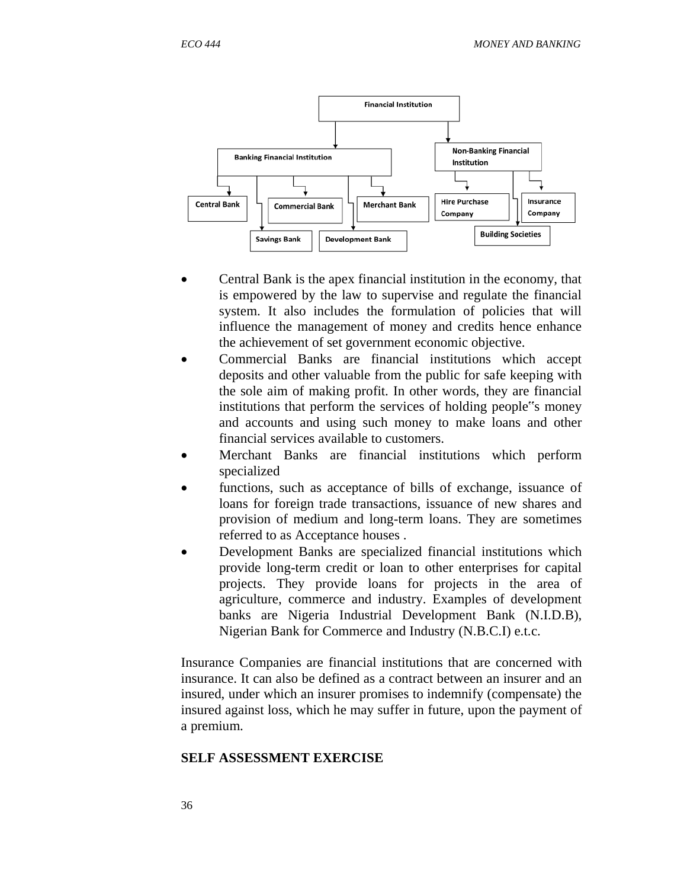- Financial Institution
  - Banking Financial Institution
    - Central Bank
    - Commercial Bank
    - Merchant Bank
    - Savings Bank
    - Development Bank
  - Non-Banking Financial Institution
    - Hire Purchase Company
    - Insurance Company
    - Building Societies

- Central Bank is the apex financial institution in the economy, that is empowered by the law to supervise and regulate the financial system. It also includes the formulation of policies that will influence the management of money and credits hence enhance the achievement of set government economic objective.
- Commercial Banks are financial institutions which accept deposits and other valuable from the public for safe keeping with the sole aim of making profit. In other words, they are financial institutions that perform the services of holding people‟s money and accounts and using such money to make loans and other financial services available to customers.
- Merchant Banks are financial institutions which perform specialized
- functions, such as acceptance of bills of exchange, issuance of loans for foreign trade transactions, issuance of new shares and provision of medium and long-term loans. They are sometimes referred to as Acceptance houses .
- Development Banks are specialized financial institutions which provide long-term credit or loan to other enterprises for capital projects. They provide loans for projects in the area of agriculture, commerce and industry. Examples of development banks are Nigeria Industrial Development Bank (N.I.D.B), Nigerian Bank for Commerce and Industry (N.B.C.I) e.t.c.

Insurance Companies are financial institutions that are concerned with insurance. It can also be defined as a contract between an insurer and an insured, under which an insurer promises to indemnify (compensate) the insured against loss, which he may suffer in future, upon the payment of a premium.

**SELF ASSESSMENT EXERCISE**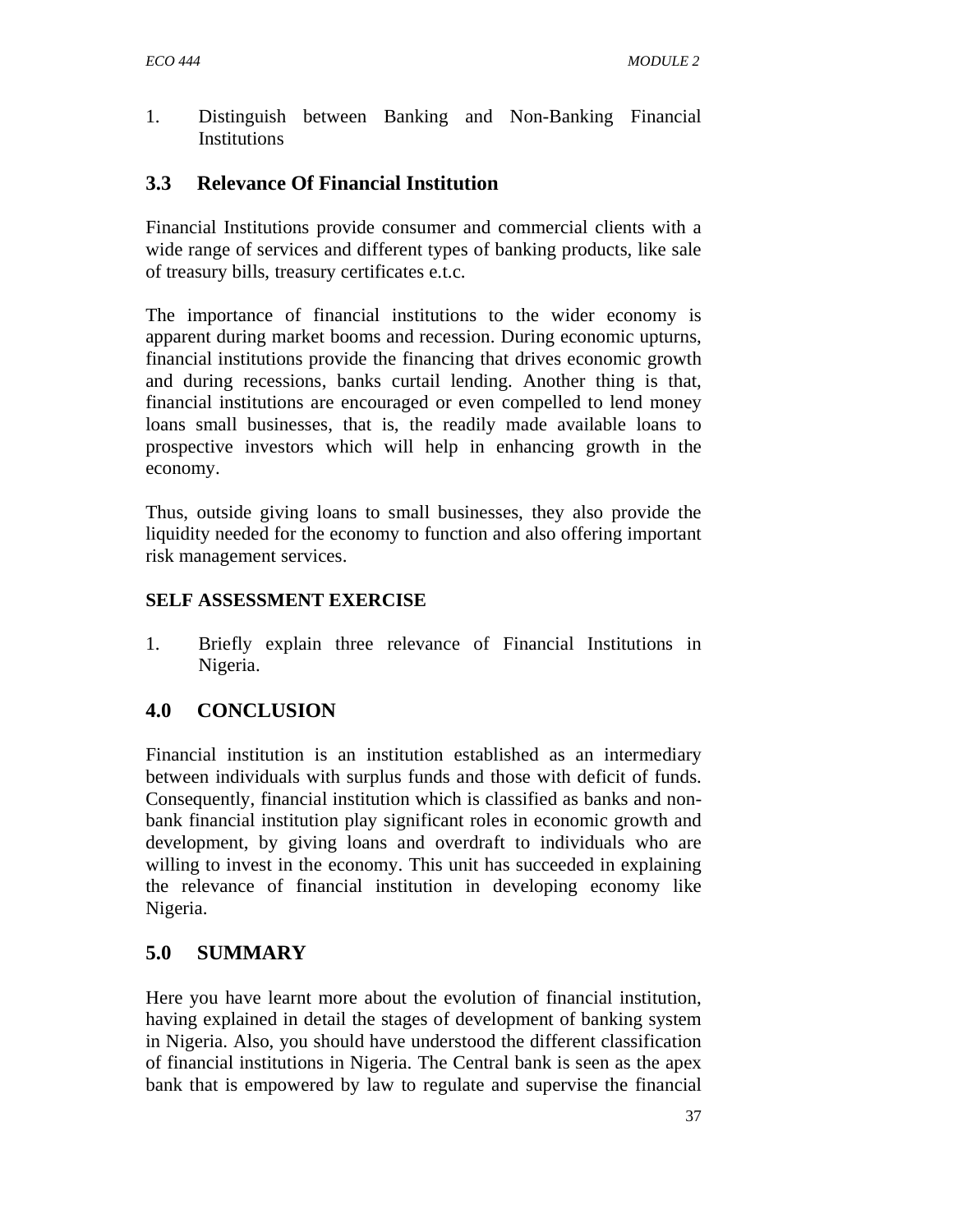1. Distinguish between Banking and Non-Banking Financial Institutions

## 3.3 Relevance Of Financial Institution

Financial Institutions provide consumer and commercial clients with a wide range of services and different types of banking products, like sale of treasury bills, treasury certificates e.t.c.

The importance of financial institutions to the wider economy is apparent during market booms and recession. During economic upturns, financial institutions provide the financing that drives economic growth and during recessions, banks curtail lending. Another thing is that, financial institutions are encouraged or even compelled to lend money loans small businesses, that is, the readily made available loans to prospective investors which will help in enhancing growth in the economy.

Thus, outside giving loans to small businesses, they also provide the liquidity needed for the economy to function and also offering important risk management services.

**SELF ASSESSMENT EXERCISE**

1. Briefly explain three relevance of Financial Institutions in Nigeria.

## 4.0 CONCLUSION

Financial institution is an institution established as an intermediary between individuals with surplus funds and those with deficit of funds. Consequently, financial institution which is classified as banks and non-bank financial institution play significant roles in economic growth and development, by giving loans and overdraft to individuals who are willing to invest in the economy. This unit has succeeded in explaining the relevance of financial institution in developing economy like Nigeria.

## 5.0 SUMMARY

Here you have learnt more about the evolution of financial institution, having explained in detail the stages of development of banking system in Nigeria. Also, you should have understood the different classification of financial institutions in Nigeria. The Central bank is seen as the apex bank that is empowered by law to regulate and supervise the financial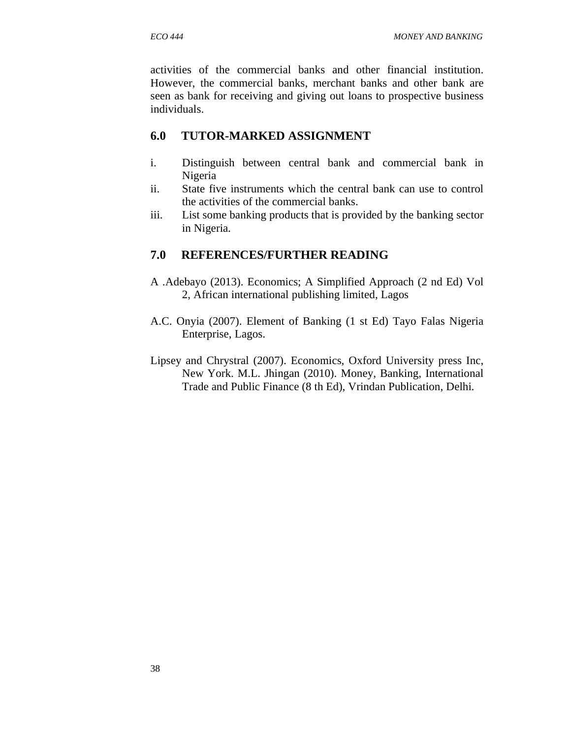activities of the commercial banks and other financial institution. However, the commercial banks, merchant banks and other bank are seen as bank for receiving and giving out loans to prospective business individuals.

## 6.0 TUTOR-MARKED ASSIGNMENT

i. Distinguish between central bank and commercial bank in Nigeria
ii. State five instruments which the central bank can use to control the activities of the commercial banks.
iii. List some banking products that is provided by the banking sector in Nigeria.

## 7.0 REFERENCES/FURTHER READING

A .Adebayo (2013). Economics; A Simplified Approach (2 nd Ed) Vol 2, African international publishing limited, Lagos

A.C. Onyia (2007). Element of Banking (1 st Ed) Tayo Falas Nigeria Enterprise, Lagos.

Lipsey and Chrystral (2007). Economics, Oxford University press Inc, New York. M.L. Jhingan (2010). Money, Banking, International Trade and Public Finance (8 th Ed), Vrindan Publication, Delhi.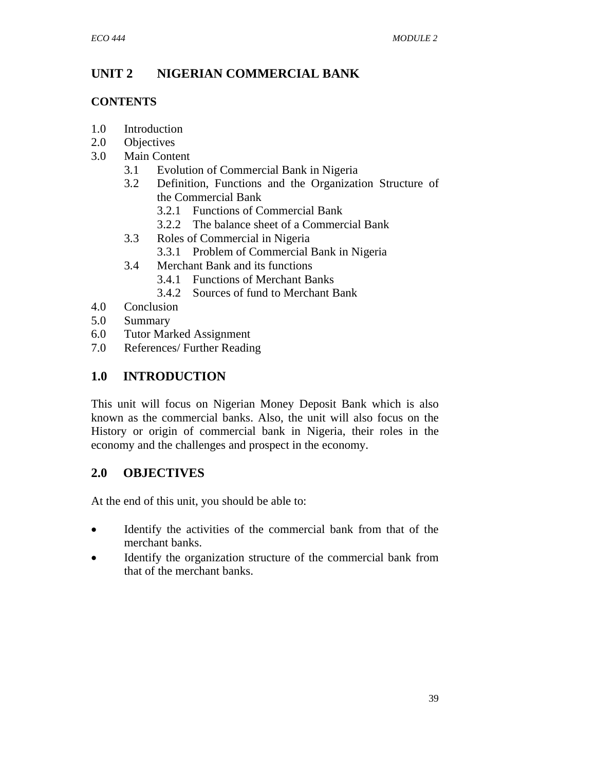# UNIT 2 NIGERIAN COMMERCIAL BANK

## CONTENTS

1.0 Introduction
2.0 Objectives
3.0 Main Content
   - 3.1 Evolution of Commercial Bank in Nigeria
   - 3.2 Definition, Functions and the Organization Structure of the Commercial Bank
      - 3.2.1 Functions of Commercial Bank
      - 3.2.2 The balance sheet of a Commercial Bank
   - 3.3 Roles of Commercial in Nigeria
      - 3.3.1 Problem of Commercial Bank in Nigeria
   - 3.4 Merchant Bank and its functions
      - 3.4.1 Functions of Merchant Banks
      - 3.4.2 Sources of fund to Merchant Bank

4.0 Conclusion
5.0 Summary
6.0 Tutor Marked Assignment
7.0 References/ Further Reading

## 1.0 INTRODUCTION

This unit will focus on Nigerian Money Deposit Bank which is also known as the commercial banks. Also, the unit will also focus on the History or origin of commercial bank in Nigeria, their roles in the economy and the challenges and prospect in the economy.

## 2.0 OBJECTIVES

At the end of this unit, you should be able to:

- Identify the activities of the commercial bank from that of the merchant banks.
- Identify the organization structure of the commercial bank from that of the merchant banks.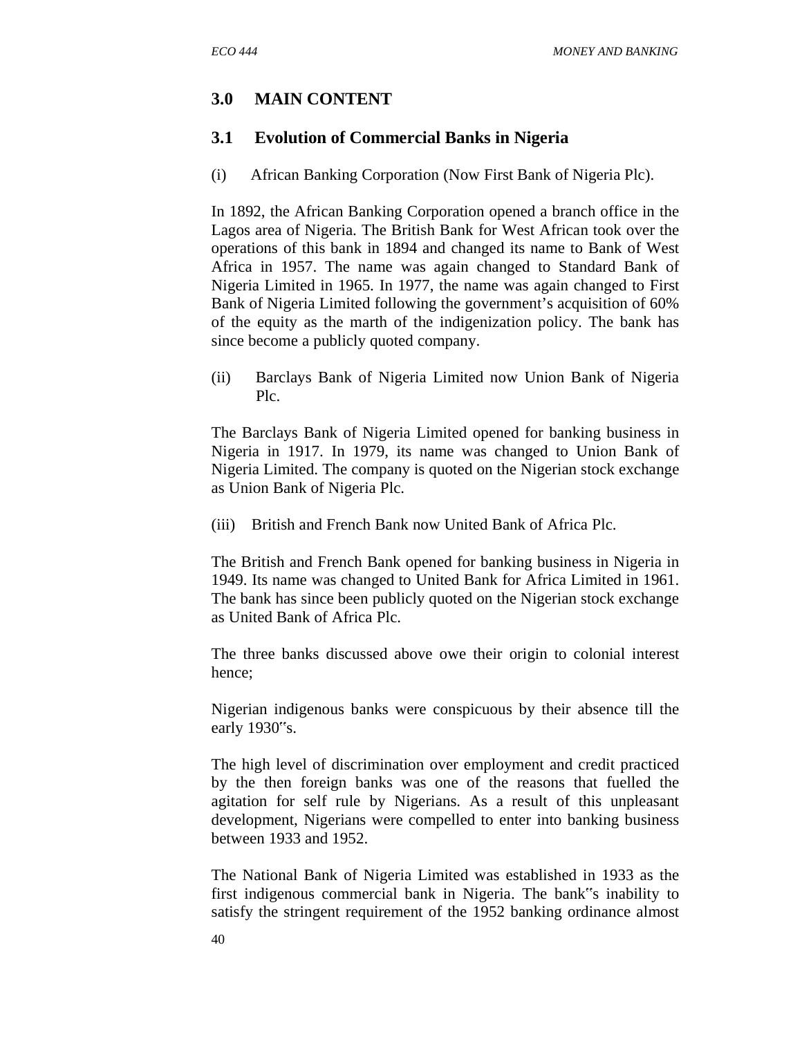## 3.0 MAIN CONTENT

### 3.1 Evolution of Commercial Banks in Nigeria

(i) African Banking Corporation (Now First Bank of Nigeria Plc).

In 1892, the African Banking Corporation opened a branch office in the Lagos area of Nigeria. The British Bank for West African took over the operations of this bank in 1894 and changed its name to Bank of West Africa in 1957. The name was again changed to Standard Bank of Nigeria Limited in 1965. In 1977, the name was again changed to First Bank of Nigeria Limited following the government's acquisition of 60% of the equity as the marth of the indigenization policy. The bank has since become a publicly quoted company.

(ii) Barclays Bank of Nigeria Limited now Union Bank of Nigeria Plc.

The Barclays Bank of Nigeria Limited opened for banking business in Nigeria in 1917. In 1979, its name was changed to Union Bank of Nigeria Limited. The company is quoted on the Nigerian stock exchange as Union Bank of Nigeria Plc.

(iii) British and French Bank now United Bank of Africa Plc.

The British and French Bank opened for banking business in Nigeria in 1949. Its name was changed to United Bank for Africa Limited in 1961. The bank has since been publicly quoted on the Nigerian stock exchange as United Bank of Africa Plc.

The three banks discussed above owe their origin to colonial interest hence;

Nigerian indigenous banks were conspicuous by their absence till the early 1930‟s.

The high level of discrimination over employment and credit practiced by the then foreign banks was one of the reasons that fuelled the agitation for self rule by Nigerians. As a result of this unpleasant development, Nigerians were compelled to enter into banking business between 1933 and 1952.

The National Bank of Nigeria Limited was established in 1933 as the first indigenous commercial bank in Nigeria. The bank‟s inability to satisfy the stringent requirement of the 1952 banking ordinance almost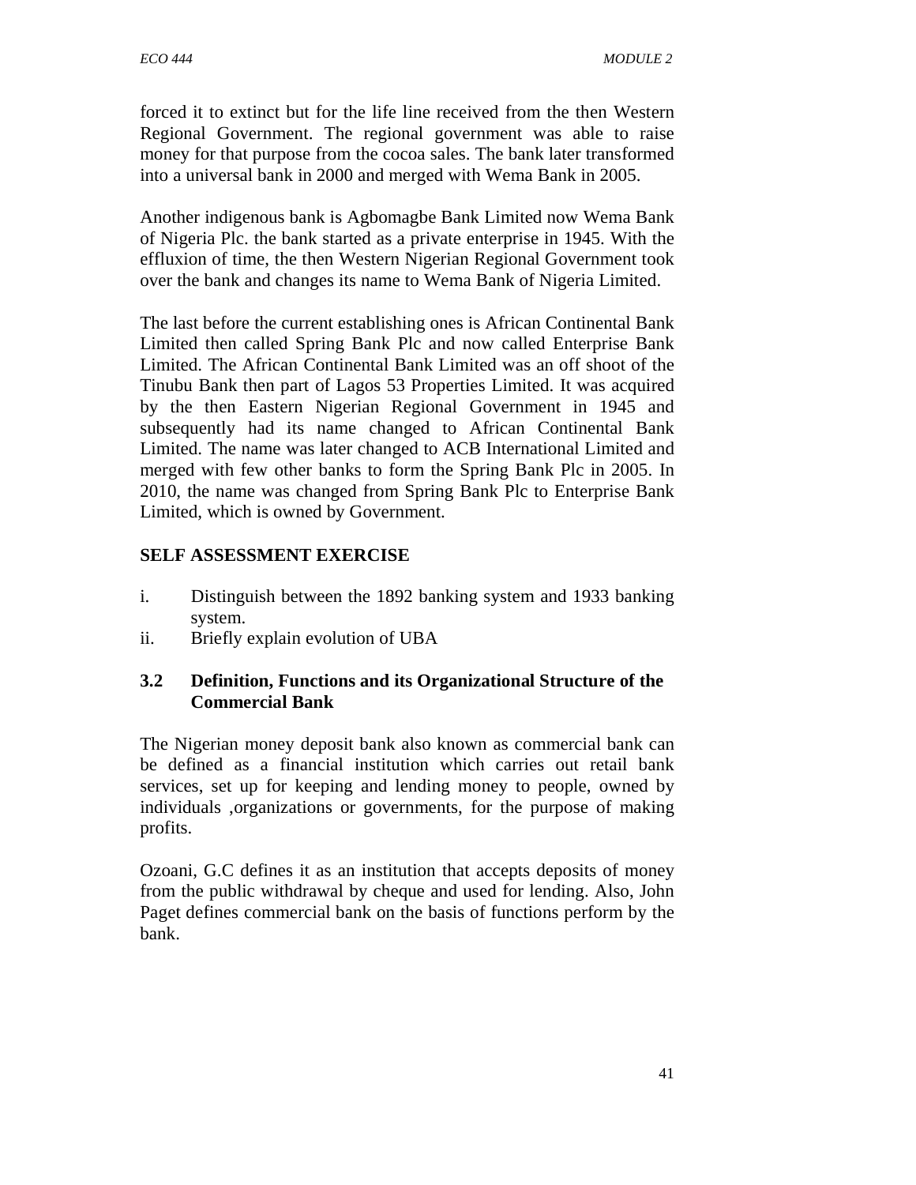forced it to extinct but for the life line received from the then Western Regional Government. The regional government was able to raise money for that purpose from the cocoa sales. The bank later transformed into a universal bank in 2000 and merged with Wema Bank in 2005.

Another indigenous bank is Agbomagbe Bank Limited now Wema Bank of Nigeria Plc. the bank started as a private enterprise in 1945. With the effluxion of time, the then Western Nigerian Regional Government took over the bank and changes its name to Wema Bank of Nigeria Limited.

The last before the current establishing ones is African Continental Bank Limited then called Spring Bank Plc and now called Enterprise Bank Limited. The African Continental Bank Limited was an off shoot of the Tinubu Bank then part of Lagos 53 Properties Limited. It was acquired by the then Eastern Nigerian Regional Government in 1945 and subsequently had its name changed to African Continental Bank Limited. The name was later changed to ACB International Limited and merged with few other banks to form the Spring Bank Plc in 2005. In 2010, the name was changed from Spring Bank Plc to Enterprise Bank Limited, which is owned by Government.

## SELF ASSESSMENT EXERCISE

i. Distinguish between the 1892 banking system and 1933 banking system.
ii. Briefly explain evolution of UBA

### 3.2 Definition, Functions and its Organizational Structure of the Commercial Bank

The Nigerian money deposit bank also known as commercial bank can be defined as a financial institution which carries out retail bank services, set up for keeping and lending money to people, owned by individuals ,organizations or governments, for the purpose of making profits.

Ozoani, G.C defines it as an institution that accepts deposits of money from the public withdrawal by cheque and used for lending. Also, John Paget defines commercial bank on the basis of functions perform by the bank.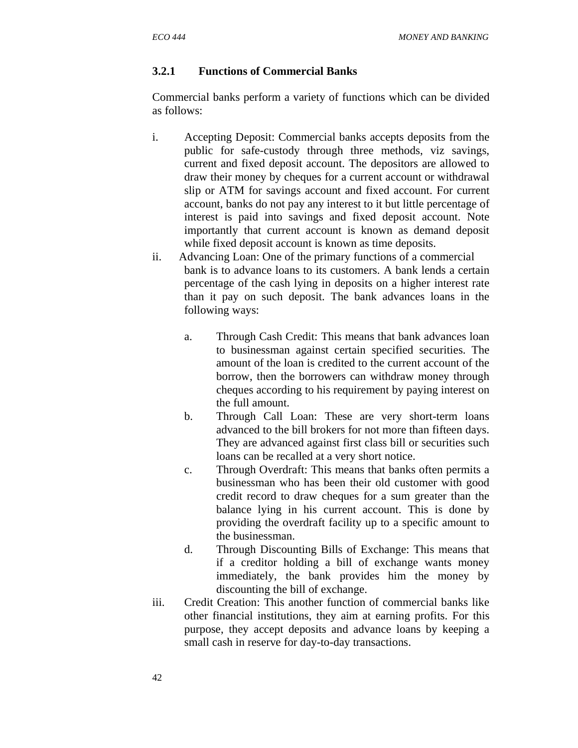### 3.2.1 Functions of Commercial Banks

Commercial banks perform a variety of functions which can be divided as follows:

i. Accepting Deposit: Commercial banks accepts deposits from the public for safe-custody through three methods, viz savings, current and fixed deposit account. The depositors are allowed to draw their money by cheques for a current account or withdrawal slip or ATM for savings account and fixed account. For current account, banks do not pay any interest to it but little percentage of interest is paid into savings and fixed deposit account. Note importantly that current account is known as demand deposit while fixed deposit account is known as time deposits.

ii. Advancing Loan: One of the primary functions of a commercial bank is to advance loans to its customers. A bank lends a certain percentage of the cash lying in deposits on a higher interest rate than it pay on such deposit. The bank advances loans in the following ways:

   a. Through Cash Credit: This means that bank advances loan to businessman against certain specified securities. The amount of the loan is credited to the current account of the borrow, then the borrowers can withdraw money through cheques according to his requirement by paying interest on the full amount.
   b. Through Call Loan: These are very short-term loans advanced to the bill brokers for not more than fifteen days. They are advanced against first class bill or securities such loans can be recalled at a very short notice.
   c. Through Overdraft: This means that banks often permits a businessman who has been their old customer with good credit record to draw cheques for a sum greater than the balance lying in his current account. This is done by providing the overdraft facility up to a specific amount to the businessman.
   d. Through Discounting Bills of Exchange: This means that if a creditor holding a bill of exchange wants money immediately, the bank provides him the money by discounting the bill of exchange.

iii. Credit Creation: This another function of commercial banks like other financial institutions, they aim at earning profits. For this purpose, they accept deposits and advance loans by keeping a small cash in reserve for day-to-day transactions.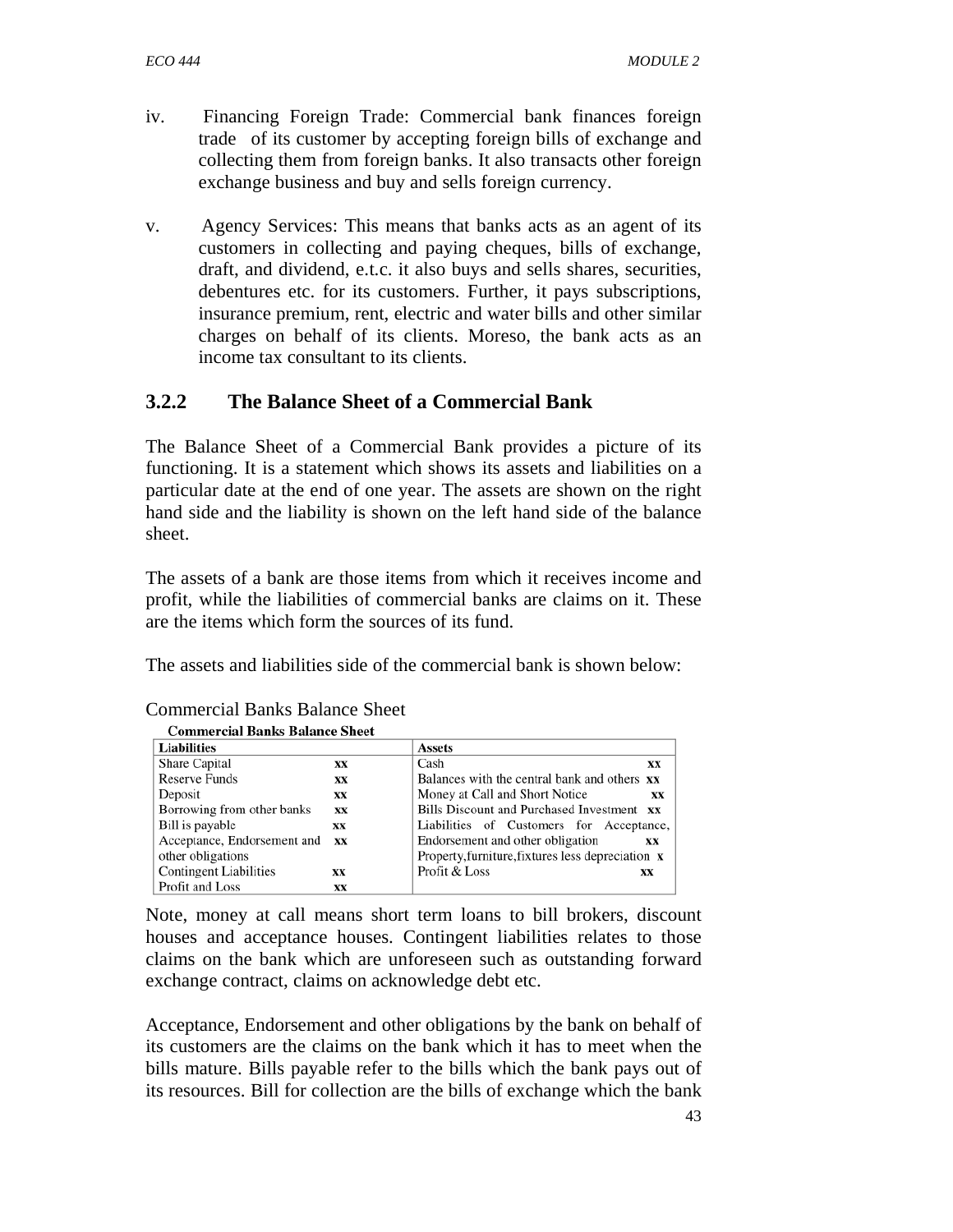iv. Financing Foreign Trade: Commercial bank finances foreign trade of its customer by accepting foreign bills of exchange and collecting them from foreign banks. It also transacts other foreign exchange business and buy and sells foreign currency.

v. Agency Services: This means that banks acts as an agent of its customers in collecting and paying cheques, bills of exchange, draft, and dividend, e.t.c. it also buys and sells shares, securities, debentures etc. for its customers. Further, it pays subscriptions, insurance premium, rent, electric and water bills and other similar charges on behalf of its clients. Moreso, the bank acts as an income tax consultant to its clients.

### 3.2.2 The Balance Sheet of a Commercial Bank

The Balance Sheet of a Commercial Bank provides a picture of its functioning. It is a statement which shows its assets and liabilities on a particular date at the end of one year. The assets are shown on the right hand side and the liability is shown on the left hand side of the balance sheet.

The assets of a bank are those items from which it receives income and profit, while the liabilities of commercial banks are claims on it. These are the items which form the sources of its fund.

The assets and liabilities side of the commercial bank is shown below:

Commercial Banks Balance Sheet

**Commercial Banks Balance Sheet**

| Liabilities | | Assets | |
|---|---|---|---|
| Share Capital | xx | Cash | xx |
| Reserve Funds | xx | Balances with the central bank and others | xx |
| Deposit | xx | Money at Call and Short Notice | xx |
| Borrowing from other banks | xx | Bills Discount and Purchased Investment | xx |
| Bill is payable | xx | Liabilities of Customers for Acceptance, Endorsement and other obligation | xx |
| Acceptance, Endorsement and other obligations | xx | Property,furniture,fixtures less depreciation | x |
| Contingent Liabilities | xx | Profit & Loss | xx |
| Profit and Loss | xx | | |

Note, money at call means short term loans to bill brokers, discount houses and acceptance houses. Contingent liabilities relates to those claims on the bank which are unforeseen such as outstanding forward exchange contract, claims on acknowledge debt etc.

Acceptance, Endorsement and other obligations by the bank on behalf of its customers are the claims on the bank which it has to meet when the bills mature. Bills payable refer to the bills which the bank pays out of its resources. Bill for collection are the bills of exchange which the bank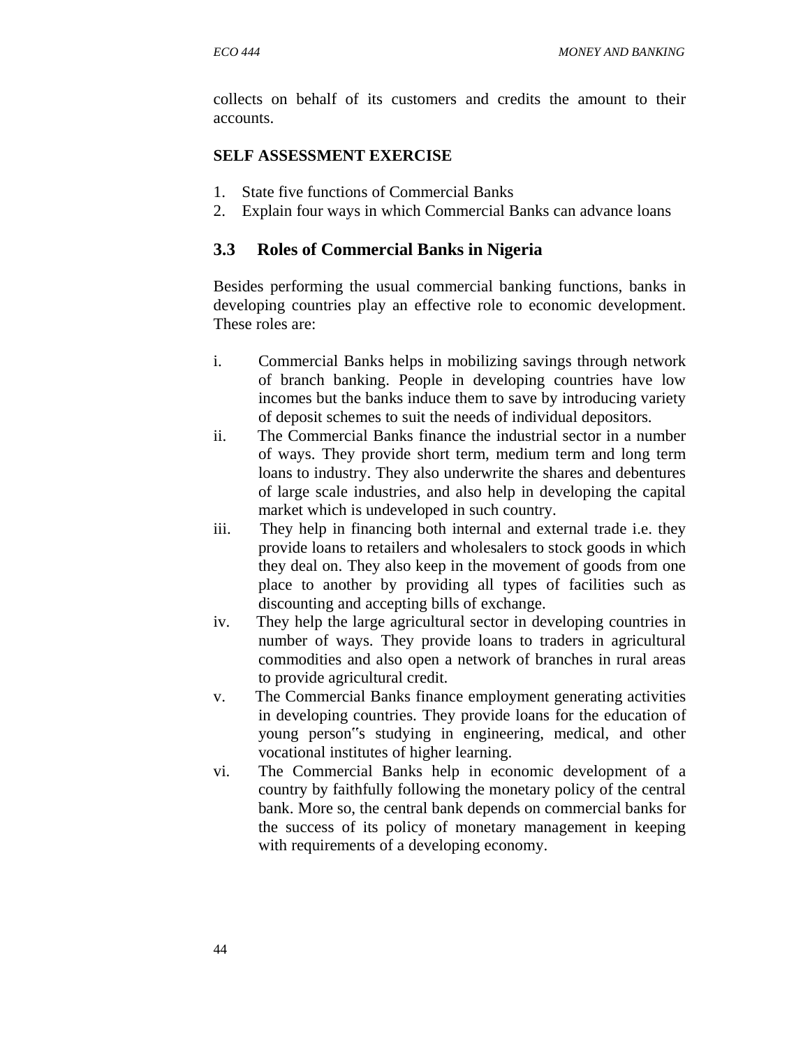collects on behalf of its customers and credits the amount to their accounts.

**SELF ASSESSMENT EXERCISE**

1. State five functions of Commercial Banks
2. Explain four ways in which Commercial Banks can advance loans

## 3.3 Roles of Commercial Banks in Nigeria

Besides performing the usual commercial banking functions, banks in developing countries play an effective role to economic development. These roles are:

i. Commercial Banks helps in mobilizing savings through network of branch banking. People in developing countries have low incomes but the banks induce them to save by introducing variety of deposit schemes to suit the needs of individual depositors.

ii. The Commercial Banks finance the industrial sector in a number of ways. They provide short term, medium term and long term loans to industry. They also underwrite the shares and debentures of large scale industries, and also help in developing the capital market which is undeveloped in such country.

iii. They help in financing both internal and external trade i.e. they provide loans to retailers and wholesalers to stock goods in which they deal on. They also keep in the movement of goods from one place to another by providing all types of facilities such as discounting and accepting bills of exchange.

iv. They help the large agricultural sector in developing countries in number of ways. They provide loans to traders in agricultural commodities and also open a network of branches in rural areas to provide agricultural credit.

v. The Commercial Banks finance employment generating activities in developing countries. They provide loans for the education of young person‟s studying in engineering, medical, and other vocational institutes of higher learning.

vi. The Commercial Banks help in economic development of a country by faithfully following the monetary policy of the central bank. More so, the central bank depends on commercial banks for the success of its policy of monetary management in keeping with requirements of a developing economy.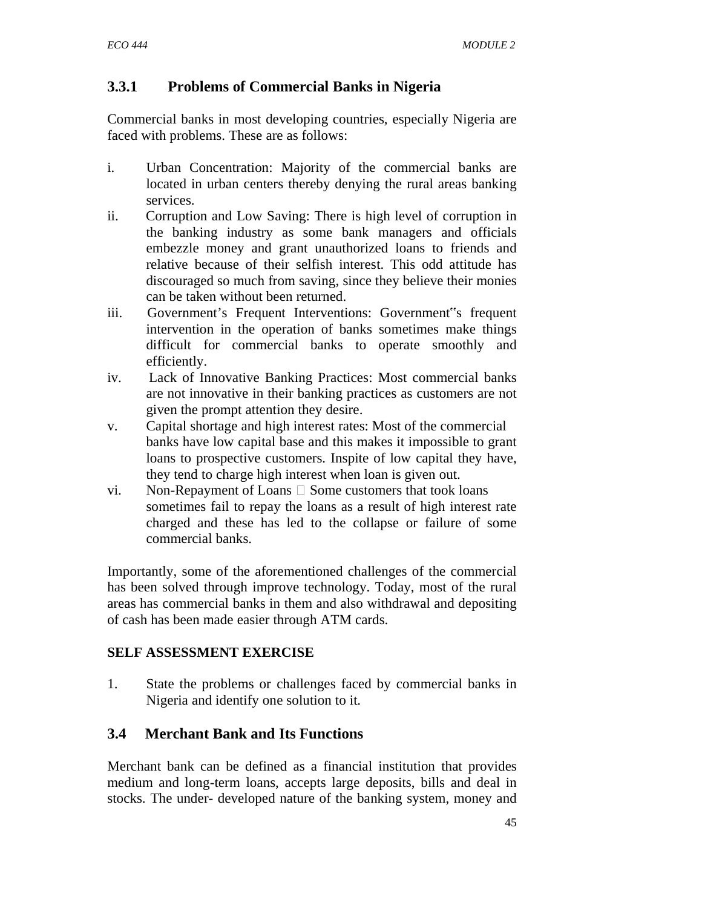### 3.3.1 Problems of Commercial Banks in Nigeria

Commercial banks in most developing countries, especially Nigeria are faced with problems. These are as follows:

i. Urban Concentration: Majority of the commercial banks are located in urban centers thereby denying the rural areas banking services.
ii. Corruption and Low Saving: There is high level of corruption in the banking industry as some bank managers and officials embezzle money and grant unauthorized loans to friends and relative because of their selfish interest. This odd attitude has discouraged so much from saving, since they believe their monies can be taken without been returned.
iii. Government's Frequent Interventions: Government"s frequent intervention in the operation of banks sometimes make things difficult for commercial banks to operate smoothly and efficiently.
iv. Lack of Innovative Banking Practices: Most commercial banks are not innovative in their banking practices as customers are not given the prompt attention they desire.
v. Capital shortage and high interest rates: Most of the commercial banks have low capital base and this makes it impossible to grant loans to prospective customers. Inspite of low capital they have, they tend to charge high interest when loan is given out.
vi. Non-Repayment of Loans  Some customers that took loans sometimes fail to repay the loans as a result of high interest rate charged and these has led to the collapse or failure of some commercial banks.

Importantly, some of the aforementioned challenges of the commercial has been solved through improve technology. Today, most of the rural areas has commercial banks in them and also withdrawal and depositing of cash has been made easier through ATM cards.

**SELF ASSESSMENT EXERCISE**

1. State the problems or challenges faced by commercial banks in Nigeria and identify one solution to it.

## 3.4 Merchant Bank and Its Functions

Merchant bank can be defined as a financial institution that provides medium and long-term loans, accepts large deposits, bills and deal in stocks. The under- developed nature of the banking system, money and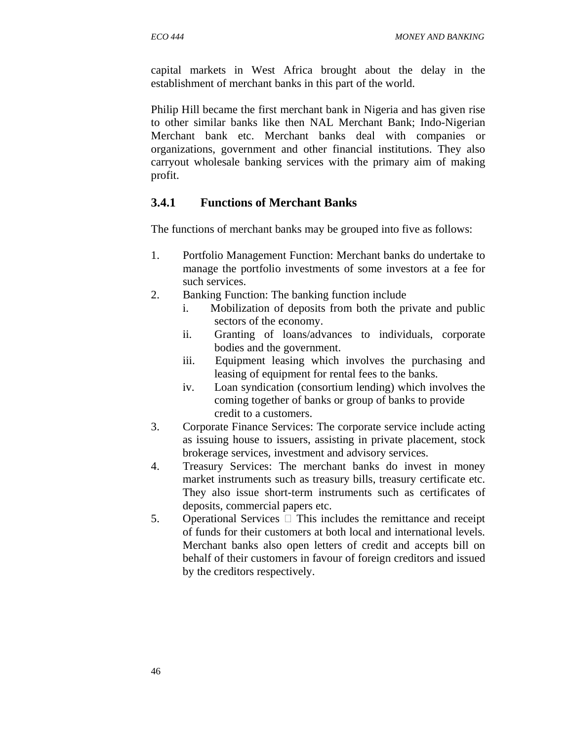capital markets in West Africa brought about the delay in the establishment of merchant banks in this part of the world.

Philip Hill became the first merchant bank in Nigeria and has given rise to other similar banks like then NAL Merchant Bank; Indo-Nigerian Merchant bank etc. Merchant banks deal with companies or organizations, government and other financial institutions. They also carryout wholesale banking services with the primary aim of making profit.

### 3.4.1 Functions of Merchant Banks

The functions of merchant banks may be grouped into five as follows:

1. Portfolio Management Function: Merchant banks do undertake to manage the portfolio investments of some investors at a fee for such services.
2. Banking Function: The banking function include
   i. Mobilization of deposits from both the private and public sectors of the economy.
   ii. Granting of loans/advances to individuals, corporate bodies and the government.
   iii. Equipment leasing which involves the purchasing and leasing of equipment for rental fees to the banks.
   iv. Loan syndication (consortium lending) which involves the coming together of banks or group of banks to provide credit to a customers.
3. Corporate Finance Services: The corporate service include acting as issuing house to issuers, assisting in private placement, stock brokerage services, investment and advisory services.
4. Treasury Services: The merchant banks do invest in money market instruments such as treasury bills, treasury certificate etc. They also issue short-term instruments such as certificates of deposits, commercial papers etc.
5. Operational Services  This includes the remittance and receipt of funds for their customers at both local and international levels. Merchant banks also open letters of credit and accepts bill on behalf of their customers in favour of foreign creditors and issued by the creditors respectively.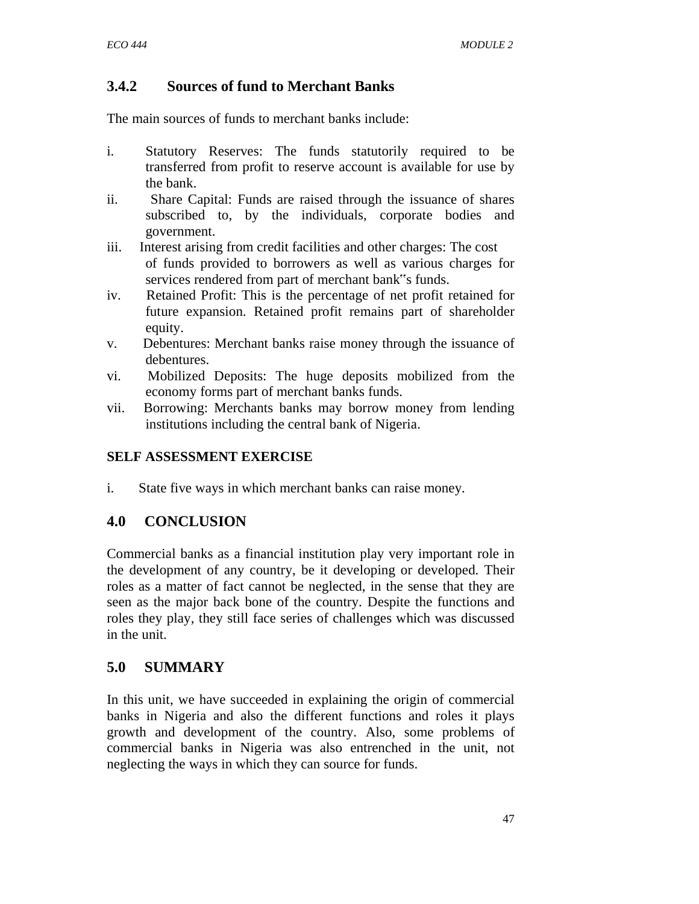### 3.4.2 Sources of fund to Merchant Banks

The main sources of funds to merchant banks include:

i. Statutory Reserves: The funds statutorily required to be transferred from profit to reserve account is available for use by the bank.
ii. Share Capital: Funds are raised through the issuance of shares subscribed to, by the individuals, corporate bodies and government.
iii. Interest arising from credit facilities and other charges: The cost of funds provided to borrowers as well as various charges for services rendered from part of merchant bank‟s funds.
iv. Retained Profit: This is the percentage of net profit retained for future expansion. Retained profit remains part of shareholder equity.
v. Debentures: Merchant banks raise money through the issuance of debentures.
vi. Mobilized Deposits: The huge deposits mobilized from the economy forms part of merchant banks funds.
vii. Borrowing: Merchants banks may borrow money from lending institutions including the central bank of Nigeria.

**SELF ASSESSMENT EXERCISE**

i. State five ways in which merchant banks can raise money.

## 4.0 CONCLUSION

Commercial banks as a financial institution play very important role in the development of any country, be it developing or developed. Their roles as a matter of fact cannot be neglected, in the sense that they are seen as the major back bone of the country. Despite the functions and roles they play, they still face series of challenges which was discussed in the unit.

## 5.0 SUMMARY

In this unit, we have succeeded in explaining the origin of commercial banks in Nigeria and also the different functions and roles it plays growth and development of the country. Also, some problems of commercial banks in Nigeria was also entrenched in the unit, not neglecting the ways in which they can source for funds.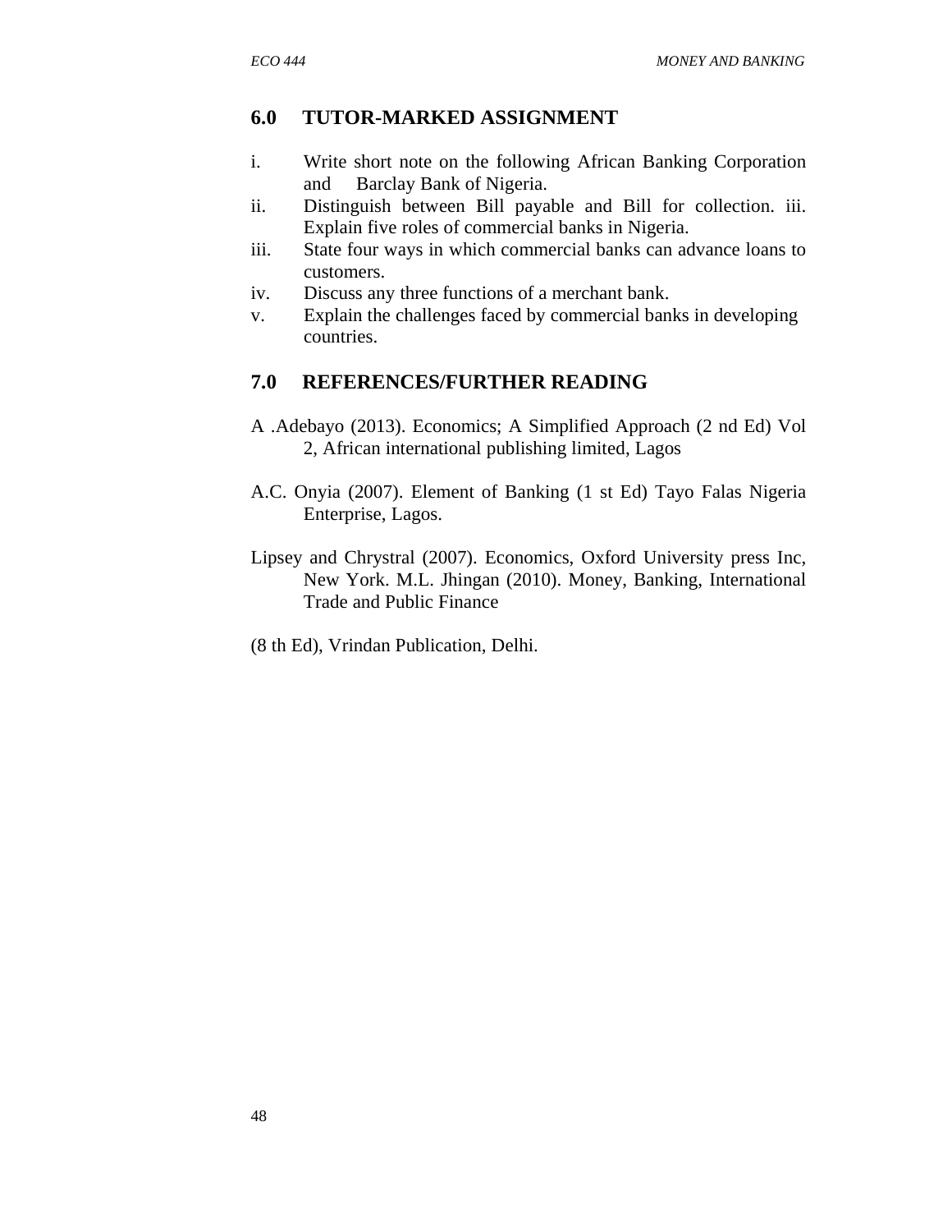## 6.0 TUTOR-MARKED ASSIGNMENT

i. Write short note on the following African Banking Corporation and Barclay Bank of Nigeria.
ii. Distinguish between Bill payable and Bill for collection. iii. Explain five roles of commercial banks in Nigeria.
iii. State four ways in which commercial banks can advance loans to customers.
iv. Discuss any three functions of a merchant bank.
v. Explain the challenges faced by commercial banks in developing countries.

## 7.0 REFERENCES/FURTHER READING

A .Adebayo (2013). Economics; A Simplified Approach (2 nd Ed) Vol 2, African international publishing limited, Lagos

A.C. Onyia (2007). Element of Banking (1 st Ed) Tayo Falas Nigeria Enterprise, Lagos.

Lipsey and Chrystral (2007). Economics, Oxford University press Inc, New York. M.L. Jhingan (2010). Money, Banking, International Trade and Public Finance

(8 th Ed), Vrindan Publication, Delhi.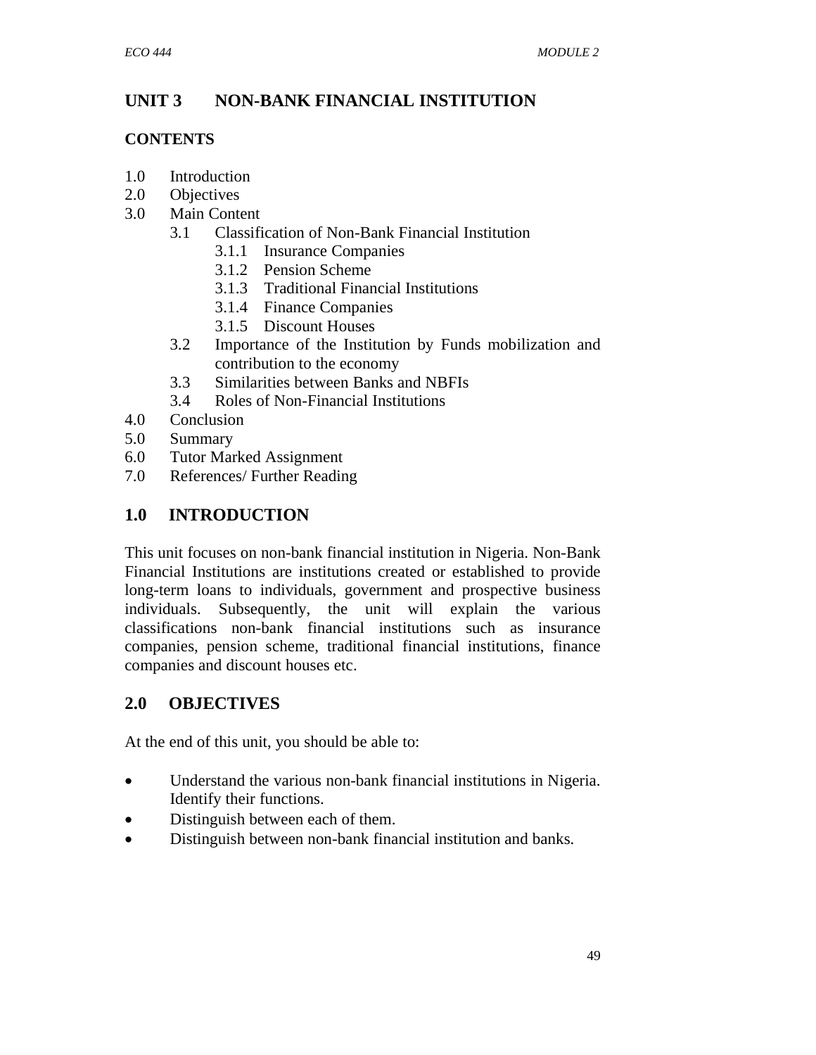# UNIT 3 NON-BANK FINANCIAL INSTITUTION

## CONTENTS

1.0 Introduction
2.0 Objectives
3.0 Main Content
    3.1 Classification of Non-Bank Financial Institution
        3.1.1 Insurance Companies
        3.1.2 Pension Scheme
        3.1.3 Traditional Financial Institutions
        3.1.4 Finance Companies
        3.1.5 Discount Houses
    3.2 Importance of the Institution by Funds mobilization and contribution to the economy
    3.3 Similarities between Banks and NBFIs
    3.4 Roles of Non-Financial Institutions
4.0 Conclusion
5.0 Summary
6.0 Tutor Marked Assignment
7.0 References/ Further Reading

## 1.0 INTRODUCTION

This unit focuses on non-bank financial institution in Nigeria. Non-Bank Financial Institutions are institutions created or established to provide long-term loans to individuals, government and prospective business individuals. Subsequently, the unit will explain the various classifications non-bank financial institutions such as insurance companies, pension scheme, traditional financial institutions, finance companies and discount houses etc.

## 2.0 OBJECTIVES

At the end of this unit, you should be able to:

- Understand the various non-bank financial institutions in Nigeria. Identify their functions.
- Distinguish between each of them.
- Distinguish between non-bank financial institution and banks.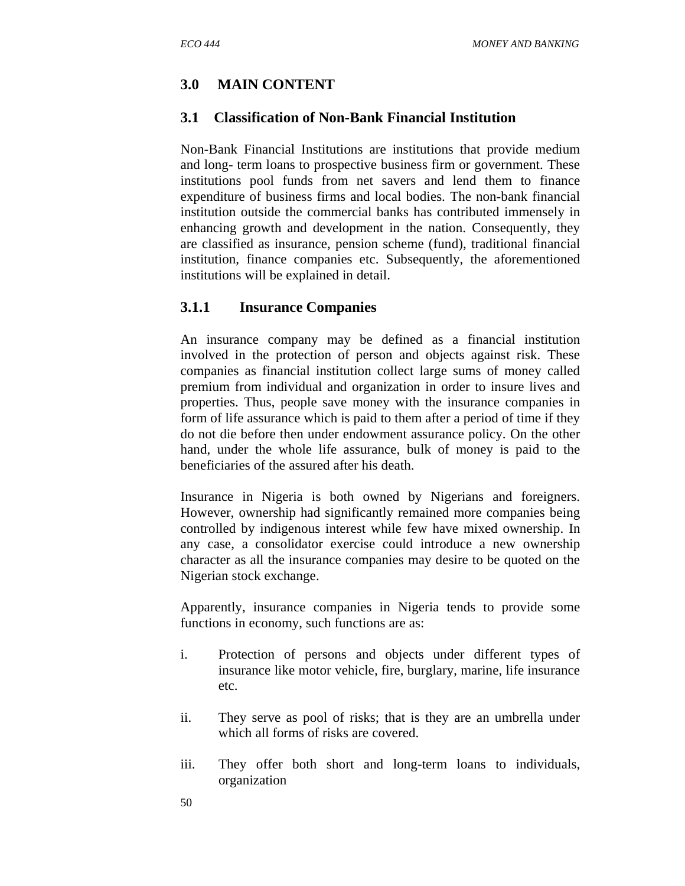## 3.0 MAIN CONTENT

### 3.1 Classification of Non-Bank Financial Institution

Non-Bank Financial Institutions are institutions that provide medium and long- term loans to prospective business firm or government. These institutions pool funds from net savers and lend them to finance expenditure of business firms and local bodies. The non-bank financial institution outside the commercial banks has contributed immensely in enhancing growth and development in the nation. Consequently, they are classified as insurance, pension scheme (fund), traditional financial institution, finance companies etc. Subsequently, the aforementioned institutions will be explained in detail.

#### 3.1.1 Insurance Companies

An insurance company may be defined as a financial institution involved in the protection of person and objects against risk. These companies as financial institution collect large sums of money called premium from individual and organization in order to insure lives and properties. Thus, people save money with the insurance companies in form of life assurance which is paid to them after a period of time if they do not die before then under endowment assurance policy. On the other hand, under the whole life assurance, bulk of money is paid to the beneficiaries of the assured after his death.

Insurance in Nigeria is both owned by Nigerians and foreigners. However, ownership had significantly remained more companies being controlled by indigenous interest while few have mixed ownership. In any case, a consolidator exercise could introduce a new ownership character as all the insurance companies may desire to be quoted on the Nigerian stock exchange.

Apparently, insurance companies in Nigeria tends to provide some functions in economy, such functions are as:

i. Protection of persons and objects under different types of insurance like motor vehicle, fire, burglary, marine, life insurance etc.

ii. They serve as pool of risks; that is they are an umbrella under which all forms of risks are covered.

iii. They offer both short and long-term loans to individuals, organization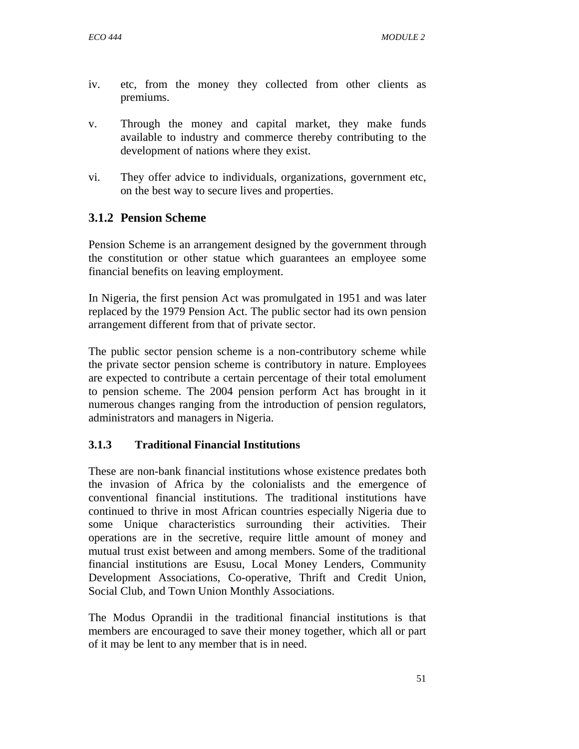iv. etc, from the money they collected from other clients as premiums.

v. Through the money and capital market, they make funds available to industry and commerce thereby contributing to the development of nations where they exist.

vi. They offer advice to individuals, organizations, government etc, on the best way to secure lives and properties.

### 3.1.2 Pension Scheme

Pension Scheme is an arrangement designed by the government through the constitution or other statue which guarantees an employee some financial benefits on leaving employment.

In Nigeria, the first pension Act was promulgated in 1951 and was later replaced by the 1979 Pension Act. The public sector had its own pension arrangement different from that of private sector.

The public sector pension scheme is a non-contributory scheme while the private sector pension scheme is contributory in nature. Employees are expected to contribute a certain percentage of their total emolument to pension scheme. The 2004 pension perform Act has brought in it numerous changes ranging from the introduction of pension regulators, administrators and managers in Nigeria.

### 3.1.3 Traditional Financial Institutions

These are non-bank financial institutions whose existence predates both the invasion of Africa by the colonialists and the emergence of conventional financial institutions. The traditional institutions have continued to thrive in most African countries especially Nigeria due to some Unique characteristics surrounding their activities. Their operations are in the secretive, require little amount of money and mutual trust exist between and among members. Some of the traditional financial institutions are Esusu, Local Money Lenders, Community Development Associations, Co-operative, Thrift and Credit Union, Social Club, and Town Union Monthly Associations.

The Modus Oprandii in the traditional financial institutions is that members are encouraged to save their money together, which all or part of it may be lent to any member that is in need.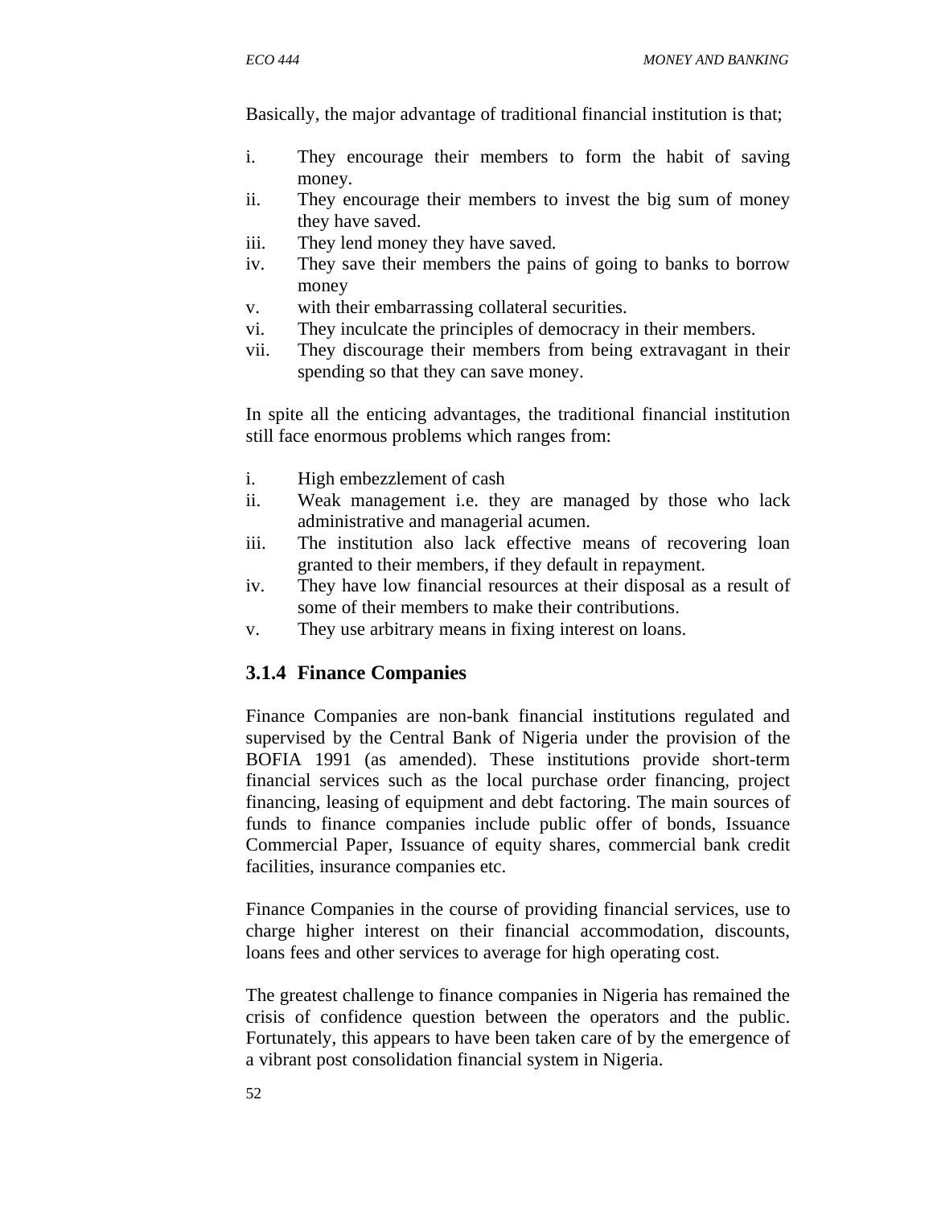Basically, the major advantage of traditional financial institution is that;

i. They encourage their members to form the habit of saving money.
ii. They encourage their members to invest the big sum of money they have saved.
iii. They lend money they have saved.
iv. They save their members the pains of going to banks to borrow money
v. with their embarrassing collateral securities.
vi. They inculcate the principles of democracy in their members.
vii. They discourage their members from being extravagant in their spending so that they can save money.

In spite all the enticing advantages, the traditional financial institution still face enormous problems which ranges from:

i. High embezzlement of cash
ii. Weak management i.e. they are managed by those who lack administrative and managerial acumen.
iii. The institution also lack effective means of recovering loan granted to their members, if they default in repayment.
iv. They have low financial resources at their disposal as a result of some of their members to make their contributions.
v. They use arbitrary means in fixing interest on loans.

### 3.1.4 Finance Companies

Finance Companies are non-bank financial institutions regulated and supervised by the Central Bank of Nigeria under the provision of the BOFIA 1991 (as amended). These institutions provide short-term financial services such as the local purchase order financing, project financing, leasing of equipment and debt factoring. The main sources of funds to finance companies include public offer of bonds, Issuance Commercial Paper, Issuance of equity shares, commercial bank credit facilities, insurance companies etc.

Finance Companies in the course of providing financial services, use to charge higher interest on their financial accommodation, discounts, loans fees and other services to average for high operating cost.

The greatest challenge to finance companies in Nigeria has remained the crisis of confidence question between the operators and the public. Fortunately, this appears to have been taken care of by the emergence of a vibrant post consolidation financial system in Nigeria.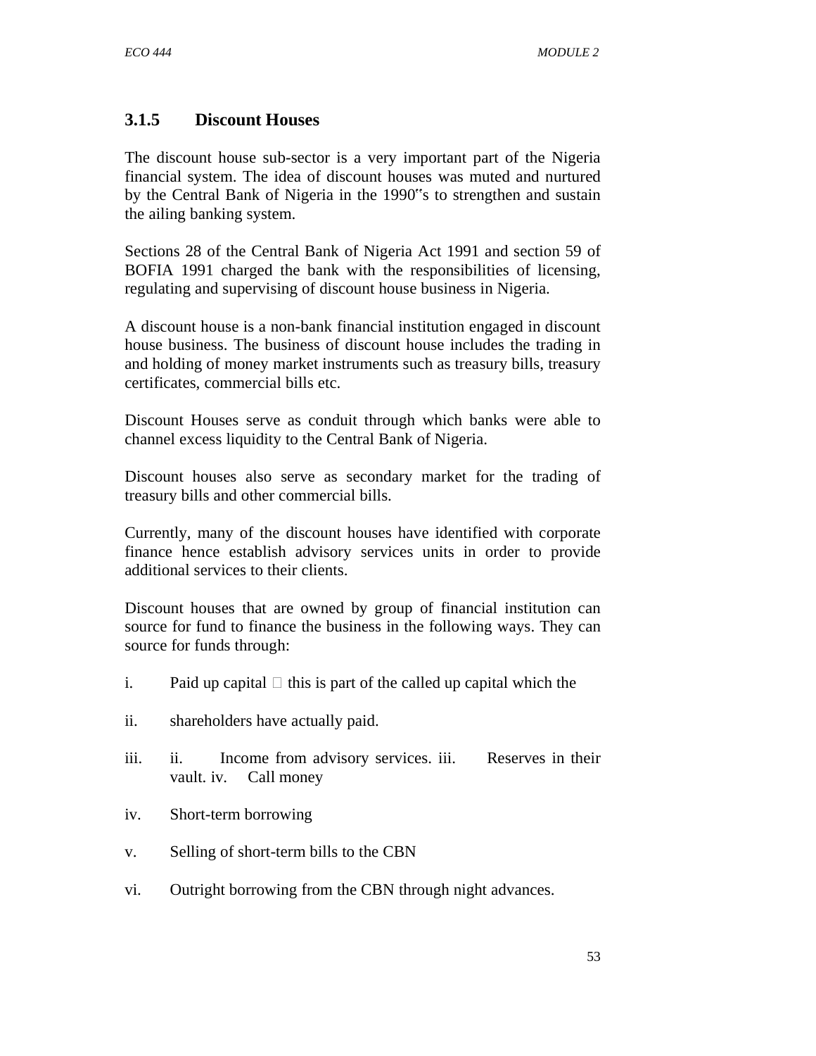### 3.1.5 Discount Houses

The discount house sub-sector is a very important part of the Nigeria financial system. The idea of discount houses was muted and nurtured by the Central Bank of Nigeria in the 1990"s to strengthen and sustain the ailing banking system.

Sections 28 of the Central Bank of Nigeria Act 1991 and section 59 of BOFIA 1991 charged the bank with the responsibilities of licensing, regulating and supervising of discount house business in Nigeria.

A discount house is a non-bank financial institution engaged in discount house business. The business of discount house includes the trading in and holding of money market instruments such as treasury bills, treasury certificates, commercial bills etc.

Discount Houses serve as conduit through which banks were able to channel excess liquidity to the Central Bank of Nigeria.

Discount houses also serve as secondary market for the trading of treasury bills and other commercial bills.

Currently, many of the discount houses have identified with corporate finance hence establish advisory services units in order to provide additional services to their clients.

Discount houses that are owned by group of financial institution can source for fund to finance the business in the following ways. They can source for funds through:

i. Paid up capital  this is part of the called up capital which the

ii. shareholders have actually paid.

iii. ii. Income from advisory services. iii. Reserves in their vault. iv. Call money

iv. Short-term borrowing

v. Selling of short-term bills to the CBN

vi. Outright borrowing from the CBN through night advances.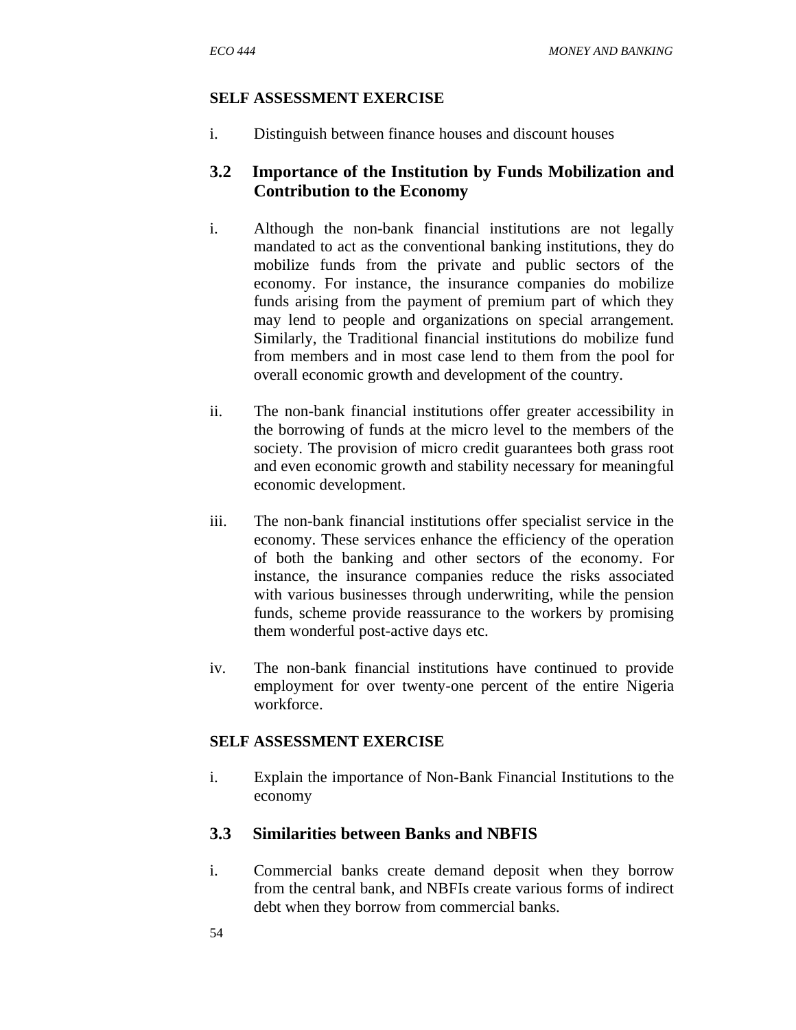**SELF ASSESSMENT EXERCISE**

i. Distinguish between finance houses and discount houses

## 3.2 Importance of the Institution by Funds Mobilization and Contribution to the Economy

i. Although the non-bank financial institutions are not legally mandated to act as the conventional banking institutions, they do mobilize funds from the private and public sectors of the economy. For instance, the insurance companies do mobilize funds arising from the payment of premium part of which they may lend to people and organizations on special arrangement. Similarly, the Traditional financial institutions do mobilize fund from members and in most case lend to them from the pool for overall economic growth and development of the country.

ii. The non-bank financial institutions offer greater accessibility in the borrowing of funds at the micro level to the members of the society. The provision of micro credit guarantees both grass root and even economic growth and stability necessary for meaningful economic development.

iii. The non-bank financial institutions offer specialist service in the economy. These services enhance the efficiency of the operation of both the banking and other sectors of the economy. For instance, the insurance companies reduce the risks associated with various businesses through underwriting, while the pension funds, scheme provide reassurance to the workers by promising them wonderful post-active days etc.

iv. The non-bank financial institutions have continued to provide employment for over twenty-one percent of the entire Nigeria workforce.

**SELF ASSESSMENT EXERCISE**

i. Explain the importance of Non-Bank Financial Institutions to the economy

## 3.3 Similarities between Banks and NBFIS

i. Commercial banks create demand deposit when they borrow from the central bank, and NBFIs create various forms of indirect debt when they borrow from commercial banks.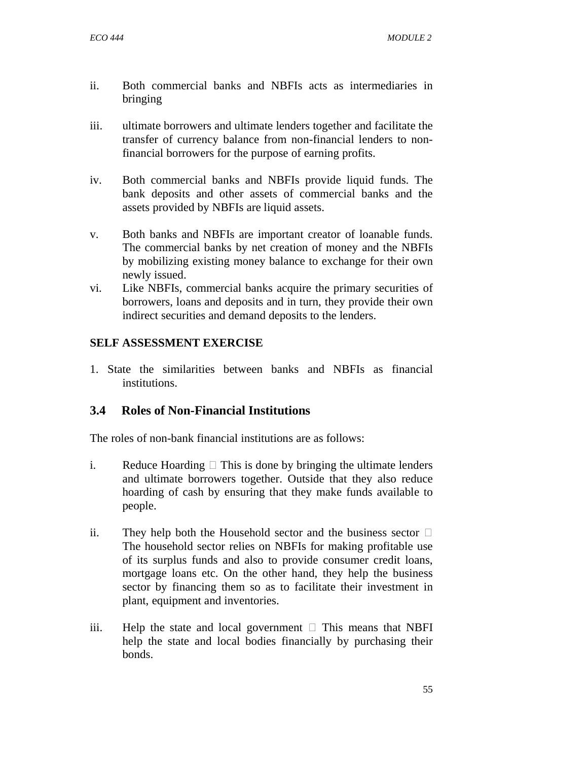ii. Both commercial banks and NBFIs acts as intermediaries in bringing

iii. ultimate borrowers and ultimate lenders together and facilitate the transfer of currency balance from non-financial lenders to non-financial borrowers for the purpose of earning profits.

iv. Both commercial banks and NBFIs provide liquid funds. The bank deposits and other assets of commercial banks and the assets provided by NBFIs are liquid assets.

v. Both banks and NBFIs are important creator of loanable funds. The commercial banks by net creation of money and the NBFIs by mobilizing existing money balance to exchange for their own newly issued.

vi. Like NBFIs, commercial banks acquire the primary securities of borrowers, loans and deposits and in turn, they provide their own indirect securities and demand deposits to the lenders.

**SELF ASSESSMENT EXERCISE**

1. State the similarities between banks and NBFIs as financial institutions.

### 3.4 Roles of Non-Financial Institutions

The roles of non-bank financial institutions are as follows:

i. Reduce Hoarding  This is done by bringing the ultimate lenders and ultimate borrowers together. Outside that they also reduce hoarding of cash by ensuring that they make funds available to people.

ii. They help both the Household sector and the business sector  The household sector relies on NBFIs for making profitable use of its surplus funds and also to provide consumer credit loans, mortgage loans etc. On the other hand, they help the business sector by financing them so as to facilitate their investment in plant, equipment and inventories.

iii. Help the state and local government  This means that NBFI help the state and local bodies financially by purchasing their bonds.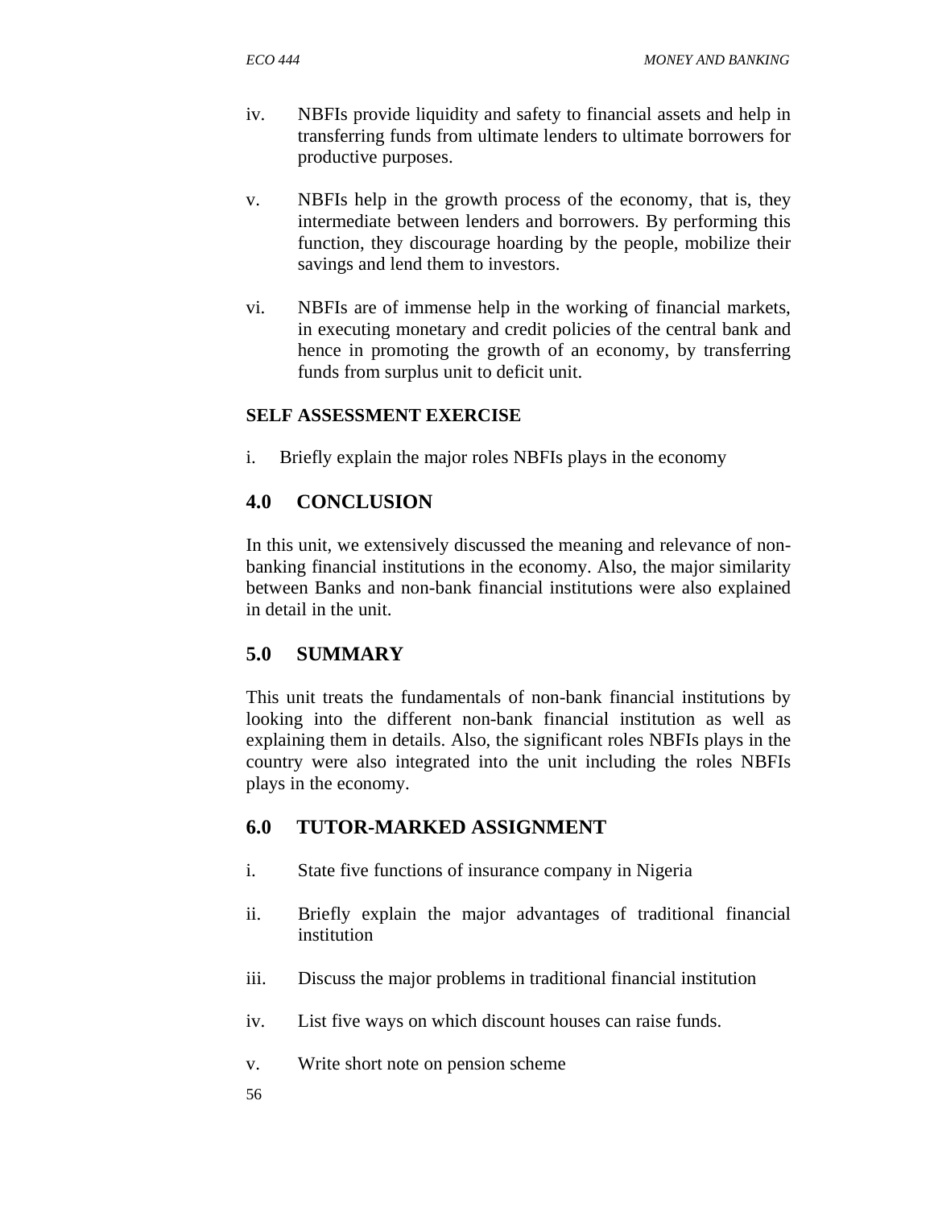iv. NBFIs provide liquidity and safety to financial assets and help in transferring funds from ultimate lenders to ultimate borrowers for productive purposes.

v. NBFIs help in the growth process of the economy, that is, they intermediate between lenders and borrowers. By performing this function, they discourage hoarding by the people, mobilize their savings and lend them to investors.

vi. NBFIs are of immense help in the working of financial markets, in executing monetary and credit policies of the central bank and hence in promoting the growth of an economy, by transferring funds from surplus unit to deficit unit.

**SELF ASSESSMENT EXERCISE**

i. Briefly explain the major roles NBFIs plays in the economy

## 4.0 CONCLUSION

In this unit, we extensively discussed the meaning and relevance of non-banking financial institutions in the economy. Also, the major similarity between Banks and non-bank financial institutions were also explained in detail in the unit.

## 5.0 SUMMARY

This unit treats the fundamentals of non-bank financial institutions by looking into the different non-bank financial institution as well as explaining them in details. Also, the significant roles NBFIs plays in the country were also integrated into the unit including the roles NBFIs plays in the economy.

## 6.0 TUTOR-MARKED ASSIGNMENT

i. State five functions of insurance company in Nigeria

ii. Briefly explain the major advantages of traditional financial institution

iii. Discuss the major problems in traditional financial institution

iv. List five ways on which discount houses can raise funds.

v. Write short note on pension scheme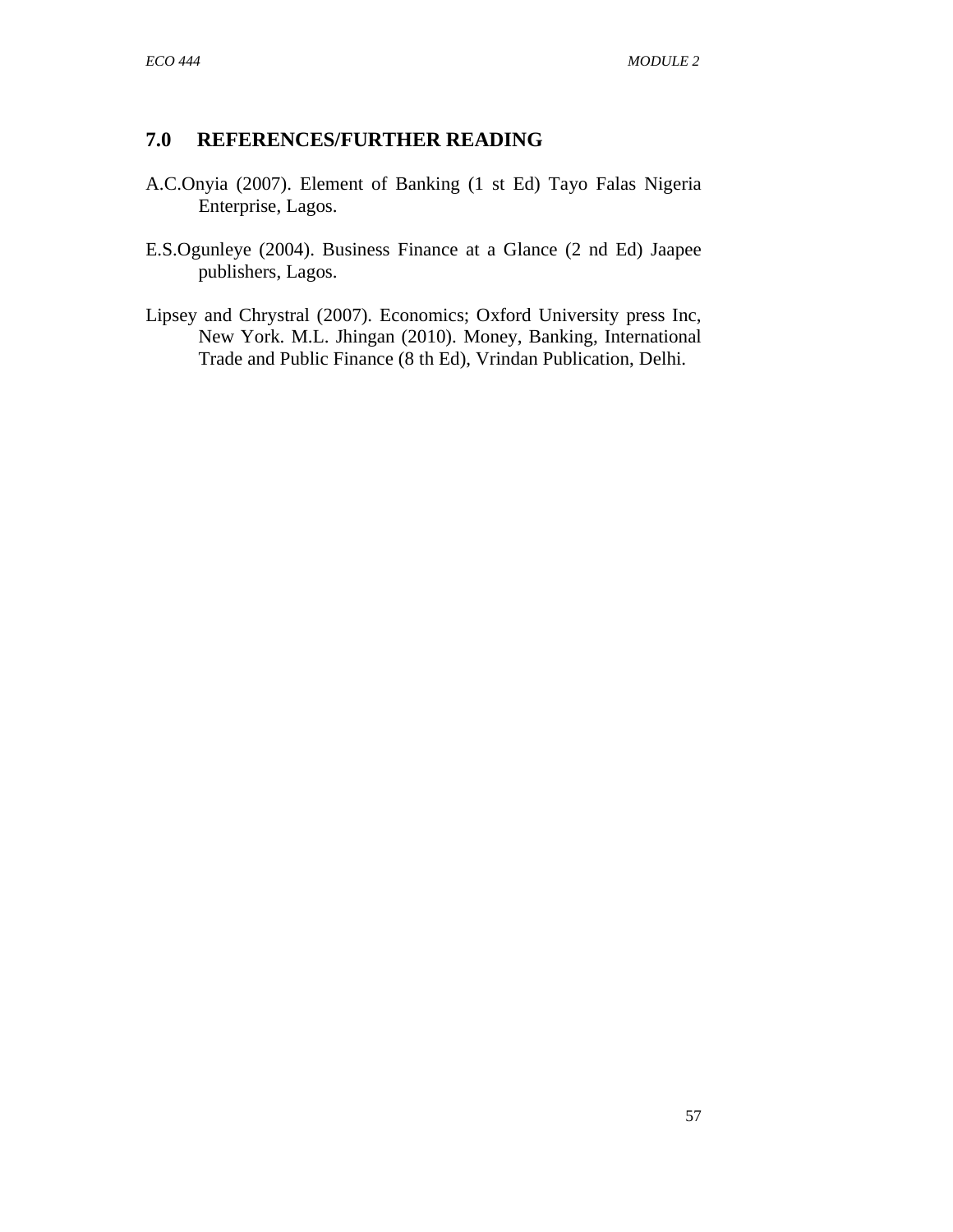## 7.0 REFERENCES/FURTHER READING

A.C.Onyia (2007). Element of Banking (1 st Ed) Tayo Falas Nigeria Enterprise, Lagos.

E.S.Ogunleye (2004). Business Finance at a Glance (2 nd Ed) Jaapee publishers, Lagos.

Lipsey and Chrystral (2007). Economics; Oxford University press Inc, New York. M.L. Jhingan (2010). Money, Banking, International Trade and Public Finance (8 th Ed), Vrindan Publication, Delhi.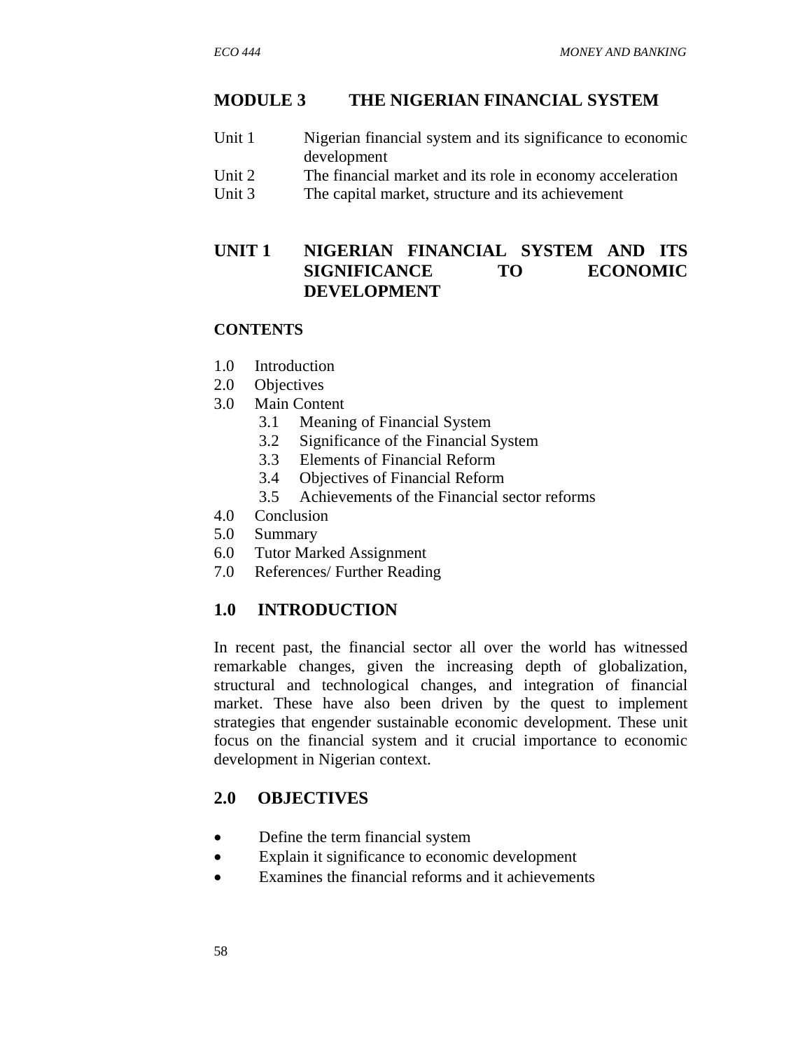# MODULE 3 THE NIGERIAN FINANCIAL SYSTEM

Unit 1 Nigerian financial system and its significance to economic development
Unit 2 The financial market and its role in economy acceleration
Unit 3 The capital market, structure and its achievement

## UNIT 1 NIGERIAN FINANCIAL SYSTEM AND ITS SIGNIFICANCE TO ECONOMIC DEVELOPMENT

**CONTENTS**

1.0 Introduction
2.0 Objectives
3.0 Main Content
 3.1 Meaning of Financial System
 3.2 Significance of the Financial System
 3.3 Elements of Financial Reform
 3.4 Objectives of Financial Reform
 3.5 Achievements of the Financial sector reforms
4.0 Conclusion
5.0 Summary
6.0 Tutor Marked Assignment
7.0 References/ Further Reading

## 1.0 INTRODUCTION

In recent past, the financial sector all over the world has witnessed remarkable changes, given the increasing depth of globalization, structural and technological changes, and integration of financial market. These have also been driven by the quest to implement strategies that engender sustainable economic development. These unit focus on the financial system and it crucial importance to economic development in Nigerian context.

## 2.0 OBJECTIVES

- Define the term financial system
- Explain it significance to economic development
- Examines the financial reforms and it achievements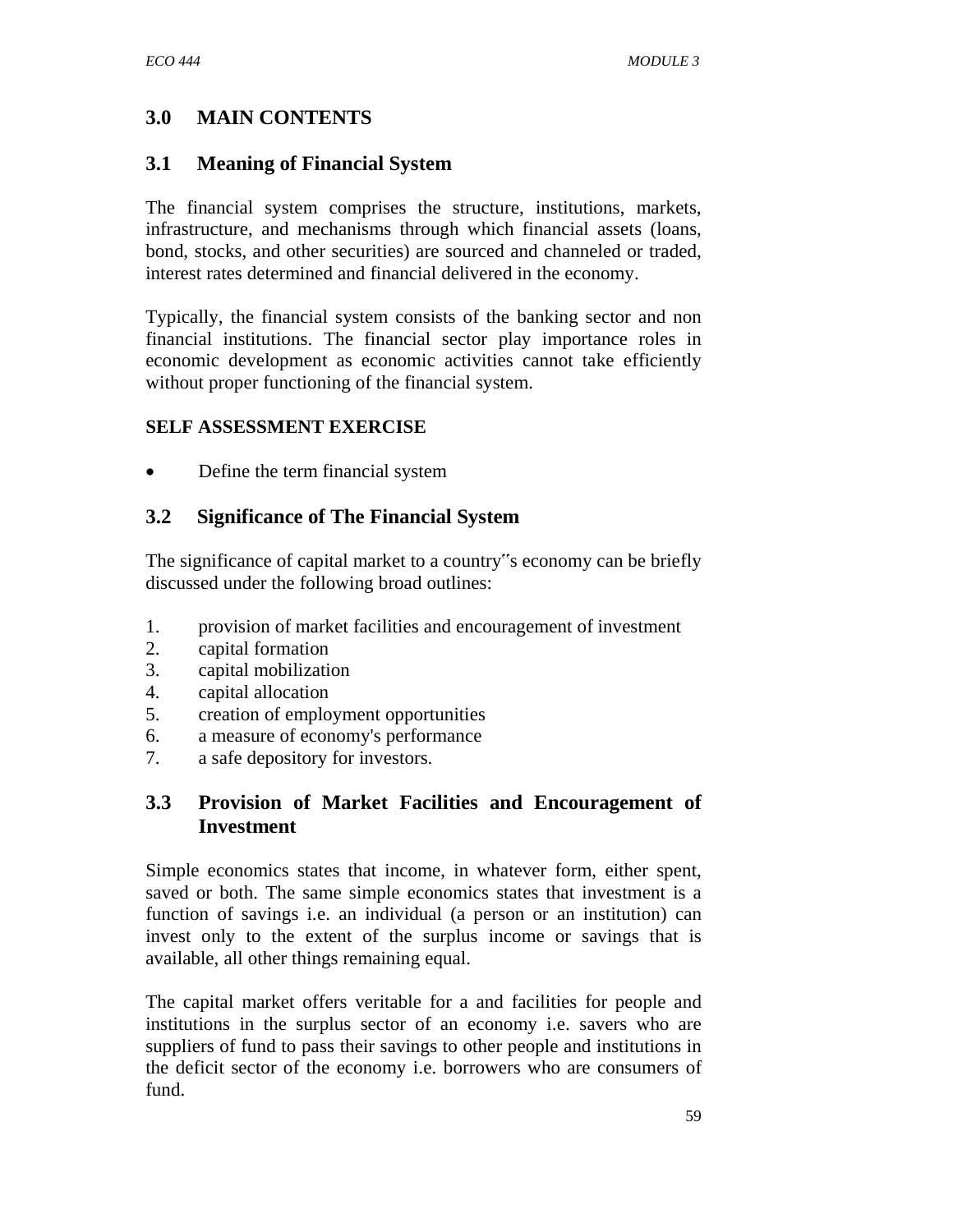## 3.0 MAIN CONTENTS

### 3.1 Meaning of Financial System

The financial system comprises the structure, institutions, markets, infrastructure, and mechanisms through which financial assets (loans, bond, stocks, and other securities) are sourced and channeled or traded, interest rates determined and financial delivered in the economy.

Typically, the financial system consists of the banking sector and non financial institutions. The financial sector play importance roles in economic development as economic activities cannot take efficiently without proper functioning of the financial system.

**SELF ASSESSMENT EXERCISE**

- Define the term financial system

### 3.2 Significance of The Financial System

The significance of capital market to a country‟s economy can be briefly discussed under the following broad outlines:

1. provision of market facilities and encouragement of investment
2. capital formation
3. capital mobilization
4. capital allocation
5. creation of employment opportunities
6. a measure of economy's performance
7. a safe depository for investors.

### 3.3 Provision of Market Facilities and Encouragement of Investment

Simple economics states that income, in whatever form, either spent, saved or both. The same simple economics states that investment is a function of savings i.e. an individual (a person or an institution) can invest only to the extent of the surplus income or savings that is available, all other things remaining equal.

The capital market offers veritable for a and facilities for people and institutions in the surplus sector of an economy i.e. savers who are suppliers of fund to pass their savings to other people and institutions in the deficit sector of the economy i.e. borrowers who are consumers of fund.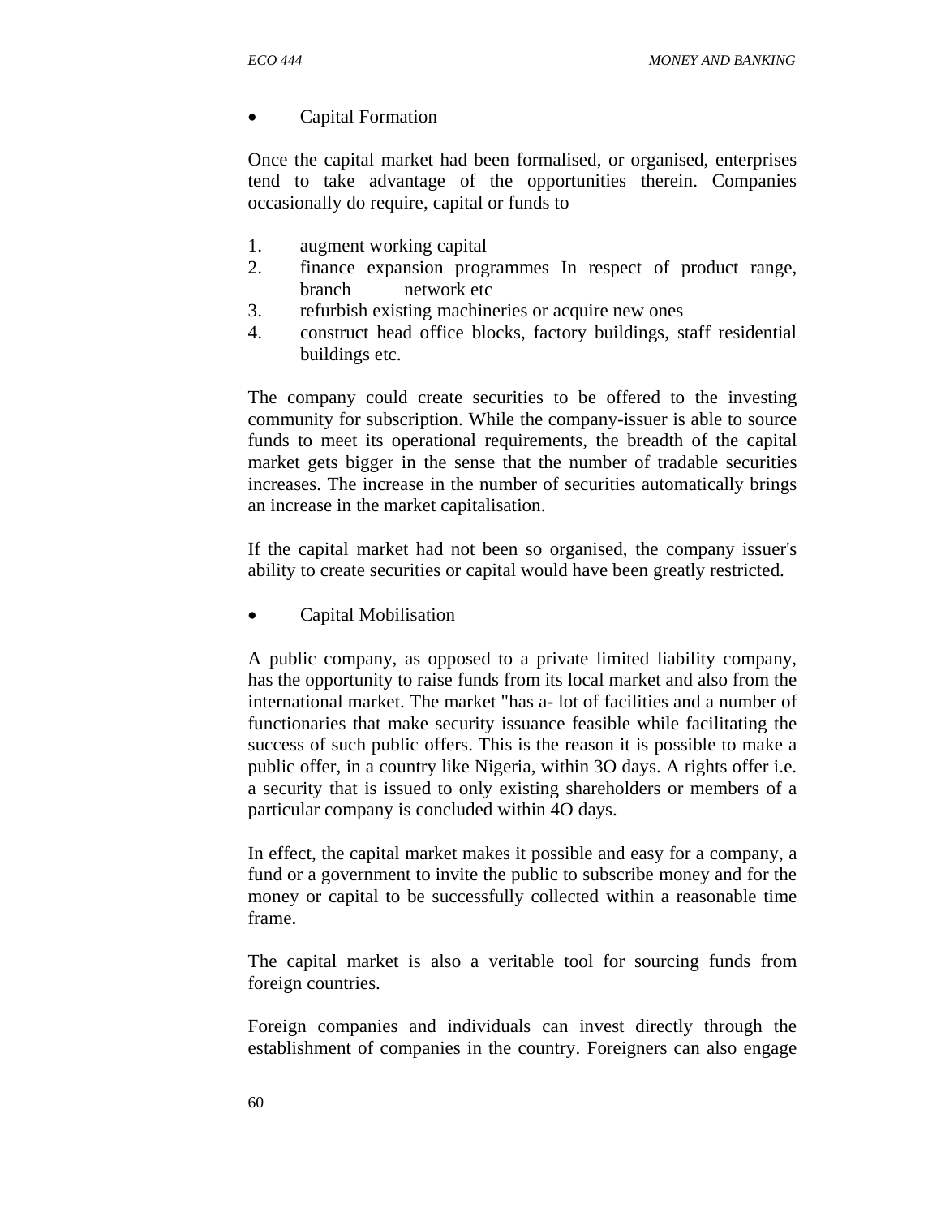- Capital Formation

Once the capital market had been formalised, or organised, enterprises tend to take advantage of the opportunities therein. Companies occasionally do require, capital or funds to

1. augment working capital
2. finance expansion programmes In respect of product range, branch network etc
3. refurbish existing machineries or acquire new ones
4. construct head office blocks, factory buildings, staff residential buildings etc.

The company could create securities to be offered to the investing community for subscription. While the company-issuer is able to source funds to meet its operational requirements, the breadth of the capital market gets bigger in the sense that the number of tradable securities increases. The increase in the number of securities automatically brings an increase in the market capitalisation.

If the capital market had not been so organised, the company issuer's ability to create securities or capital would have been greatly restricted.

- Capital Mobilisation

A public company, as opposed to a private limited liability company, has the opportunity to raise funds from its local market and also from the international market. The market "has a- lot of facilities and a number of functionaries that make security issuance feasible while facilitating the success of such public offers. This is the reason it is possible to make a public offer, in a country like Nigeria, within 3O days. A rights offer i.e. a security that is issued to only existing shareholders or members of a particular company is concluded within 4O days.

In effect, the capital market makes it possible and easy for a company, a fund or a government to invite the public to subscribe money and for the money or capital to be successfully collected within a reasonable time frame.

The capital market is also a veritable tool for sourcing funds from foreign countries.

Foreign companies and individuals can invest directly through the establishment of companies in the country. Foreigners can also engage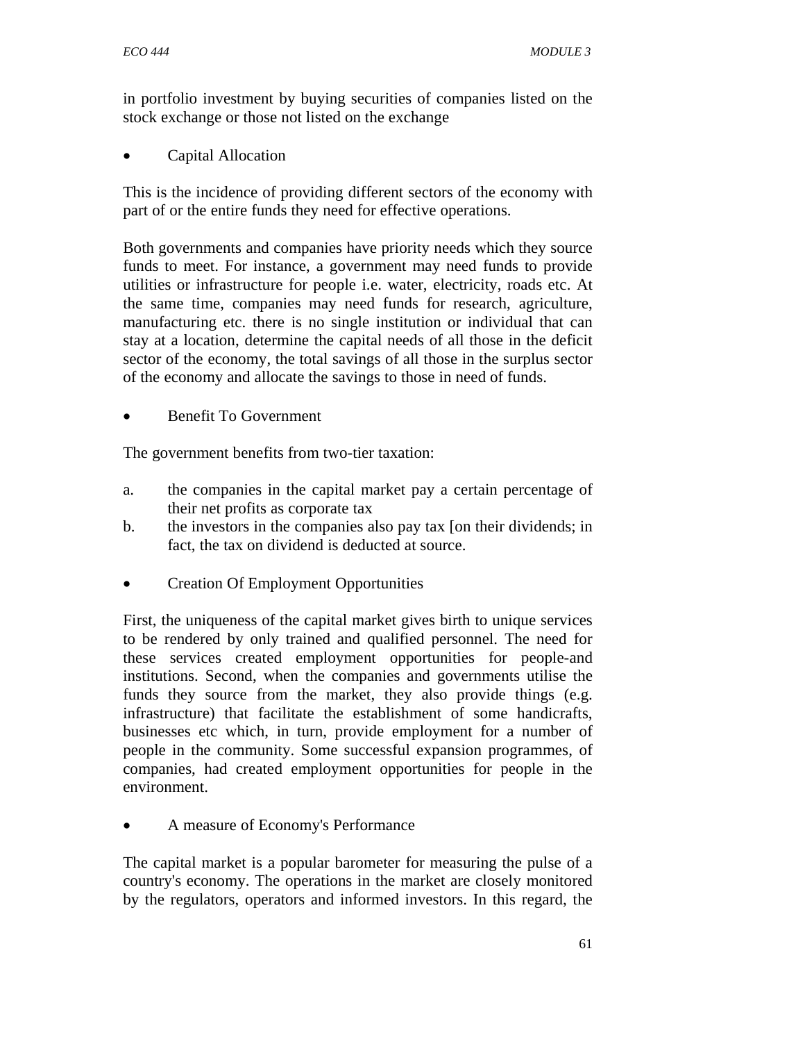in portfolio investment by buying securities of companies listed on the stock exchange or those not listed on the exchange

- Capital Allocation

This is the incidence of providing different sectors of the economy with part of or the entire funds they need for effective operations.

Both governments and companies have priority needs which they source funds to meet. For instance, a government may need funds to provide utilities or infrastructure for people i.e. water, electricity, roads etc. At the same time, companies may need funds for research, agriculture, manufacturing etc. there is no single institution or individual that can stay at a location, determine the capital needs of all those in the deficit sector of the economy, the total savings of all those in the surplus sector of the economy and allocate the savings to those in need of funds.

- Benefit To Government

The government benefits from two-tier taxation:

a. the companies in the capital market pay a certain percentage of their net profits as corporate tax
b. the investors in the companies also pay tax [on their dividends; in fact, the tax on dividend is deducted at source.

- Creation Of Employment Opportunities

First, the uniqueness of the capital market gives birth to unique services to be rendered by only trained and qualified personnel. The need for these services created employment opportunities for people-and institutions. Second, when the companies and governments utilise the funds they source from the market, they also provide things (e.g. infrastructure) that facilitate the establishment of some handicrafts, businesses etc which, in turn, provide employment for a number of people in the community. Some successful expansion programmes, of companies, had created employment opportunities for people in the environment.

- A measure of Economy's Performance

The capital market is a popular barometer for measuring the pulse of a country's economy. The operations in the market are closely monitored by the regulators, operators and informed investors. In this regard, the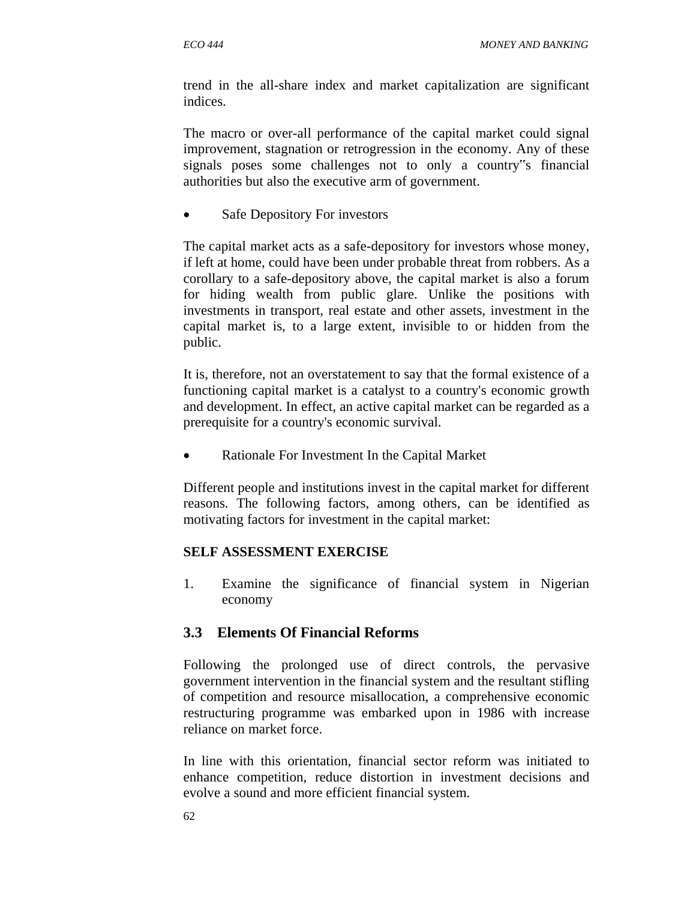trend in the all-share index and market capitalization are significant indices.

The macro or over-all performance of the capital market could signal improvement, stagnation or retrogression in the economy. Any of these signals poses some challenges not to only a country�означs financial authorities but also the executive arm of government.

- Safe Depository For investors

The capital market acts as a safe-depository for investors whose money, if left at home, could have been under probable threat from robbers. As a corollary to a safe-depository above, the capital market is also a forum for hiding wealth from public glare. Unlike the positions with investments in transport, real estate and other assets, investment in the capital market is, to a large extent, invisible to or hidden from the public.

It is, therefore, not an overstatement to say that the formal existence of a functioning capital market is a catalyst to a country's economic growth and development. In effect, an active capital market can be regarded as a prerequisite for a country's economic survival.

- Rationale For Investment In the Capital Market

Different people and institutions invest in the capital market for different reasons. The following factors, among others, can be identified as motivating factors for investment in the capital market:

**SELF ASSESSMENT EXERCISE**

1. Examine the significance of financial system in Nigerian economy

## 3.3 Elements Of Financial Reforms

Following the prolonged use of direct controls, the pervasive government intervention in the financial system and the resultant stifling of competition and resource misallocation, a comprehensive economic restructuring programme was embarked upon in 1986 with increase reliance on market force.

In line with this orientation, financial sector reform was initiated to enhance competition, reduce distortion in investment decisions and evolve a sound and more efficient financial system.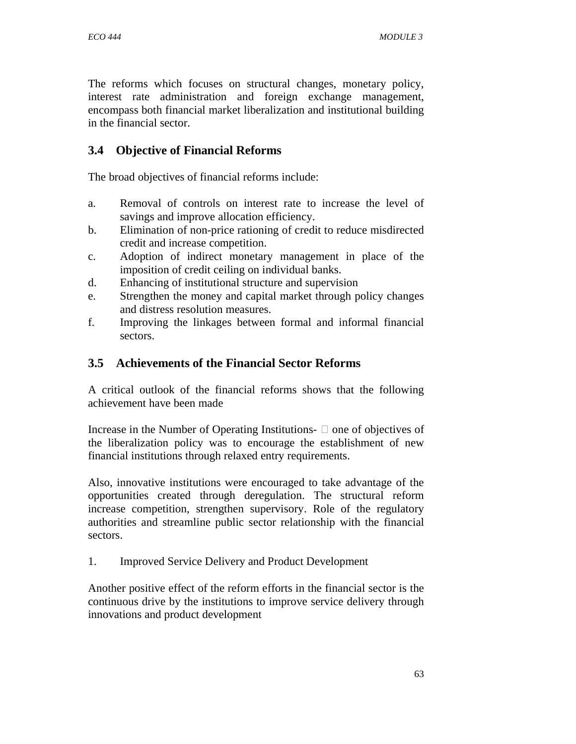The reforms which focuses on structural changes, monetary policy, interest rate administration and foreign exchange management, encompass both financial market liberalization and institutional building in the financial sector.

## 3.4 Objective of Financial Reforms

The broad objectives of financial reforms include:

a. Removal of controls on interest rate to increase the level of savings and improve allocation efficiency.
b. Elimination of non-price rationing of credit to reduce misdirected credit and increase competition.
c. Adoption of indirect monetary management in place of the imposition of credit ceiling on individual banks.
d. Enhancing of institutional structure and supervision
e. Strengthen the money and capital market through policy changes and distress resolution measures.
f. Improving the linkages between formal and informal financial sectors.

## 3.5 Achievements of the Financial Sector Reforms

A critical outlook of the financial reforms shows that the following achievement have been made

Increase in the Number of Operating Institutions-  one of objectives of the liberalization policy was to encourage the establishment of new financial institutions through relaxed entry requirements.

Also, innovative institutions were encouraged to take advantage of the opportunities created through deregulation. The structural reform increase competition, strengthen supervisory. Role of the regulatory authorities and streamline public sector relationship with the financial sectors.

1. Improved Service Delivery and Product Development

Another positive effect of the reform efforts in the financial sector is the continuous drive by the institutions to improve service delivery through innovations and product development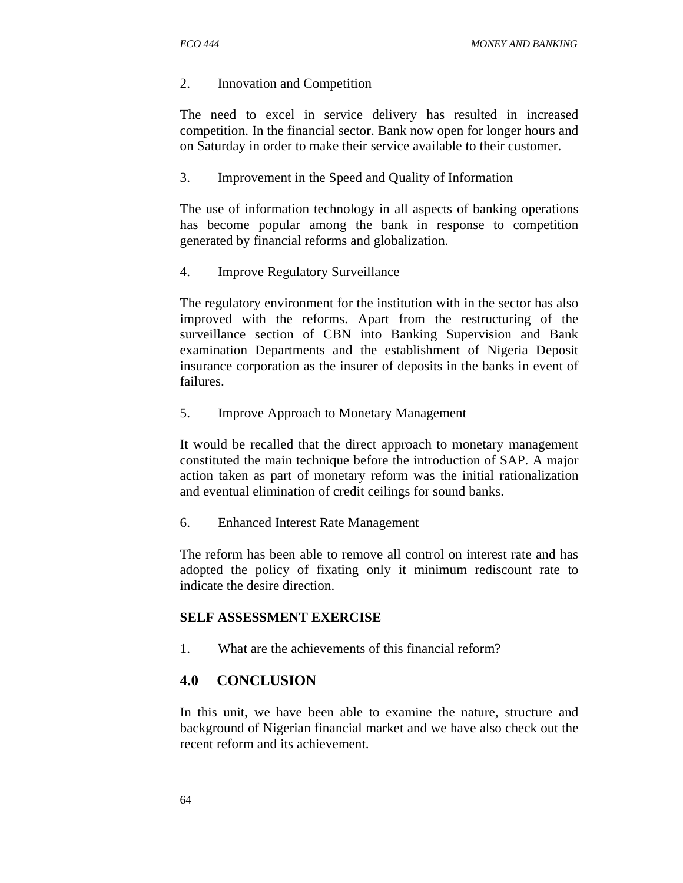2. Innovation and Competition

The need to excel in service delivery has resulted in increased competition. In the financial sector. Bank now open for longer hours and on Saturday in order to make their service available to their customer.

3. Improvement in the Speed and Quality of Information

The use of information technology in all aspects of banking operations has become popular among the bank in response to competition generated by financial reforms and globalization.

4. Improve Regulatory Surveillance

The regulatory environment for the institution with in the sector has also improved with the reforms. Apart from the restructuring of the surveillance section of CBN into Banking Supervision and Bank examination Departments and the establishment of Nigeria Deposit insurance corporation as the insurer of deposits in the banks in event of failures.

5. Improve Approach to Monetary Management

It would be recalled that the direct approach to monetary management constituted the main technique before the introduction of SAP. A major action taken as part of monetary reform was the initial rationalization and eventual elimination of credit ceilings for sound banks.

6. Enhanced Interest Rate Management

The reform has been able to remove all control on interest rate and has adopted the policy of fixating only it minimum rediscount rate to indicate the desire direction.

**SELF ASSESSMENT EXERCISE**

1. What are the achievements of this financial reform?

## 4.0 CONCLUSION

In this unit, we have been able to examine the nature, structure and background of Nigerian financial market and we have also check out the recent reform and its achievement.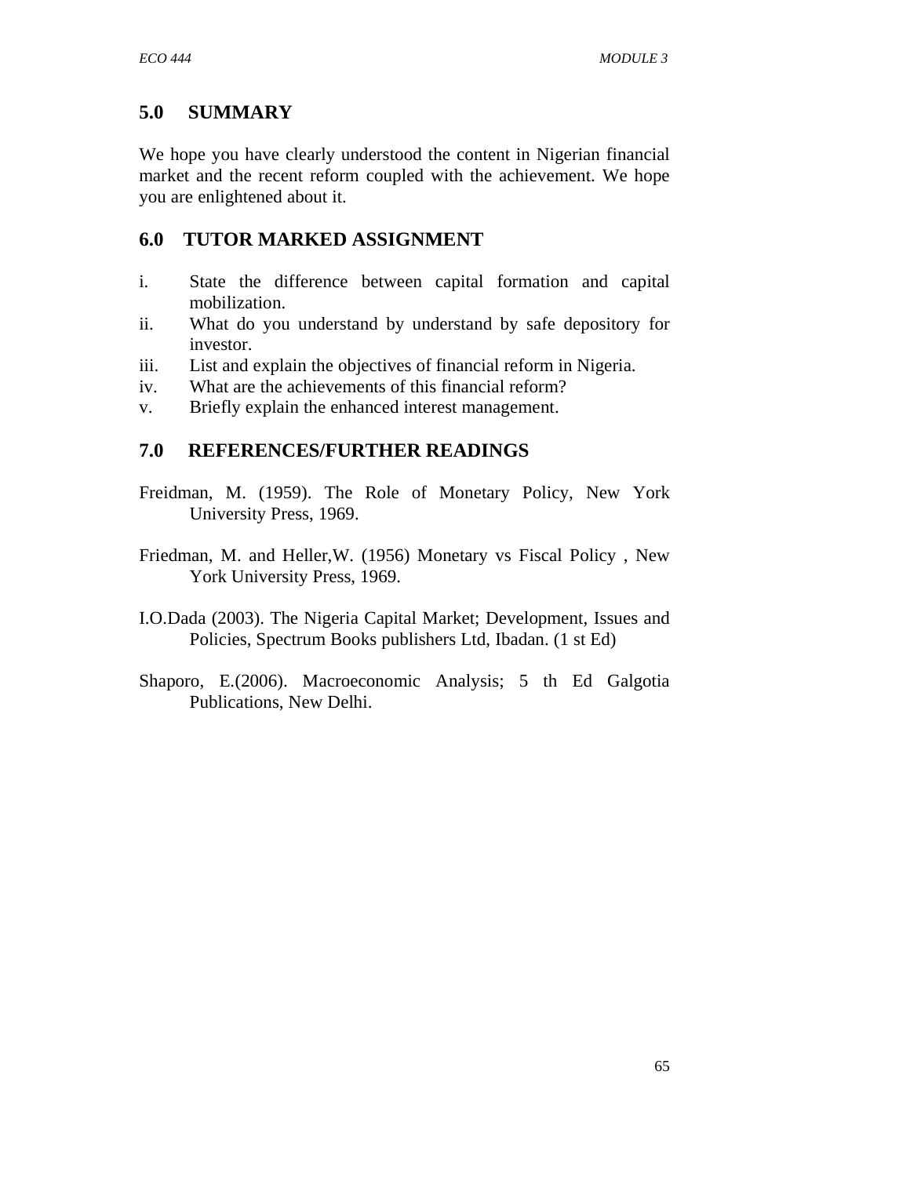## 5.0 SUMMARY

We hope you have clearly understood the content in Nigerian financial market and the recent reform coupled with the achievement. We hope you are enlightened about it.

## 6.0 TUTOR MARKED ASSIGNMENT

i. State the difference between capital formation and capital mobilization.
ii. What do you understand by understand by safe depository for investor.
iii. List and explain the objectives of financial reform in Nigeria.
iv. What are the achievements of this financial reform?
v. Briefly explain the enhanced interest management.

## 7.0 REFERENCES/FURTHER READINGS

Freidman, M. (1959). The Role of Monetary Policy, New York University Press, 1969.

Friedman, M. and Heller,W. (1956) Monetary vs Fiscal Policy , New York University Press, 1969.

I.O.Dada (2003). The Nigeria Capital Market; Development, Issues and Policies, Spectrum Books publishers Ltd, Ibadan. (1 st Ed)

Shaporo, E.(2006). Macroeconomic Analysis; 5 th Ed Galgotia Publications, New Delhi.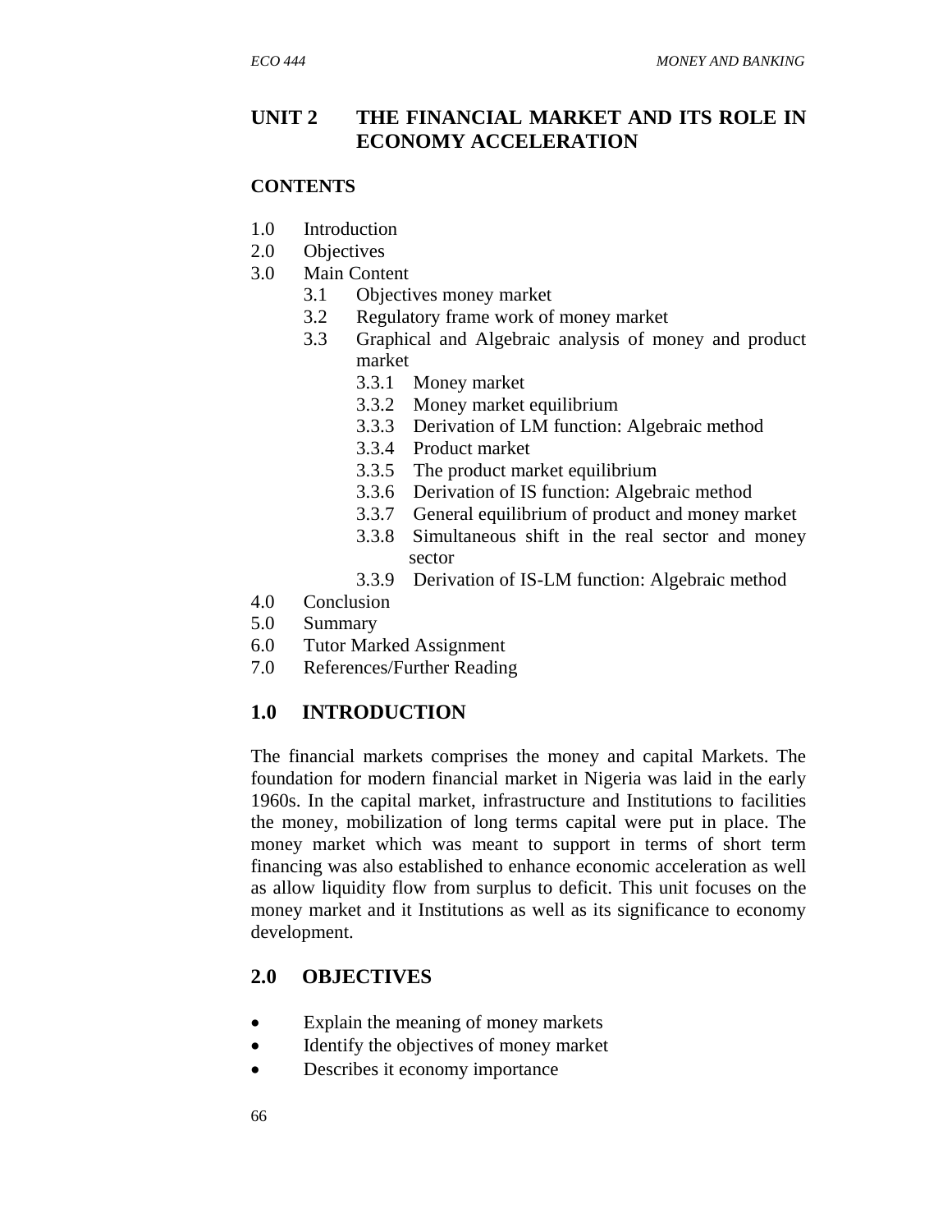# UNIT 2 THE FINANCIAL MARKET AND ITS ROLE IN ECONOMY ACCELERATION

## CONTENTS

1.0 Introduction
2.0 Objectives
3.0 Main Content
   3.1 Objectives money market
   3.2 Regulatory frame work of money market
   3.3 Graphical and Algebraic analysis of money and product market
      3.3.1 Money market
      3.3.2 Money market equilibrium
      3.3.3 Derivation of LM function: Algebraic method
      3.3.4 Product market
      3.3.5 The product market equilibrium
      3.3.6 Derivation of IS function: Algebraic method
      3.3.7 General equilibrium of product and money market
      3.3.8 Simultaneous shift in the real sector and money sector
      3.3.9 Derivation of IS-LM function: Algebraic method
4.0 Conclusion
5.0 Summary
6.0 Tutor Marked Assignment
7.0 References/Further Reading

## 1.0 INTRODUCTION

The financial markets comprises the money and capital Markets. The foundation for modern financial market in Nigeria was laid in the early 1960s. In the capital market, infrastructure and Institutions to facilities the money, mobilization of long terms capital were put in place. The money market which was meant to support in terms of short term financing was also established to enhance economic acceleration as well as allow liquidity flow from surplus to deficit. This unit focuses on the money market and it Institutions as well as its significance to economy development.

## 2.0 OBJECTIVES

- Explain the meaning of money markets
- Identify the objectives of money market
- Describes it economy importance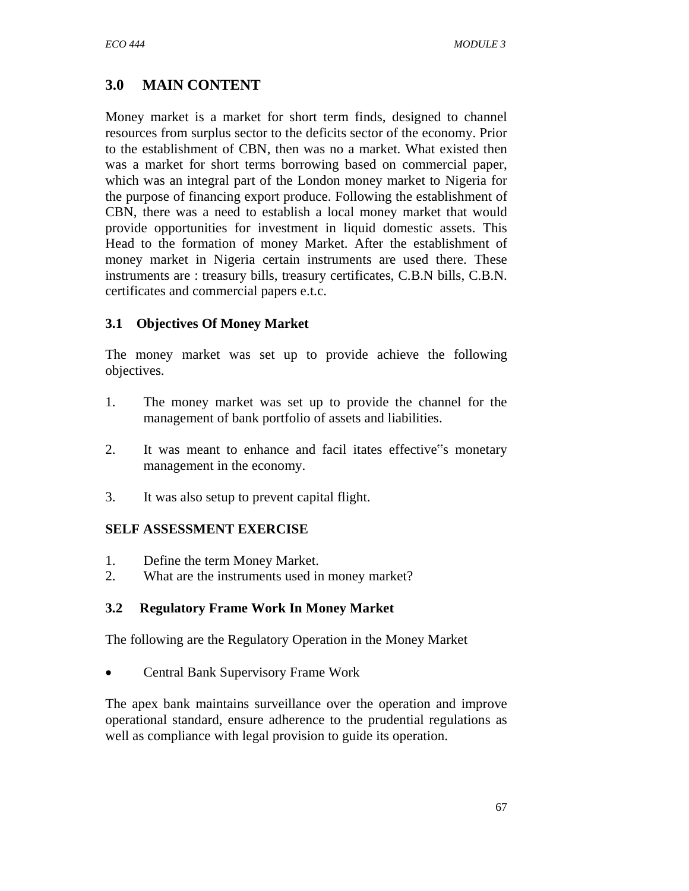## 3.0 MAIN CONTENT

Money market is a market for short term finds, designed to channel resources from surplus sector to the deficits sector of the economy. Prior to the establishment of CBN, then was no a market. What existed then was a market for short terms borrowing based on commercial paper, which was an integral part of the London money market to Nigeria for the purpose of financing export produce. Following the establishment of CBN, there was a need to establish a local money market that would provide opportunities for investment in liquid domestic assets. This Head to the formation of money Market. After the establishment of money market in Nigeria certain instruments are used there. These instruments are : treasury bills, treasury certificates, C.B.N bills, C.B.N. certificates and commercial papers e.t.c.

### 3.1 Objectives Of Money Market

The money market was set up to provide achieve the following objectives.

1. The money market was set up to provide the channel for the management of bank portfolio of assets and liabilities.
2. It was meant to enhance and facil itates effective"s monetary management in the economy.
3. It was also setup to prevent capital flight.

**SELF ASSESSMENT EXERCISE**

1. Define the term Money Market.
2. What are the instruments used in money market?

### 3.2 Regulatory Frame Work In Money Market

The following are the Regulatory Operation in the Money Market

- Central Bank Supervisory Frame Work

The apex bank maintains surveillance over the operation and improve operational standard, ensure adherence to the prudential regulations as well as compliance with legal provision to guide its operation.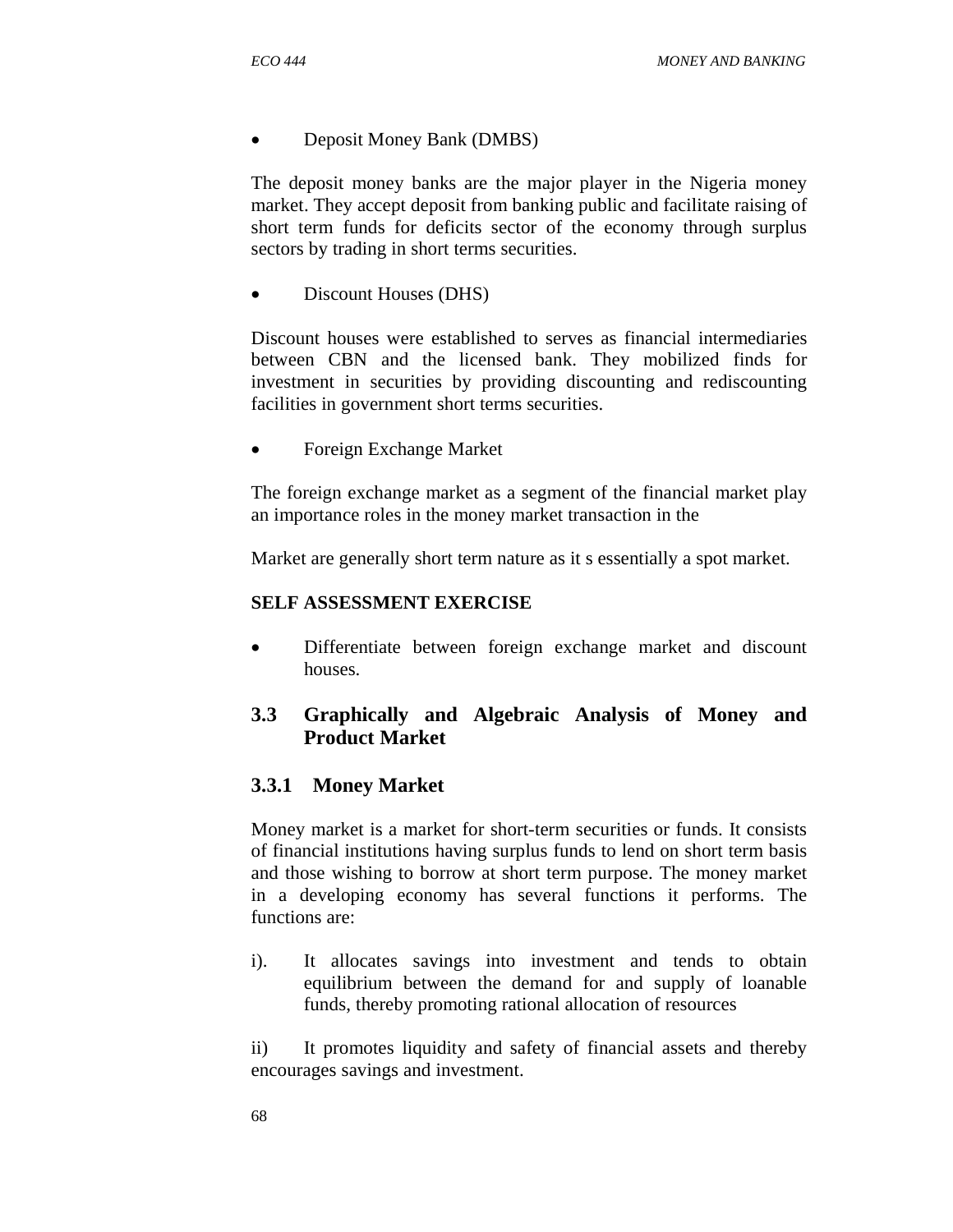- Deposit Money Bank (DMBS)

The deposit money banks are the major player in the Nigeria money market. They accept deposit from banking public and facilitate raising of short term funds for deficits sector of the economy through surplus sectors by trading in short terms securities.

- Discount Houses (DHS)

Discount houses were established to serves as financial intermediaries between CBN and the licensed bank. They mobilized finds for investment in securities by providing discounting and rediscounting facilities in government short terms securities.

- Foreign Exchange Market

The foreign exchange market as a segment of the financial market play an importance roles in the money market transaction in the

Market are generally short term nature as it s essentially a spot market.

**SELF ASSESSMENT EXERCISE**

- Differentiate between foreign exchange market and discount houses.

## 3.3 Graphically and Algebraic Analysis of Money and Product Market

### 3.3.1 Money Market

Money market is a market for short-term securities or funds. It consists of financial institutions having surplus funds to lend on short term basis and those wishing to borrow at short term purpose. The money market in a developing economy has several functions it performs. The functions are:

i). It allocates savings into investment and tends to obtain equilibrium between the demand for and supply of loanable funds, thereby promoting rational allocation of resources

ii) It promotes liquidity and safety of financial assets and thereby encourages savings and investment.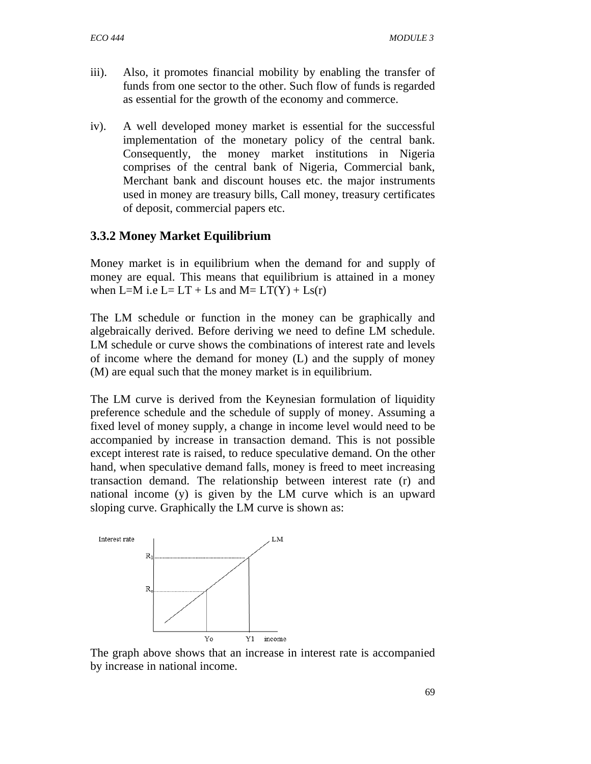iii). Also, it promotes financial mobility by enabling the transfer of funds from one sector to the other. Such flow of funds is regarded as essential for the growth of the economy and commerce.

iv). A well developed money market is essential for the successful implementation of the monetary policy of the central bank. Consequently, the money market institutions in Nigeria comprises of the central bank of Nigeria, Commercial bank, Merchant bank and discount houses etc. the major instruments used in money are treasury bills, Call money, treasury certificates of deposit, commercial papers etc.

### 3.3.2 Money Market Equilibrium

Money market is in equilibrium when the demand for and supply of money are equal. This means that equilibrium is attained in a money when L=M i.e $L = LT + Ls$ and $M = LT(Y) + Ls(r)$

The LM schedule or function in the money can be graphically and algebraically derived. Before deriving we need to define LM schedule. LM schedule or curve shows the combinations of interest rate and levels of income where the demand for money (L) and the supply of money (M) are equal such that the money market is in equilibrium.

The LM curve is derived from the Keynesian formulation of liquidity preference schedule and the schedule of supply of money. Assuming a fixed level of money supply, a change in income level would need to be accompanied by increase in transaction demand. This is not possible except interest rate is raised, to reduce speculative demand. On the other hand, when speculative demand falls, money is freed to meet increasing transaction demand. The relationship between interest rate (r) and national income (y) is given by the LM curve which is an upward sloping curve. Graphically the LM curve is shown as:

The graph above shows that an increase in interest rate is accompanied by increase in national income.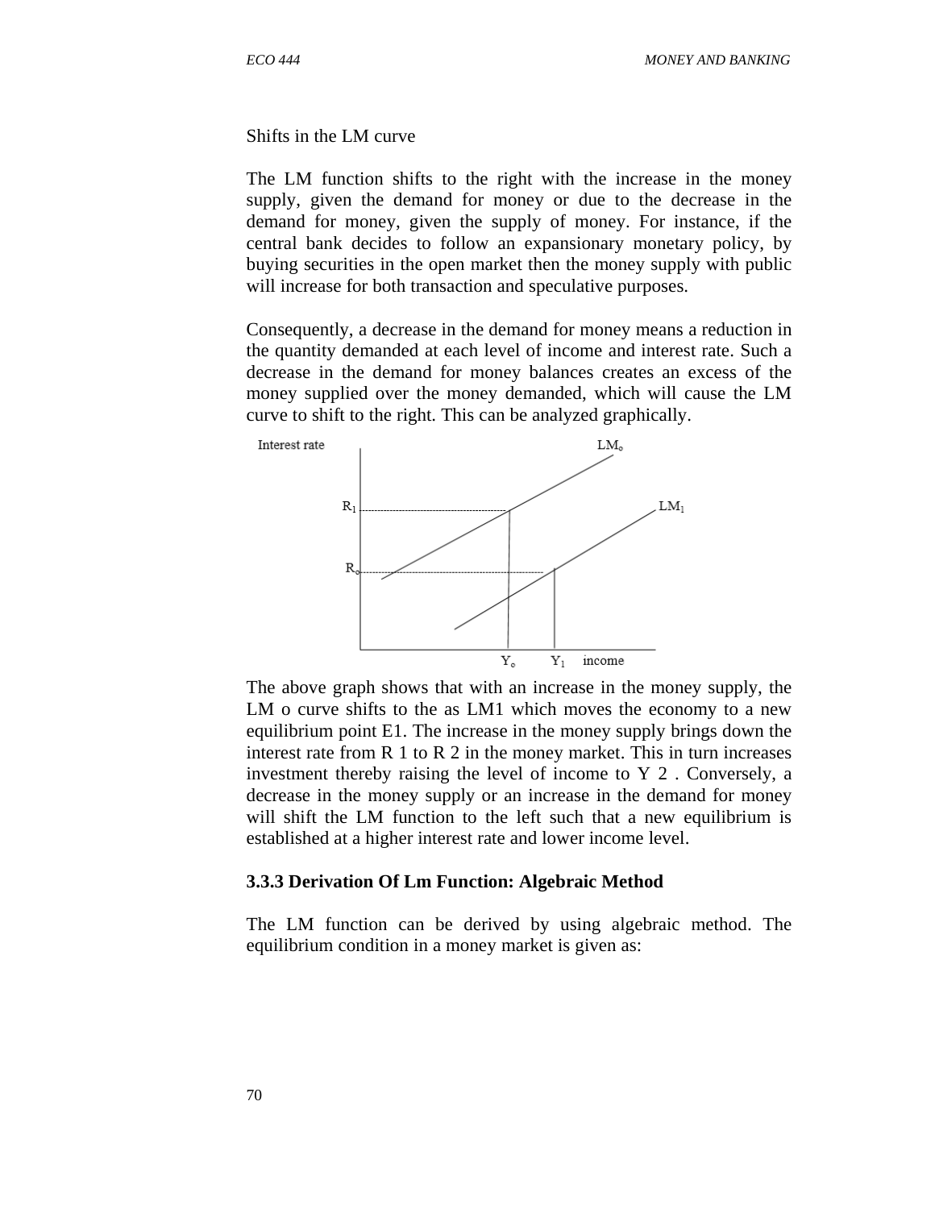Shifts in the LM curve

The LM function shifts to the right with the increase in the money supply, given the demand for money or due to the decrease in the demand for money, given the supply of money. For instance, if the central bank decides to follow an expansionary monetary policy, by buying securities in the open market then the money supply with public will increase for both transaction and speculative purposes.

Consequently, a decrease in the demand for money means a reduction in the quantity demanded at each level of income and interest rate. Such a decrease in the demand for money balances creates an excess of the money supplied over the money demanded, which will cause the LM curve to shift to the right. This can be analyzed graphically.

The above graph shows that with an increase in the money supply, the LM o curve shifts to the as LM1 which moves the economy to a new equilibrium point E1. The increase in the money supply brings down the interest rate from R 1 to R 2 in the money market. This in turn increases investment thereby raising the level of income to Y 2 . Conversely, a decrease in the money supply or an increase in the demand for money will shift the LM function to the left such that a new equilibrium is established at a higher interest rate and lower income level.

### 3.3.3 Derivation Of Lm Function: Algebraic Method

The LM function can be derived by using algebraic method. The equilibrium condition in a money market is given as: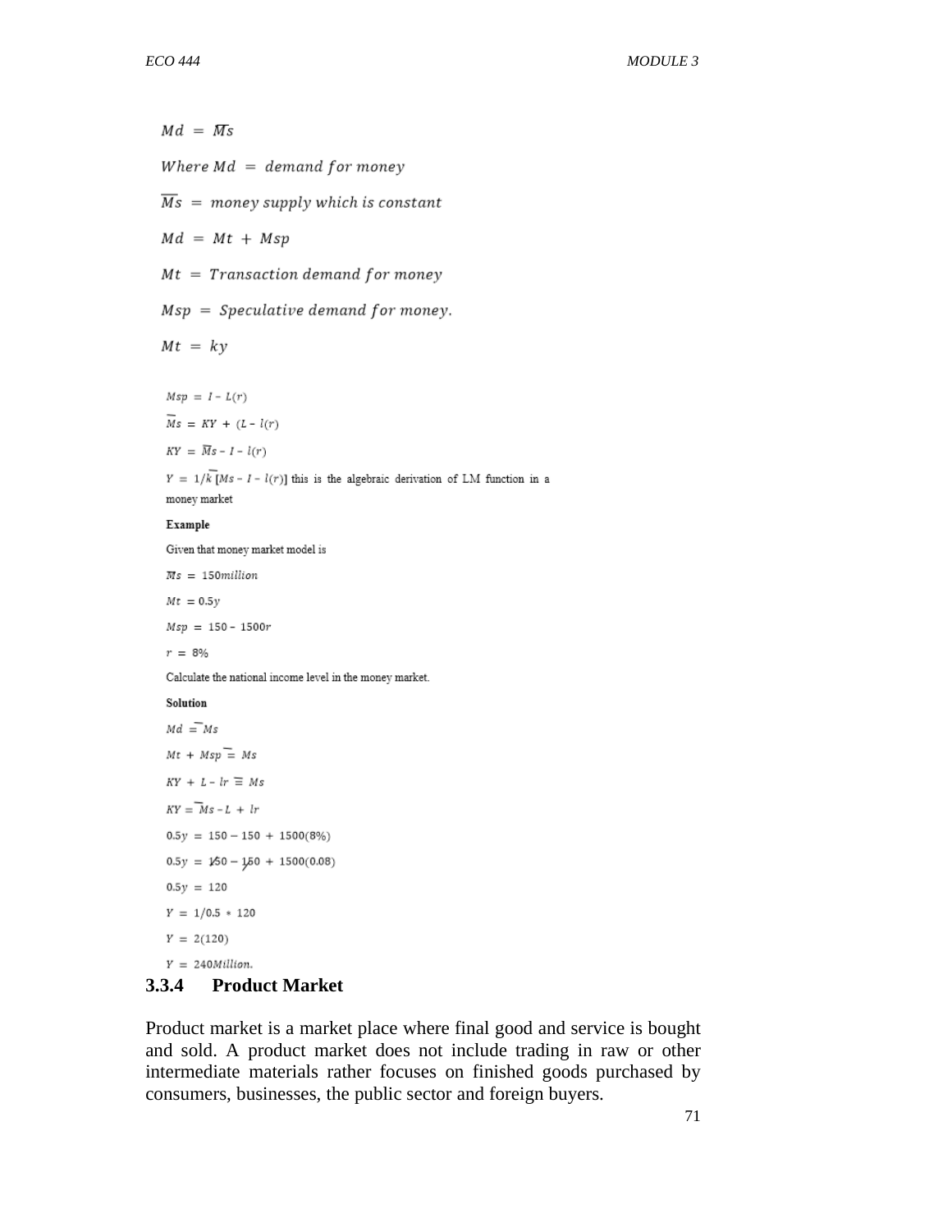$$Md = \overline{Ms}$$

$Where\ Md = demand\ for\ money$

$\overline{Ms} = money\ supply\ which\ is\ constant$

$$Md = Mt + Msp$$

$Mt = Transaction\ demand\ for\ money$

$Msp = Speculative\ demand\ for\ money.$

$$Mt = ky$$

$$Msp = I - L(r)$$

$$\overline{Ms} = KY + (L - l(r)$$

$$KY = \overline{M}s - I - l(r)$$

$Y = 1/\overline{k}\ [Ms - I - l(r)]$ this is the algebraic derivation of LM function in a money market

**Example**

Given that money market model is

$\overline{M}s = 150million$

$Mt = 0.5y$

$Msp = 150 - 1500r$

$r = 8\%$

Calculate the national income level in the money market.

**Solution**

$Md = \overline{\ } Ms$

$Mt + Msp \overline{=} Ms$

$KY + L - lr \equiv Ms$

$KY = \overline{\ } Ms - L + lr$

$0.5y = 150 - 150 + 1500(8\%)$

$0.5y = 150 - 150 + 1500(0.08)$

$0.5y = 120$

$Y = 1/0.5 * 120$

$Y = 2(120)$

$Y = 240Million.$

### 3.3.4 Product Market

Product market is a market place where final good and service is bought and sold. A product market does not include trading in raw or other intermediate materials rather focuses on finished goods purchased by consumers, businesses, the public sector and foreign buyers.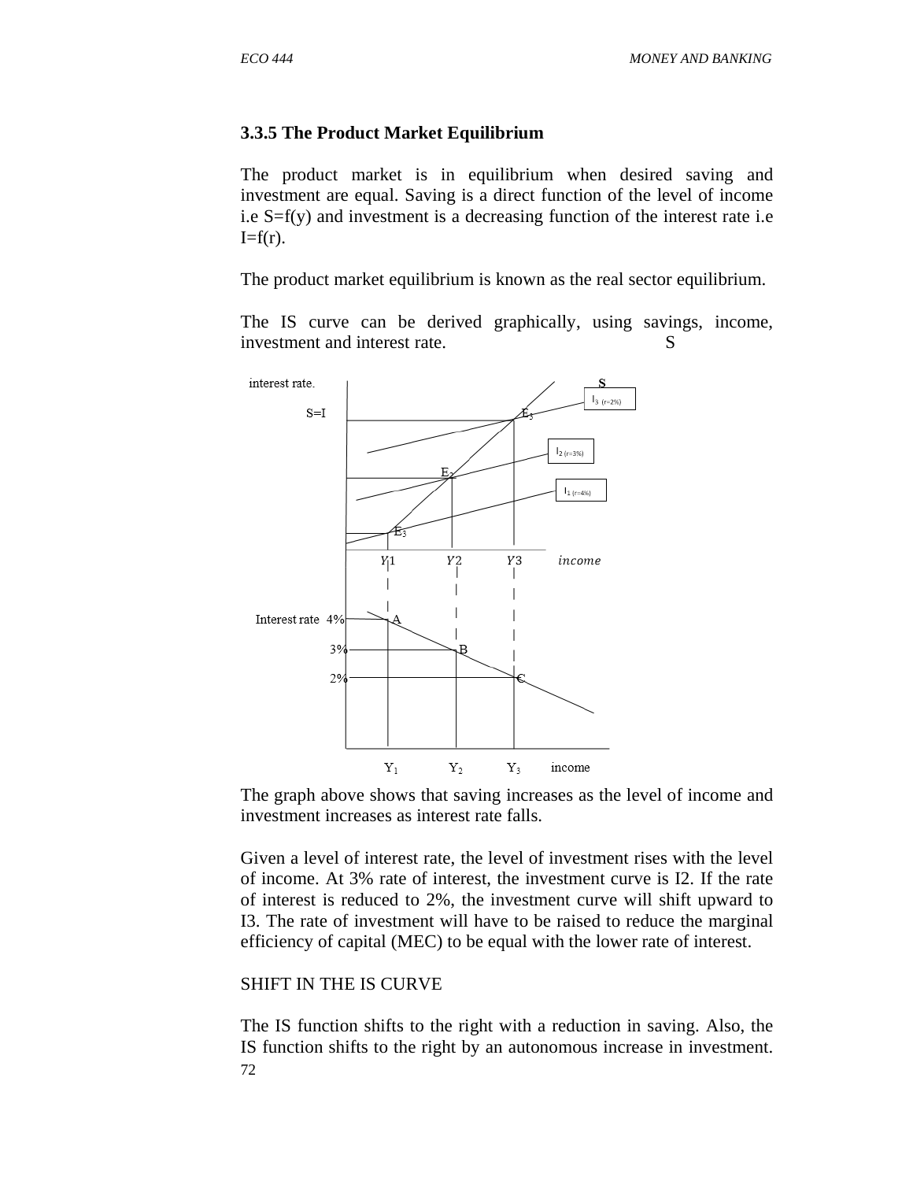### 3.3.5 The Product Market Equilibrium

The product market is in equilibrium when desired saving and investment are equal. Saving is a direct function of the level of income i.e S=f(y) and investment is a decreasing function of the interest rate i.e I=f(r).

The product market equilibrium is known as the real sector equilibrium.

The IS curve can be derived graphically, using savings, income, investment and interest rate. S

The graph above shows that saving increases as the level of income and investment increases as interest rate falls.

Given a level of interest rate, the level of investment rises with the level of income. At 3% rate of interest, the investment curve is I2. If the rate of interest is reduced to 2%, the investment curve will shift upward to I3. The rate of investment will have to be raised to reduce the marginal efficiency of capital (MEC) to be equal with the lower rate of interest.

SHIFT IN THE IS CURVE

The IS function shifts to the right with a reduction in saving. Also, the IS function shifts to the right by an autonomous increase in investment.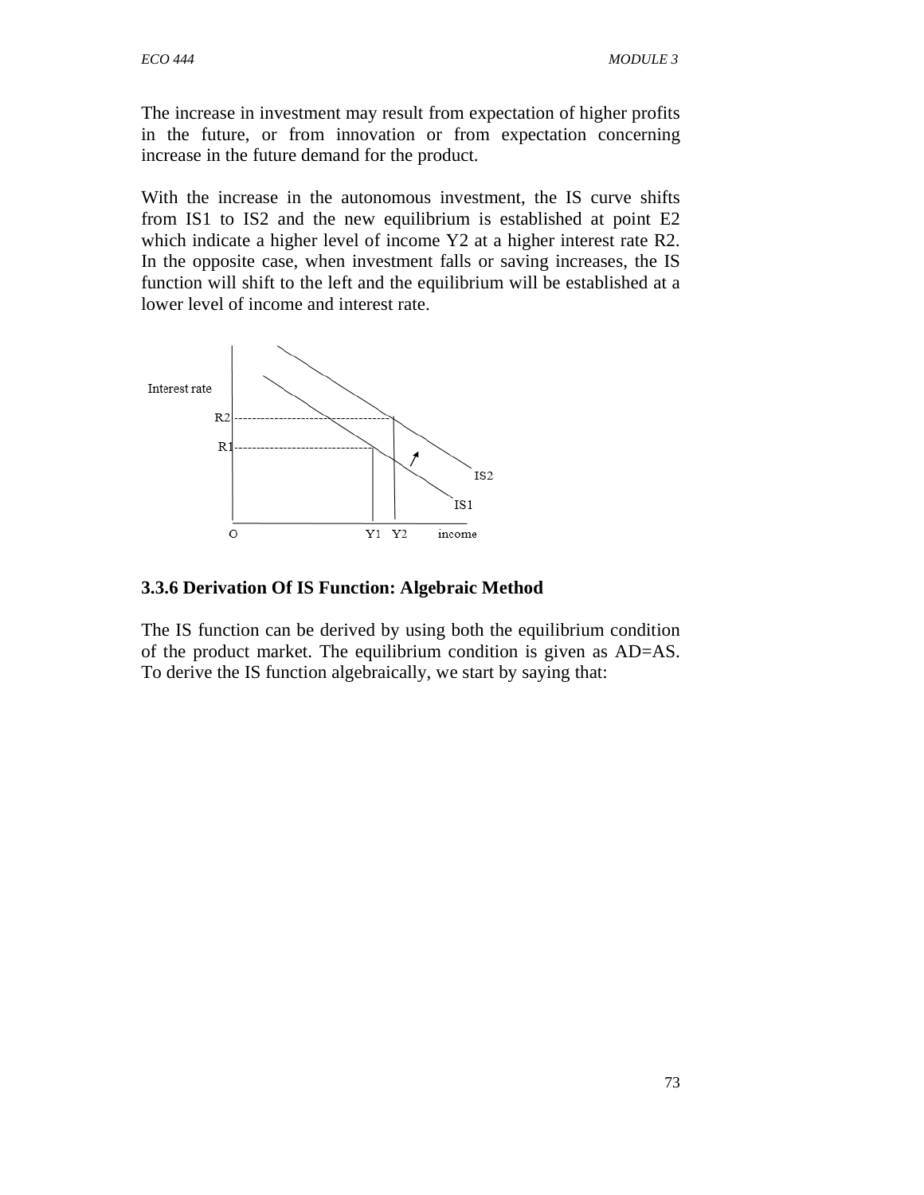The increase in investment may result from expectation of higher profits in the future, or from innovation or from expectation concerning increase in the future demand for the product.

With the increase in the autonomous investment, the IS curve shifts from IS1 to IS2 and the new equilibrium is established at point E2 which indicate a higher level of income Y2 at a higher interest rate R2. In the opposite case, when investment falls or saving increases, the IS function will shift to the left and the equilibrium will be established at a lower level of income and interest rate.

### 3.3.6 Derivation Of IS Function: Algebraic Method

The IS function can be derived by using both the equilibrium condition of the product market. The equilibrium condition is given as AD=AS. To derive the IS function algebraically, we start by saying that: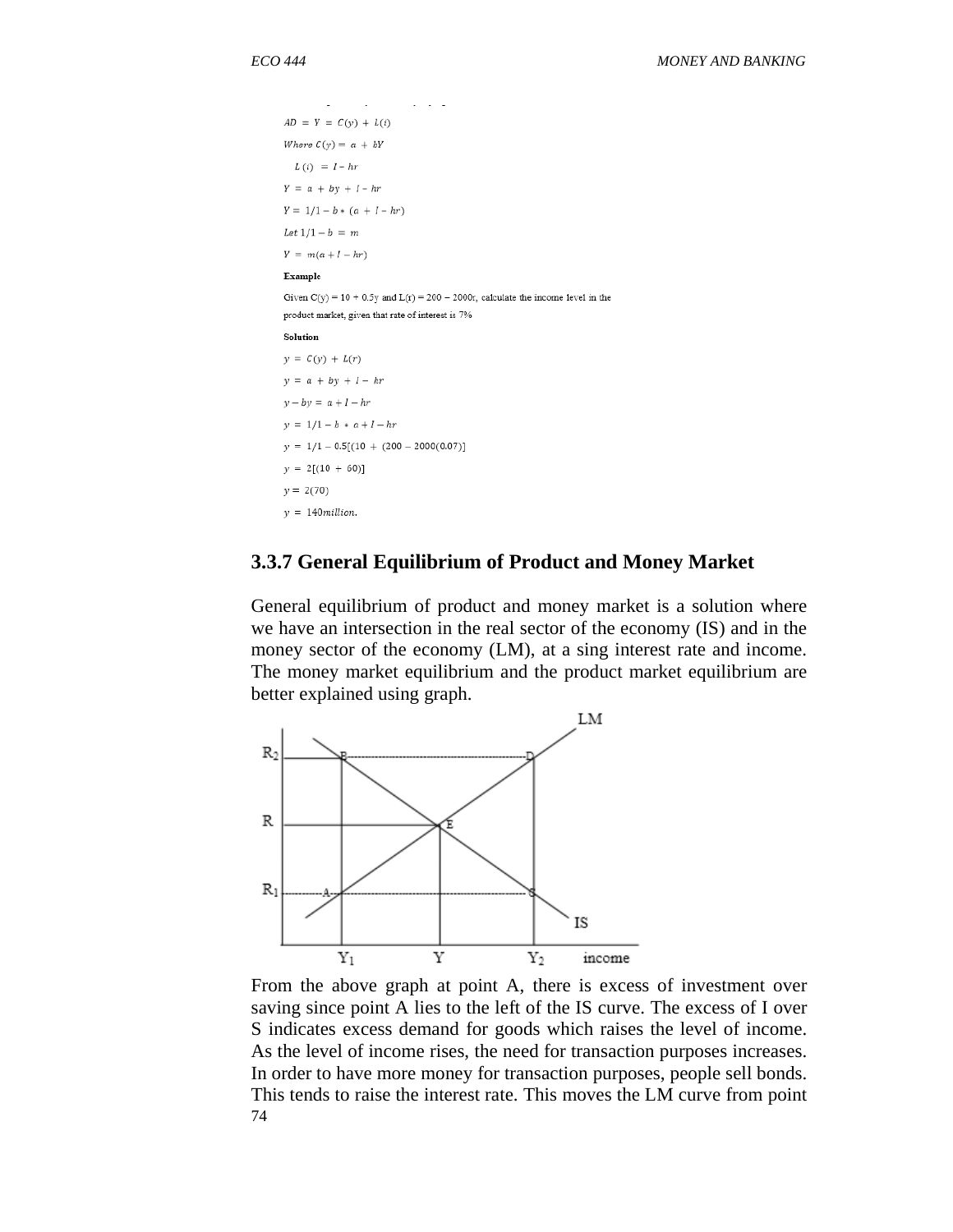$AD = Y = C(y) + L(i)$

$Where\ C(y) = a + bY$

$L(i) = I - hr$

$Y = a + by + I - hr$

$Y = 1/1 - b * (a + I - hr)$

$Let\ 1/1 - b = m$

$Y = m(a + I - hr)$

**Example**

Given C(y) = 10 + 0.5y and L(r) = 200 − 2000r, calculate the income level in the product market, given that rate of interest is 7%

**Solution**

$y = C(y) + L(r)$

$y = a + by + I - hr$

$y - by = a + I - hr$

$y = 1/1 - b * a + I - hr$

$y = 1/1 - 0.5[(10 + (200 - 2000(0.07)]$

$y = 2[(10 + 60)]$

$y = 2(70)$

$y = 140 million.$

### 3.3.7 General Equilibrium of Product and Money Market

General equilibrium of product and money market is a solution where we have an intersection in the real sector of the economy (IS) and in the money sector of the economy (LM), at a sing interest rate and income. The money market equilibrium and the product market equilibrium are better explained using graph.

From the above graph at point A, there is excess of investment over saving since point A lies to the left of the IS curve. The excess of I over S indicates excess demand for goods which raises the level of income. As the level of income rises, the need for transaction purposes increases. In order to have more money for transaction purposes, people sell bonds. This tends to raise the interest rate. This moves the LM curve from point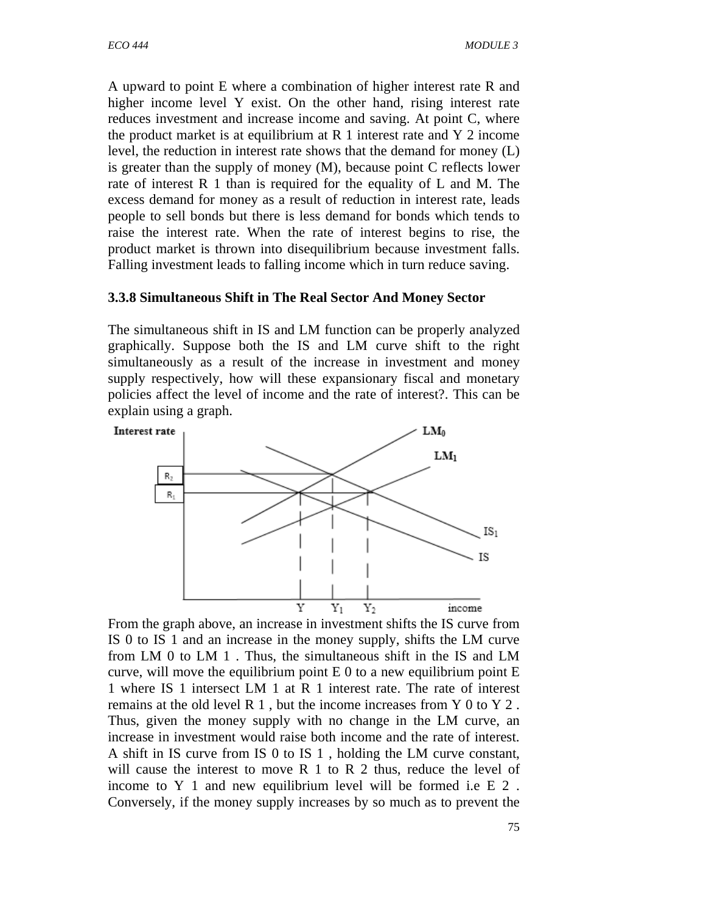A upward to point E where a combination of higher interest rate R and higher income level Y exist. On the other hand, rising interest rate reduces investment and increase income and saving. At point C, where the product market is at equilibrium at $R_1$ interest rate and $Y_2$ income level, the reduction in interest rate shows that the demand for money (L) is greater than the supply of money (M), because point C reflects lower rate of interest $R_1$ than is required for the equality of L and M. The excess demand for money as a result of reduction in interest rate, leads people to sell bonds but there is less demand for bonds which tends to raise the interest rate. When the rate of interest begins to rise, the product market is thrown into disequilibrium because investment falls. Falling investment leads to falling income which in turn reduce saving.

### 3.3.8 Simultaneous Shift in The Real Sector And Money Sector

The simultaneous shift in IS and LM function can be properly analyzed graphically. Suppose both the IS and LM curve shift to the right simultaneously as a result of the increase in investment and money supply respectively, how will these expansionary fiscal and monetary policies affect the level of income and the rate of interest?. This can be explain using a graph.

From the graph above, an increase in investment shifts the IS curve from $IS_0$ to $IS_1$ and an increase in the money supply, shifts the LM curve from $LM_0$ to $LM_1$. Thus, the simultaneous shift in the IS and LM curve, will move the equilibrium point $E_0$ to a new equilibrium point $E_1$ where $IS_1$ intersect $LM_1$ at $R_1$ interest rate. The rate of interest remains at the old level $R_1$, but the income increases from $Y_0$ to $Y_2$. Thus, given the money supply with no change in the LM curve, an increase in investment would raise both income and the rate of interest. A shift in IS curve from $IS_0$ to $IS_1$, holding the LM curve constant, will cause the interest to move $R_1$ to $R_2$ thus, reduce the level of income to $Y_1$ and new equilibrium level will be formed i.e $E_2$. Conversely, if the money supply increases by so much as to prevent the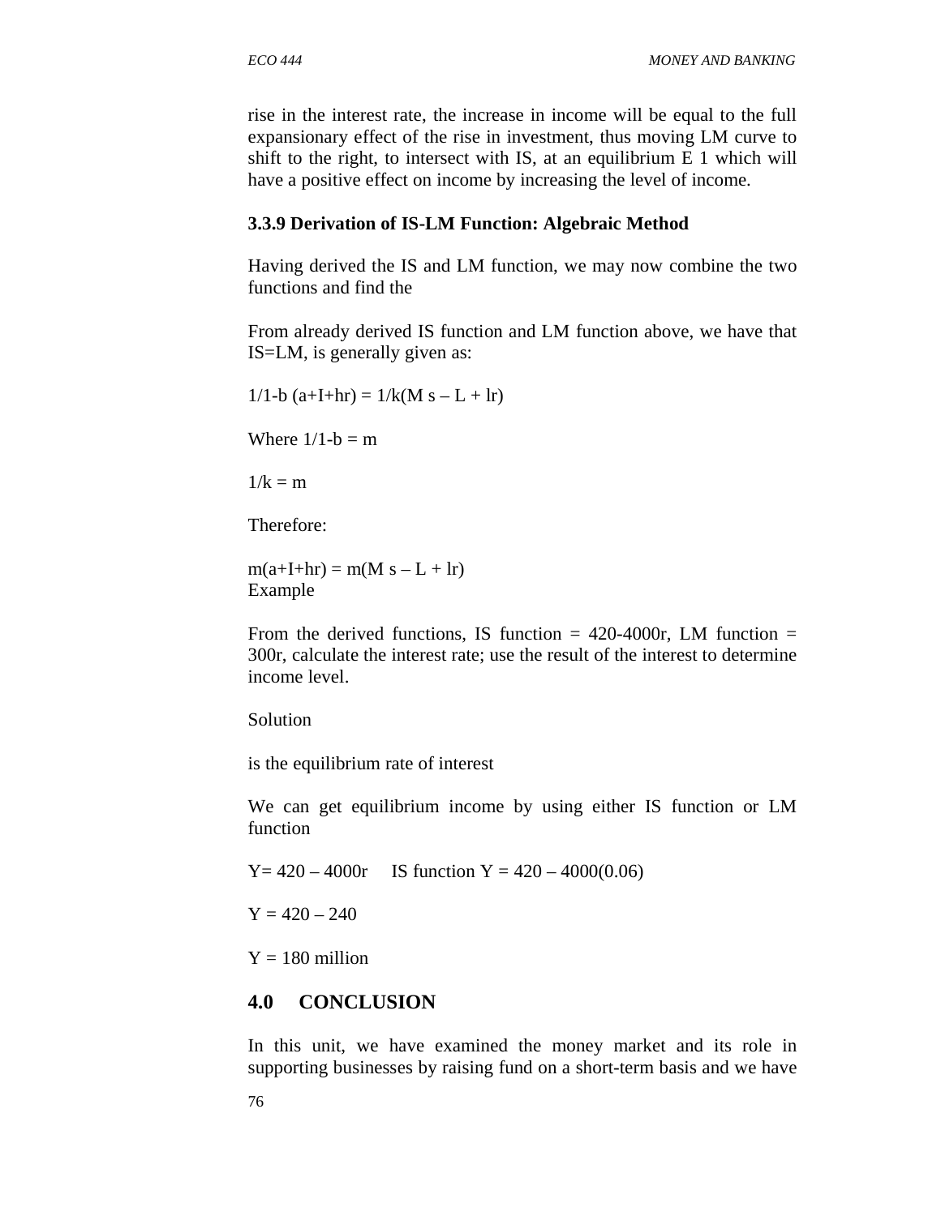rise in the interest rate, the increase in income will be equal to the full expansionary effect of the rise in investment, thus moving LM curve to shift to the right, to intersect with IS, at an equilibrium E 1 which will have a positive effect on income by increasing the level of income.

### 3.3.9 Derivation of IS-LM Function: Algebraic Method

Having derived the IS and LM function, we may now combine the two functions and find the

From already derived IS function and LM function above, we have that IS=LM, is generally given as:

$1/1\text{-}b\ (a+I+hr) = 1/k(M\ s - L + lr)$

Where $1/1\text{-}b = m$

$1/k = m$

Therefore:

$m(a+I+hr) = m(M\ s - L + lr)$
Example

From the derived functions, IS function = 420-4000r, LM function = 300r, calculate the interest rate; use the result of the interest to determine income level.

Solution

is the equilibrium rate of interest

We can get equilibrium income by using either IS function or LM function

$Y = 420 - 4000r$ IS function $Y = 420 - 4000(0.06)$

$Y = 420 - 240$

$Y = 180$ million

## 4.0 CONCLUSION

In this unit, we have examined the money market and its role in supporting businesses by raising fund on a short-term basis and we have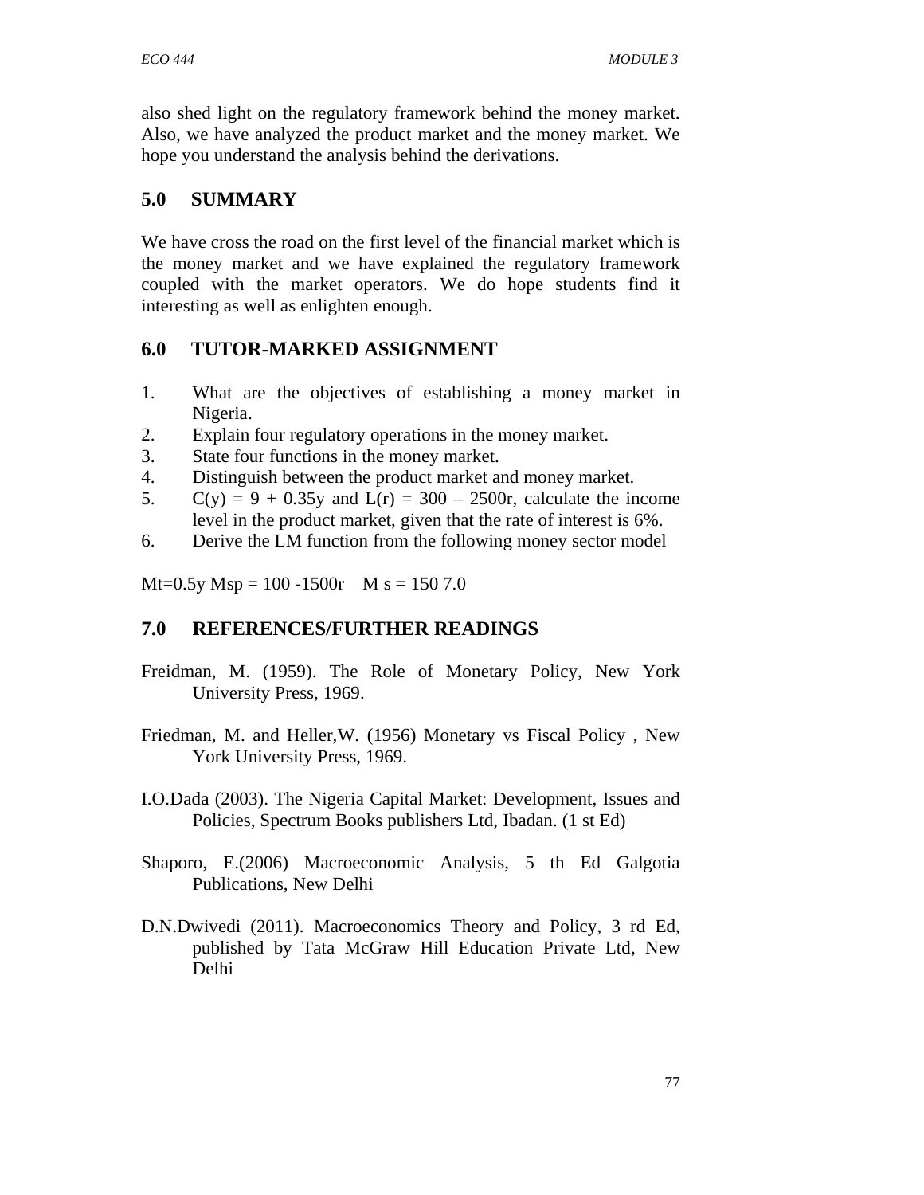also shed light on the regulatory framework behind the money market. Also, we have analyzed the product market and the money market. We hope you understand the analysis behind the derivations.

## 5.0 SUMMARY

We have cross the road on the first level of the financial market which is the money market and we have explained the regulatory framework coupled with the market operators. We do hope students find it interesting as well as enlighten enough.

## 6.0 TUTOR-MARKED ASSIGNMENT

1. What are the objectives of establishing a money market in Nigeria.
2. Explain four regulatory operations in the money market.
3. State four functions in the money market.
4. Distinguish between the product market and money market.
5. $C(y) = 9 + 0.35y$ and $L(r) = 300 - 2500r$, calculate the income level in the product market, given that the rate of interest is 6%.
6. Derive the LM function from the following money sector model

$Mt=0.5y$ $Msp = 100 - 1500r$ $M s = 150$ 7.0

## 7.0 REFERENCES/FURTHER READINGS

Freidman, M. (1959). The Role of Monetary Policy, New York University Press, 1969.

Friedman, M. and Heller,W. (1956) Monetary vs Fiscal Policy , New York University Press, 1969.

I.O.Dada (2003). The Nigeria Capital Market: Development, Issues and Policies, Spectrum Books publishers Ltd, Ibadan. (1 st Ed)

Shaporo, E.(2006) Macroeconomic Analysis, 5 th Ed Galgotia Publications, New Delhi

D.N.Dwivedi (2011). Macroeconomics Theory and Policy, 3 rd Ed, published by Tata McGraw Hill Education Private Ltd, New Delhi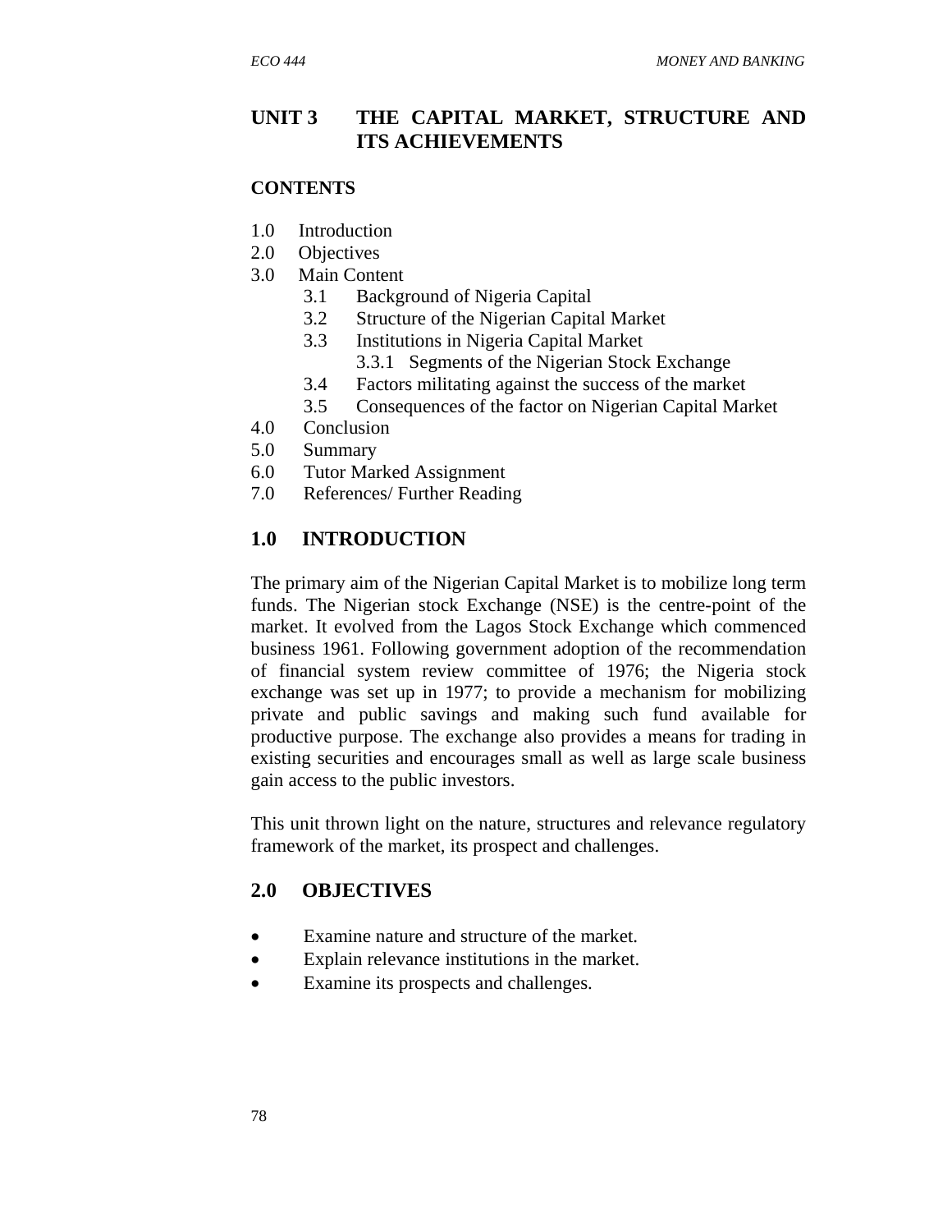# UNIT 3 THE CAPITAL MARKET, STRUCTURE AND ITS ACHIEVEMENTS

**CONTENTS**

1.0 Introduction
2.0 Objectives
3.0 Main Content
 3.1 Background of Nigeria Capital
 3.2 Structure of the Nigerian Capital Market
 3.3 Institutions in Nigeria Capital Market
  3.3.1 Segments of the Nigerian Stock Exchange
 3.4 Factors militating against the success of the market
 3.5 Consequences of the factor on Nigerian Capital Market
4.0 Conclusion
5.0 Summary
6.0 Tutor Marked Assignment
7.0 References/ Further Reading

## 1.0 INTRODUCTION

The primary aim of the Nigerian Capital Market is to mobilize long term funds. The Nigerian stock Exchange (NSE) is the centre-point of the market. It evolved from the Lagos Stock Exchange which commenced business 1961. Following government adoption of the recommendation of financial system review committee of 1976; the Nigeria stock exchange was set up in 1977; to provide a mechanism for mobilizing private and public savings and making such fund available for productive purpose. The exchange also provides a means for trading in existing securities and encourages small as well as large scale business gain access to the public investors.

This unit thrown light on the nature, structures and relevance regulatory framework of the market, its prospect and challenges.

## 2.0 OBJECTIVES

- Examine nature and structure of the market.
- Explain relevance institutions in the market.
- Examine its prospects and challenges.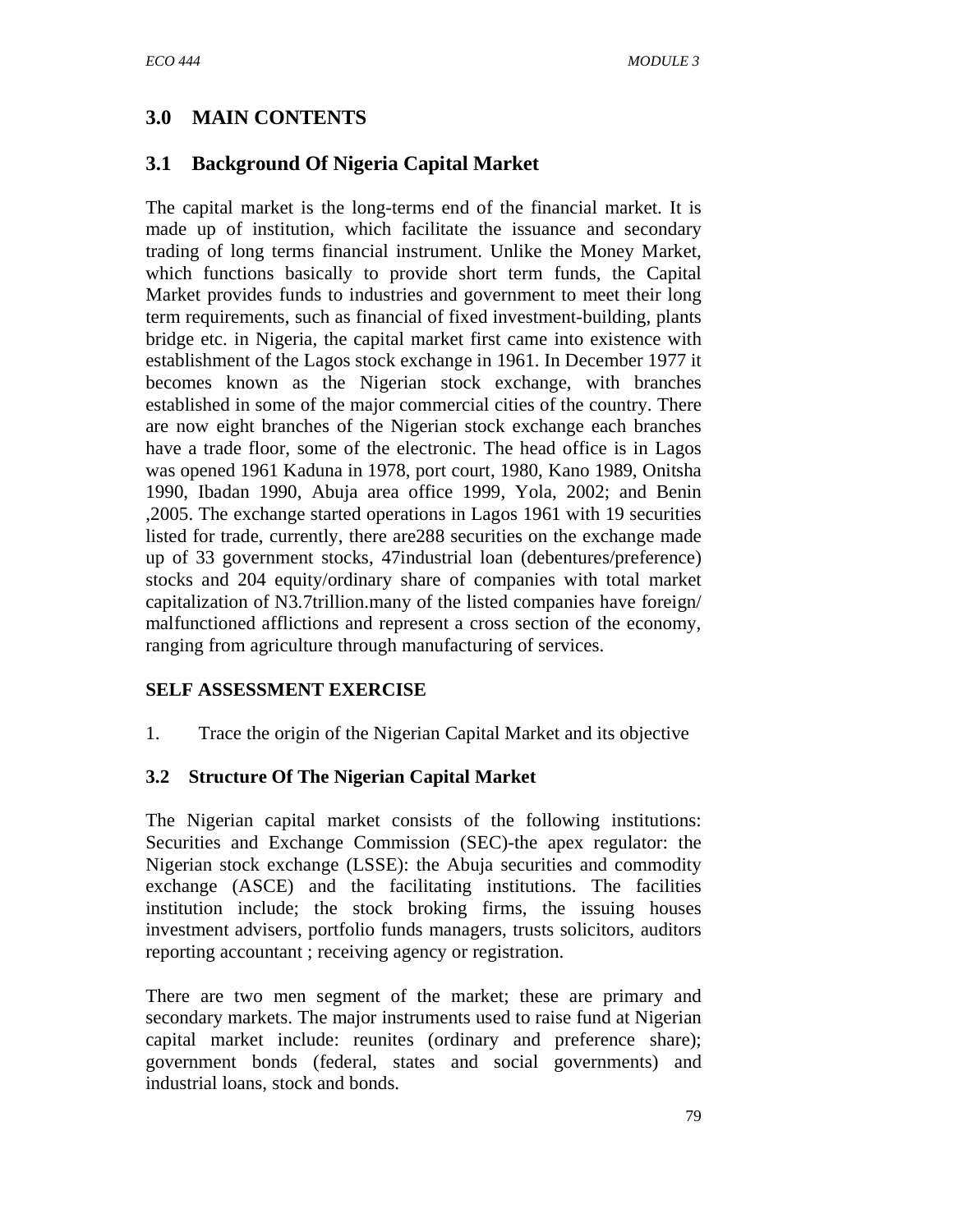## 3.0 MAIN CONTENTS

### 3.1 Background Of Nigeria Capital Market

The capital market is the long-terms end of the financial market. It is made up of institution, which facilitate the issuance and secondary trading of long terms financial instrument. Unlike the Money Market, which functions basically to provide short term funds, the Capital Market provides funds to industries and government to meet their long term requirements, such as financial of fixed investment-building, plants bridge etc. in Nigeria, the capital market first came into existence with establishment of the Lagos stock exchange in 1961. In December 1977 it becomes known as the Nigerian stock exchange, with branches established in some of the major commercial cities of the country. There are now eight branches of the Nigerian stock exchange each branches have a trade floor, some of the electronic. The head office is in Lagos was opened 1961 Kaduna in 1978, port court, 1980, Kano 1989, Onitsha 1990, Ibadan 1990, Abuja area office 1999, Yola, 2002; and Benin ,2005. The exchange started operations in Lagos 1961 with 19 securities listed for trade, currently, there are288 securities on the exchange made up of 33 government stocks, 47industrial loan (debentures/preference) stocks and 204 equity/ordinary share of companies with total market capitalization of N3.7trillion.many of the listed companies have foreign/ malfunctioned afflictions and represent a cross section of the economy, ranging from agriculture through manufacturing of services.

**SELF ASSESSMENT EXERCISE**

1. Trace the origin of the Nigerian Capital Market and its objective

### 3.2 Structure Of The Nigerian Capital Market

The Nigerian capital market consists of the following institutions: Securities and Exchange Commission (SEC)-the apex regulator: the Nigerian stock exchange (LSSE): the Abuja securities and commodity exchange (ASCE) and the facilitating institutions. The facilities institution include; the stock broking firms, the issuing houses investment advisers, portfolio funds managers, trusts solicitors, auditors reporting accountant ; receiving agency or registration.

There are two men segment of the market; these are primary and secondary markets. The major instruments used to raise fund at Nigerian capital market include: reunites (ordinary and preference share); government bonds (federal, states and social governments) and industrial loans, stock and bonds.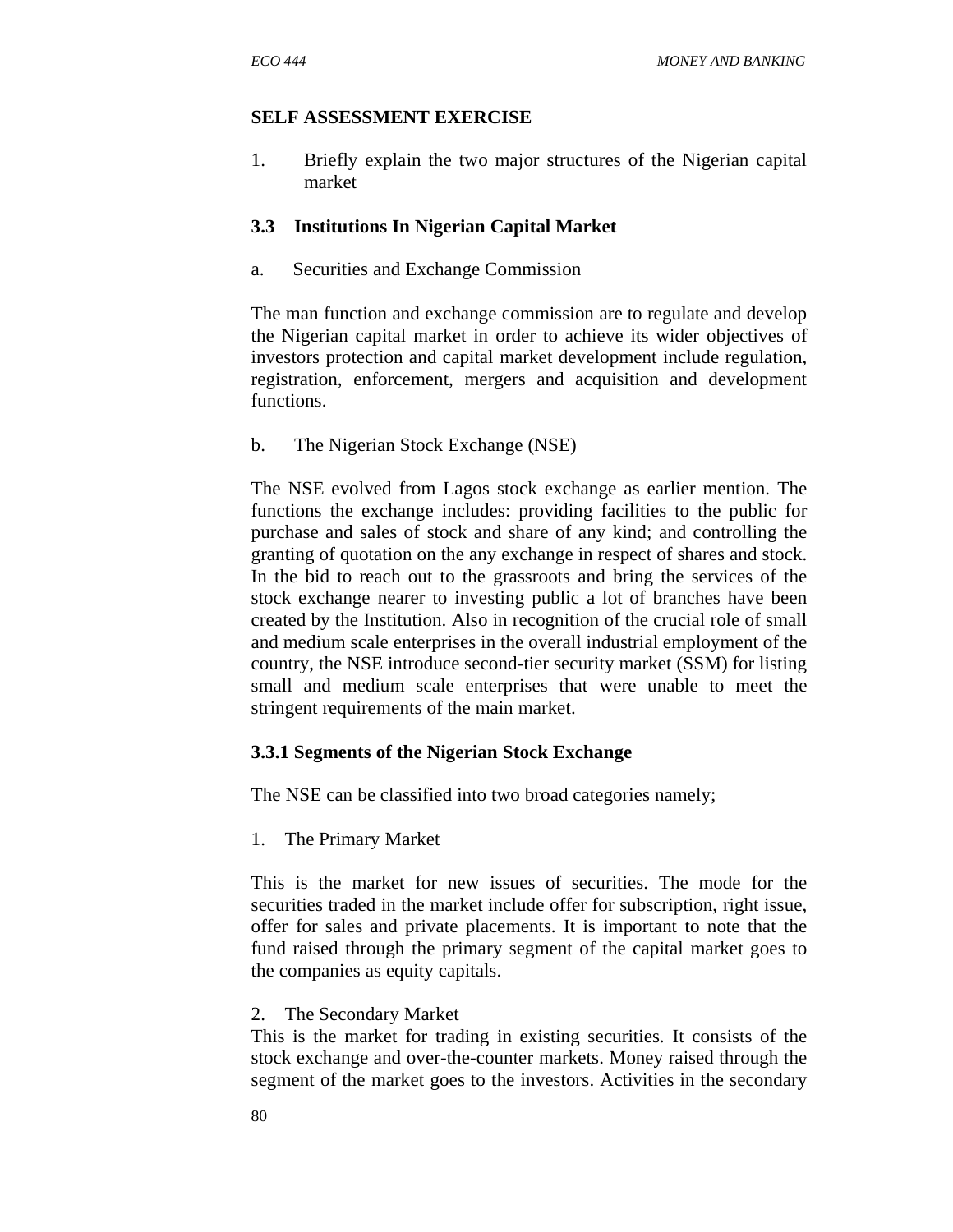**SELF ASSESSMENT EXERCISE**

1. Briefly explain the two major structures of the Nigerian capital market

### 3.3 Institutions In Nigerian Capital Market

a. Securities and Exchange Commission

The man function and exchange commission are to regulate and develop the Nigerian capital market in order to achieve its wider objectives of investors protection and capital market development include regulation, registration, enforcement, mergers and acquisition and development functions.

b. The Nigerian Stock Exchange (NSE)

The NSE evolved from Lagos stock exchange as earlier mention. The functions the exchange includes: providing facilities to the public for purchase and sales of stock and share of any kind; and controlling the granting of quotation on the any exchange in respect of shares and stock. In the bid to reach out to the grassroots and bring the services of the stock exchange nearer to investing public a lot of branches have been created by the Institution. Also in recognition of the crucial role of small and medium scale enterprises in the overall industrial employment of the country, the NSE introduce second-tier security market (SSM) for listing small and medium scale enterprises that were unable to meet the stringent requirements of the main market.

#### 3.3.1 Segments of the Nigerian Stock Exchange

The NSE can be classified into two broad categories namely;

1. The Primary Market

This is the market for new issues of securities. The mode for the securities traded in the market include offer for subscription, right issue, offer for sales and private placements. It is important to note that the fund raised through the primary segment of the capital market goes to the companies as equity capitals.

2. The Secondary Market

This is the market for trading in existing securities. It consists of the stock exchange and over-the-counter markets. Money raised through the segment of the market goes to the investors. Activities in the secondary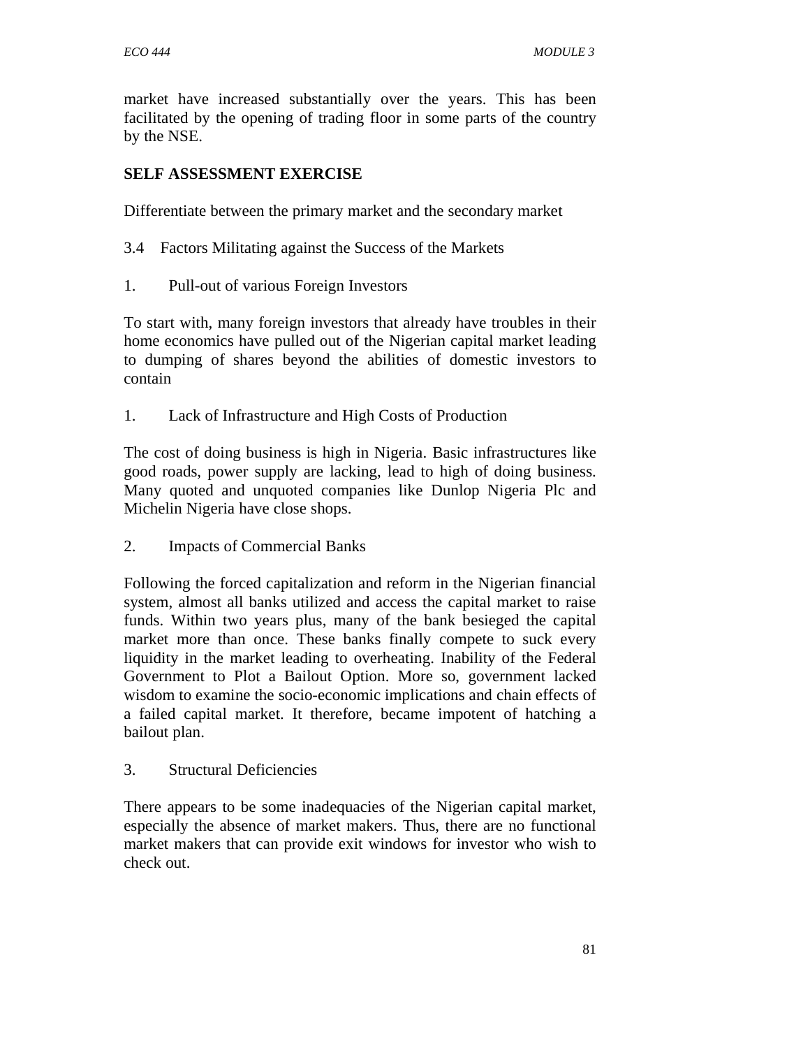market have increased substantially over the years. This has been facilitated by the opening of trading floor in some parts of the country by the NSE.

**SELF ASSESSMENT EXERCISE**

Differentiate between the primary market and the secondary market

3.4 Factors Militating against the Success of the Markets

1. Pull-out of various Foreign Investors

To start with, many foreign investors that already have troubles in their home economics have pulled out of the Nigerian capital market leading to dumping of shares beyond the abilities of domestic investors to contain

1. Lack of Infrastructure and High Costs of Production

The cost of doing business is high in Nigeria. Basic infrastructures like good roads, power supply are lacking, lead to high of doing business. Many quoted and unquoted companies like Dunlop Nigeria Plc and Michelin Nigeria have close shops.

2. Impacts of Commercial Banks

Following the forced capitalization and reform in the Nigerian financial system, almost all banks utilized and access the capital market to raise funds. Within two years plus, many of the bank besieged the capital market more than once. These banks finally compete to suck every liquidity in the market leading to overheating. Inability of the Federal Government to Plot a Bailout Option. More so, government lacked wisdom to examine the socio-economic implications and chain effects of a failed capital market. It therefore, became impotent of hatching a bailout plan.

3. Structural Deficiencies

There appears to be some inadequacies of the Nigerian capital market, especially the absence of market makers. Thus, there are no functional market makers that can provide exit windows for investor who wish to check out.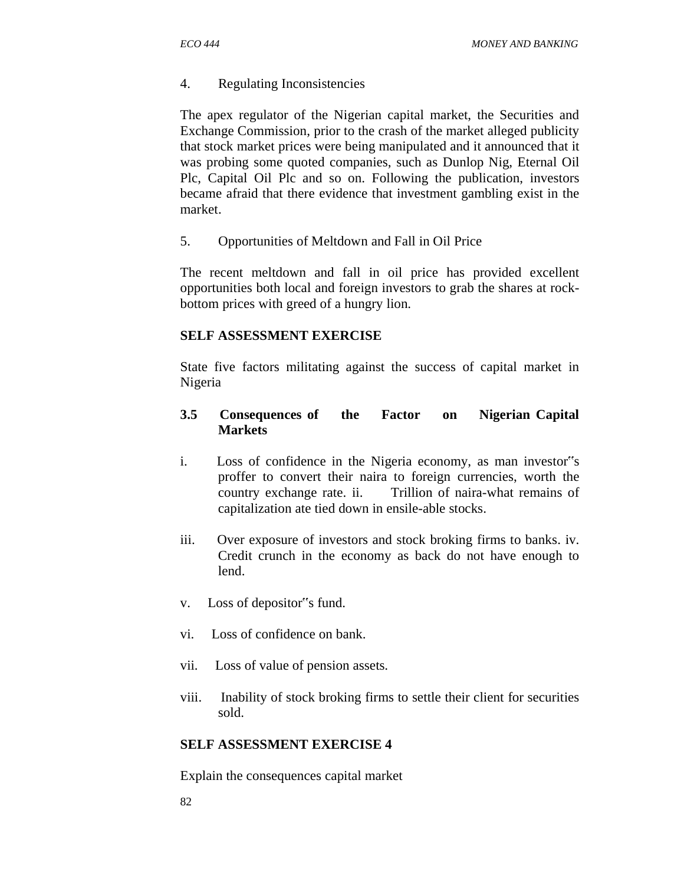4. Regulating Inconsistencies

The apex regulator of the Nigerian capital market, the Securities and Exchange Commission, prior to the crash of the market alleged publicity that stock market prices were being manipulated and it announced that it was probing some quoted companies, such as Dunlop Nig, Eternal Oil Plc, Capital Oil Plc and so on. Following the publication, investors became afraid that there evidence that investment gambling exist in the market.

5. Opportunities of Meltdown and Fall in Oil Price

The recent meltdown and fall in oil price has provided excellent opportunities both local and foreign investors to grab the shares at rock-bottom prices with greed of a hungry lion.

**SELF ASSESSMENT EXERCISE**

State five factors militating against the success of capital market in Nigeria

### 3.5 Consequences of the Factor on Nigerian Capital Markets

i. Loss of confidence in the Nigeria economy, as man investor‵‵s proffer to convert their naira to foreign currencies, worth the country exchange rate. ii. Trillion of naira-what remains of capitalization ate tied down in ensile-able stocks.

iii. Over exposure of investors and stock broking firms to banks. iv. Credit crunch in the economy as back do not have enough to lend.

v. Loss of depositor‵‵s fund.

vi. Loss of confidence on bank.

vii. Loss of value of pension assets.

viii. Inability of stock broking firms to settle their client for securities sold.

**SELF ASSESSMENT EXERCISE 4**

Explain the consequences capital market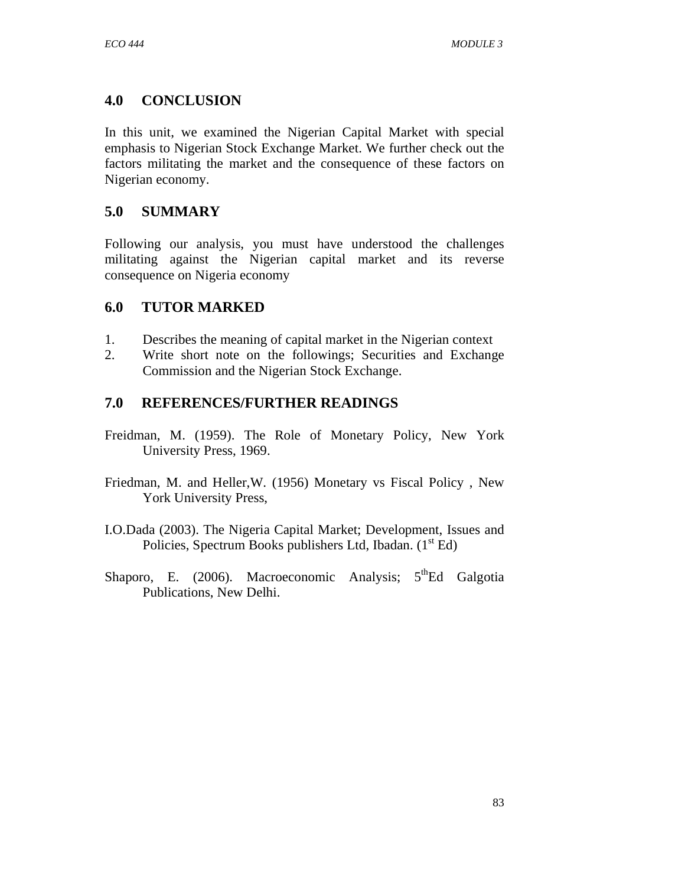## 4.0 CONCLUSION

In this unit, we examined the Nigerian Capital Market with special emphasis to Nigerian Stock Exchange Market. We further check out the factors militating the market and the consequence of these factors on Nigerian economy.

## 5.0 SUMMARY

Following our analysis, you must have understood the challenges militating against the Nigerian capital market and its reverse consequence on Nigeria economy

## 6.0 TUTOR MARKED

1. Describes the meaning of capital market in the Nigerian context
2. Write short note on the followings; Securities and Exchange Commission and the Nigerian Stock Exchange.

## 7.0 REFERENCES/FURTHER READINGS

Freidman, M. (1959). The Role of Monetary Policy, New York University Press, 1969.

Friedman, M. and Heller,W. (1956) Monetary vs Fiscal Policy , New York University Press,

I.O.Dada (2003). The Nigeria Capital Market; Development, Issues and Policies, Spectrum Books publishers Ltd, Ibadan. (1st Ed)

Shaporo, E. (2006). Macroeconomic Analysis; 5thEd Galgotia Publications, New Delhi.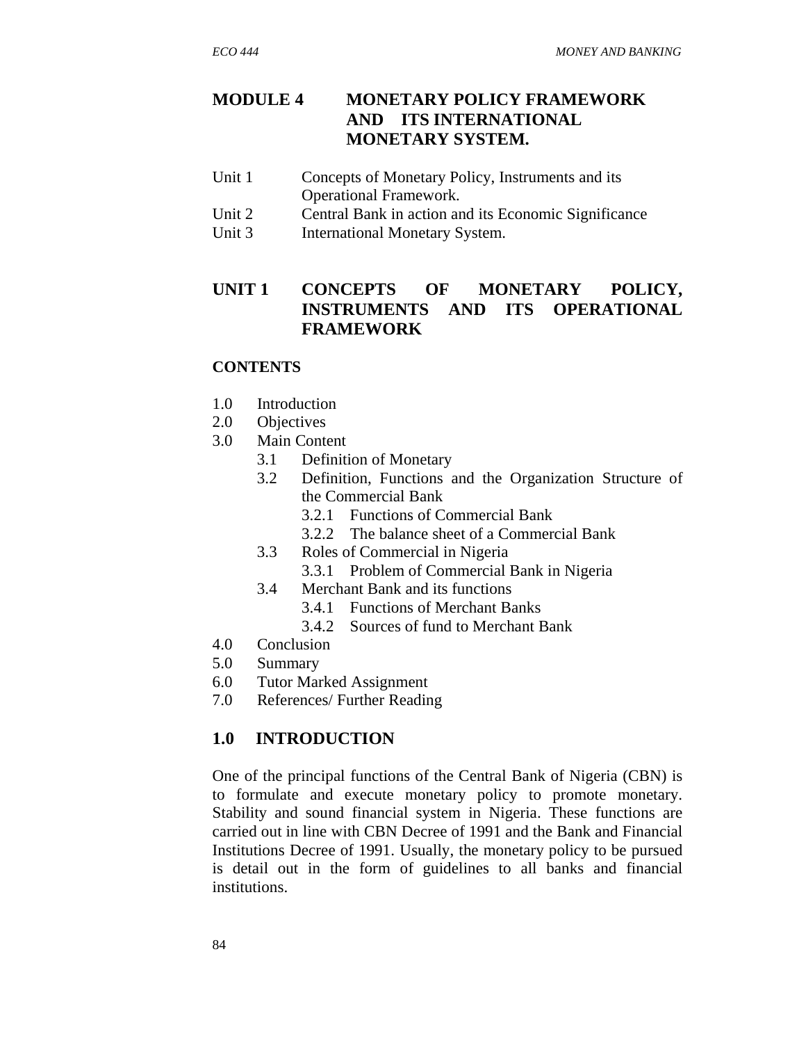# MODULE 4 MONETARY POLICY FRAMEWORK AND ITS INTERNATIONAL MONETARY SYSTEM.

Unit 1 Concepts of Monetary Policy, Instruments and its Operational Framework.
Unit 2 Central Bank in action and its Economic Significance
Unit 3 International Monetary System.

## UNIT 1 CONCEPTS OF MONETARY POLICY, INSTRUMENTS AND ITS OPERATIONAL FRAMEWORK

**CONTENTS**

- 1.0 Introduction
- 2.0 Objectives
- 3.0 Main Content
  - 3.1 Definition of Monetary
  - 3.2 Definition, Functions and the Organization Structure of the Commercial Bank
    - 3.2.1 Functions of Commercial Bank
    - 3.2.2 The balance sheet of a Commercial Bank
  - 3.3 Roles of Commercial in Nigeria
    - 3.3.1 Problem of Commercial Bank in Nigeria
  - 3.4 Merchant Bank and its functions
    - 3.4.1 Functions of Merchant Banks
    - 3.4.2 Sources of fund to Merchant Bank
- 4.0 Conclusion
- 5.0 Summary
- 6.0 Tutor Marked Assignment
- 7.0 References/ Further Reading

## 1.0 INTRODUCTION

One of the principal functions of the Central Bank of Nigeria (CBN) is to formulate and execute monetary policy to promote monetary. Stability and sound financial system in Nigeria. These functions are carried out in line with CBN Decree of 1991 and the Bank and Financial Institutions Decree of 1991. Usually, the monetary policy to be pursued is detail out in the form of guidelines to all banks and financial institutions.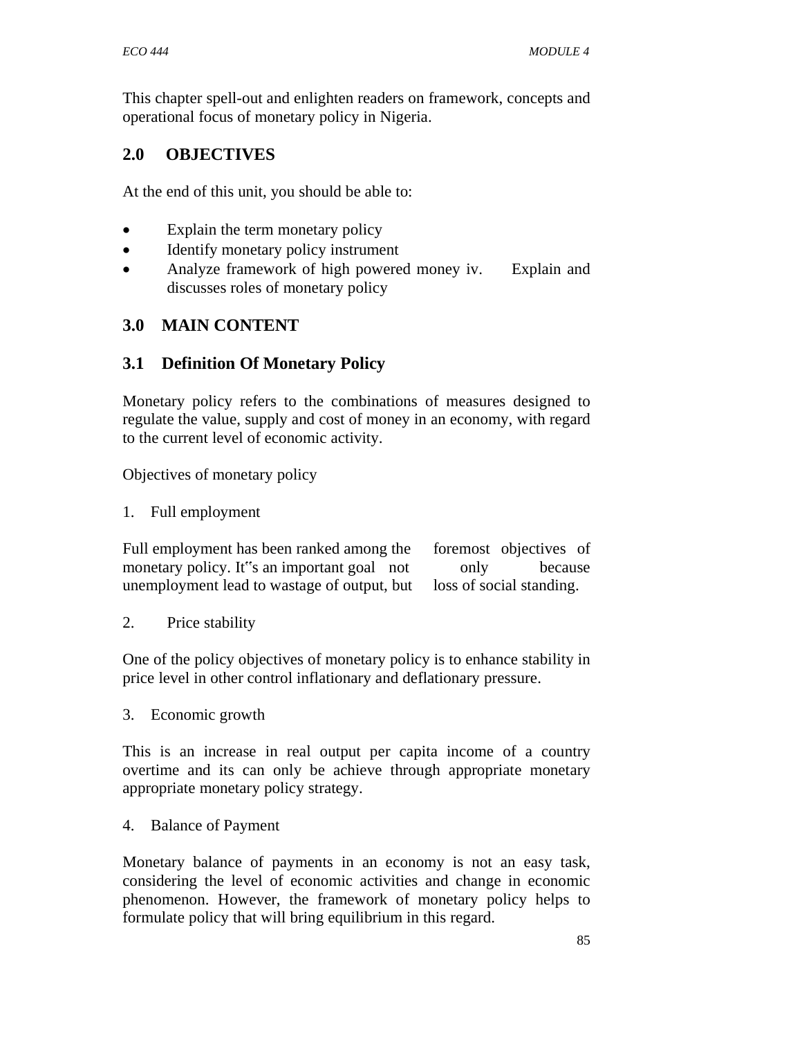This chapter spell-out and enlighten readers on framework, concepts and operational focus of monetary policy in Nigeria.

## 2.0 OBJECTIVES

At the end of this unit, you should be able to:

- Explain the term monetary policy
- Identify monetary policy instrument
- Analyze framework of high powered money iv. Explain and discusses roles of monetary policy

## 3.0 MAIN CONTENT

### 3.1 Definition Of Monetary Policy

Monetary policy refers to the combinations of measures designed to regulate the value, supply and cost of money in an economy, with regard to the current level of economic activity.

Objectives of monetary policy

1. Full employment

Full employment has been ranked among the foremost objectives of monetary policy. It"s an important goal not only because unemployment lead to wastage of output, but loss of social standing.

2. Price stability

One of the policy objectives of monetary policy is to enhance stability in price level in other control inflationary and deflationary pressure.

3. Economic growth

This is an increase in real output per capita income of a country overtime and its can only be achieve through appropriate monetary appropriate monetary policy strategy.

4. Balance of Payment

Monetary balance of payments in an economy is not an easy task, considering the level of economic activities and change in economic phenomenon. However, the framework of monetary policy helps to formulate policy that will bring equilibrium in this regard.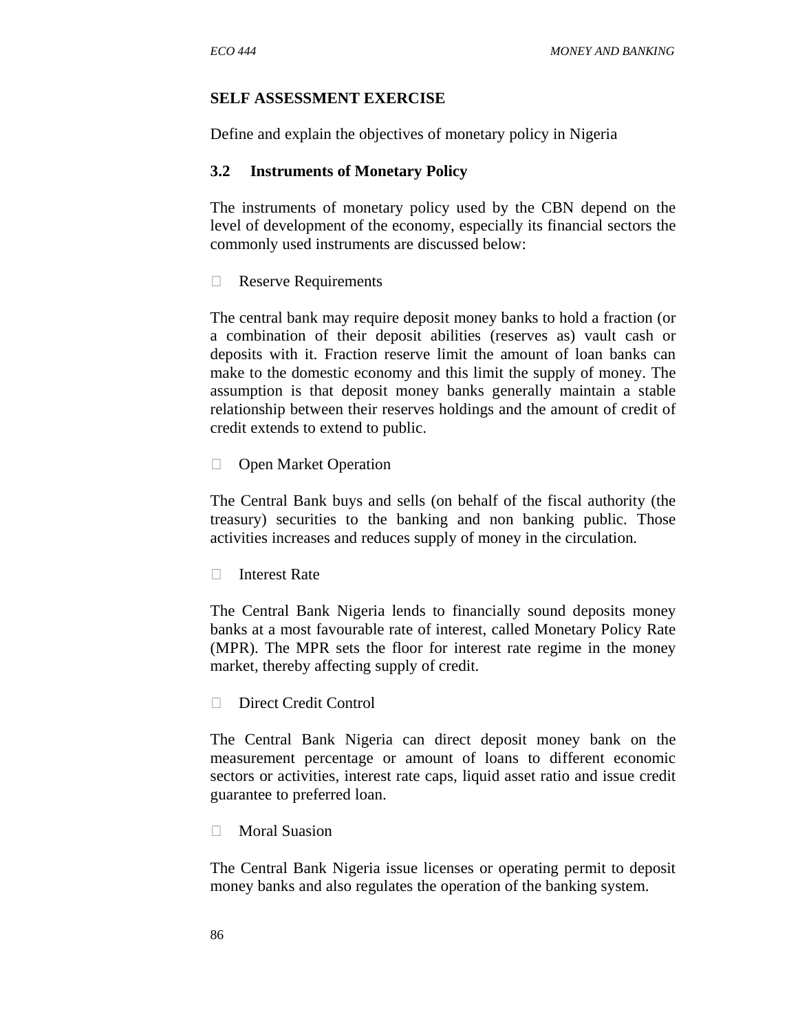**SELF ASSESSMENT EXERCISE**

Define and explain the objectives of monetary policy in Nigeria

### 3.2 Instruments of Monetary Policy

The instruments of monetary policy used by the CBN depend on the level of development of the economy, especially its financial sectors the commonly used instruments are discussed below:

- Reserve Requirements

The central bank may require deposit money banks to hold a fraction (or a combination of their deposit abilities (reserves as) vault cash or deposits with it. Fraction reserve limit the amount of loan banks can make to the domestic economy and this limit the supply of money. The assumption is that deposit money banks generally maintain a stable relationship between their reserves holdings and the amount of credit of credit extends to extend to public.

- Open Market Operation

The Central Bank buys and sells (on behalf of the fiscal authority (the treasury) securities to the banking and non banking public. Those activities increases and reduces supply of money in the circulation.

- Interest Rate

The Central Bank Nigeria lends to financially sound deposits money banks at a most favourable rate of interest, called Monetary Policy Rate (MPR). The MPR sets the floor for interest rate regime in the money market, thereby affecting supply of credit.

- Direct Credit Control

The Central Bank Nigeria can direct deposit money bank on the measurement percentage or amount of loans to different economic sectors or activities, interest rate caps, liquid asset ratio and issue credit guarantee to preferred loan.

- Moral Suasion

The Central Bank Nigeria issue licenses or operating permit to deposit money banks and also regulates the operation of the banking system.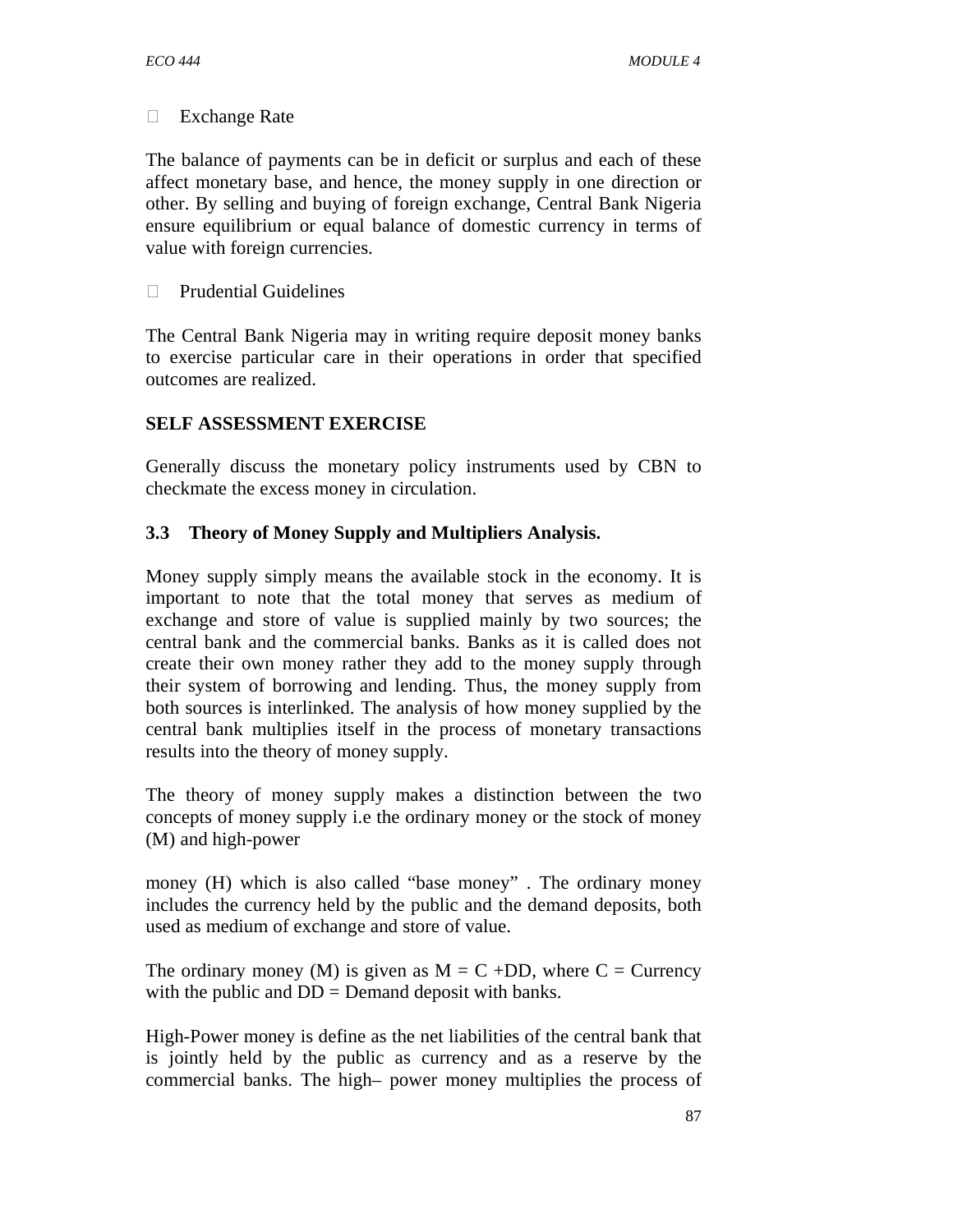- Exchange Rate

The balance of payments can be in deficit or surplus and each of these affect monetary base, and hence, the money supply in one direction or other. By selling and buying of foreign exchange, Central Bank Nigeria ensure equilibrium or equal balance of domestic currency in terms of value with foreign currencies.

- Prudential Guidelines

The Central Bank Nigeria may in writing require deposit money banks to exercise particular care in their operations in order that specified outcomes are realized.

**SELF ASSESSMENT EXERCISE**

Generally discuss the monetary policy instruments used by CBN to checkmate the excess money in circulation.

### 3.3 Theory of Money Supply and Multipliers Analysis.

Money supply simply means the available stock in the economy. It is important to note that the total money that serves as medium of exchange and store of value is supplied mainly by two sources; the central bank and the commercial banks. Banks as it is called does not create their own money rather they add to the money supply through their system of borrowing and lending. Thus, the money supply from both sources is interlinked. The analysis of how money supplied by the central bank multiplies itself in the process of monetary transactions results into the theory of money supply.

The theory of money supply makes a distinction between the two concepts of money supply i.e the ordinary money or the stock of money (M) and high-power

money (H) which is also called "base money" . The ordinary money includes the currency held by the public and the demand deposits, both used as medium of exchange and store of value.

The ordinary money (M) is given as $M = C + DD$, where C = Currency with the public and DD = Demand deposit with banks.

High-Power money is define as the net liabilities of the central bank that is jointly held by the public as currency and as a reserve by the commercial banks. The high– power money multiplies the process of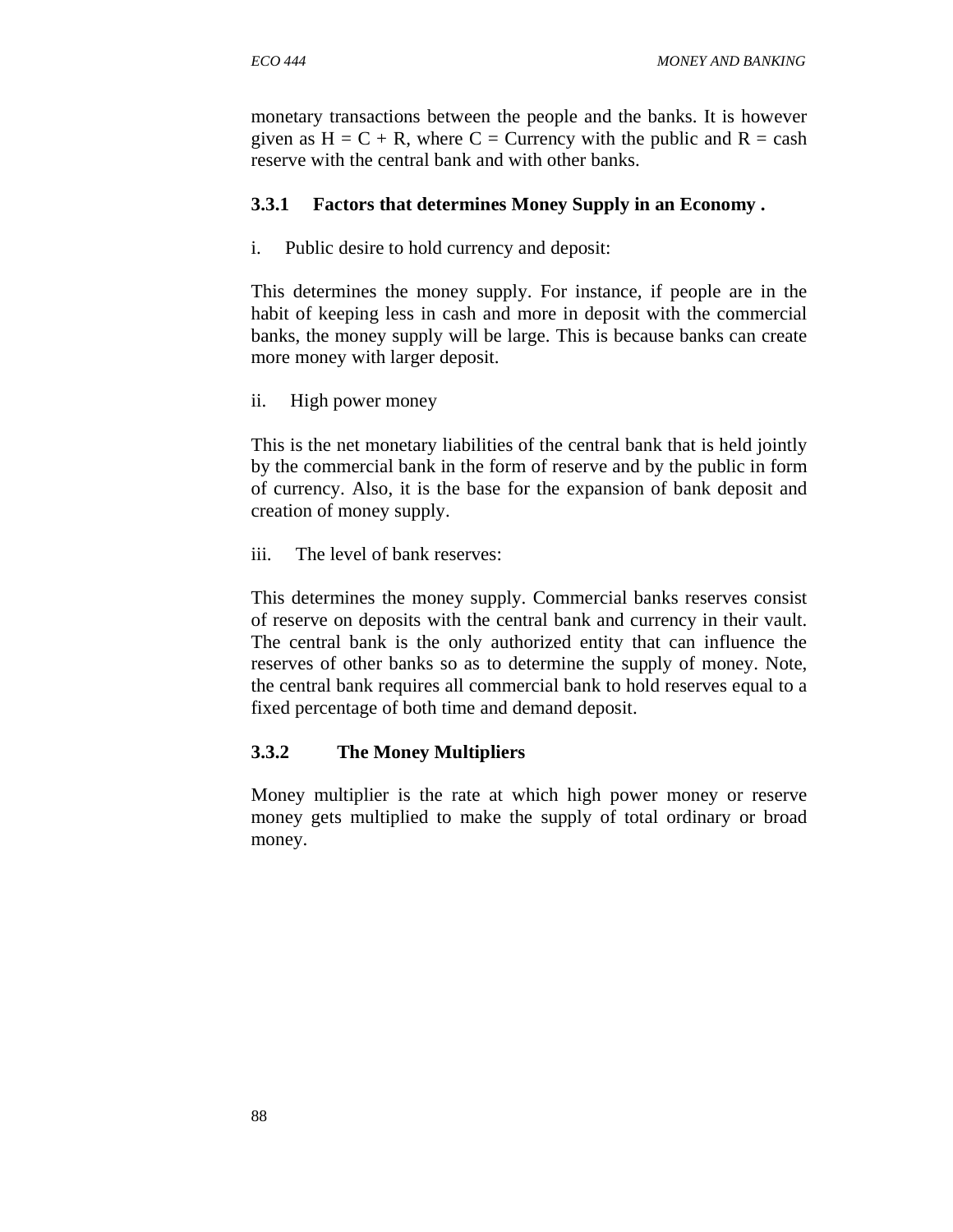monetary transactions between the people and the banks. It is however given as $H = C + R$, where $C$ = Currency with the public and $R$ = cash reserve with the central bank and with other banks.

### 3.3.1 Factors that determines Money Supply in an Economy .

i. Public desire to hold currency and deposit:

This determines the money supply. For instance, if people are in the habit of keeping less in cash and more in deposit with the commercial banks, the money supply will be large. This is because banks can create more money with larger deposit.

ii. High power money

This is the net monetary liabilities of the central bank that is held jointly by the commercial bank in the form of reserve and by the public in form of currency. Also, it is the base for the expansion of bank deposit and creation of money supply.

iii. The level of bank reserves:

This determines the money supply. Commercial banks reserves consist of reserve on deposits with the central bank and currency in their vault. The central bank is the only authorized entity that can influence the reserves of other banks so as to determine the supply of money. Note, the central bank requires all commercial bank to hold reserves equal to a fixed percentage of both time and demand deposit.

### 3.3.2 The Money Multipliers

Money multiplier is the rate at which high power money or reserve money gets multiplied to make the supply of total ordinary or broad money.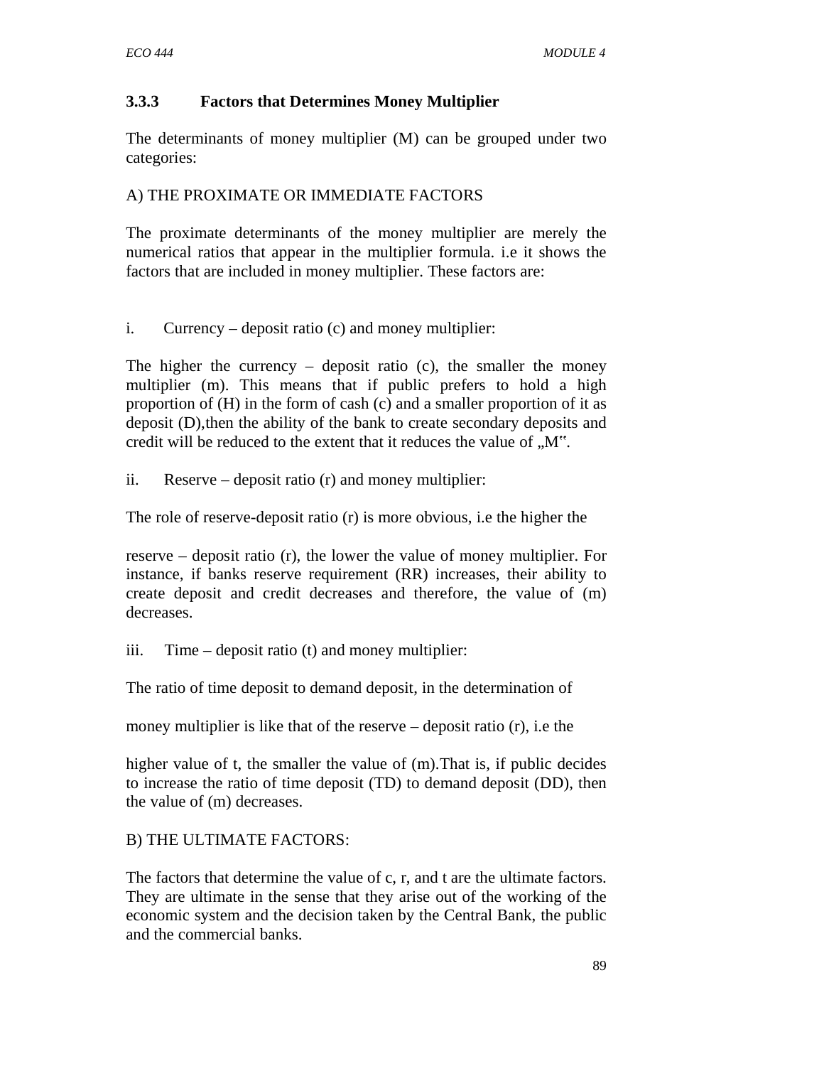### 3.3.3 Factors that Determines Money Multiplier

The determinants of money multiplier (M) can be grouped under two categories:

A) THE PROXIMATE OR IMMEDIATE FACTORS

The proximate determinants of the money multiplier are merely the numerical ratios that appear in the multiplier formula. i.e it shows the factors that are included in money multiplier. These factors are:

i. Currency – deposit ratio (c) and money multiplier:

The higher the currency – deposit ratio (c), the smaller the money multiplier (m). This means that if public prefers to hold a high proportion of (H) in the form of cash (c) and a smaller proportion of it as deposit (D),then the ability of the bank to create secondary deposits and credit will be reduced to the extent that it reduces the value of „M‟.

ii. Reserve – deposit ratio (r) and money multiplier:

The role of reserve-deposit ratio (r) is more obvious, i.e the higher the

reserve – deposit ratio (r), the lower the value of money multiplier. For instance, if banks reserve requirement (RR) increases, their ability to create deposit and credit decreases and therefore, the value of (m) decreases.

iii. Time – deposit ratio (t) and money multiplier:

The ratio of time deposit to demand deposit, in the determination of

money multiplier is like that of the reserve – deposit ratio (r), i.e the

higher value of t, the smaller the value of (m).That is, if public decides to increase the ratio of time deposit (TD) to demand deposit (DD), then the value of (m) decreases.

B) THE ULTIMATE FACTORS:

The factors that determine the value of c, r, and t are the ultimate factors. They are ultimate in the sense that they arise out of the working of the economic system and the decision taken by the Central Bank, the public and the commercial banks.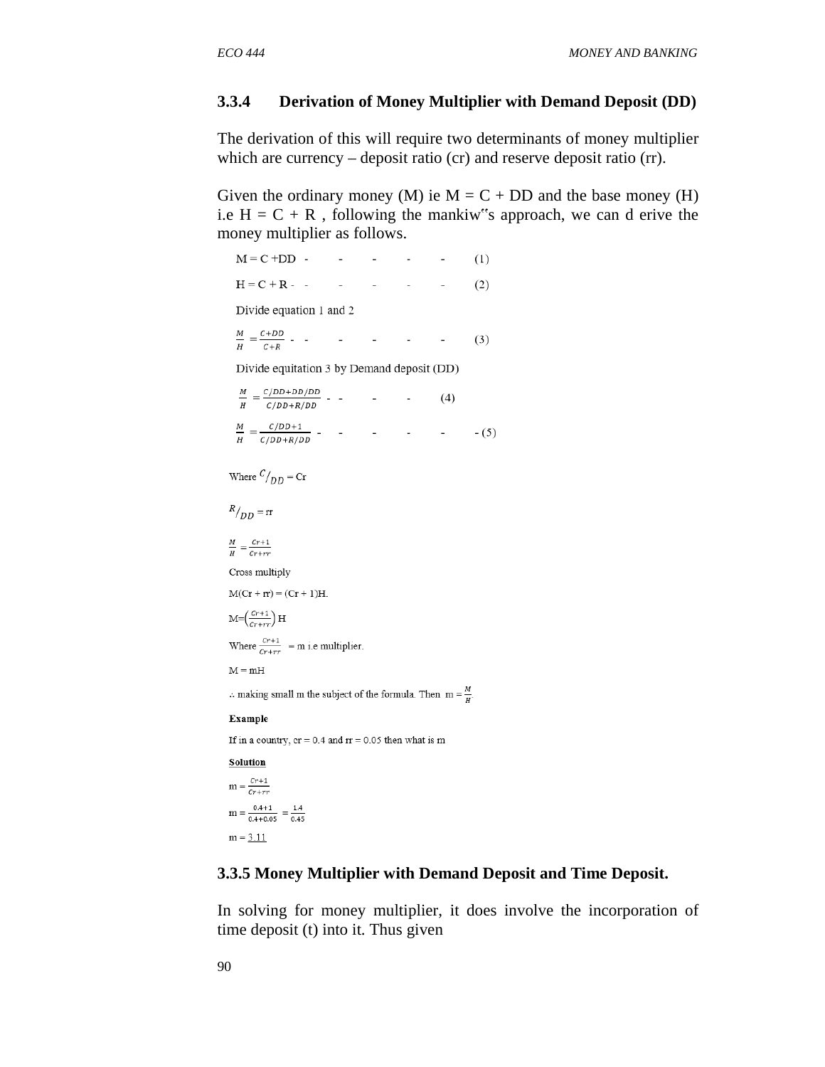### 3.3.4 Derivation of Money Multiplier with Demand Deposit (DD)

The derivation of this will require two determinants of money multiplier which are currency – deposit ratio (cr) and reserve deposit ratio (rr).

Given the ordinary money (M) ie M = C + DD and the base money (H) i.e H = C + R , following the mankiw"s approach, we can d erive the money multiplier as follows.

$$M = C + DD \quad - \quad - \quad - \quad - \quad - \quad (1)$$

$$H = C + R \quad - \quad - \quad - \quad - \quad - \quad - \quad (2)$$

Divide equation 1 and 2

$$\frac{M}{H} = \frac{C+DD}{C+R} \quad - \quad - \quad - \quad - \quad - \quad - \quad (3)$$

Divide equitation 3 by Demand deposit (DD)

$$\frac{M}{H} = \frac{C/DD+DD/DD}{C/DD+R/DD} \quad - \quad - \quad - \quad - \quad (4)$$

$$\frac{M}{H} = \frac{C/DD+1}{C/DD+R/DD} \quad - \quad - \quad - \quad - \quad - \quad - \ (5)$$

Where $C/_{DD}$ = Cr

$R/_{DD}$ = rr

$$\frac{M}{H} = \frac{Cr+1}{Cr+rr}$$

Cross multiply

M(Cr + rr) = (Cr + 1)H.

$$M = \left(\frac{Cr+1}{Cr+rr}\right) H$$

Where $\frac{Cr+1}{Cr+rr}$ = m i.e multiplier.

M = mH

∴ making small m the subject of the formula. Then $m = \frac{M}{H}$

**Example**

If in a country, cr = 0.4 and rr = 0.05 then what is m

**Solution**

$$m = \frac{Cr+1}{Cr+rr}$$

$$m = \frac{0.4+1}{0.4+0.05} = \frac{1.4}{0.45}$$

m = 3.11

### 3.3.5 Money Multiplier with Demand Deposit and Time Deposit.

In solving for money multiplier, it does involve the incorporation of time deposit (t) into it. Thus given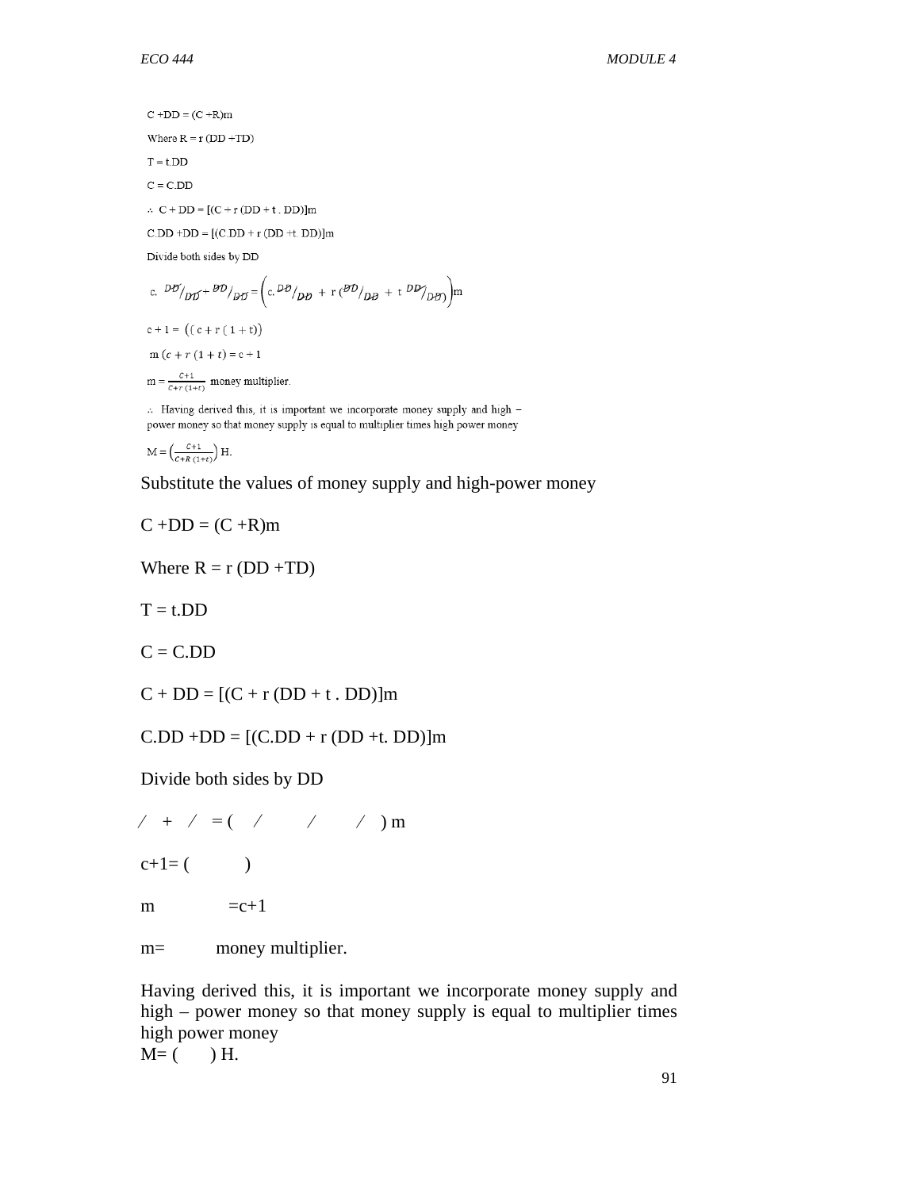$C + DD = (C + R)m$

Where $R = r\,(DD + TD)$

$T = t.DD$

$C = C.DD$

$\therefore\; C + DD = [(C + r\,(DD + t\,.\,DD)]m$

$C.DD + DD = [(C.DD + r\,(DD + t.\,DD)]m$

Divide both sides by DD

$$c.\,\frac{DD}{DD} + \frac{DD}{DD} = \left(c.\,\frac{DD}{DD} + r\left(\frac{DD}{DD} + t\,\frac{DD}{DD}\right)\right)m$$

$c + 1 = \left((c + r\,(1 + t)\right)$

$m\,(c + r\,(1 + t)) = c + 1$

$m = \frac{C+1}{C+r\,(1+t)}$ money multiplier.

$\therefore$ Having derived this, it is important we incorporate money supply and high – power money so that money supply is equal to multiplier times high power money

$M = \left(\frac{C+1}{C+R\,(1+t)}\right) H.$

Substitute the values of money supply and high-power money

$C + DD = (C + R)m$

Where $R = r\,(DD + TD)$

$T = t.DD$

$C = C.DD$

$C + DD = [(C + r\,(DD + t\,.\,DD)]m$

$C.DD + DD = [(C.DD + r\,(DD + t.\,DD)]m$

Divide both sides by DD

$$c.\,\frac{DD}{DD} + \frac{DD}{DD} = \left(c.\,\frac{DD}{DD} + r\left(\frac{DD}{DD} + t\,\frac{DD}{DD}\right)\right)m$$

$c + 1 = \left((c + r\,(1 + t)\right)$

$m\,(c + r\,(1 + t)) = c + 1$

$m = \frac{C+1}{C+r\,(1+t)}$ money multiplier.

Having derived this, it is important we incorporate money supply and high – power money so that money supply is equal to multiplier times high power money

$M = \left(\frac{C+1}{C+R\,(1+t)}\right) H.$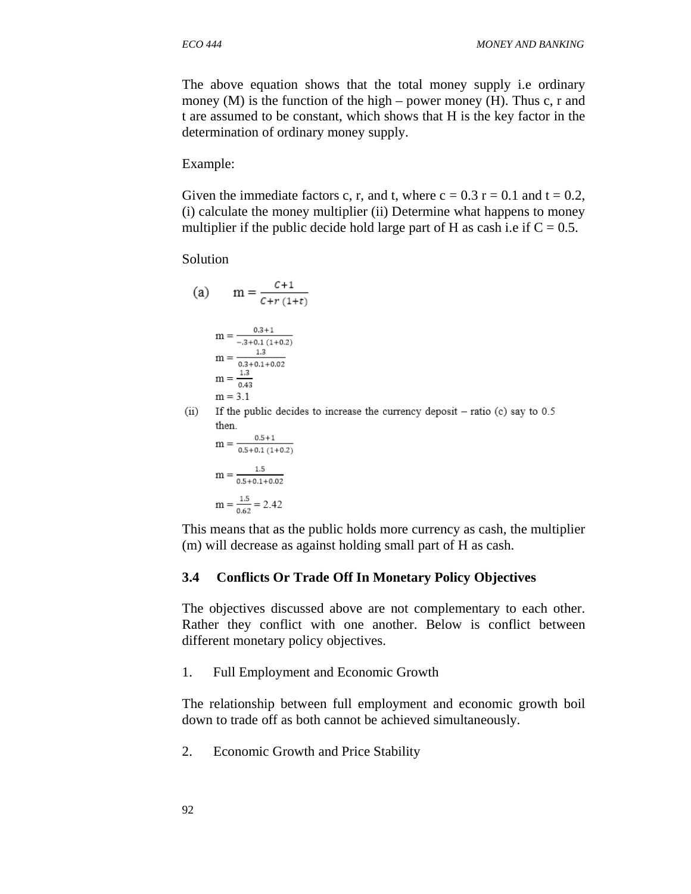The above equation shows that the total money supply i.e ordinary money (M) is the function of the high – power money (H). Thus c, r and t are assumed to be constant, which shows that H is the key factor in the determination of ordinary money supply.

Example:

Given the immediate factors c, r, and t, where c = 0.3 r = 0.1 and t = 0.2, (i) calculate the money multiplier (ii) Determine what happens to money multiplier if the public decide hold large part of H as cash i.e if C = 0.5.

Solution

(a) $$m = \frac{C+1}{C+r\,(1+t)}$$

$$m = \frac{0.3+1}{-.3+0.1\,(1+0.2)}$$

$$m = \frac{1.3}{0.3+0.1+0.02}$$

$$m = \frac{1.3}{0.43}$$

$$m = 3.1$$

(ii) If the public decides to increase the currency deposit – ratio (c) say to 0.5 then.

$$m = \frac{0.5+1}{0.5+0.1\,(1+0.2)}$$

$$m = \frac{1.5}{0.5+0.1+0.02}$$

$$m = \frac{1.5}{0.62} = 2.42$$

This means that as the public holds more currency as cash, the multiplier (m) will decrease as against holding small part of H as cash.

### 3.4 Conflicts Or Trade Off In Monetary Policy Objectives

The objectives discussed above are not complementary to each other. Rather they conflict with one another. Below is conflict between different monetary policy objectives.

1. Full Employment and Economic Growth

The relationship between full employment and economic growth boil down to trade off as both cannot be achieved simultaneously.

2. Economic Growth and Price Stability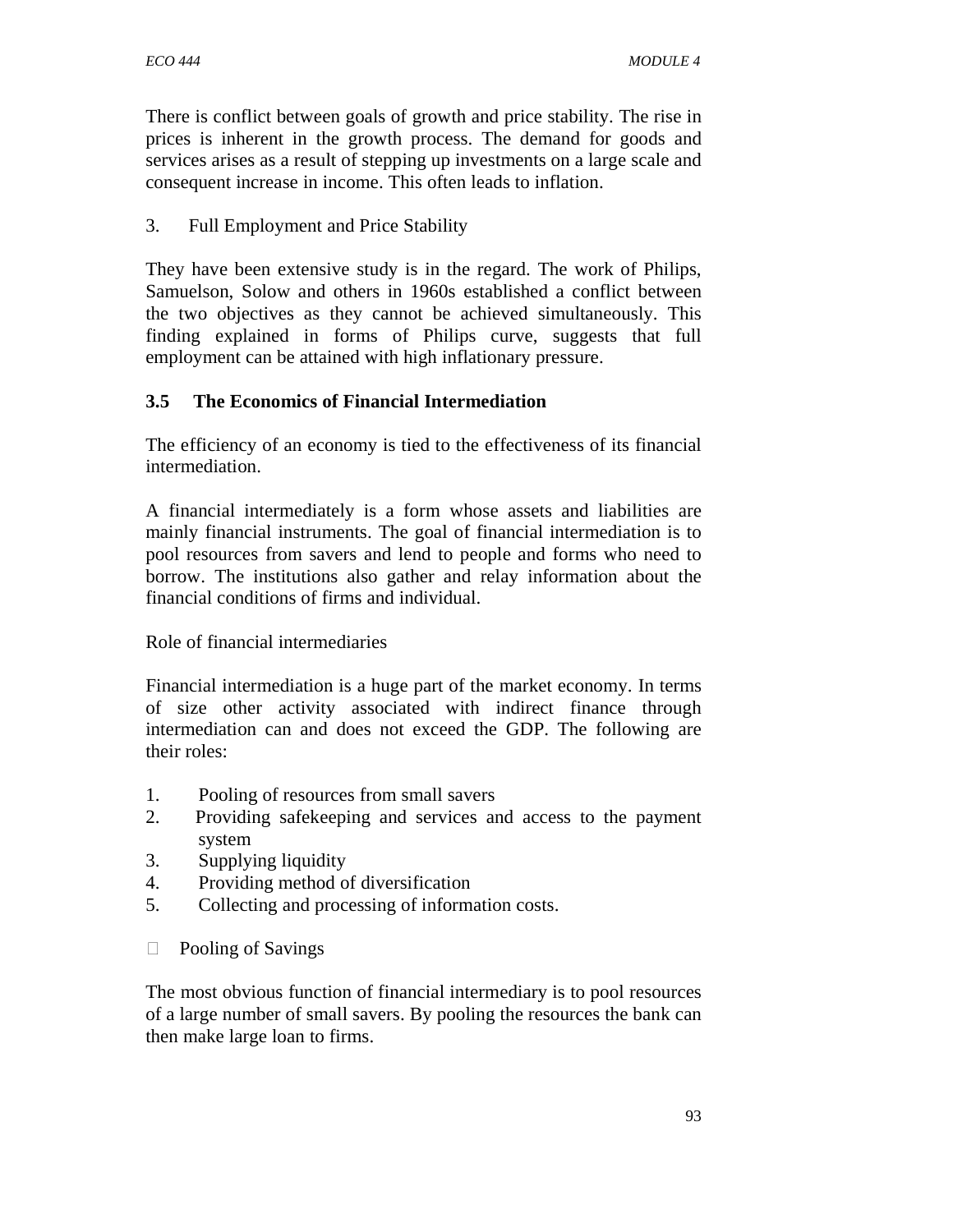There is conflict between goals of growth and price stability. The rise in prices is inherent in the growth process. The demand for goods and services arises as a result of stepping up investments on a large scale and consequent increase in income. This often leads to inflation.

3. Full Employment and Price Stability

They have been extensive study is in the regard. The work of Philips, Samuelson, Solow and others in 1960s established a conflict between the two objectives as they cannot be achieved simultaneously. This finding explained in forms of Philips curve, suggests that full employment can be attained with high inflationary pressure.

### 3.5 The Economics of Financial Intermediation

The efficiency of an economy is tied to the effectiveness of its financial intermediation.

A financial intermediately is a form whose assets and liabilities are mainly financial instruments. The goal of financial intermediation is to pool resources from savers and lend to people and forms who need to borrow. The institutions also gather and relay information about the financial conditions of firms and individual.

Role of financial intermediaries

Financial intermediation is a huge part of the market economy. In terms of size other activity associated with indirect finance through intermediation can and does not exceed the GDP. The following are their roles:

1. Pooling of resources from small savers
2. Providing safekeeping and services and access to the payment system
3. Supplying liquidity
4. Providing method of diversification
5. Collecting and processing of information costs.

- Pooling of Savings

The most obvious function of financial intermediary is to pool resources of a large number of small savers. By pooling the resources the bank can then make large loan to firms.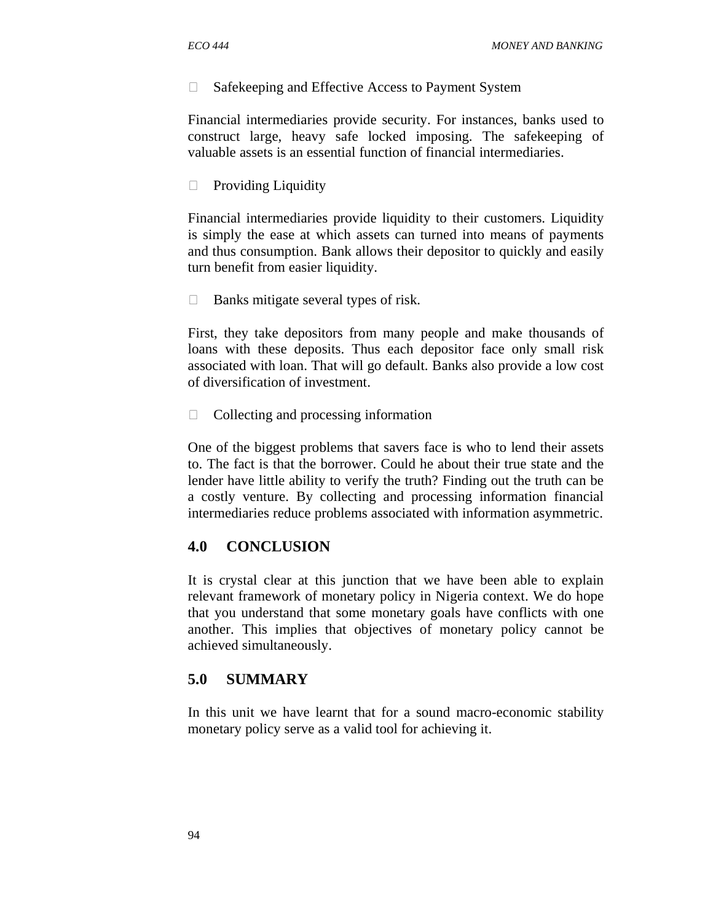- Safekeeping and Effective Access to Payment System

Financial intermediaries provide security. For instances, banks used to construct large, heavy safe locked imposing. The safekeeping of valuable assets is an essential function of financial intermediaries.

- Providing Liquidity

Financial intermediaries provide liquidity to their customers. Liquidity is simply the ease at which assets can turned into means of payments and thus consumption. Bank allows their depositor to quickly and easily turn benefit from easier liquidity.

- Banks mitigate several types of risk.

First, they take depositors from many people and make thousands of loans with these deposits. Thus each depositor face only small risk associated with loan. That will go default. Banks also provide a low cost of diversification of investment.

- Collecting and processing information

One of the biggest problems that savers face is who to lend their assets to. The fact is that the borrower. Could he about their true state and the lender have little ability to verify the truth? Finding out the truth can be a costly venture. By collecting and processing information financial intermediaries reduce problems associated with information asymmetric.

## 4.0 CONCLUSION

It is crystal clear at this junction that we have been able to explain relevant framework of monetary policy in Nigeria context. We do hope that you understand that some monetary goals have conflicts with one another. This implies that objectives of monetary policy cannot be achieved simultaneously.

## 5.0 SUMMARY

In this unit we have learnt that for a sound macro-economic stability monetary policy serve as a valid tool for achieving it.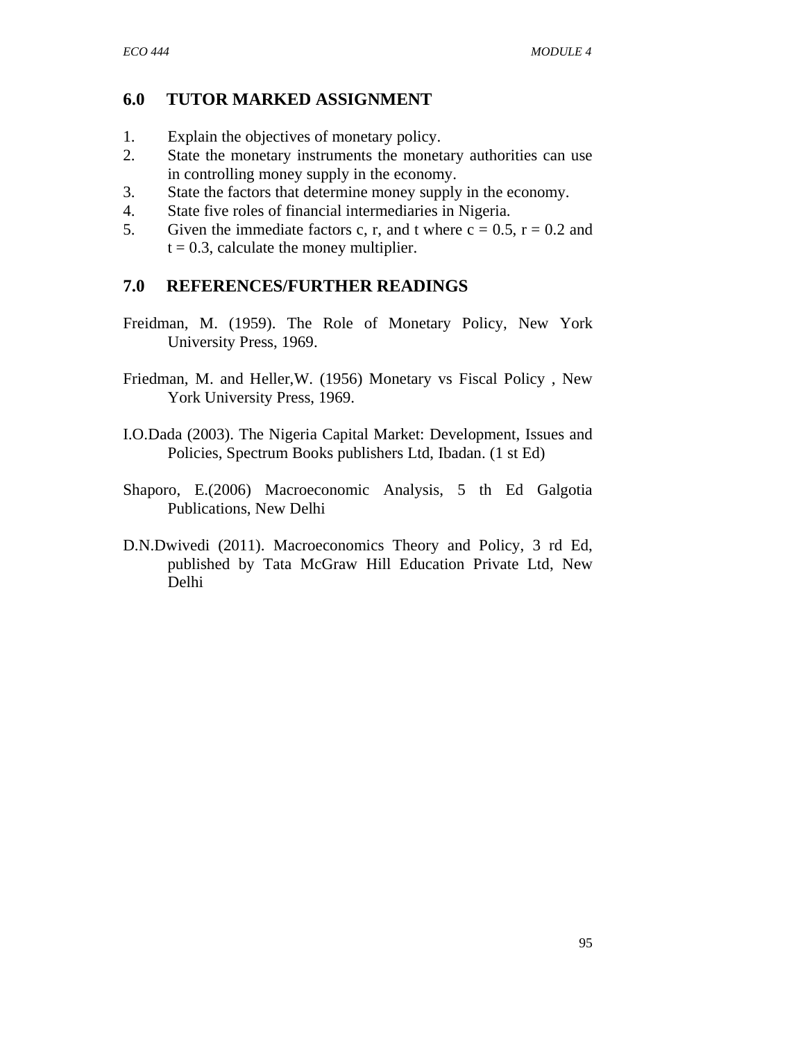## 6.0 TUTOR MARKED ASSIGNMENT

1. Explain the objectives of monetary policy.
2. State the monetary instruments the monetary authorities can use in controlling money supply in the economy.
3. State the factors that determine money supply in the economy.
4. State five roles of financial intermediaries in Nigeria.
5. Given the immediate factors c, r, and t where $c = 0.5$, $r = 0.2$ and $t = 0.3$, calculate the money multiplier.

## 7.0 REFERENCES/FURTHER READINGS

Freidman, M. (1959). The Role of Monetary Policy, New York University Press, 1969.

Friedman, M. and Heller,W. (1956) Monetary vs Fiscal Policy , New York University Press, 1969.

I.O.Dada (2003). The Nigeria Capital Market: Development, Issues and Policies, Spectrum Books publishers Ltd, Ibadan. (1 st Ed)

Shaporo, E.(2006) Macroeconomic Analysis, 5 th Ed Galgotia Publications, New Delhi

D.N.Dwivedi (2011). Macroeconomics Theory and Policy, 3 rd Ed, published by Tata McGraw Hill Education Private Ltd, New Delhi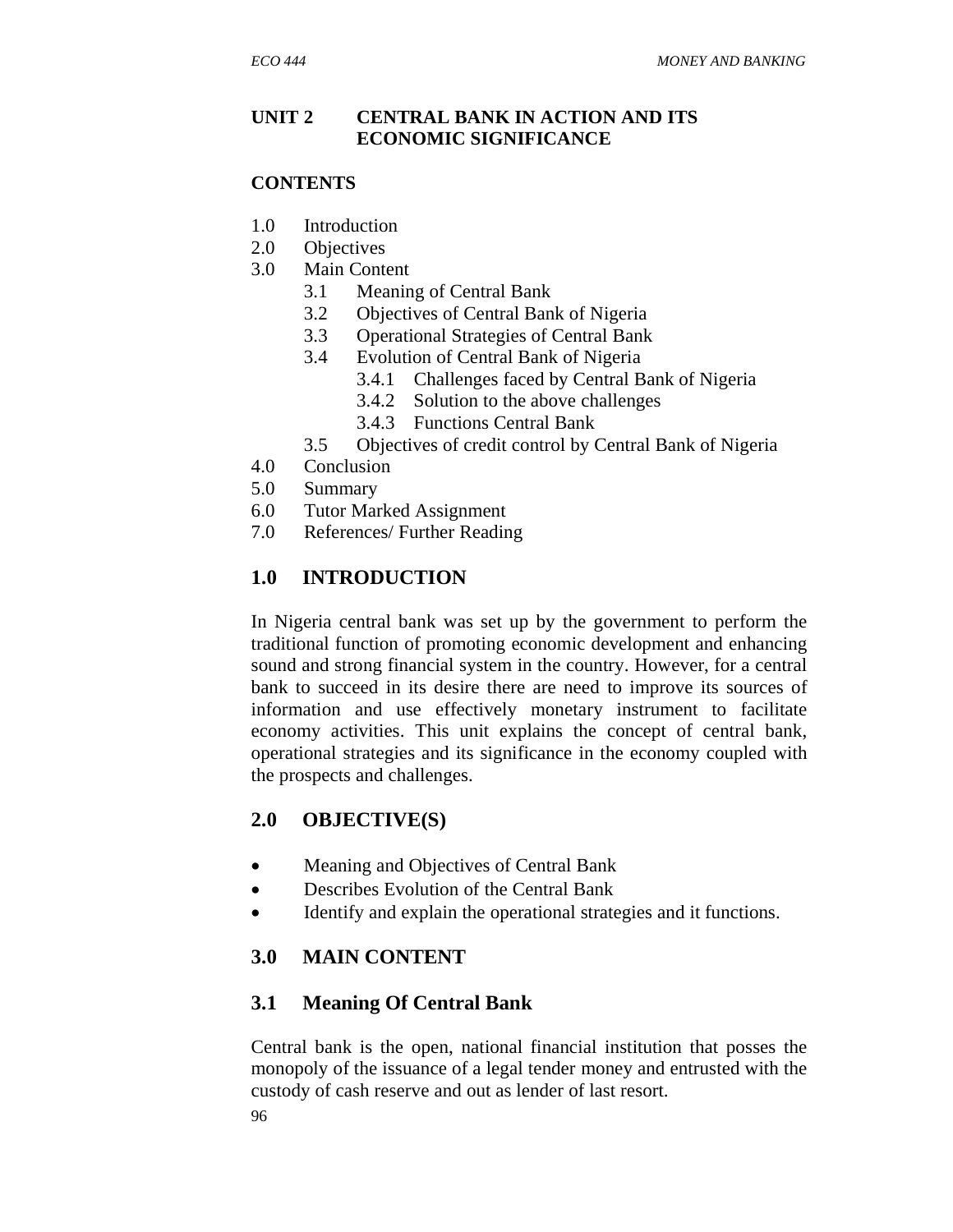## UNIT 2 CENTRAL BANK IN ACTION AND ITS ECONOMIC SIGNIFICANCE

**CONTENTS**

1.0 Introduction
2.0 Objectives
3.0 Main Content
    3.1 Meaning of Central Bank
    3.2 Objectives of Central Bank of Nigeria
    3.3 Operational Strategies of Central Bank
    3.4 Evolution of Central Bank of Nigeria
        3.4.1 Challenges faced by Central Bank of Nigeria
        3.4.2 Solution to the above challenges
        3.4.3 Functions Central Bank
    3.5 Objectives of credit control by Central Bank of Nigeria
4.0 Conclusion
5.0 Summary
6.0 Tutor Marked Assignment
7.0 References/ Further Reading

## 1.0 INTRODUCTION

In Nigeria central bank was set up by the government to perform the traditional function of promoting economic development and enhancing sound and strong financial system in the country. However, for a central bank to succeed in its desire there are need to improve its sources of information and use effectively monetary instrument to facilitate economy activities. This unit explains the concept of central bank, operational strategies and its significance in the economy coupled with the prospects and challenges.

## 2.0 OBJECTIVE(S)

- Meaning and Objectives of Central Bank
- Describes Evolution of the Central Bank
- Identify and explain the operational strategies and it functions.

## 3.0 MAIN CONTENT

### 3.1 Meaning Of Central Bank

Central bank is the open, national financial institution that posses the monopoly of the issuance of a legal tender money and entrusted with the custody of cash reserve and out as lender of last resort.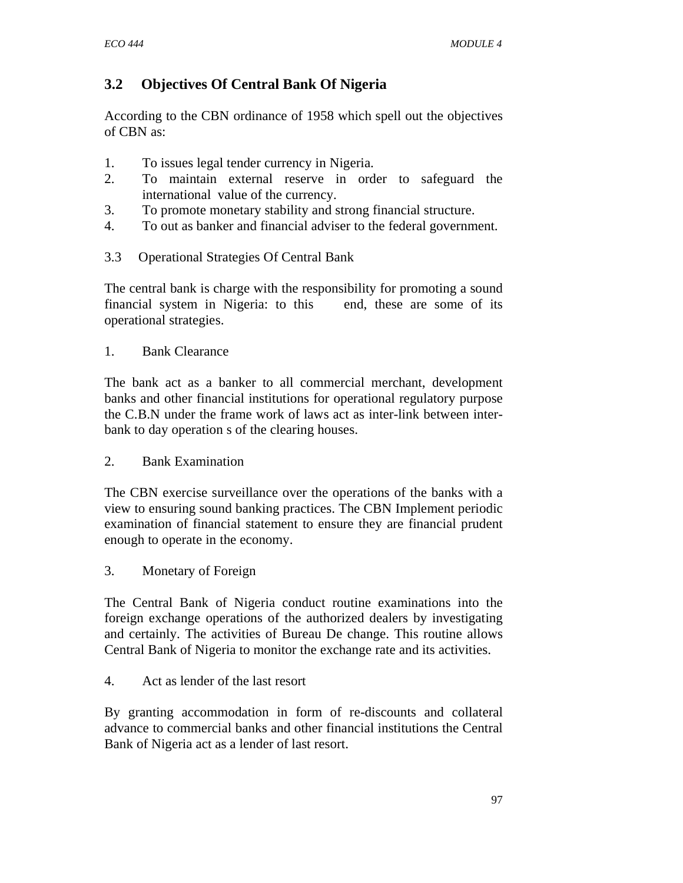## 3.2 Objectives Of Central Bank Of Nigeria

According to the CBN ordinance of 1958 which spell out the objectives of CBN as:

1. To issues legal tender currency in Nigeria.
2. To maintain external reserve in order to safeguard the international value of the currency.
3. To promote monetary stability and strong financial structure.
4. To out as banker and financial adviser to the federal government.

3.3 Operational Strategies Of Central Bank

The central bank is charge with the responsibility for promoting a sound financial system in Nigeria: to this end, these are some of its operational strategies.

1. Bank Clearance

The bank act as a banker to all commercial merchant, development banks and other financial institutions for operational regulatory purpose the C.B.N under the frame work of laws act as inter-link between inter-bank to day operation s of the clearing houses.

2. Bank Examination

The CBN exercise surveillance over the operations of the banks with a view to ensuring sound banking practices. The CBN Implement periodic examination of financial statement to ensure they are financial prudent enough to operate in the economy.

3. Monetary of Foreign

The Central Bank of Nigeria conduct routine examinations into the foreign exchange operations of the authorized dealers by investigating and certainly. The activities of Bureau De change. This routine allows Central Bank of Nigeria to monitor the exchange rate and its activities.

4. Act as lender of the last resort

By granting accommodation in form of re-discounts and collateral advance to commercial banks and other financial institutions the Central Bank of Nigeria act as a lender of last resort.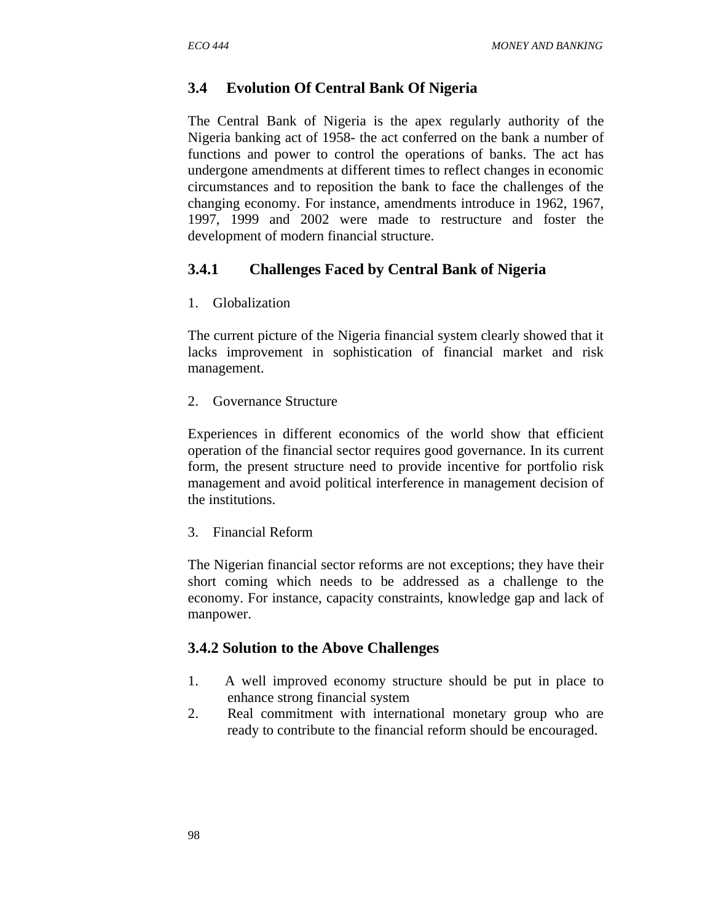## 3.4 Evolution Of Central Bank Of Nigeria

The Central Bank of Nigeria is the apex regularly authority of the Nigeria banking act of 1958- the act conferred on the bank a number of functions and power to control the operations of banks. The act has undergone amendments at different times to reflect changes in economic circumstances and to reposition the bank to face the challenges of the changing economy. For instance, amendments introduce in 1962, 1967, 1997, 1999 and 2002 were made to restructure and foster the development of modern financial structure.

### 3.4.1 Challenges Faced by Central Bank of Nigeria

1. Globalization

The current picture of the Nigeria financial system clearly showed that it lacks improvement in sophistication of financial market and risk management.

2. Governance Structure

Experiences in different economics of the world show that efficient operation of the financial sector requires good governance. In its current form, the present structure need to provide incentive for portfolio risk management and avoid political interference in management decision of the institutions.

3. Financial Reform

The Nigerian financial sector reforms are not exceptions; they have their short coming which needs to be addressed as a challenge to the economy. For instance, capacity constraints, knowledge gap and lack of manpower.

### 3.4.2 Solution to the Above Challenges

1. A well improved economy structure should be put in place to enhance strong financial system
2. Real commitment with international monetary group who are ready to contribute to the financial reform should be encouraged.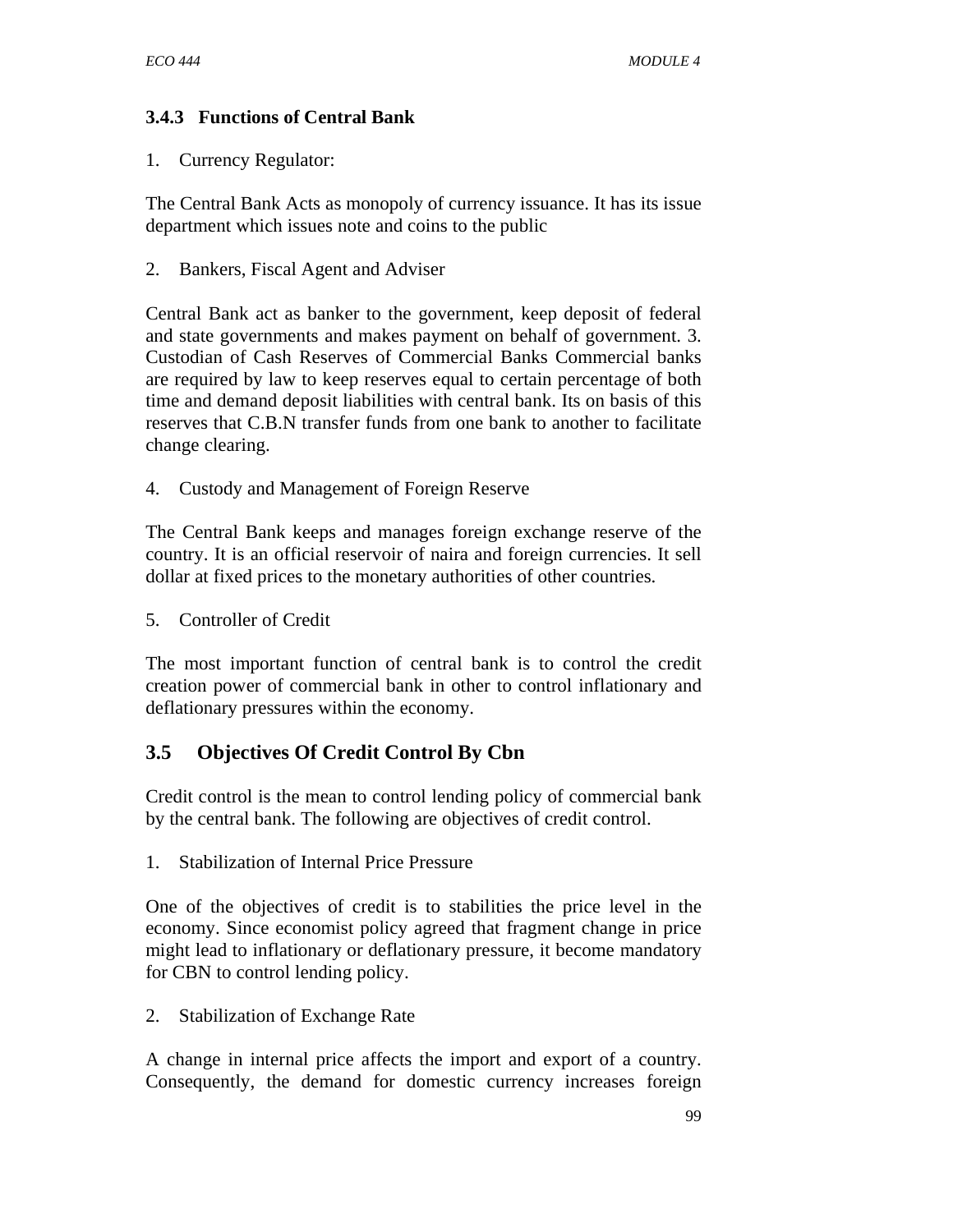### 3.4.3 Functions of Central Bank

1. Currency Regulator:

The Central Bank Acts as monopoly of currency issuance. It has its issue department which issues note and coins to the public

2. Bankers, Fiscal Agent and Adviser

Central Bank act as banker to the government, keep deposit of federal and state governments and makes payment on behalf of government. 3. Custodian of Cash Reserves of Commercial Banks Commercial banks are required by law to keep reserves equal to certain percentage of both time and demand deposit liabilities with central bank. Its on basis of this reserves that C.B.N transfer funds from one bank to another to facilitate change clearing.

4. Custody and Management of Foreign Reserve

The Central Bank keeps and manages foreign exchange reserve of the country. It is an official reservoir of naira and foreign currencies. It sell dollar at fixed prices to the monetary authorities of other countries.

5. Controller of Credit

The most important function of central bank is to control the credit creation power of commercial bank in other to control inflationary and deflationary pressures within the economy.

## 3.5 Objectives Of Credit Control By Cbn

Credit control is the mean to control lending policy of commercial bank by the central bank. The following are objectives of credit control.

1. Stabilization of Internal Price Pressure

One of the objectives of credit is to stabilities the price level in the economy. Since economist policy agreed that fragment change in price might lead to inflationary or deflationary pressure, it become mandatory for CBN to control lending policy.

2. Stabilization of Exchange Rate

A change in internal price affects the import and export of a country. Consequently, the demand for domestic currency increases foreign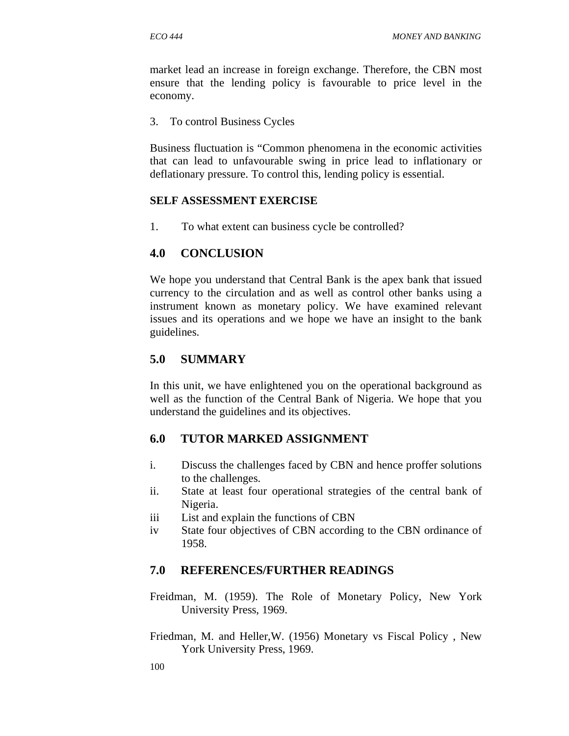market lead an increase in foreign exchange. Therefore, the CBN most ensure that the lending policy is favourable to price level in the economy.

3. To control Business Cycles

Business fluctuation is "Common phenomena in the economic activities that can lead to unfavourable swing in price lead to inflationary or deflationary pressure. To control this, lending policy is essential.

**SELF ASSESSMENT EXERCISE**

1. To what extent can business cycle be controlled?

## 4.0 CONCLUSION

We hope you understand that Central Bank is the apex bank that issued currency to the circulation and as well as control other banks using a instrument known as monetary policy. We have examined relevant issues and its operations and we hope we have an insight to the bank guidelines.

## 5.0 SUMMARY

In this unit, we have enlightened you on the operational background as well as the function of the Central Bank of Nigeria. We hope that you understand the guidelines and its objectives.

## 6.0 TUTOR MARKED ASSIGNMENT

i. Discuss the challenges faced by CBN and hence proffer solutions to the challenges.
ii. State at least four operational strategies of the central bank of Nigeria.
iii List and explain the functions of CBN
iv State four objectives of CBN according to the CBN ordinance of 1958.

## 7.0 REFERENCES/FURTHER READINGS

Freidman, M. (1959). The Role of Monetary Policy, New York University Press, 1969.

Friedman, M. and Heller,W. (1956) Monetary vs Fiscal Policy , New York University Press, 1969.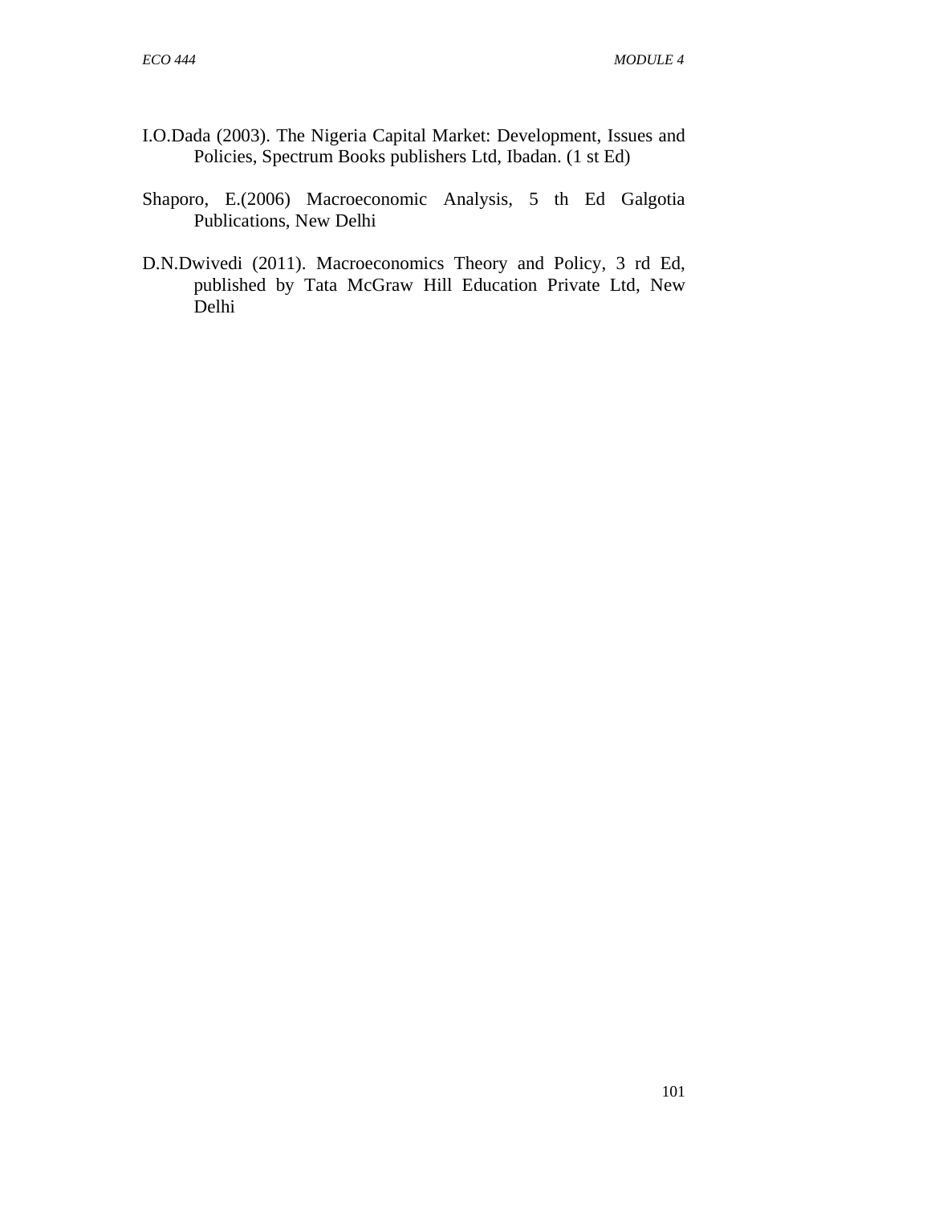I.O.Dada (2003). The Nigeria Capital Market: Development, Issues and Policies, Spectrum Books publishers Ltd, Ibadan. (1 st Ed)

Shaporo, E.(2006) Macroeconomic Analysis, 5 th Ed Galgotia Publications, New Delhi

D.N.Dwivedi (2011). Macroeconomics Theory and Policy, 3 rd Ed, published by Tata McGraw Hill Education Private Ltd, New Delhi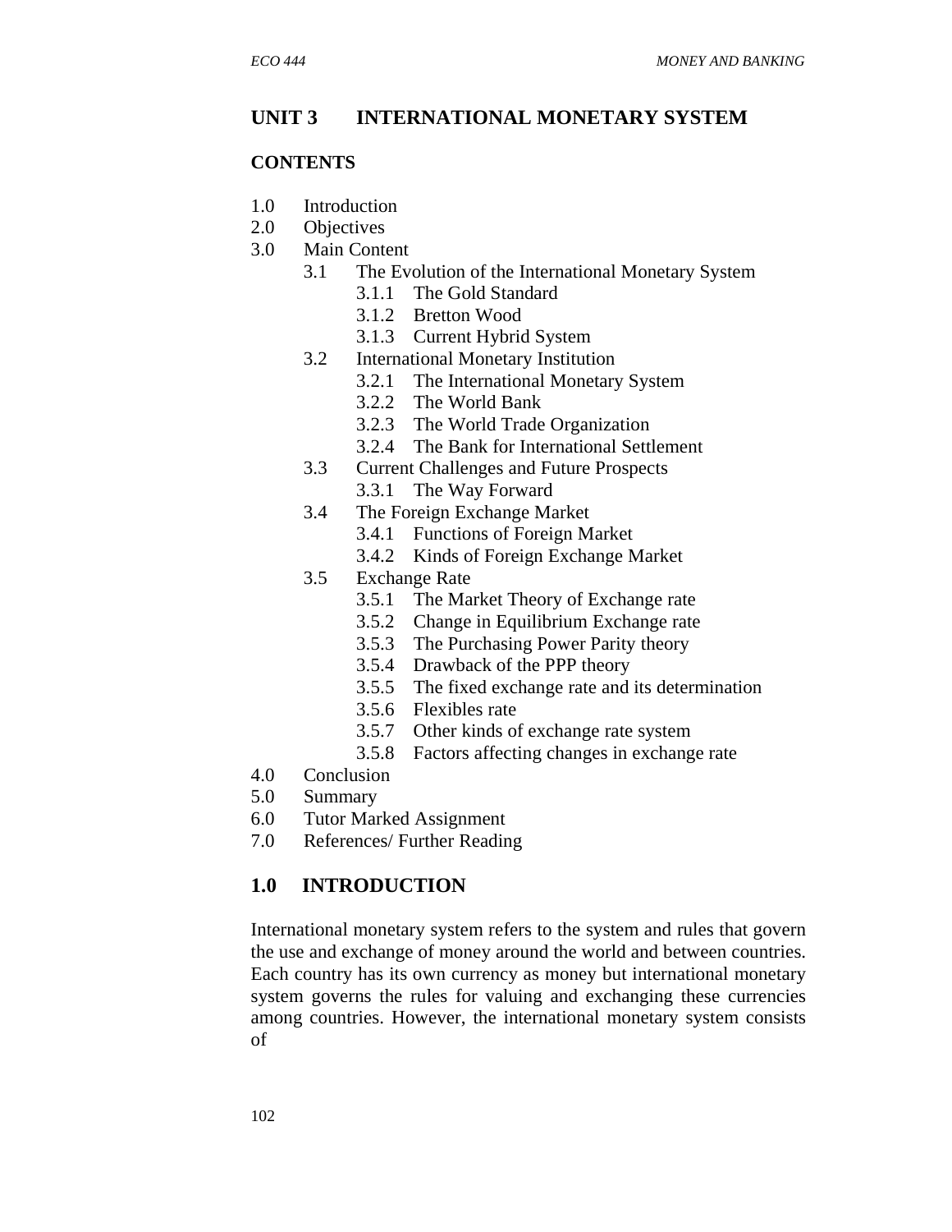## UNIT 3 INTERNATIONAL MONETARY SYSTEM

**CONTENTS**

1.0 Introduction
2.0 Objectives
3.0 Main Content
  - 3.1 The Evolution of the International Monetary System
    - 3.1.1 The Gold Standard
    - 3.1.2 Bretton Wood
    - 3.1.3 Current Hybrid System
  - 3.2 International Monetary Institution
    - 3.2.1 The International Monetary System
    - 3.2.2 The World Bank
    - 3.2.3 The World Trade Organization
    - 3.2.4 The Bank for International Settlement
  - 3.3 Current Challenges and Future Prospects
    - 3.3.1 The Way Forward
  - 3.4 The Foreign Exchange Market
    - 3.4.1 Functions of Foreign Market
    - 3.4.2 Kinds of Foreign Exchange Market
  - 3.5 Exchange Rate
    - 3.5.1 The Market Theory of Exchange rate
    - 3.5.2 Change in Equilibrium Exchange rate
    - 3.5.3 The Purchasing Power Parity theory
    - 3.5.4 Drawback of the PPP theory
    - 3.5.5 The fixed exchange rate and its determination
    - 3.5.6 Flexibles rate
    - 3.5.7 Other kinds of exchange rate system
    - 3.5.8 Factors affecting changes in exchange rate

4.0 Conclusion
5.0 Summary
6.0 Tutor Marked Assignment
7.0 References/ Further Reading

## 1.0 INTRODUCTION

International monetary system refers to the system and rules that govern the use and exchange of money around the world and between countries. Each country has its own currency as money but international monetary system governs the rules for valuing and exchanging these currencies among countries. However, the international monetary system consists of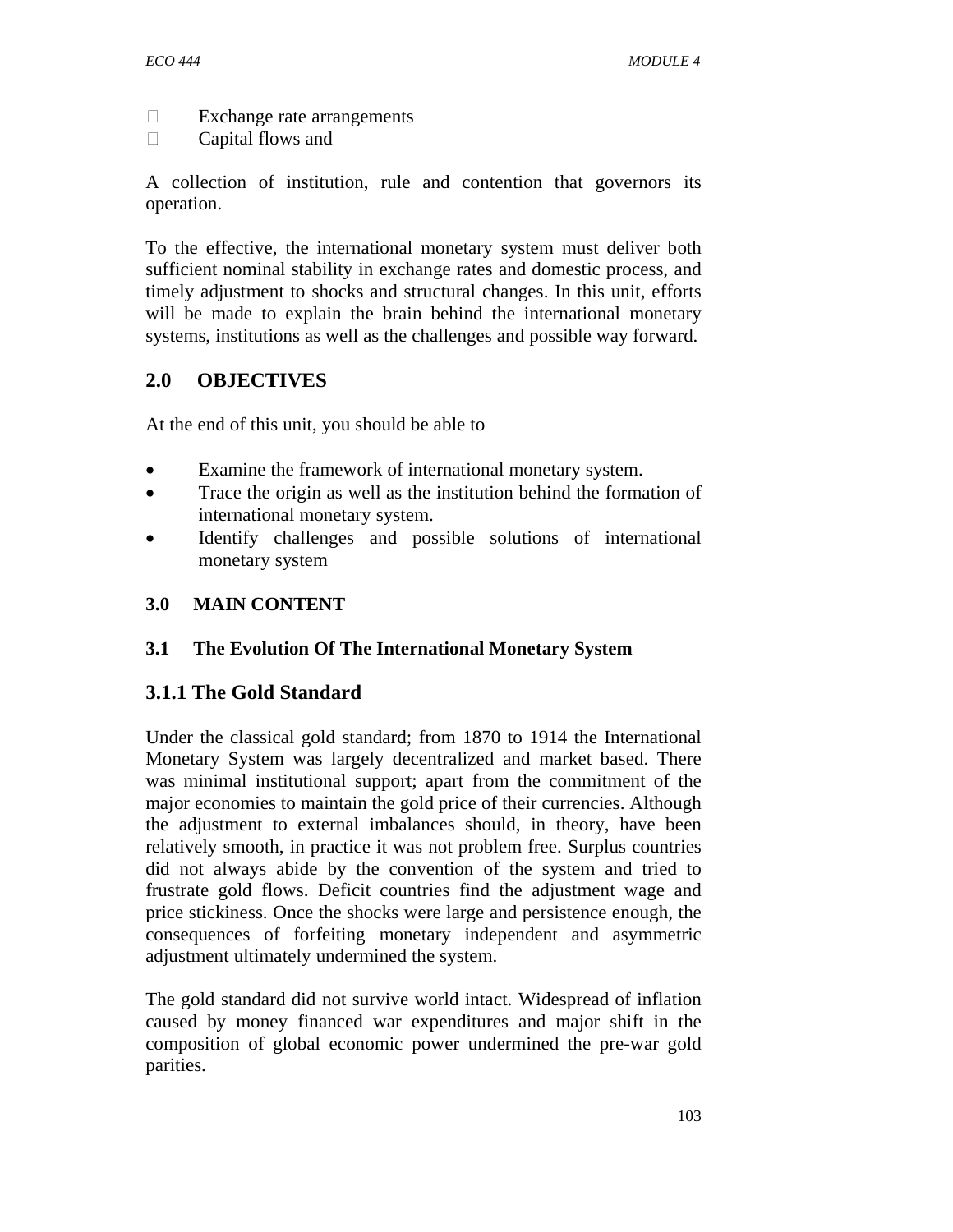- Exchange rate arrangements
- Capital flows and

A collection of institution, rule and contention that governors its operation.

To the effective, the international monetary system must deliver both sufficient nominal stability in exchange rates and domestic process, and timely adjustment to shocks and structural changes. In this unit, efforts will be made to explain the brain behind the international monetary systems, institutions as well as the challenges and possible way forward.

## 2.0 OBJECTIVES

At the end of this unit, you should be able to

- Examine the framework of international monetary system.
- Trace the origin as well as the institution behind the formation of international monetary system.
- Identify challenges and possible solutions of international monetary system

## 3.0 MAIN CONTENT

### 3.1 The Evolution Of The International Monetary System

### 3.1.1 The Gold Standard

Under the classical gold standard; from 1870 to 1914 the International Monetary System was largely decentralized and market based. There was minimal institutional support; apart from the commitment of the major economies to maintain the gold price of their currencies. Although the adjustment to external imbalances should, in theory, have been relatively smooth, in practice it was not problem free. Surplus countries did not always abide by the convention of the system and tried to frustrate gold flows. Deficit countries find the adjustment wage and price stickiness. Once the shocks were large and persistence enough, the consequences of forfeiting monetary independent and asymmetric adjustment ultimately undermined the system.

The gold standard did not survive world intact. Widespread of inflation caused by money financed war expenditures and major shift in the composition of global economic power undermined the pre-war gold parities.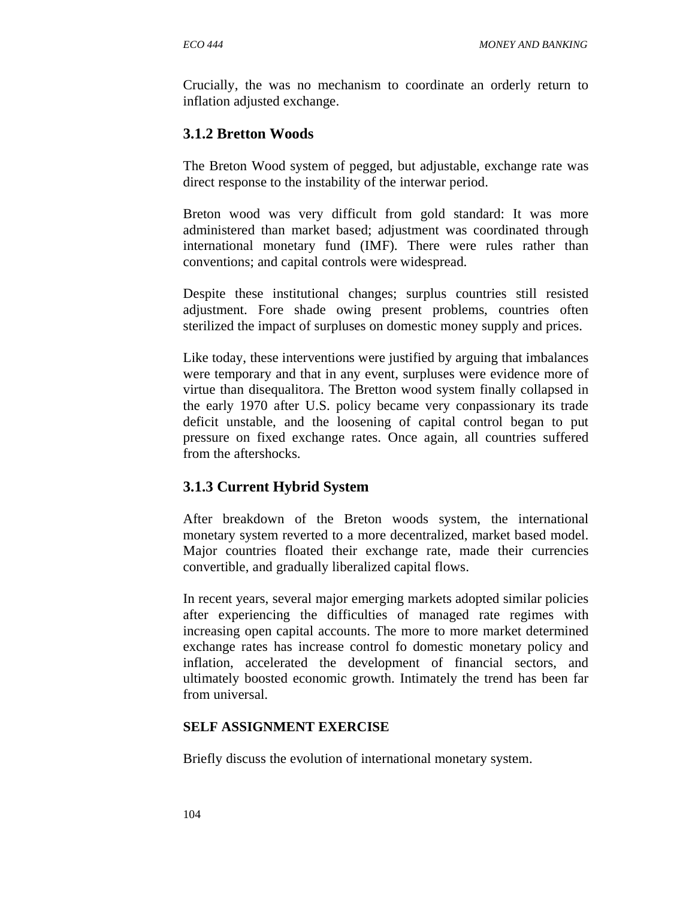Crucially, the was no mechanism to coordinate an orderly return to inflation adjusted exchange.

### 3.1.2 Bretton Woods

The Breton Wood system of pegged, but adjustable, exchange rate was direct response to the instability of the interwar period.

Breton wood was very difficult from gold standard: It was more administered than market based; adjustment was coordinated through international monetary fund (IMF). There were rules rather than conventions; and capital controls were widespread.

Despite these institutional changes; surplus countries still resisted adjustment. Fore shade owing present problems, countries often sterilized the impact of surpluses on domestic money supply and prices.

Like today, these interventions were justified by arguing that imbalances were temporary and that in any event, surpluses were evidence more of virtue than disequalitora. The Bretton wood system finally collapsed in the early 1970 after U.S. policy became very conpassionary its trade deficit unstable, and the loosening of capital control began to put pressure on fixed exchange rates. Once again, all countries suffered from the aftershocks.

### 3.1.3 Current Hybrid System

After breakdown of the Breton woods system, the international monetary system reverted to a more decentralized, market based model. Major countries floated their exchange rate, made their currencies convertible, and gradually liberalized capital flows.

In recent years, several major emerging markets adopted similar policies after experiencing the difficulties of managed rate regimes with increasing open capital accounts. The more to more market determined exchange rates has increase control fo domestic monetary policy and inflation, accelerated the development of financial sectors, and ultimately boosted economic growth. Intimately the trend has been far from universal.

**SELF ASSIGNMENT EXERCISE**

Briefly discuss the evolution of international monetary system.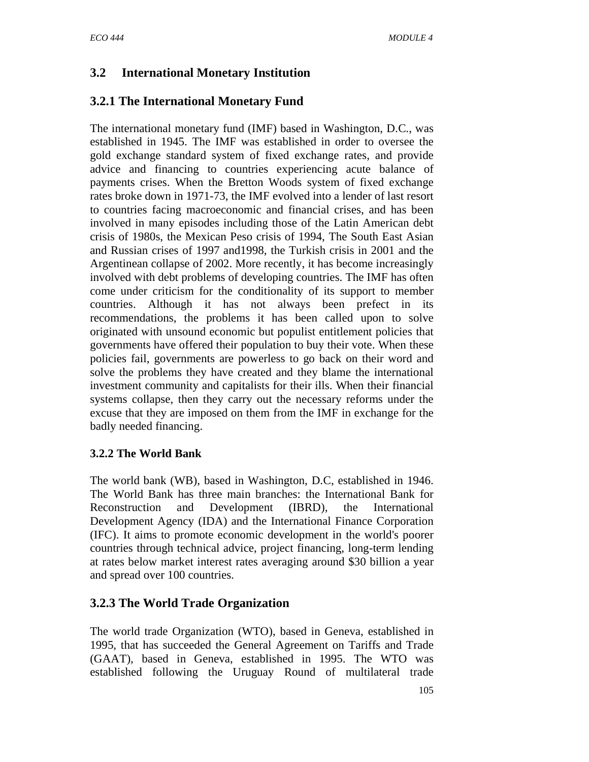## 3.2 International Monetary Institution

### 3.2.1 The International Monetary Fund

The international monetary fund (IMF) based in Washington, D.C., was established in 1945. The IMF was established in order to oversee the gold exchange standard system of fixed exchange rates, and provide advice and financing to countries experiencing acute balance of payments crises. When the Bretton Woods system of fixed exchange rates broke down in 1971-73, the IMF evolved into a lender of last resort to countries facing macroeconomic and financial crises, and has been involved in many episodes including those of the Latin American debt crisis of 1980s, the Mexican Peso crisis of 1994, The South East Asian and Russian crises of 1997 and1998, the Turkish crisis in 2001 and the Argentinean collapse of 2002. More recently, it has become increasingly involved with debt problems of developing countries. The IMF has often come under criticism for the conditionality of its support to member countries. Although it has not always been prefect in its recommendations, the problems it has been called upon to solve originated with unsound economic but populist entitlement policies that governments have offered their population to buy their vote. When these policies fail, governments are powerless to go back on their word and solve the problems they have created and they blame the international investment community and capitalists for their ills. When their financial systems collapse, then they carry out the necessary reforms under the excuse that they are imposed on them from the IMF in exchange for the badly needed financing.

### 3.2.2 The World Bank

The world bank (WB), based in Washington, D.C, established in 1946. The World Bank has three main branches: the International Bank for Reconstruction and Development (IBRD), the International Development Agency (IDA) and the International Finance Corporation (IFC). It aims to promote economic development in the world's poorer countries through technical advice, project financing, long-term lending at rates below market interest rates averaging around $30 billion a year and spread over 100 countries.

### 3.2.3 The World Trade Organization

The world trade Organization (WTO), based in Geneva, established in 1995, that has succeeded the General Agreement on Tariffs and Trade (GAAT), based in Geneva, established in 1995. The WTO was established following the Uruguay Round of multilateral trade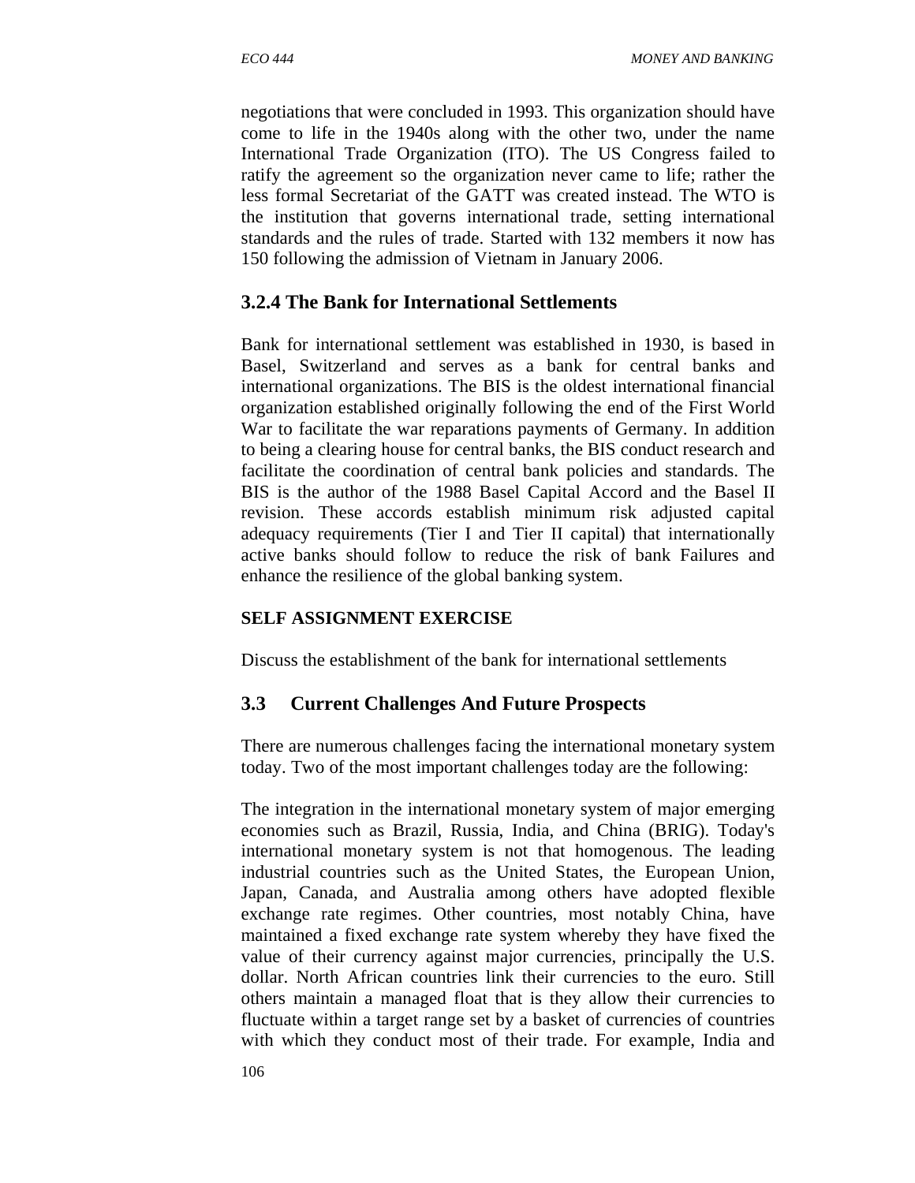negotiations that were concluded in 1993. This organization should have come to life in the 1940s along with the other two, under the name International Trade Organization (ITO). The US Congress failed to ratify the agreement so the organization never came to life; rather the less formal Secretariat of the GATT was created instead. The WTO is the institution that governs international trade, setting international standards and the rules of trade. Started with 132 members it now has 150 following the admission of Vietnam in January 2006.

### 3.2.4 The Bank for International Settlements

Bank for international settlement was established in 1930, is based in Basel, Switzerland and serves as a bank for central banks and international organizations. The BIS is the oldest international financial organization established originally following the end of the First World War to facilitate the war reparations payments of Germany. In addition to being a clearing house for central banks, the BIS conduct research and facilitate the coordination of central bank policies and standards. The BIS is the author of the 1988 Basel Capital Accord and the Basel II revision. These accords establish minimum risk adjusted capital adequacy requirements (Tier I and Tier II capital) that internationally active banks should follow to reduce the risk of bank Failures and enhance the resilience of the global banking system.

**SELF ASSIGNMENT EXERCISE**

Discuss the establishment of the bank for international settlements

## 3.3 Current Challenges And Future Prospects

There are numerous challenges facing the international monetary system today. Two of the most important challenges today are the following:

The integration in the international monetary system of major emerging economies such as Brazil, Russia, India, and China (BRIG). Today's international monetary system is not that homogenous. The leading industrial countries such as the United States, the European Union, Japan, Canada, and Australia among others have adopted flexible exchange rate regimes. Other countries, most notably China, have maintained a fixed exchange rate system whereby they have fixed the value of their currency against major currencies, principally the U.S. dollar. North African countries link their currencies to the euro. Still others maintain a managed float that is they allow their currencies to fluctuate within a target range set by a basket of currencies of countries with which they conduct most of their trade. For example, India and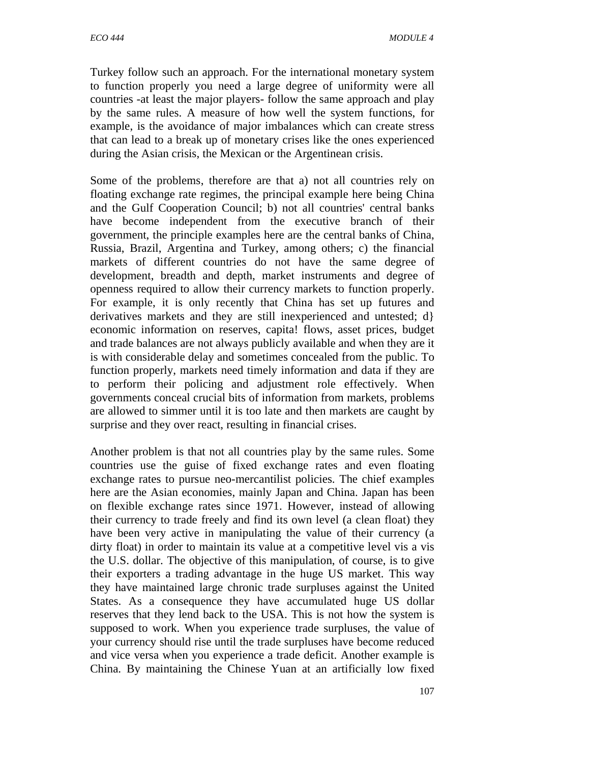Turkey follow such an approach. For the international monetary system to function properly you need a large degree of uniformity were all countries -at least the major players- follow the same approach and play by the same rules. A measure of how well the system functions, for example, is the avoidance of major imbalances which can create stress that can lead to a break up of monetary crises like the ones experienced during the Asian crisis, the Mexican or the Argentinean crisis.

Some of the problems, therefore are that a) not all countries rely on floating exchange rate regimes, the principal example here being China and the Gulf Cooperation Council; b) not all countries' central banks have become independent from the executive branch of their government, the principle examples here are the central banks of China, Russia, Brazil, Argentina and Turkey, among others; c) the financial markets of different countries do not have the same degree of development, breadth and depth, market instruments and degree of openness required to allow their currency markets to function properly. For example, it is only recently that China has set up futures and derivatives markets and they are still inexperienced and untested; d} economic information on reserves, capita! flows, asset prices, budget and trade balances are not always publicly available and when they are it is with considerable delay and sometimes concealed from the public. To function properly, markets need timely information and data if they are to perform their policing and adjustment role effectively. When governments conceal crucial bits of information from markets, problems are allowed to simmer until it is too late and then markets are caught by surprise and they over react, resulting in financial crises.

Another problem is that not all countries play by the same rules. Some countries use the guise of fixed exchange rates and even floating exchange rates to pursue neo-mercantilist policies. The chief examples here are the Asian economies, mainly Japan and China. Japan has been on flexible exchange rates since 1971. However, instead of allowing their currency to trade freely and find its own level (a clean float) they have been very active in manipulating the value of their currency (a dirty float) in order to maintain its value at a competitive level vis a vis the U.S. dollar. The objective of this manipulation, of course, is to give their exporters a trading advantage in the huge US market. This way they have maintained large chronic trade surpluses against the United States. As a consequence they have accumulated huge US dollar reserves that they lend back to the USA. This is not how the system is supposed to work. When you experience trade surpluses, the value of your currency should rise until the trade surpluses have become reduced and vice versa when you experience a trade deficit. Another example is China. By maintaining the Chinese Yuan at an artificially low fixed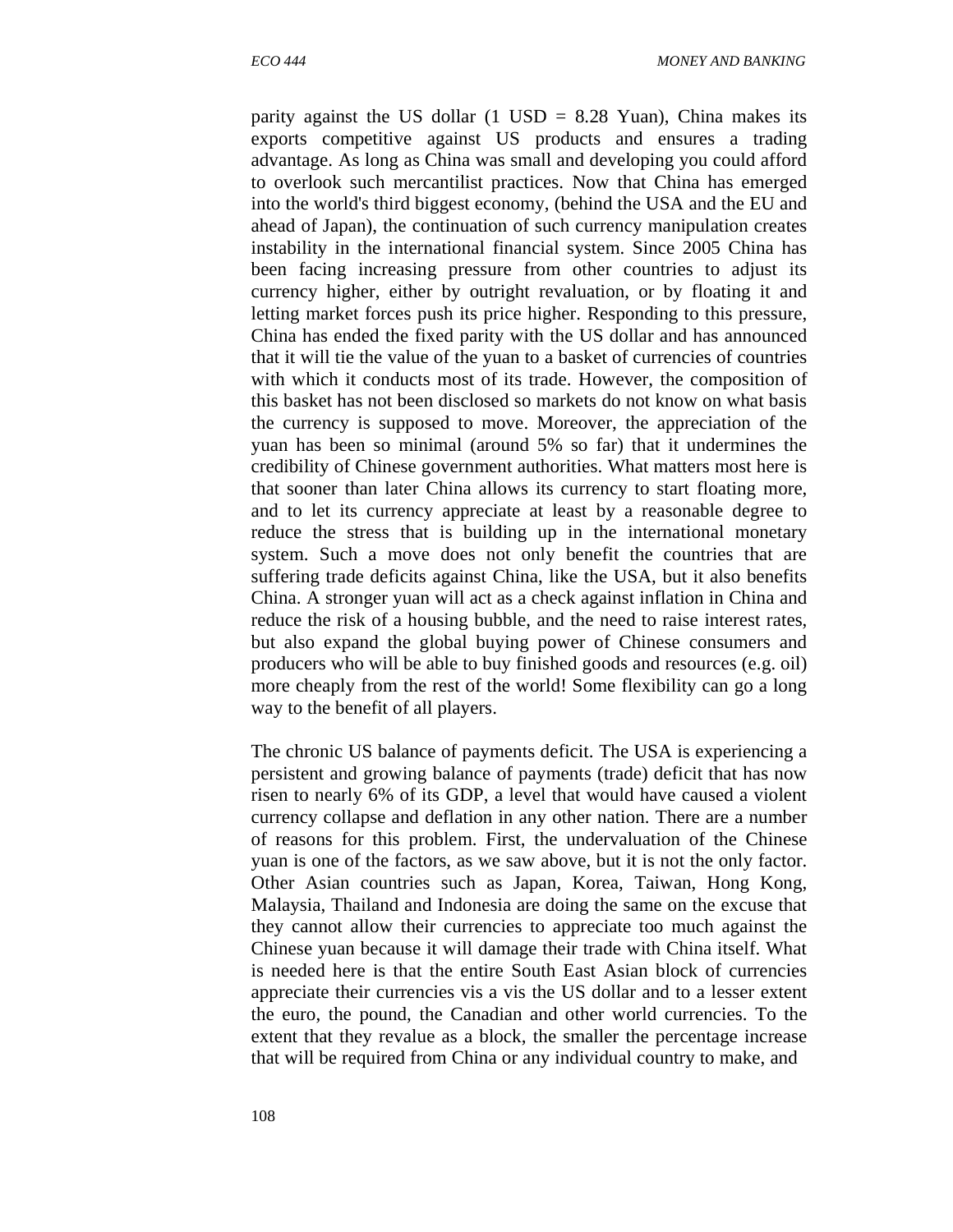parity against the US dollar (1 USD = 8.28 Yuan), China makes its exports competitive against US products and ensures a trading advantage. As long as China was small and developing you could afford to overlook such mercantilist practices. Now that China has emerged into the world's third biggest economy, (behind the USA and the EU and ahead of Japan), the continuation of such currency manipulation creates instability in the international financial system. Since 2005 China has been facing increasing pressure from other countries to adjust its currency higher, either by outright revaluation, or by floating it and letting market forces push its price higher. Responding to this pressure, China has ended the fixed parity with the US dollar and has announced that it will tie the value of the yuan to a basket of currencies of countries with which it conducts most of its trade. However, the composition of this basket has not been disclosed so markets do not know on what basis the currency is supposed to move. Moreover, the appreciation of the yuan has been so minimal (around 5% so far) that it undermines the credibility of Chinese government authorities. What matters most here is that sooner than later China allows its currency to start floating more, and to let its currency appreciate at least by a reasonable degree to reduce the stress that is building up in the international monetary system. Such a move does not only benefit the countries that are suffering trade deficits against China, like the USA, but it also benefits China. A stronger yuan will act as a check against inflation in China and reduce the risk of a housing bubble, and the need to raise interest rates, but also expand the global buying power of Chinese consumers and producers who will be able to buy finished goods and resources (e.g. oil) more cheaply from the rest of the world! Some flexibility can go a long way to the benefit of all players.

The chronic US balance of payments deficit. The USA is experiencing a persistent and growing balance of payments (trade) deficit that has now risen to nearly 6% of its GDP, a level that would have caused a violent currency collapse and deflation in any other nation. There are a number of reasons for this problem. First, the undervaluation of the Chinese yuan is one of the factors, as we saw above, but it is not the only factor. Other Asian countries such as Japan, Korea, Taiwan, Hong Kong, Malaysia, Thailand and Indonesia are doing the same on the excuse that they cannot allow their currencies to appreciate too much against the Chinese yuan because it will damage their trade with China itself. What is needed here is that the entire South East Asian block of currencies appreciate their currencies vis a vis the US dollar and to a lesser extent the euro, the pound, the Canadian and other world currencies. To the extent that they revalue as a block, the smaller the percentage increase that will be required from China or any individual country to make, and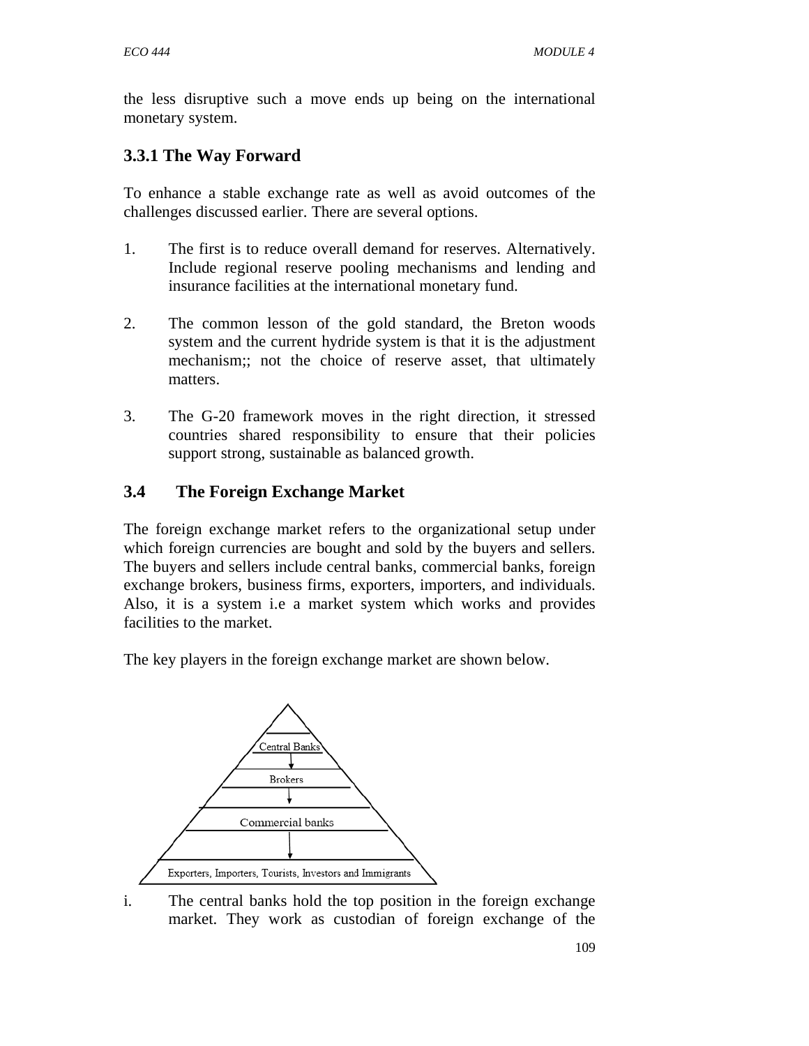the less disruptive such a move ends up being on the international monetary system.

### 3.3.1 The Way Forward

To enhance a stable exchange rate as well as avoid outcomes of the challenges discussed earlier. There are several options.

1. The first is to reduce overall demand for reserves. Alternatively. Include regional reserve pooling mechanisms and lending and insurance facilities at the international monetary fund.

2. The common lesson of the gold standard, the Breton woods system and the current hydride system is that it is the adjustment mechanism;; not the choice of reserve asset, that ultimately matters.

3. The G-20 framework moves in the right direction, it stressed countries shared responsibility to ensure that their policies support strong, sustainable as balanced growth.

## 3.4 The Foreign Exchange Market

The foreign exchange market refers to the organizational setup under which foreign currencies are bought and sold by the buyers and sellers. The buyers and sellers include central banks, commercial banks, foreign exchange brokers, business firms, exporters, importers, and individuals. Also, it is a system i.e a market system which works and provides facilities to the market.

The key players in the foreign exchange market are shown below.

Central Banks
↓
Brokers
↓
Commercial banks
↓
Exporters, Importers, Tourists, Investors and Immigrants

i. The central banks hold the top position in the foreign exchange market. They work as custodian of foreign exchange of the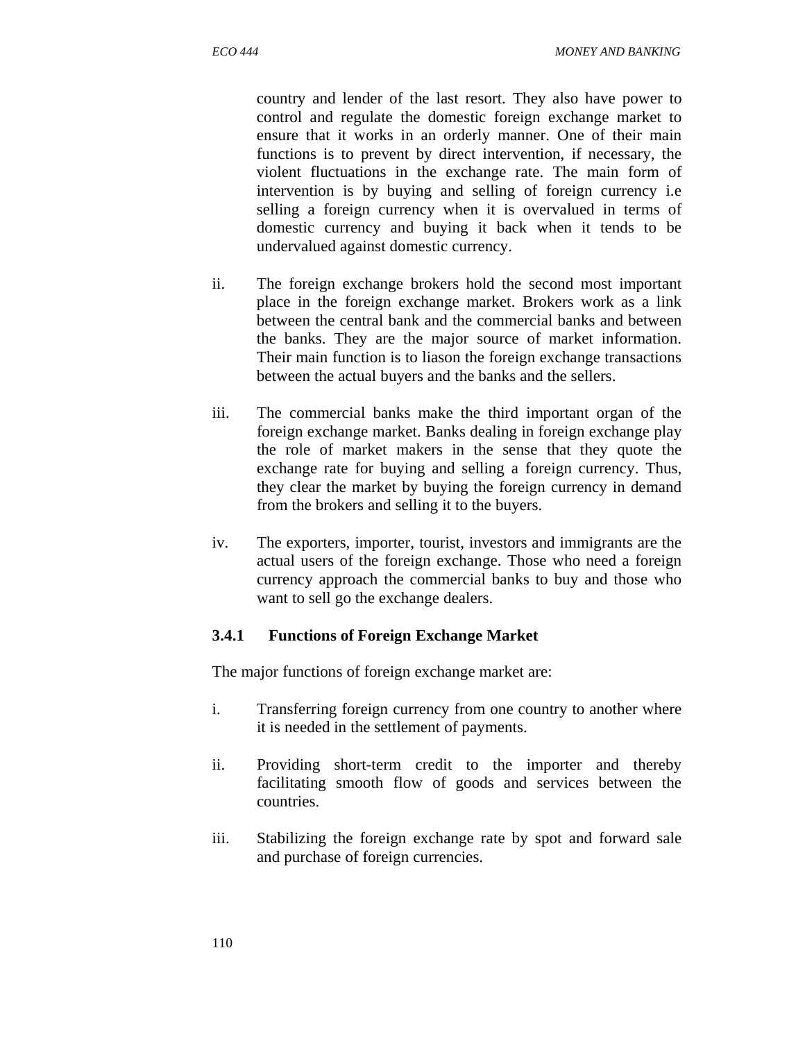country and lender of the last resort. They also have power to control and regulate the domestic foreign exchange market to ensure that it works in an orderly manner. One of their main functions is to prevent by direct intervention, if necessary, the violent fluctuations in the exchange rate. The main form of intervention is by buying and selling of foreign currency i.e selling a foreign currency when it is overvalued in terms of domestic currency and buying it back when it tends to be undervalued against domestic currency.

ii. The foreign exchange brokers hold the second most important place in the foreign exchange market. Brokers work as a link between the central bank and the commercial banks and between the banks. They are the major source of market information. Their main function is to liason the foreign exchange transactions between the actual buyers and the banks and the sellers.

iii. The commercial banks make the third important organ of the foreign exchange market. Banks dealing in foreign exchange play the role of market makers in the sense that they quote the exchange rate for buying and selling a foreign currency. Thus, they clear the market by buying the foreign currency in demand from the brokers and selling it to the buyers.

iv. The exporters, importer, tourist, investors and immigrants are the actual users of the foreign exchange. Those who need a foreign currency approach the commercial banks to buy and those who want to sell go the exchange dealers.

### 3.4.1 Functions of Foreign Exchange Market

The major functions of foreign exchange market are:

i. Transferring foreign currency from one country to another where it is needed in the settlement of payments.

ii. Providing short-term credit to the importer and thereby facilitating smooth flow of goods and services between the countries.

iii. Stabilizing the foreign exchange rate by spot and forward sale and purchase of foreign currencies.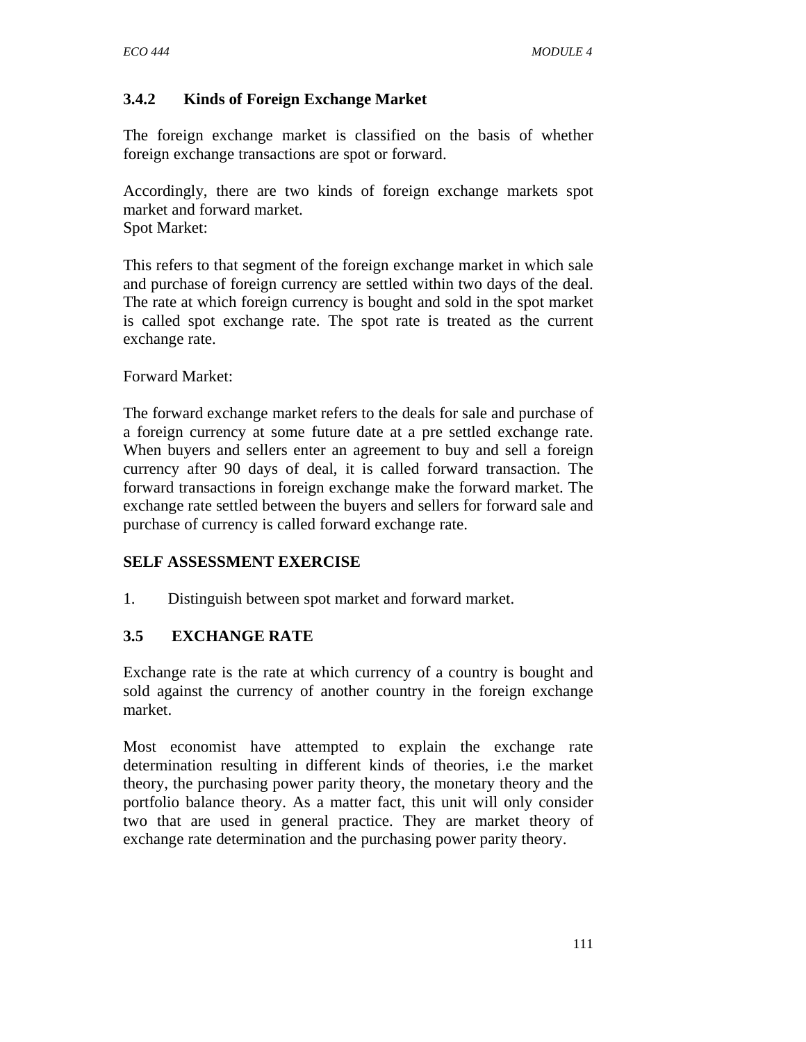### 3.4.2 Kinds of Foreign Exchange Market

The foreign exchange market is classified on the basis of whether foreign exchange transactions are spot or forward.

Accordingly, there are two kinds of foreign exchange markets spot market and forward market.
Spot Market:

This refers to that segment of the foreign exchange market in which sale and purchase of foreign currency are settled within two days of the deal. The rate at which foreign currency is bought and sold in the spot market is called spot exchange rate. The spot rate is treated as the current exchange rate.

Forward Market:

The forward exchange market refers to the deals for sale and purchase of a foreign currency at some future date at a pre settled exchange rate. When buyers and sellers enter an agreement to buy and sell a foreign currency after 90 days of deal, it is called forward transaction. The forward transactions in foreign exchange make the forward market. The exchange rate settled between the buyers and sellers for forward sale and purchase of currency is called forward exchange rate.

**SELF ASSESSMENT EXERCISE**

1. Distinguish between spot market and forward market.

## 3.5 EXCHANGE RATE

Exchange rate is the rate at which currency of a country is bought and sold against the currency of another country in the foreign exchange market.

Most economist have attempted to explain the exchange rate determination resulting in different kinds of theories, i.e the market theory, the purchasing power parity theory, the monetary theory and the portfolio balance theory. As a matter fact, this unit will only consider two that are used in general practice. They are market theory of exchange rate determination and the purchasing power parity theory.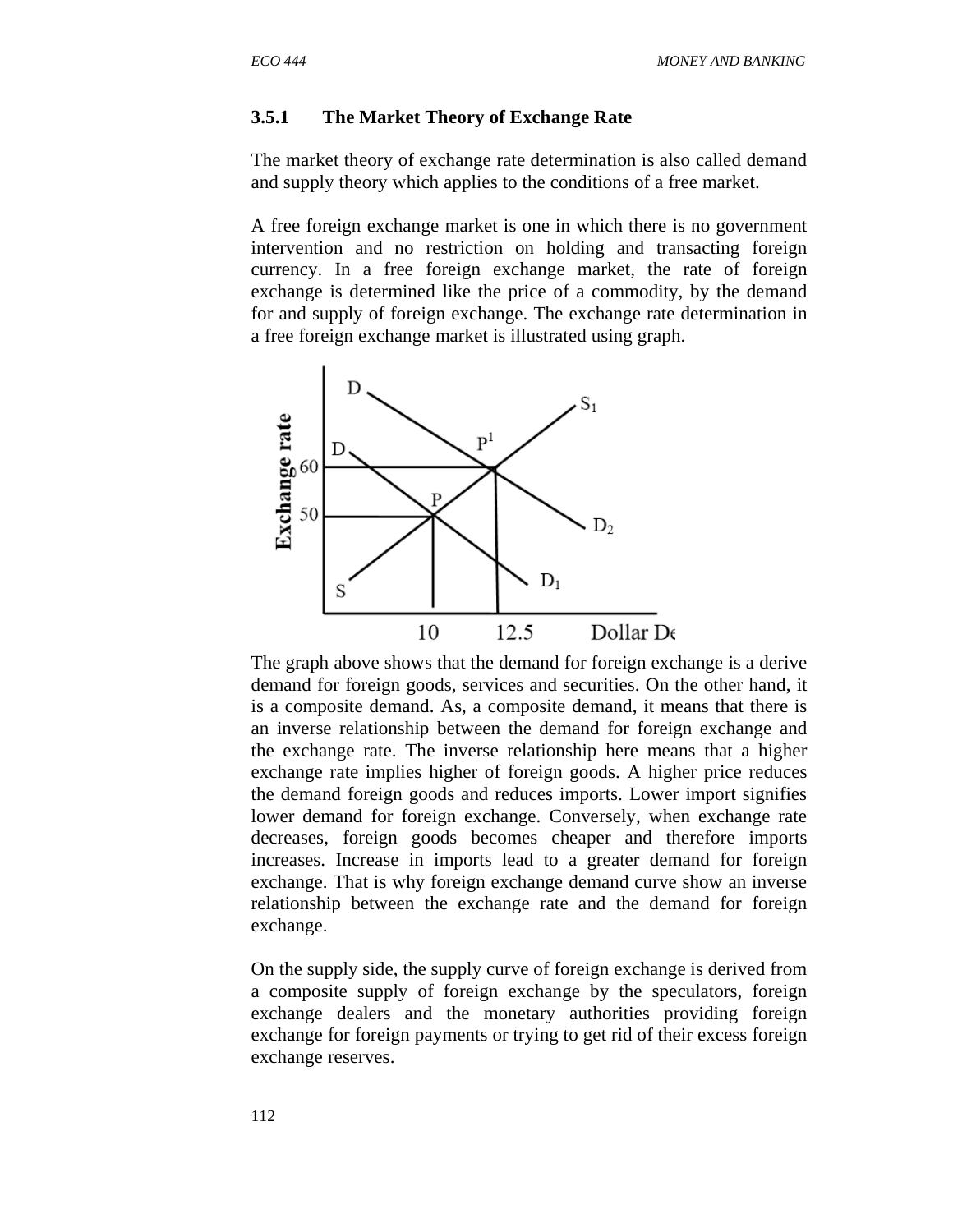### 3.5.1 The Market Theory of Exchange Rate

The market theory of exchange rate determination is also called demand and supply theory which applies to the conditions of a free market.

A free foreign exchange market is one in which there is no government intervention and no restriction on holding and transacting foreign currency. In a free foreign exchange market, the rate of foreign exchange is determined like the price of a commodity, by the demand for and supply of foreign exchange. The exchange rate determination in a free foreign exchange market is illustrated using graph.

The graph above shows that the demand for foreign exchange is a derive demand for foreign goods, services and securities. On the other hand, it is a composite demand. As, a composite demand, it means that there is an inverse relationship between the demand for foreign exchange and the exchange rate. The inverse relationship here means that a higher exchange rate implies higher of foreign goods. A higher price reduces the demand foreign goods and reduces imports. Lower import signifies lower demand for foreign exchange. Conversely, when exchange rate decreases, foreign goods becomes cheaper and therefore imports increases. Increase in imports lead to a greater demand for foreign exchange. That is why foreign exchange demand curve show an inverse relationship between the exchange rate and the demand for foreign exchange.

On the supply side, the supply curve of foreign exchange is derived from a composite supply of foreign exchange by the speculators, foreign exchange dealers and the monetary authorities providing foreign exchange for foreign payments or trying to get rid of their excess foreign exchange reserves.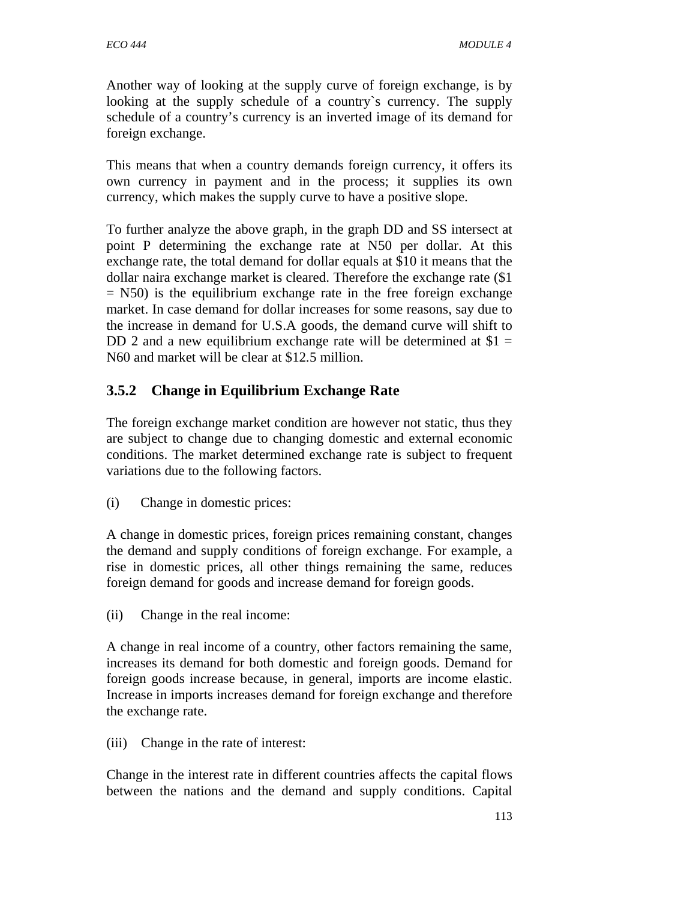Another way of looking at the supply curve of foreign exchange, is by looking at the supply schedule of a country`s currency. The supply schedule of a country's currency is an inverted image of its demand for foreign exchange.

This means that when a country demands foreign currency, it offers its own currency in payment and in the process; it supplies its own currency, which makes the supply curve to have a positive slope.

To further analyze the above graph, in the graph DD and SS intersect at point P determining the exchange rate at N50 per dollar. At this exchange rate, the total demand for dollar equals at $10 it means that the dollar naira exchange market is cleared. Therefore the exchange rate ($1 = N50) is the equilibrium exchange rate in the free foreign exchange market. In case demand for dollar increases for some reasons, say due to the increase in demand for U.S.A goods, the demand curve will shift to DD 2 and a new equilibrium exchange rate will be determined at $1 = N60 and market will be clear at $12.5 million.

### 3.5.2 Change in Equilibrium Exchange Rate

The foreign exchange market condition are however not static, thus they are subject to change due to changing domestic and external economic conditions. The market determined exchange rate is subject to frequent variations due to the following factors.

(i) Change in domestic prices:

A change in domestic prices, foreign prices remaining constant, changes the demand and supply conditions of foreign exchange. For example, a rise in domestic prices, all other things remaining the same, reduces foreign demand for goods and increase demand for foreign goods.

(ii) Change in the real income:

A change in real income of a country, other factors remaining the same, increases its demand for both domestic and foreign goods. Demand for foreign goods increase because, in general, imports are income elastic. Increase in imports increases demand for foreign exchange and therefore the exchange rate.

(iii) Change in the rate of interest:

Change in the interest rate in different countries affects the capital flows between the nations and the demand and supply conditions. Capital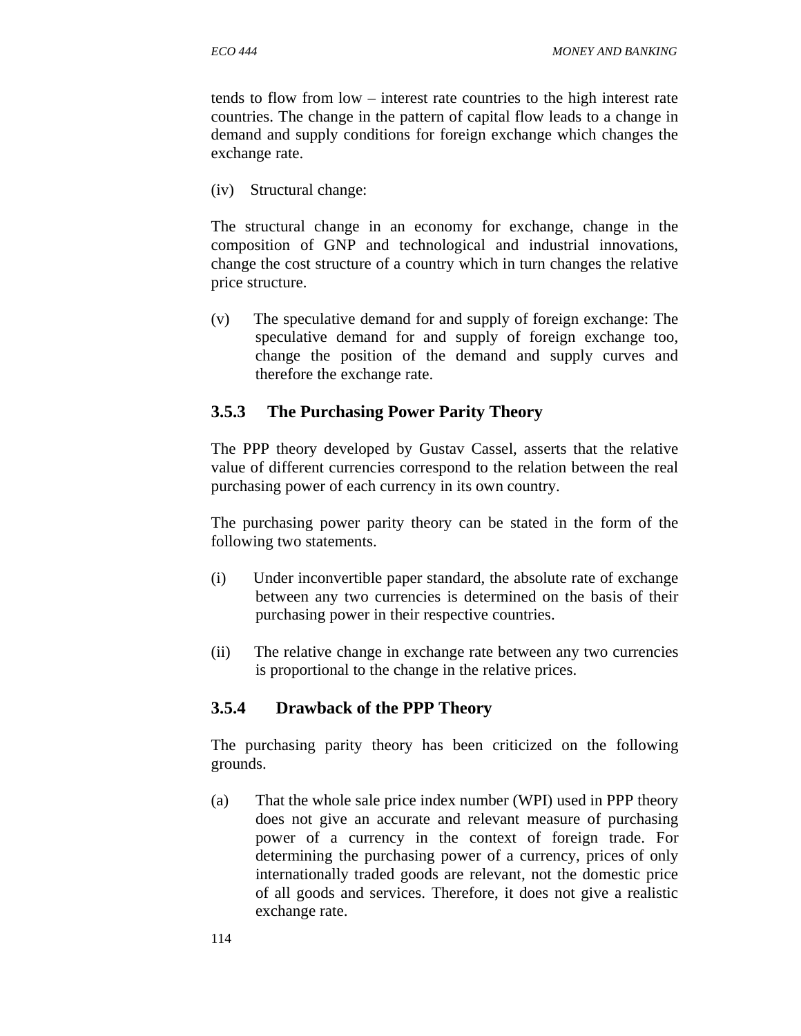tends to flow from low – interest rate countries to the high interest rate countries. The change in the pattern of capital flow leads to a change in demand and supply conditions for foreign exchange which changes the exchange rate.

(iv) Structural change:

The structural change in an economy for exchange, change in the composition of GNP and technological and industrial innovations, change the cost structure of a country which in turn changes the relative price structure.

(v) The speculative demand for and supply of foreign exchange: The speculative demand for and supply of foreign exchange too, change the position of the demand and supply curves and therefore the exchange rate.

### 3.5.3 The Purchasing Power Parity Theory

The PPP theory developed by Gustav Cassel, asserts that the relative value of different currencies correspond to the relation between the real purchasing power of each currency in its own country.

The purchasing power parity theory can be stated in the form of the following two statements.

(i) Under inconvertible paper standard, the absolute rate of exchange between any two currencies is determined on the basis of their purchasing power in their respective countries.

(ii) The relative change in exchange rate between any two currencies is proportional to the change in the relative prices.

### 3.5.4 Drawback of the PPP Theory

The purchasing parity theory has been criticized on the following grounds.

(a) That the whole sale price index number (WPI) used in PPP theory does not give an accurate and relevant measure of purchasing power of a currency in the context of foreign trade. For determining the purchasing power of a currency, prices of only internationally traded goods are relevant, not the domestic price of all goods and services. Therefore, it does not give a realistic exchange rate.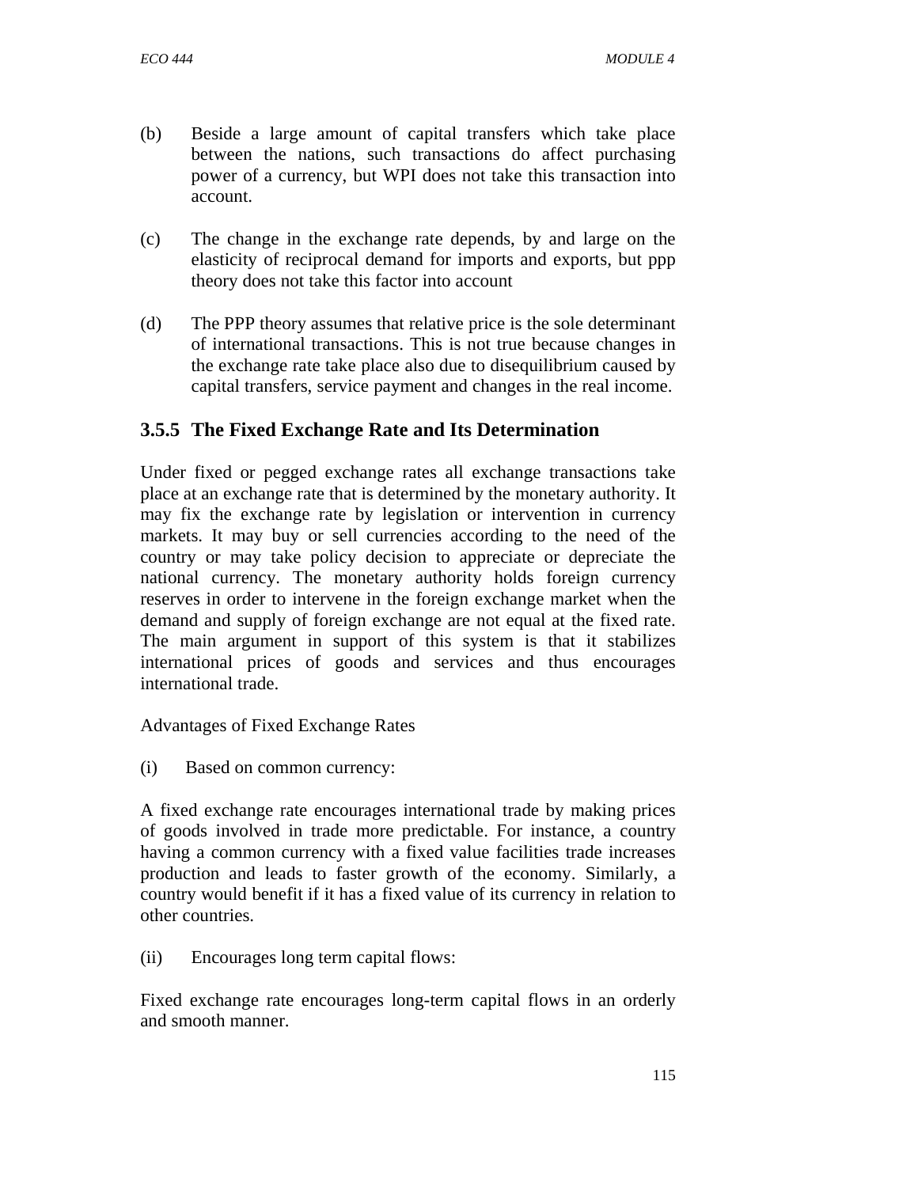(b) Beside a large amount of capital transfers which take place between the nations, such transactions do affect purchasing power of a currency, but WPI does not take this transaction into account.

(c) The change in the exchange rate depends, by and large on the elasticity of reciprocal demand for imports and exports, but ppp theory does not take this factor into account

(d) The PPP theory assumes that relative price is the sole determinant of international transactions. This is not true because changes in the exchange rate take place also due to disequilibrium caused by capital transfers, service payment and changes in the real income.

### 3.5.5 The Fixed Exchange Rate and Its Determination

Under fixed or pegged exchange rates all exchange transactions take place at an exchange rate that is determined by the monetary authority. It may fix the exchange rate by legislation or intervention in currency markets. It may buy or sell currencies according to the need of the country or may take policy decision to appreciate or depreciate the national currency. The monetary authority holds foreign currency reserves in order to intervene in the foreign exchange market when the demand and supply of foreign exchange are not equal at the fixed rate. The main argument in support of this system is that it stabilizes international prices of goods and services and thus encourages international trade.

Advantages of Fixed Exchange Rates

(i) Based on common currency:

A fixed exchange rate encourages international trade by making prices of goods involved in trade more predictable. For instance, a country having a common currency with a fixed value facilities trade increases production and leads to faster growth of the economy. Similarly, a country would benefit if it has a fixed value of its currency in relation to other countries.

(ii) Encourages long term capital flows:

Fixed exchange rate encourages long-term capital flows in an orderly and smooth manner.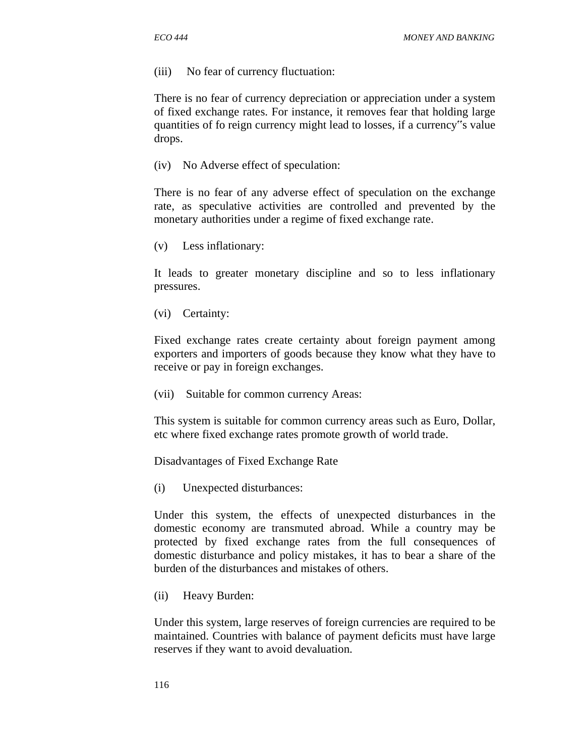(iii) No fear of currency fluctuation:

There is no fear of currency depreciation or appreciation under a system of fixed exchange rates. For instance, it removes fear that holding large quantities of fo reign currency might lead to losses, if a currency"s value drops.

(iv) No Adverse effect of speculation:

There is no fear of any adverse effect of speculation on the exchange rate, as speculative activities are controlled and prevented by the monetary authorities under a regime of fixed exchange rate.

(v) Less inflationary:

It leads to greater monetary discipline and so to less inflationary pressures.

(vi) Certainty:

Fixed exchange rates create certainty about foreign payment among exporters and importers of goods because they know what they have to receive or pay in foreign exchanges.

(vii) Suitable for common currency Areas:

This system is suitable for common currency areas such as Euro, Dollar, etc where fixed exchange rates promote growth of world trade.

Disadvantages of Fixed Exchange Rate

(i) Unexpected disturbances:

Under this system, the effects of unexpected disturbances in the domestic economy are transmuted abroad. While a country may be protected by fixed exchange rates from the full consequences of domestic disturbance and policy mistakes, it has to bear a share of the burden of the disturbances and mistakes of others.

(ii) Heavy Burden:

Under this system, large reserves of foreign currencies are required to be maintained. Countries with balance of payment deficits must have large reserves if they want to avoid devaluation.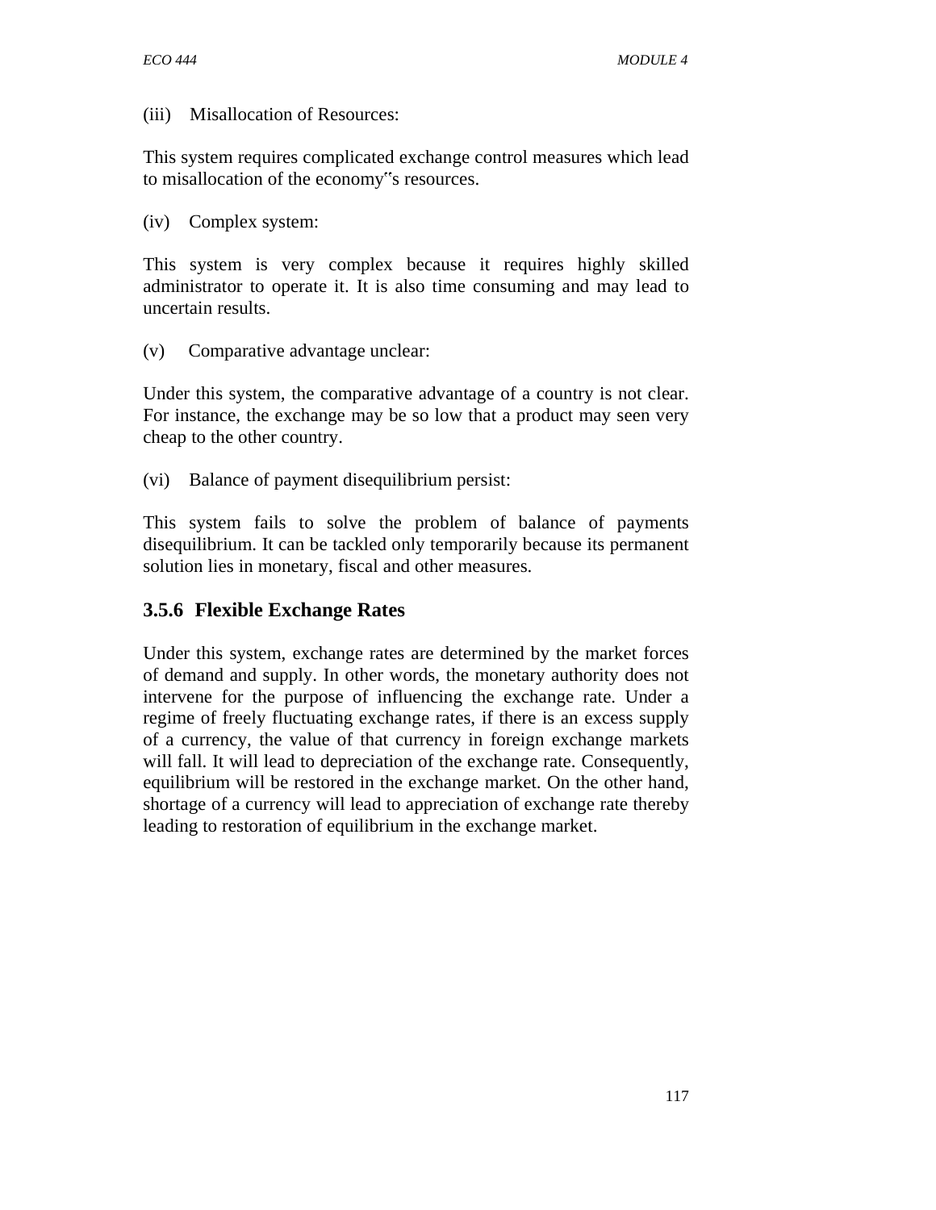(iii) Misallocation of Resources:

This system requires complicated exchange control measures which lead to misallocation of the economy‟s resources.

(iv) Complex system:

This system is very complex because it requires highly skilled administrator to operate it. It is also time consuming and may lead to uncertain results.

(v) Comparative advantage unclear:

Under this system, the comparative advantage of a country is not clear. For instance, the exchange may be so low that a product may seen very cheap to the other country.

(vi) Balance of payment disequilibrium persist:

This system fails to solve the problem of balance of payments disequilibrium. It can be tackled only temporarily because its permanent solution lies in monetary, fiscal and other measures.

### 3.5.6 Flexible Exchange Rates

Under this system, exchange rates are determined by the market forces of demand and supply. In other words, the monetary authority does not intervene for the purpose of influencing the exchange rate. Under a regime of freely fluctuating exchange rates, if there is an excess supply of a currency, the value of that currency in foreign exchange markets will fall. It will lead to depreciation of the exchange rate. Consequently, equilibrium will be restored in the exchange market. On the other hand, shortage of a currency will lead to appreciation of exchange rate thereby leading to restoration of equilibrium in the exchange market.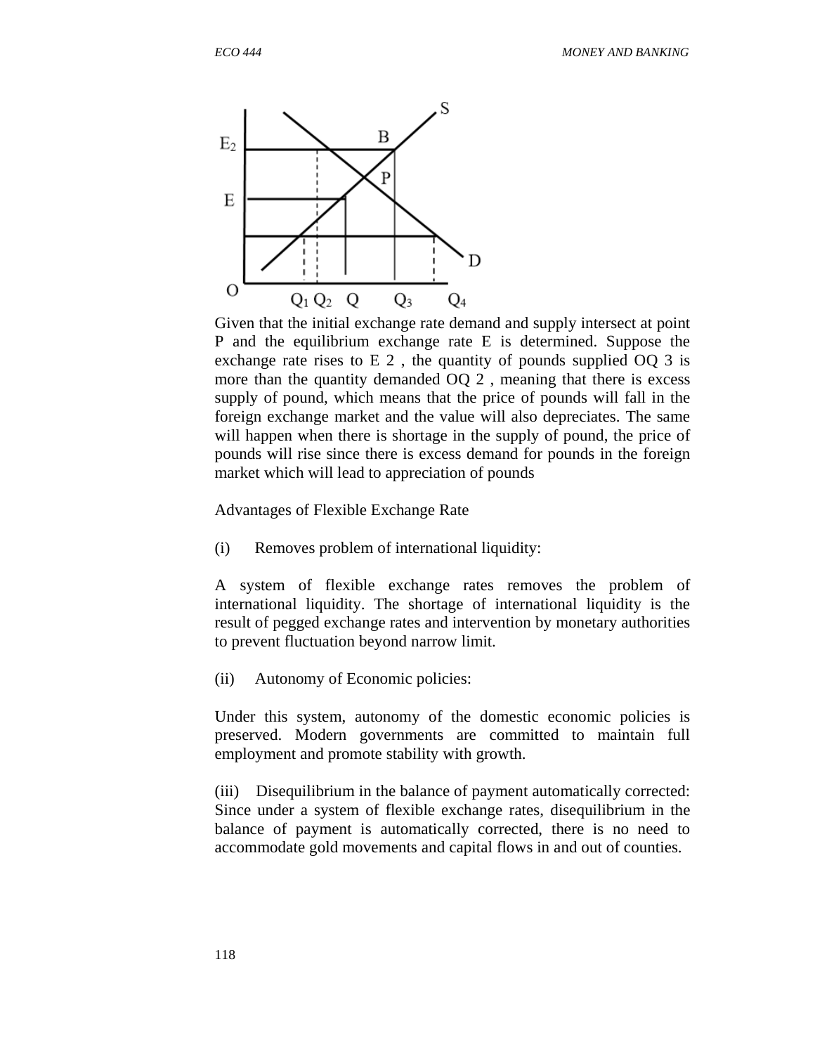Given that the initial exchange rate demand and supply intersect at point P and the equilibrium exchange rate E is determined. Suppose the exchange rate rises to $E_2$, the quantity of pounds supplied $OQ_3$ is more than the quantity demanded $OQ_2$, meaning that there is excess supply of pound, which means that the price of pounds will fall in the foreign exchange market and the value will also depreciates. The same will happen when there is shortage in the supply of pound, the price of pounds will rise since there is excess demand for pounds in the foreign market which will lead to appreciation of pounds

Advantages of Flexible Exchange Rate

(i) Removes problem of international liquidity:

A system of flexible exchange rates removes the problem of international liquidity. The shortage of international liquidity is the result of pegged exchange rates and intervention by monetary authorities to prevent fluctuation beyond narrow limit.

(ii) Autonomy of Economic policies:

Under this system, autonomy of the domestic economic policies is preserved. Modern governments are committed to maintain full employment and promote stability with growth.

(iii) Disequilibrium in the balance of payment automatically corrected: Since under a system of flexible exchange rates, disequilibrium in the balance of payment is automatically corrected, there is no need to accommodate gold movements and capital flows in and out of counties.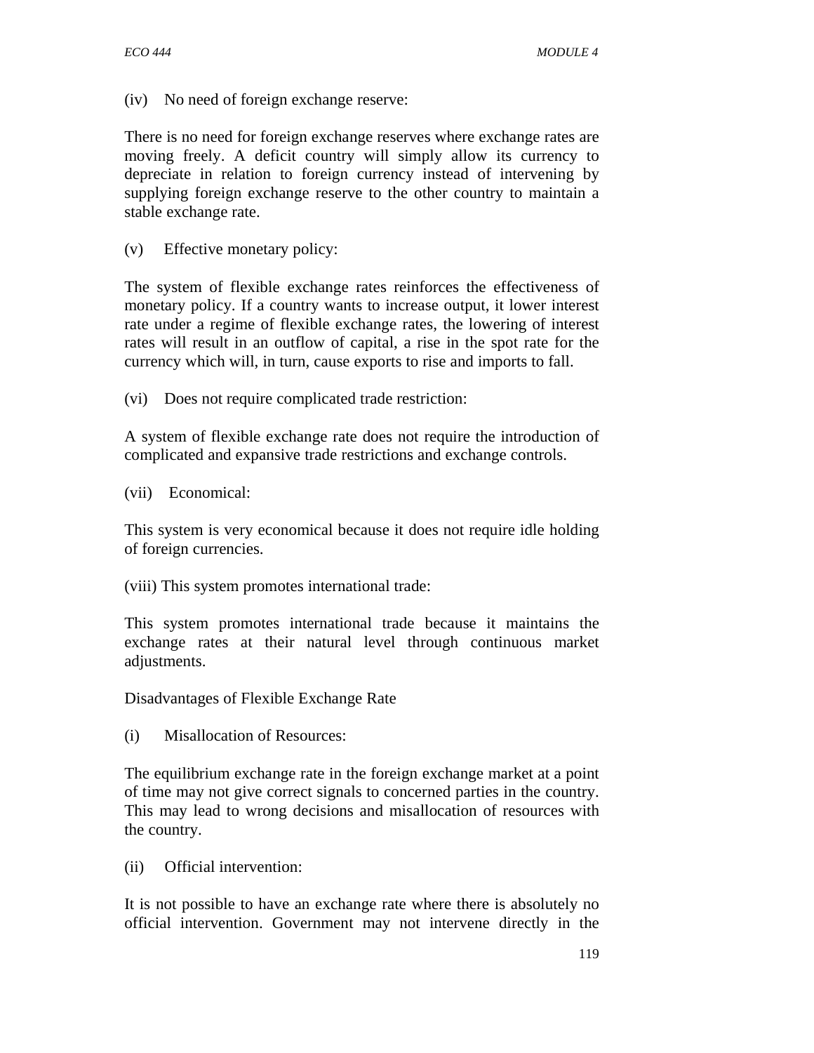(iv) No need of foreign exchange reserve:

There is no need for foreign exchange reserves where exchange rates are moving freely. A deficit country will simply allow its currency to depreciate in relation to foreign currency instead of intervening by supplying foreign exchange reserve to the other country to maintain a stable exchange rate.

(v) Effective monetary policy:

The system of flexible exchange rates reinforces the effectiveness of monetary policy. If a country wants to increase output, it lower interest rate under a regime of flexible exchange rates, the lowering of interest rates will result in an outflow of capital, a rise in the spot rate for the currency which will, in turn, cause exports to rise and imports to fall.

(vi) Does not require complicated trade restriction:

A system of flexible exchange rate does not require the introduction of complicated and expansive trade restrictions and exchange controls.

(vii) Economical:

This system is very economical because it does not require idle holding of foreign currencies.

(viii) This system promotes international trade:

This system promotes international trade because it maintains the exchange rates at their natural level through continuous market adjustments.

Disadvantages of Flexible Exchange Rate

(i) Misallocation of Resources:

The equilibrium exchange rate in the foreign exchange market at a point of time may not give correct signals to concerned parties in the country. This may lead to wrong decisions and misallocation of resources with the country.

(ii) Official intervention:

It is not possible to have an exchange rate where there is absolutely no official intervention. Government may not intervene directly in the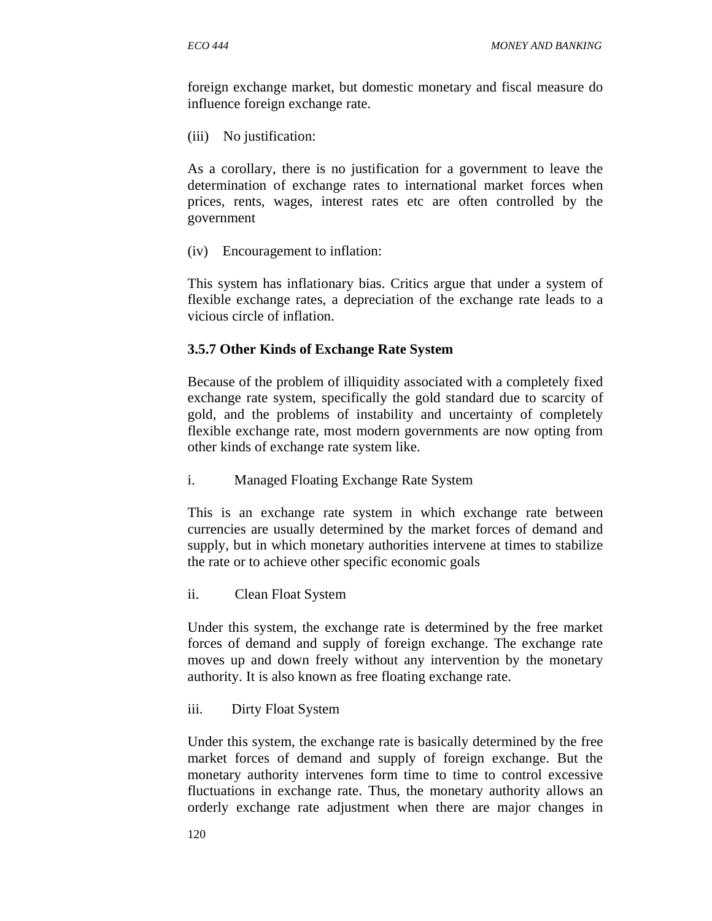foreign exchange market, but domestic monetary and fiscal measure do influence foreign exchange rate.

(iii) No justification:

As a corollary, there is no justification for a government to leave the determination of exchange rates to international market forces when prices, rents, wages, interest rates etc are often controlled by the government

(iv) Encouragement to inflation:

This system has inflationary bias. Critics argue that under a system of flexible exchange rates, a depreciation of the exchange rate leads to a vicious circle of inflation.

### 3.5.7 Other Kinds of Exchange Rate System

Because of the problem of illiquidity associated with a completely fixed exchange rate system, specifically the gold standard due to scarcity of gold, and the problems of instability and uncertainty of completely flexible exchange rate, most modern governments are now opting from other kinds of exchange rate system like.

i. Managed Floating Exchange Rate System

This is an exchange rate system in which exchange rate between currencies are usually determined by the market forces of demand and supply, but in which monetary authorities intervene at times to stabilize the rate or to achieve other specific economic goals

ii. Clean Float System

Under this system, the exchange rate is determined by the free market forces of demand and supply of foreign exchange. The exchange rate moves up and down freely without any intervention by the monetary authority. It is also known as free floating exchange rate.

iii. Dirty Float System

Under this system, the exchange rate is basically determined by the free market forces of demand and supply of foreign exchange. But the monetary authority intervenes form time to time to control excessive fluctuations in exchange rate. Thus, the monetary authority allows an orderly exchange rate adjustment when there are major changes in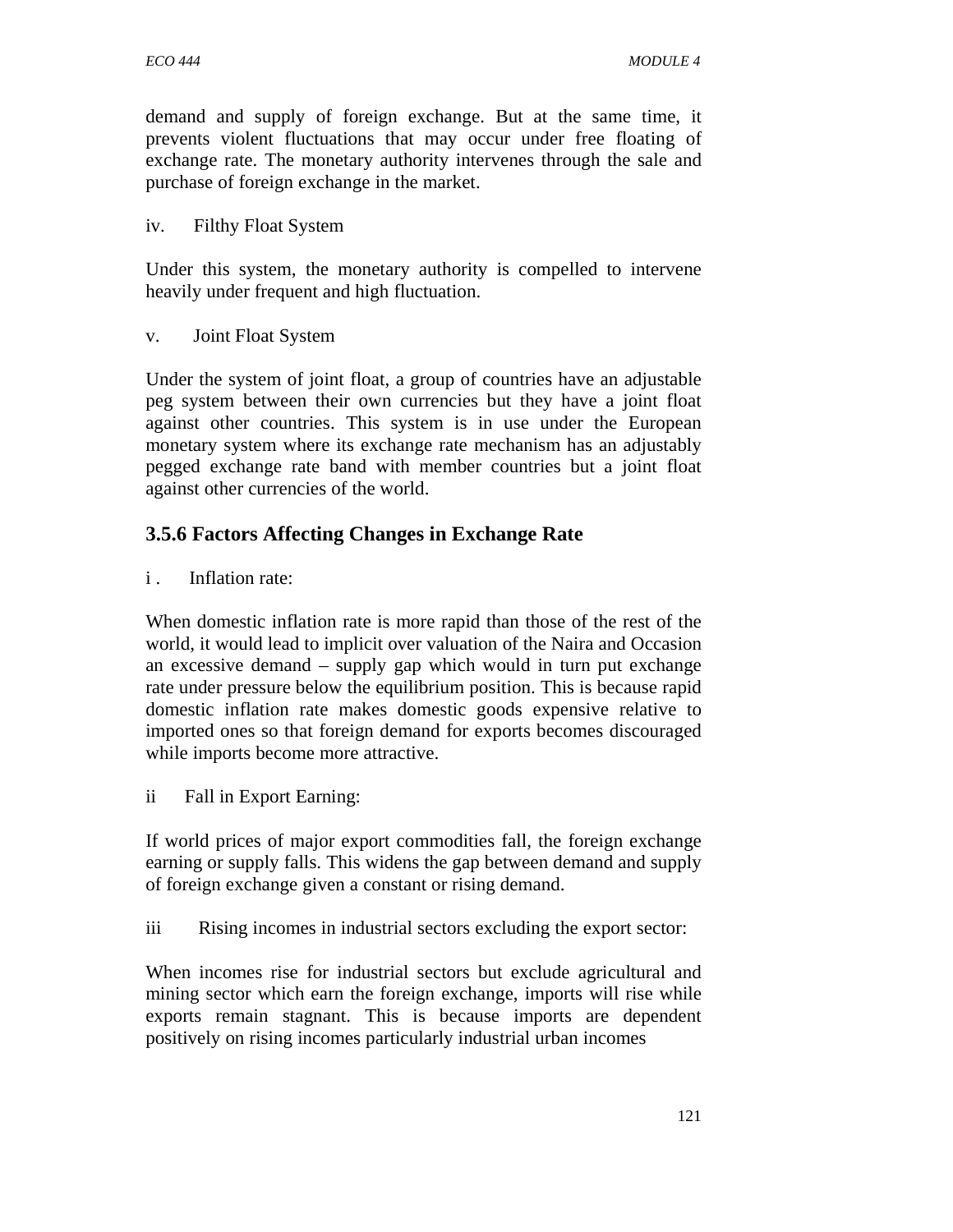demand and supply of foreign exchange. But at the same time, it prevents violent fluctuations that may occur under free floating of exchange rate. The monetary authority intervenes through the sale and purchase of foreign exchange in the market.

iv. Filthy Float System

Under this system, the monetary authority is compelled to intervene heavily under frequent and high fluctuation.

v. Joint Float System

Under the system of joint float, a group of countries have an adjustable peg system between their own currencies but they have a joint float against other countries. This system is in use under the European monetary system where its exchange rate mechanism has an adjustably pegged exchange rate band with member countries but a joint float against other currencies of the world.

### 3.5.6 Factors Affecting Changes in Exchange Rate

i . Inflation rate:

When domestic inflation rate is more rapid than those of the rest of the world, it would lead to implicit over valuation of the Naira and Occasion an excessive demand – supply gap which would in turn put exchange rate under pressure below the equilibrium position. This is because rapid domestic inflation rate makes domestic goods expensive relative to imported ones so that foreign demand for exports becomes discouraged while imports become more attractive.

ii Fall in Export Earning:

If world prices of major export commodities fall, the foreign exchange earning or supply falls. This widens the gap between demand and supply of foreign exchange given a constant or rising demand.

iii Rising incomes in industrial sectors excluding the export sector:

When incomes rise for industrial sectors but exclude agricultural and mining sector which earn the foreign exchange, imports will rise while exports remain stagnant. This is because imports are dependent positively on rising incomes particularly industrial urban incomes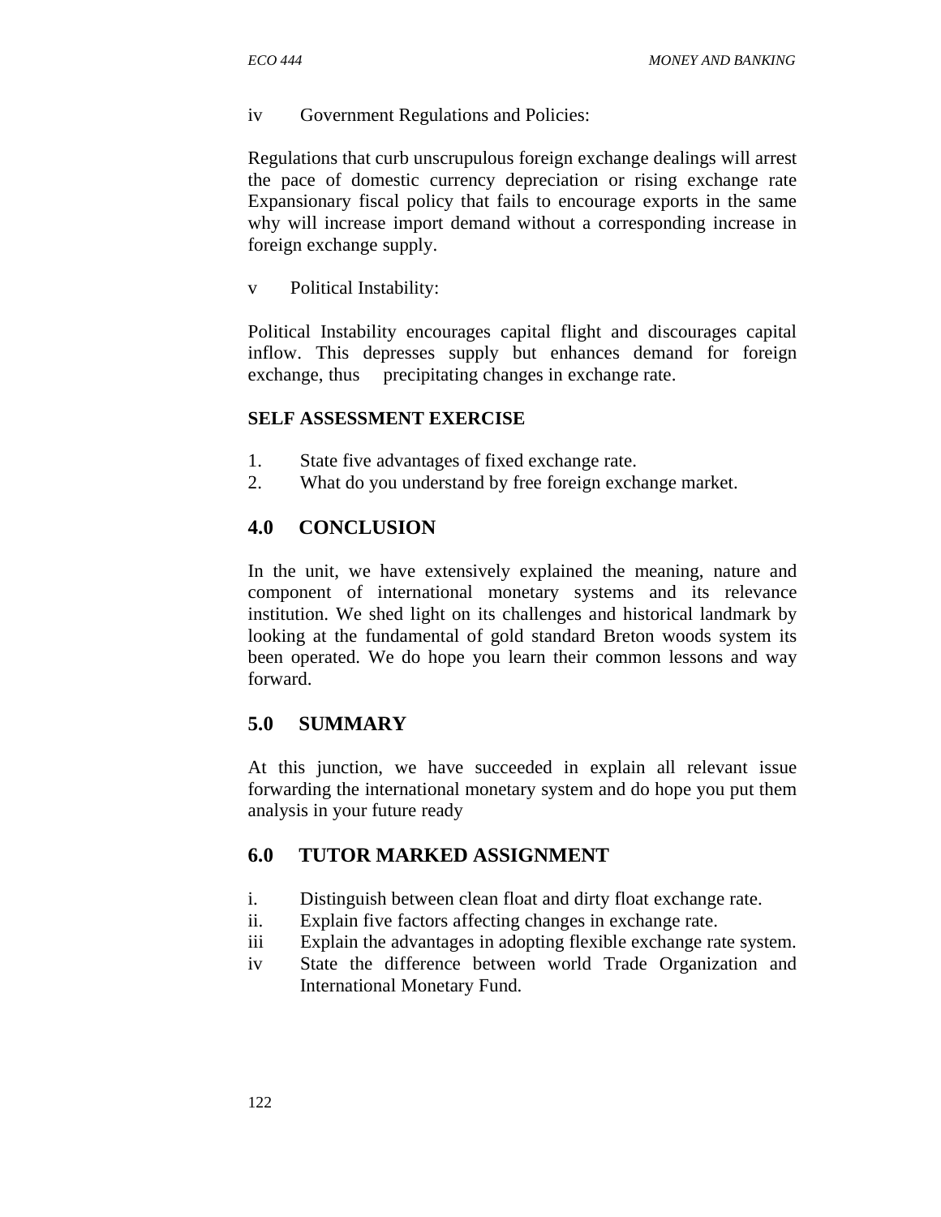iv Government Regulations and Policies:

Regulations that curb unscrupulous foreign exchange dealings will arrest the pace of domestic currency depreciation or rising exchange rate Expansionary fiscal policy that fails to encourage exports in the same why will increase import demand without a corresponding increase in foreign exchange supply.

v Political Instability:

Political Instability encourages capital flight and discourages capital inflow. This depresses supply but enhances demand for foreign exchange, thus precipitating changes in exchange rate.

**SELF ASSESSMENT EXERCISE**

1. State five advantages of fixed exchange rate.
2. What do you understand by free foreign exchange market.

## 4.0 CONCLUSION

In the unit, we have extensively explained the meaning, nature and component of international monetary systems and its relevance institution. We shed light on its challenges and historical landmark by looking at the fundamental of gold standard Breton woods system its been operated. We do hope you learn their common lessons and way forward.

## 5.0 SUMMARY

At this junction, we have succeeded in explain all relevant issue forwarding the international monetary system and do hope you put them analysis in your future ready

## 6.0 TUTOR MARKED ASSIGNMENT

i. Distinguish between clean float and dirty float exchange rate.
ii. Explain five factors affecting changes in exchange rate.
iii Explain the advantages in adopting flexible exchange rate system.
iv State the difference between world Trade Organization and International Monetary Fund.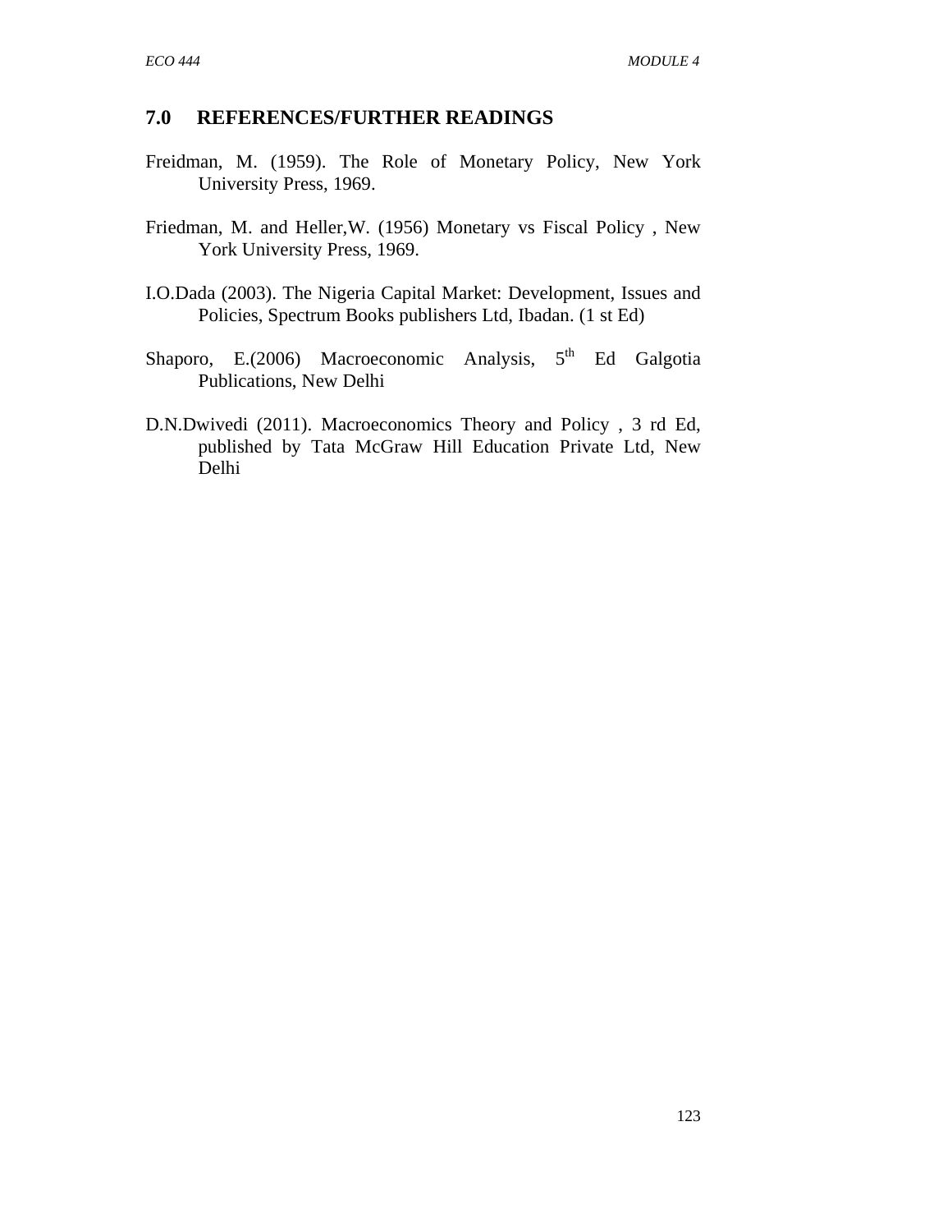## 7.0 REFERENCES/FURTHER READINGS

Freidman, M. (1959). The Role of Monetary Policy, New York University Press, 1969.

Friedman, M. and Heller,W. (1956) Monetary vs Fiscal Policy , New York University Press, 1969.

I.O.Dada (2003). The Nigeria Capital Market: Development, Issues and Policies, Spectrum Books publishers Ltd, Ibadan. (1 st Ed)

Shaporo, E.(2006) Macroeconomic Analysis, 5th Ed Galgotia Publications, New Delhi

D.N.Dwivedi (2011). Macroeconomics Theory and Policy , 3 rd Ed, published by Tata McGraw Hill Education Private Ltd, New Delhi